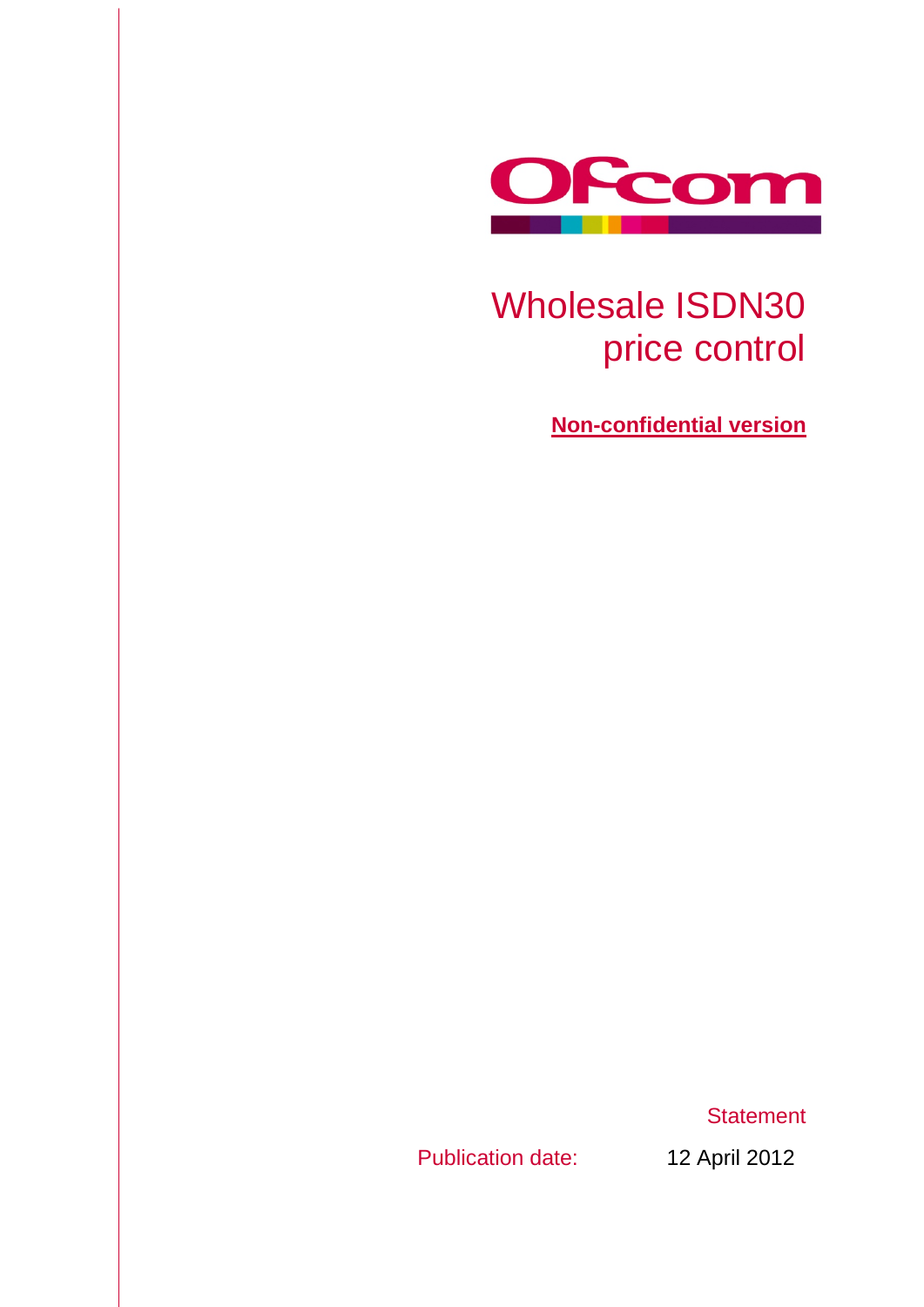Ofcom

# Wholesale ISDN30 price control

**Non-confidential version**

Statement

Publication date: 12 April 2012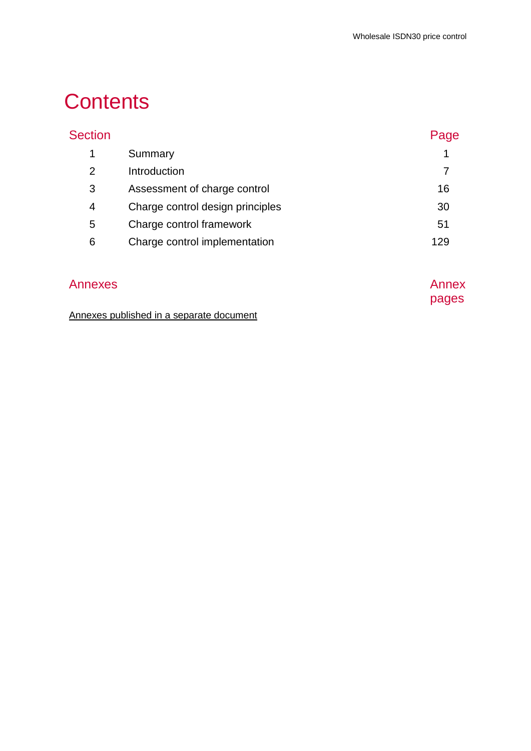# Contents

| Section | | Page |
| --- | --- | --- |
| 1 | Summary | 1 |
| 2 | Introduction | 7 |
| 3 | Assessment of charge control | 16 |
| 4 | Charge control design principles | 30 |
| 5 | Charge control framework | 51 |
| 6 | Charge control implementation | 129 |

| Annexes | Annex pages |
| --- | --- |
| Annexes published in a separate document | |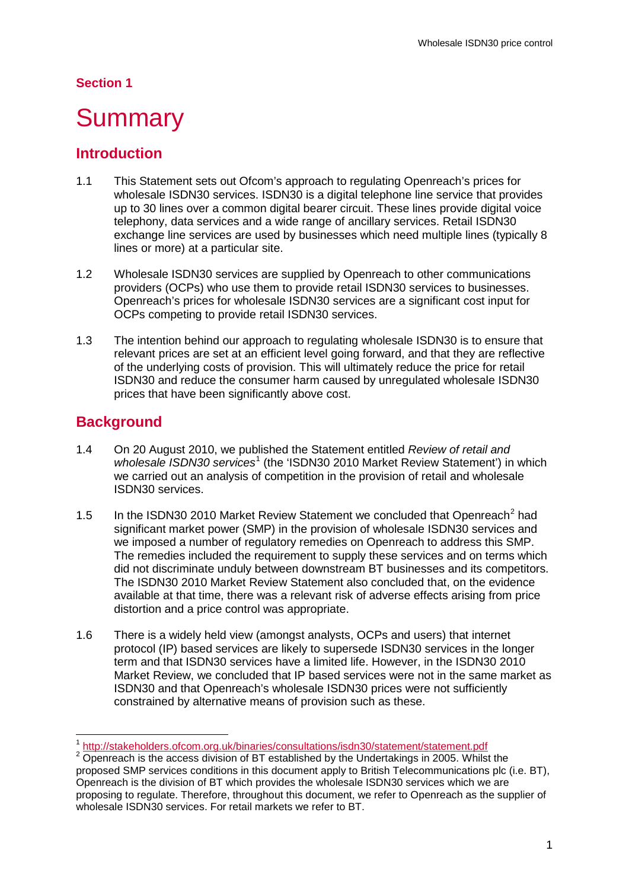## Section 1

# Summary

## Introduction

1.1 This Statement sets out Ofcom's approach to regulating Openreach's prices for wholesale ISDN30 services. ISDN30 is a digital telephone line service that provides up to 30 lines over a common digital bearer circuit. These lines provide digital voice telephony, data services and a wide range of ancillary services. Retail ISDN30 exchange line services are used by businesses which need multiple lines (typically 8 lines or more) at a particular site.

1.2 Wholesale ISDN30 services are supplied by Openreach to other communications providers (OCPs) who use them to provide retail ISDN30 services to businesses. Openreach's prices for wholesale ISDN30 services are a significant cost input for OCPs competing to provide retail ISDN30 services.

1.3 The intention behind our approach to regulating wholesale ISDN30 is to ensure that relevant prices are set at an efficient level going forward, and that they are reflective of the underlying costs of provision. This will ultimately reduce the price for retail ISDN30 and reduce the consumer harm caused by unregulated wholesale ISDN30 prices that have been significantly above cost.

## Background

1.4 On 20 August 2010, we published the Statement entitled *Review of retail and wholesale ISDN30 services*[1] (the 'ISDN30 2010 Market Review Statement') in which we carried out an analysis of competition in the provision of retail and wholesale ISDN30 services.

1.5 In the ISDN30 2010 Market Review Statement we concluded that Openreach[2] had significant market power (SMP) in the provision of wholesale ISDN30 services and we imposed a number of regulatory remedies on Openreach to address this SMP. The remedies included the requirement to supply these services and on terms which did not discriminate unduly between downstream BT businesses and its competitors. The ISDN30 2010 Market Review Statement also concluded that, on the evidence available at that time, there was a relevant risk of adverse effects arising from price distortion and a price control was appropriate.

1.6 There is a widely held view (amongst analysts, OCPs and users) that internet protocol (IP) based services are likely to supersede ISDN30 services in the longer term and that ISDN30 services have a limited life. However, in the ISDN30 2010 Market Review, we concluded that IP based services were not in the same market as ISDN30 and that Openreach's wholesale ISDN30 prices were not sufficiently constrained by alternative means of provision such as these.

---

[1] http://stakeholders.ofcom.org.uk/binaries/consultations/isdn30/statement/statement.pdf

[2] Openreach is the access division of BT established by the Undertakings in 2005. Whilst the proposed SMP services conditions in this document apply to British Telecommunications plc (i.e. BT), Openreach is the division of BT which provides the wholesale ISDN30 services which we are proposing to regulate. Therefore, throughout this document, we refer to Openreach as the supplier of wholesale ISDN30 services. For retail markets we refer to BT.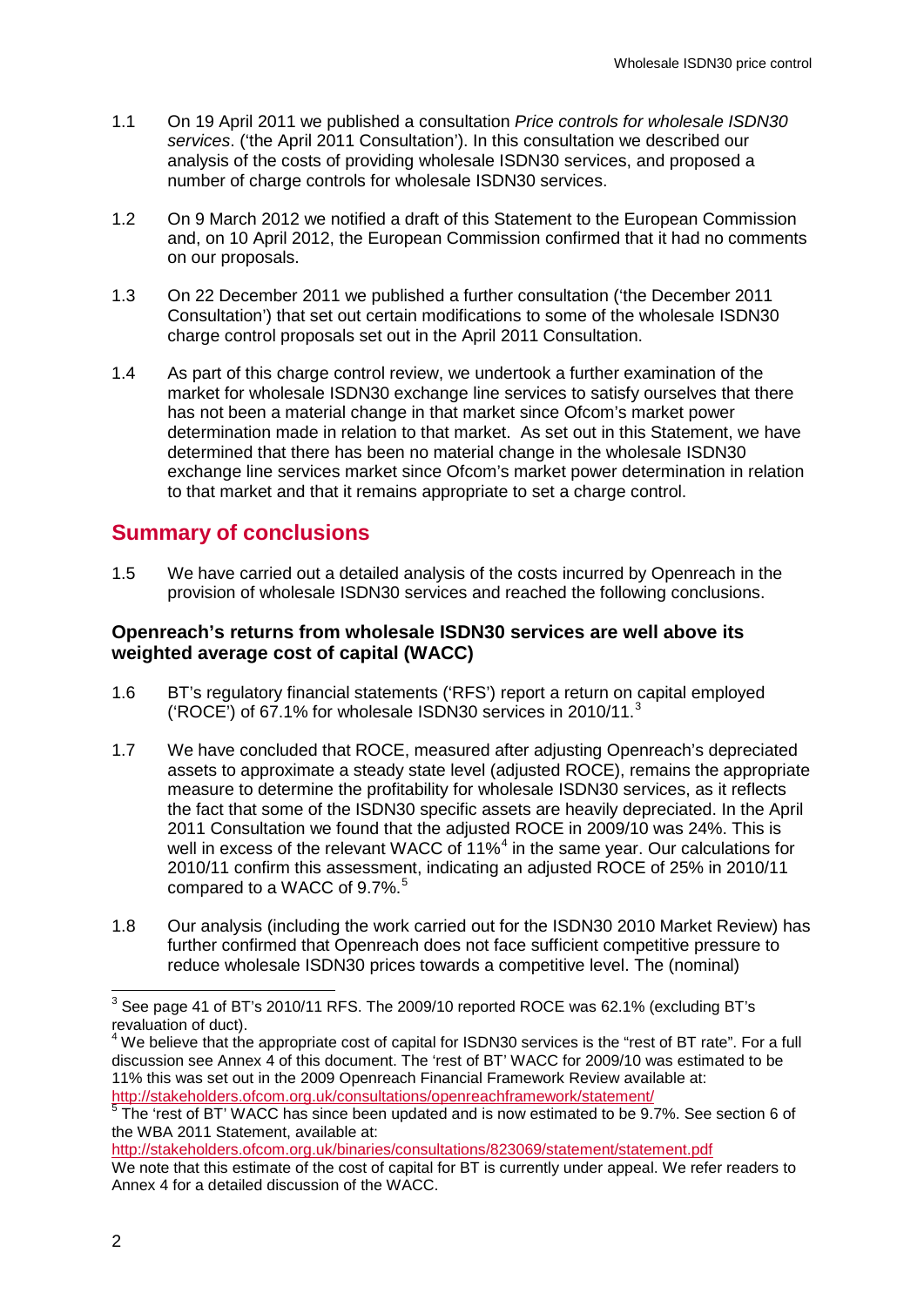1.1 On 19 April 2011 we published a consultation *Price controls for wholesale ISDN30 services*. ('the April 2011 Consultation'). In this consultation we described our analysis of the costs of providing wholesale ISDN30 services, and proposed a number of charge controls for wholesale ISDN30 services.

1.2 On 9 March 2012 we notified a draft of this Statement to the European Commission and, on 10 April 2012, the European Commission confirmed that it had no comments on our proposals.

1.3 On 22 December 2011 we published a further consultation ('the December 2011 Consultation') that set out certain modifications to some of the wholesale ISDN30 charge control proposals set out in the April 2011 Consultation.

1.4 As part of this charge control review, we undertook a further examination of the market for wholesale ISDN30 exchange line services to satisfy ourselves that there has not been a material change in that market since Ofcom's market power determination made in relation to that market. As set out in this Statement, we have determined that there has been no material change in the wholesale ISDN30 exchange line services market since Ofcom's market power determination in relation to that market and that it remains appropriate to set a charge control.

## Summary of conclusions

1.5 We have carried out a detailed analysis of the costs incurred by Openreach in the provision of wholesale ISDN30 services and reached the following conclusions.

### Openreach's returns from wholesale ISDN30 services are well above its weighted average cost of capital (WACC)

1.6 BT's regulatory financial statements ('RFS') report a return on capital employed ('ROCE') of 67.1% for wholesale ISDN30 services in 2010/11.[3]

1.7 We have concluded that ROCE, measured after adjusting Openreach's depreciated assets to approximate a steady state level (adjusted ROCE), remains the appropriate measure to determine the profitability for wholesale ISDN30 services, as it reflects the fact that some of the ISDN30 specific assets are heavily depreciated. In the April 2011 Consultation we found that the adjusted ROCE in 2009/10 was 24%. This is well in excess of the relevant WACC of 11%[4] in the same year. Our calculations for 2010/11 confirm this assessment, indicating an adjusted ROCE of 25% in 2010/11 compared to a WACC of 9.7%.[5]

1.8 Our analysis (including the work carried out for the ISDN30 2010 Market Review) has further confirmed that Openreach does not face sufficient competitive pressure to reduce wholesale ISDN30 prices towards a competitive level. The (nominal)

[3] See page 41 of BT's 2010/11 RFS. The 2009/10 reported ROCE was 62.1% (excluding BT's revaluation of duct).

[4] We believe that the appropriate cost of capital for ISDN30 services is the "rest of BT rate". For a full discussion see Annex 4 of this document. The 'rest of BT' WACC for 2009/10 was estimated to be 11% this was set out in the 2009 Openreach Financial Framework Review available at: http://stakeholders.ofcom.org.uk/consultations/openreachframework/statement/

[5] The 'rest of BT' WACC has since been updated and is now estimated to be 9.7%. See section 6 of the WBA 2011 Statement, available at: http://stakeholders.ofcom.org.uk/binaries/consultations/823069/statement/statement.pdf
We note that this estimate of the cost of capital for BT is currently under appeal. We refer readers to Annex 4 for a detailed discussion of the WACC.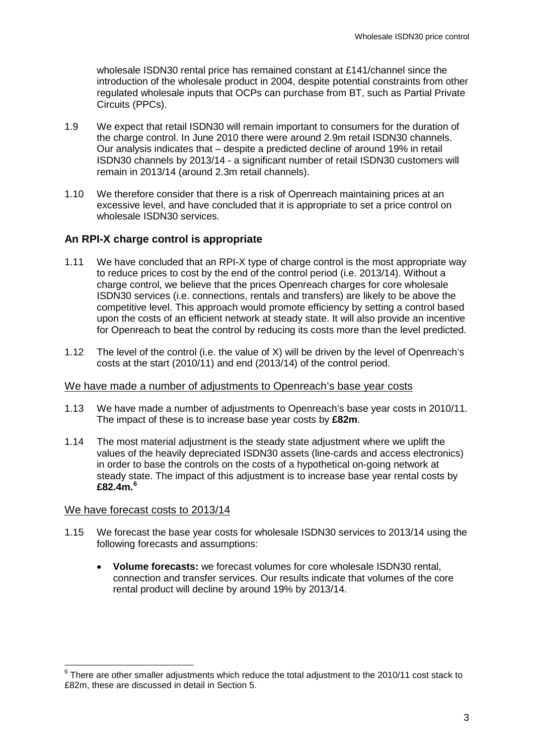wholesale ISDN30 rental price has remained constant at £141/channel since the introduction of the wholesale product in 2004, despite potential constraints from other regulated wholesale inputs that OCPs can purchase from BT, such as Partial Private Circuits (PPCs).

1.9 We expect that retail ISDN30 will remain important to consumers for the duration of the charge control. In June 2010 there were around 2.9m retail ISDN30 channels. Our analysis indicates that – despite a predicted decline of around 19% in retail ISDN30 channels by 2013/14 - a significant number of retail ISDN30 customers will remain in 2013/14 (around 2.3m retail channels).

1.10 We therefore consider that there is a risk of Openreach maintaining prices at an excessive level, and have concluded that it is appropriate to set a price control on wholesale ISDN30 services.

### An RPI-X charge control is appropriate

1.11 We have concluded that an RPI-X type of charge control is the most appropriate way to reduce prices to cost by the end of the control period (i.e. 2013/14). Without a charge control, we believe that the prices Openreach charges for core wholesale ISDN30 services (i.e. connections, rentals and transfers) are likely to be above the competitive level. This approach would promote efficiency by setting a control based upon the costs of an efficient network at steady state. It will also provide an incentive for Openreach to beat the control by reducing its costs more than the level predicted.

1.12 The level of the control (i.e. the value of X) will be driven by the level of Openreach's costs at the start (2010/11) and end (2013/14) of the control period.

#### We have made a number of adjustments to Openreach's base year costs

1.13 We have made a number of adjustments to Openreach's base year costs in 2010/11. The impact of these is to increase base year costs by **£82m**.

1.14 The most material adjustment is the steady state adjustment where we uplift the values of the heavily depreciated ISDN30 assets (line-cards and access electronics) in order to base the controls on the costs of a hypothetical on-going network at steady state. The impact of this adjustment is to increase base year rental costs by **£82.4m.**[6]

#### We have forecast costs to 2013/14

1.15 We forecast the base year costs for wholesale ISDN30 services to 2013/14 using the following forecasts and assumptions:

- **Volume forecasts:** we forecast volumes for core wholesale ISDN30 rental, connection and transfer services. Our results indicate that volumes of the core rental product will decline by around 19% by 2013/14.

[6] There are other smaller adjustments which reduce the total adjustment to the 2010/11 cost stack to £82m, these are discussed in detail in Section 5.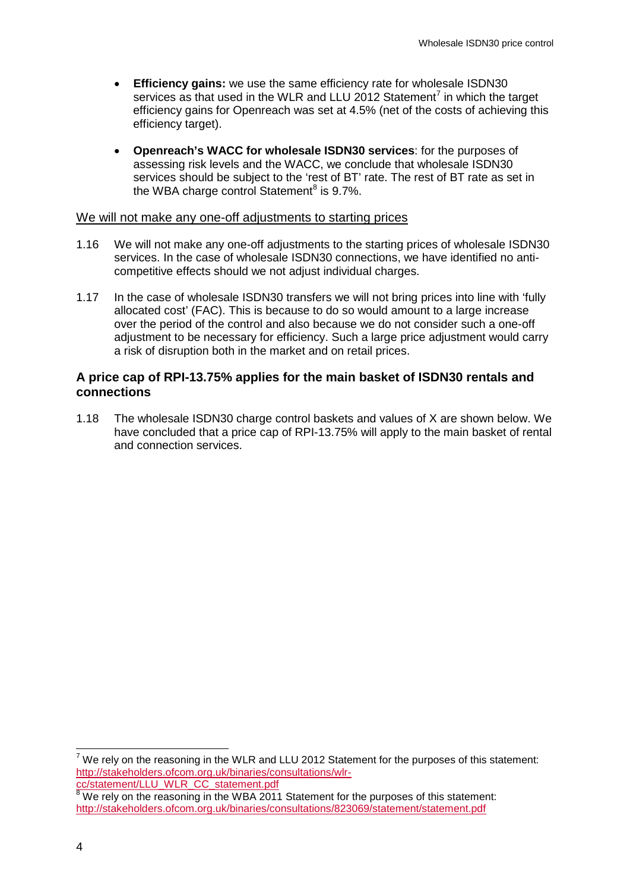- **Efficiency gains:** we use the same efficiency rate for wholesale ISDN30 services as that used in the WLR and LLU 2012 Statement[7] in which the target efficiency gains for Openreach was set at 4.5% (net of the costs of achieving this efficiency target).
- **Openreach's WACC for wholesale ISDN30 services**: for the purposes of assessing risk levels and the WACC, we conclude that wholesale ISDN30 services should be subject to the 'rest of BT' rate. The rest of BT rate as set in the WBA charge control Statement[8] is 9.7%.

<u>We will not make any one-off adjustments to starting prices</u>

1.16 We will not make any one-off adjustments to the starting prices of wholesale ISDN30 services. In the case of wholesale ISDN30 connections, we have identified no anti-competitive effects should we not adjust individual charges.

1.17 In the case of wholesale ISDN30 transfers we will not bring prices into line with 'fully allocated cost' (FAC). This is because to do so would amount to a large increase over the period of the control and also because we do not consider such a one-off adjustment to be necessary for efficiency. Such a large price adjustment would carry a risk of disruption both in the market and on retail prices.

### A price cap of RPI-13.75% applies for the main basket of ISDN30 rentals and connections

1.18 The wholesale ISDN30 charge control baskets and values of X are shown below. We have concluded that a price cap of RPI-13.75% will apply to the main basket of rental and connection services.

---

[7] We rely on the reasoning in the WLR and LLU 2012 Statement for the purposes of this statement: http://stakeholders.ofcom.org.uk/binaries/consultations/wlr-cc/statement/LLU_WLR_CC_statement.pdf

[8] We rely on the reasoning in the WBA 2011 Statement for the purposes of this statement: http://stakeholders.ofcom.org.uk/binaries/consultations/823069/statement/statement.pdf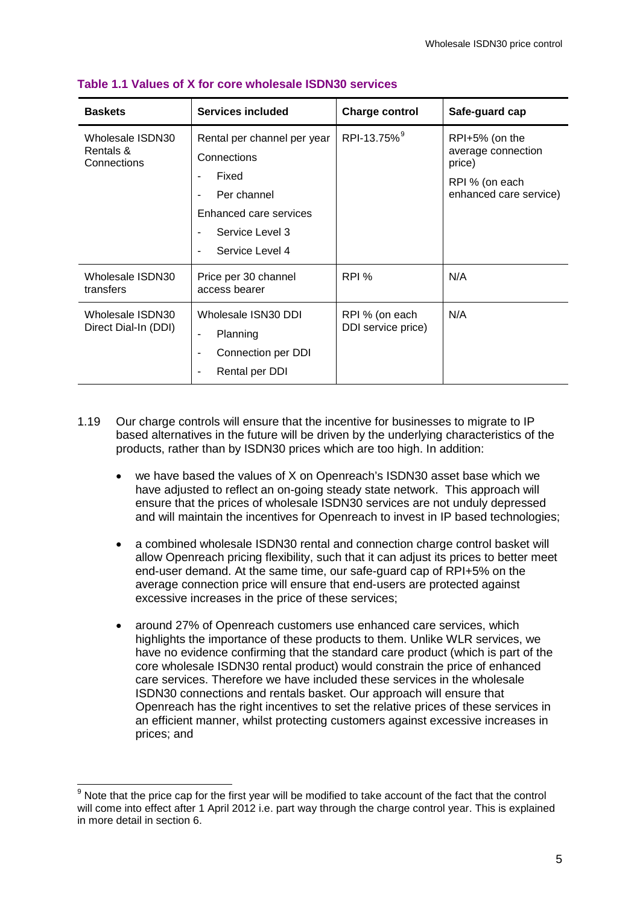**Table 1.1 Values of X for core wholesale ISDN30 services**

| Baskets | Services included | Charge control | Safe-guard cap |
|---|---|---|---|
| Wholesale ISDN30 Rentals & Connections | Rental per channel per year<br>Connections<br>- Fixed<br>- Per channel<br>Enhanced care services<br>- Service Level 3<br>- Service Level 4 | RPI-13.75%[9] | RPI+5% (on the average connection price)<br>RPI % (on each enhanced care service) |
| Wholesale ISDN30 transfers | Price per 30 channel access bearer | RPI % | N/A |
| Wholesale ISDN30 Direct Dial-In (DDI) | Wholesale ISN30 DDI<br>- Planning<br>- Connection per DDI<br>- Rental per DDI | RPI % (on each DDI service price) | N/A |

1.19 Our charge controls will ensure that the incentive for businesses to migrate to IP based alternatives in the future will be driven by the underlying characteristics of the products, rather than by ISDN30 prices which are too high. In addition:

- we have based the values of X on Openreach's ISDN30 asset base which we have adjusted to reflect an on-going steady state network. This approach will ensure that the prices of wholesale ISDN30 services are not unduly depressed and will maintain the incentives for Openreach to invest in IP based technologies;
- a combined wholesale ISDN30 rental and connection charge control basket will allow Openreach pricing flexibility, such that it can adjust its prices to better meet end-user demand. At the same time, our safe-guard cap of RPI+5% on the average connection price will ensure that end-users are protected against excessive increases in the price of these services;
- around 27% of Openreach customers use enhanced care services, which highlights the importance of these products to them. Unlike WLR services, we have no evidence confirming that the standard care product (which is part of the core wholesale ISDN30 rental product) would constrain the price of enhanced care services. Therefore we have included these services in the wholesale ISDN30 connections and rentals basket. Our approach will ensure that Openreach has the right incentives to set the relative prices of these services in an efficient manner, whilst protecting customers against excessive increases in prices; and

[9] Note that the price cap for the first year will be modified to take account of the fact that the control will come into effect after 1 April 2012 i.e. part way through the charge control year. This is explained in more detail in section 6.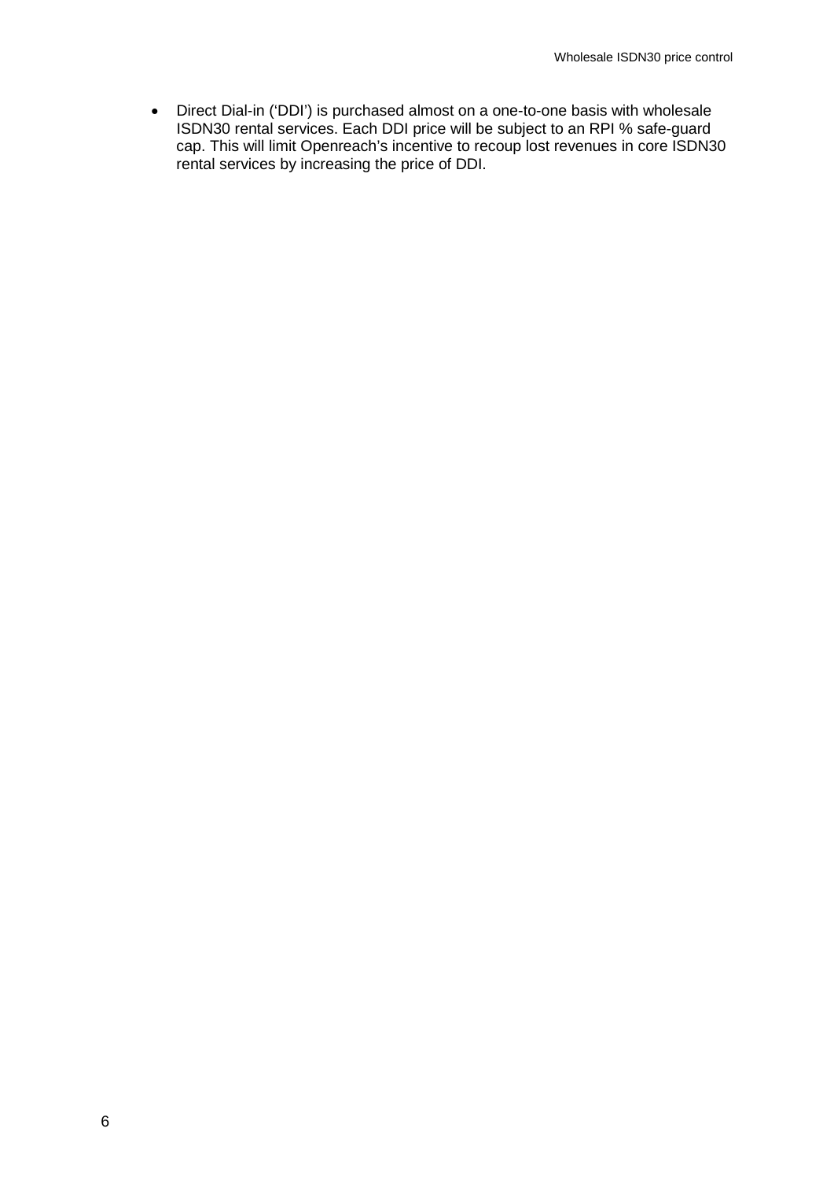- Direct Dial-in ('DDI') is purchased almost on a one-to-one basis with wholesale ISDN30 rental services. Each DDI price will be subject to an RPI % safe-guard cap. This will limit Openreach's incentive to recoup lost revenues in core ISDN30 rental services by increasing the price of DDI.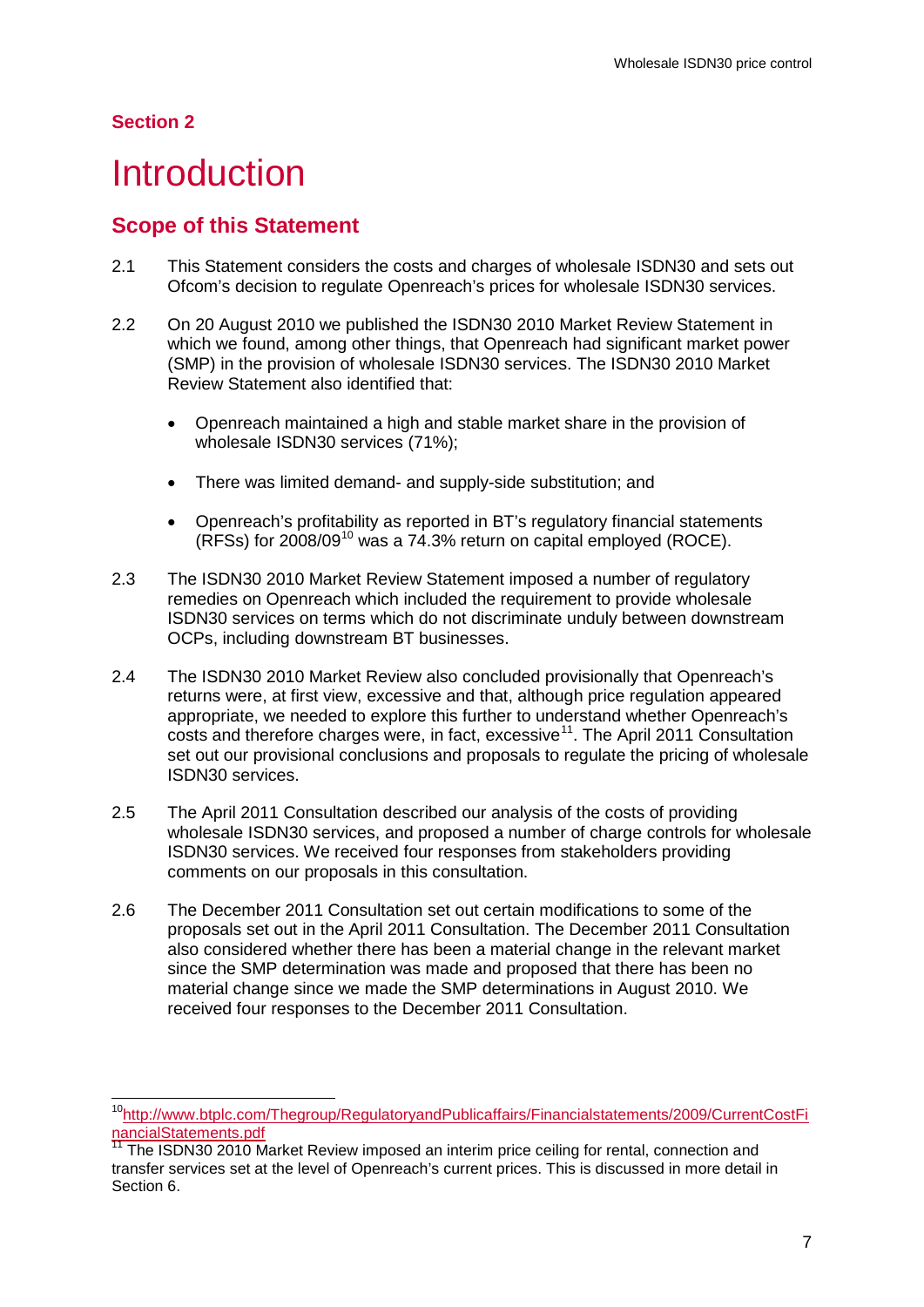## Section 2

# Introduction

## Scope of this Statement

2.1 This Statement considers the costs and charges of wholesale ISDN30 and sets out Ofcom's decision to regulate Openreach's prices for wholesale ISDN30 services.

2.2 On 20 August 2010 we published the ISDN30 2010 Market Review Statement in which we found, among other things, that Openreach had significant market power (SMP) in the provision of wholesale ISDN30 services. The ISDN30 2010 Market Review Statement also identified that:

- Openreach maintained a high and stable market share in the provision of wholesale ISDN30 services (71%);
- There was limited demand- and supply-side substitution; and
- Openreach's profitability as reported in BT's regulatory financial statements (RFSs) for 2008/09[10] was a 74.3% return on capital employed (ROCE).

2.3 The ISDN30 2010 Market Review Statement imposed a number of regulatory remedies on Openreach which included the requirement to provide wholesale ISDN30 services on terms which do not discriminate unduly between downstream OCPs, including downstream BT businesses.

2.4 The ISDN30 2010 Market Review also concluded provisionally that Openreach's returns were, at first view, excessive and that, although price regulation appeared appropriate, we needed to explore this further to understand whether Openreach's costs and therefore charges were, in fact, excessive[11]. The April 2011 Consultation set out our provisional conclusions and proposals to regulate the pricing of wholesale ISDN30 services.

2.5 The April 2011 Consultation described our analysis of the costs of providing wholesale ISDN30 services, and proposed a number of charge controls for wholesale ISDN30 services. We received four responses from stakeholders providing comments on our proposals in this consultation.

2.6 The December 2011 Consultation set out certain modifications to some of the proposals set out in the April 2011 Consultation. The December 2011 Consultation also considered whether there has been a material change in the relevant market since the SMP determination was made and proposed that there has been no material change since we made the SMP determinations in August 2010. We received four responses to the December 2011 Consultation.

---

[10] http://www.btplc.com/Thegroup/RegulatoryandPublicaffairs/Financialstatements/2009/CurrentCostFinancialStatements.pdf

[11] The ISDN30 2010 Market Review imposed an interim price ceiling for rental, connection and transfer services set at the level of Openreach's current prices. This is discussed in more detail in Section 6.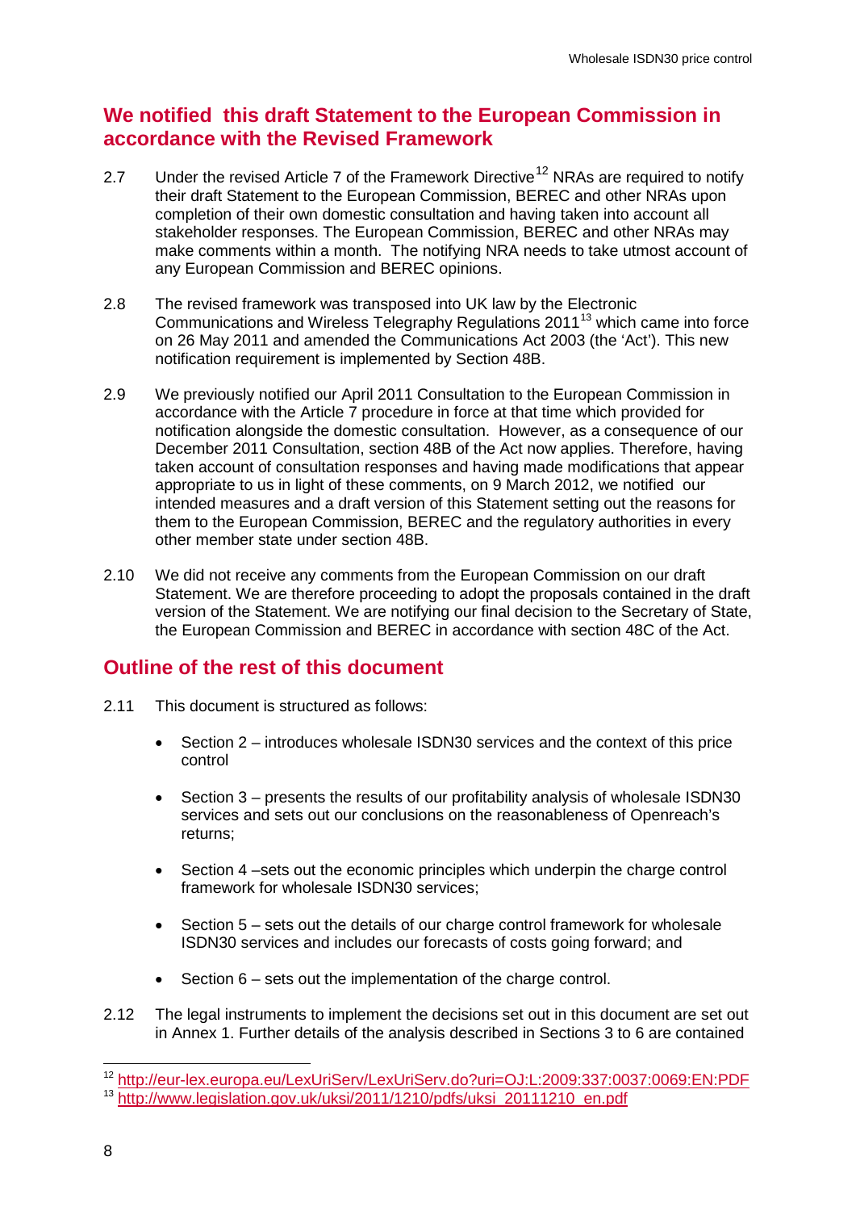## We notified this draft Statement to the European Commission in accordance with the Revised Framework

2.7 Under the revised Article 7 of the Framework Directive[12] NRAs are required to notify their draft Statement to the European Commission, BEREC and other NRAs upon completion of their own domestic consultation and having taken into account all stakeholder responses. The European Commission, BEREC and other NRAs may make comments within a month. The notifying NRA needs to take utmost account of any European Commission and BEREC opinions.

2.8 The revised framework was transposed into UK law by the Electronic Communications and Wireless Telegraphy Regulations 2011[13] which came into force on 26 May 2011 and amended the Communications Act 2003 (the 'Act'). This new notification requirement is implemented by Section 48B.

2.9 We previously notified our April 2011 Consultation to the European Commission in accordance with the Article 7 procedure in force at that time which provided for notification alongside the domestic consultation. However, as a consequence of our December 2011 Consultation, section 48B of the Act now applies. Therefore, having taken account of consultation responses and having made modifications that appear appropriate to us in light of these comments, on 9 March 2012, we notified our intended measures and a draft version of this Statement setting out the reasons for them to the European Commission, BEREC and the regulatory authorities in every other member state under section 48B.

2.10 We did not receive any comments from the European Commission on our draft Statement. We are therefore proceeding to adopt the proposals contained in the draft version of the Statement. We are notifying our final decision to the Secretary of State, the European Commission and BEREC in accordance with section 48C of the Act.

## Outline of the rest of this document

2.11 This document is structured as follows:

- Section 2 – introduces wholesale ISDN30 services and the context of this price control
- Section 3 – presents the results of our profitability analysis of wholesale ISDN30 services and sets out our conclusions on the reasonableness of Openreach's returns;
- Section 4 –sets out the economic principles which underpin the charge control framework for wholesale ISDN30 services;
- Section 5 – sets out the details of our charge control framework for wholesale ISDN30 services and includes our forecasts of costs going forward; and
- Section 6 – sets out the implementation of the charge control.

2.12 The legal instruments to implement the decisions set out in this document are set out in Annex 1. Further details of the analysis described in Sections 3 to 6 are contained

[12] http://eur-lex.europa.eu/LexUriServ/LexUriServ.do?uri=OJ:L:2009:337:0037:0069:EN:PDF

[13] http://www.legislation.gov.uk/uksi/2011/1210/pdfs/uksi_20111210_en.pdf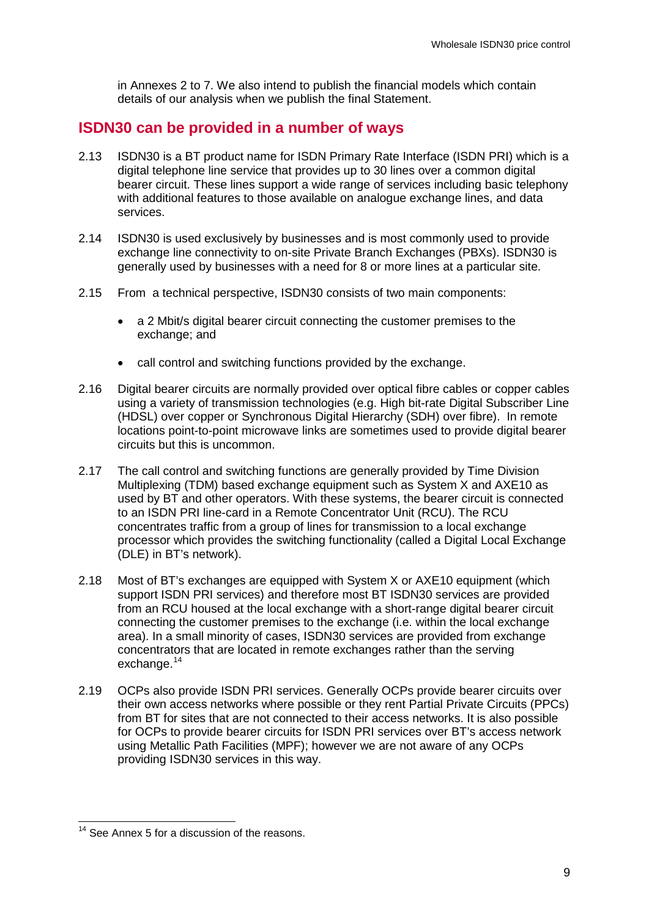in Annexes 2 to 7. We also intend to publish the financial models which contain details of our analysis when we publish the final Statement.

## ISDN30 can be provided in a number of ways

2.13 ISDN30 is a BT product name for ISDN Primary Rate Interface (ISDN PRI) which is a digital telephone line service that provides up to 30 lines over a common digital bearer circuit. These lines support a wide range of services including basic telephony with additional features to those available on analogue exchange lines, and data services.

2.14 ISDN30 is used exclusively by businesses and is most commonly used to provide exchange line connectivity to on-site Private Branch Exchanges (PBXs). ISDN30 is generally used by businesses with a need for 8 or more lines at a particular site.

2.15 From a technical perspective, ISDN30 consists of two main components:

- a 2 Mbit/s digital bearer circuit connecting the customer premises to the exchange; and
- call control and switching functions provided by the exchange.

2.16 Digital bearer circuits are normally provided over optical fibre cables or copper cables using a variety of transmission technologies (e.g. High bit-rate Digital Subscriber Line (HDSL) over copper or Synchronous Digital Hierarchy (SDH) over fibre). In remote locations point-to-point microwave links are sometimes used to provide digital bearer circuits but this is uncommon.

2.17 The call control and switching functions are generally provided by Time Division Multiplexing (TDM) based exchange equipment such as System X and AXE10 as used by BT and other operators. With these systems, the bearer circuit is connected to an ISDN PRI line-card in a Remote Concentrator Unit (RCU). The RCU concentrates traffic from a group of lines for transmission to a local exchange processor which provides the switching functionality (called a Digital Local Exchange (DLE) in BT's network).

2.18 Most of BT's exchanges are equipped with System X or AXE10 equipment (which support ISDN PRI services) and therefore most BT ISDN30 services are provided from an RCU housed at the local exchange with a short-range digital bearer circuit connecting the customer premises to the exchange (i.e. within the local exchange area). In a small minority of cases, ISDN30 services are provided from exchange concentrators that are located in remote exchanges rather than the serving exchange.[14]

2.19 OCPs also provide ISDN PRI services. Generally OCPs provide bearer circuits over their own access networks where possible or they rent Partial Private Circuits (PPCs) from BT for sites that are not connected to their access networks. It is also possible for OCPs to provide bearer circuits for ISDN PRI services over BT's access network using Metallic Path Facilities (MPF); however we are not aware of any OCPs providing ISDN30 services in this way.

---

[14] See Annex 5 for a discussion of the reasons.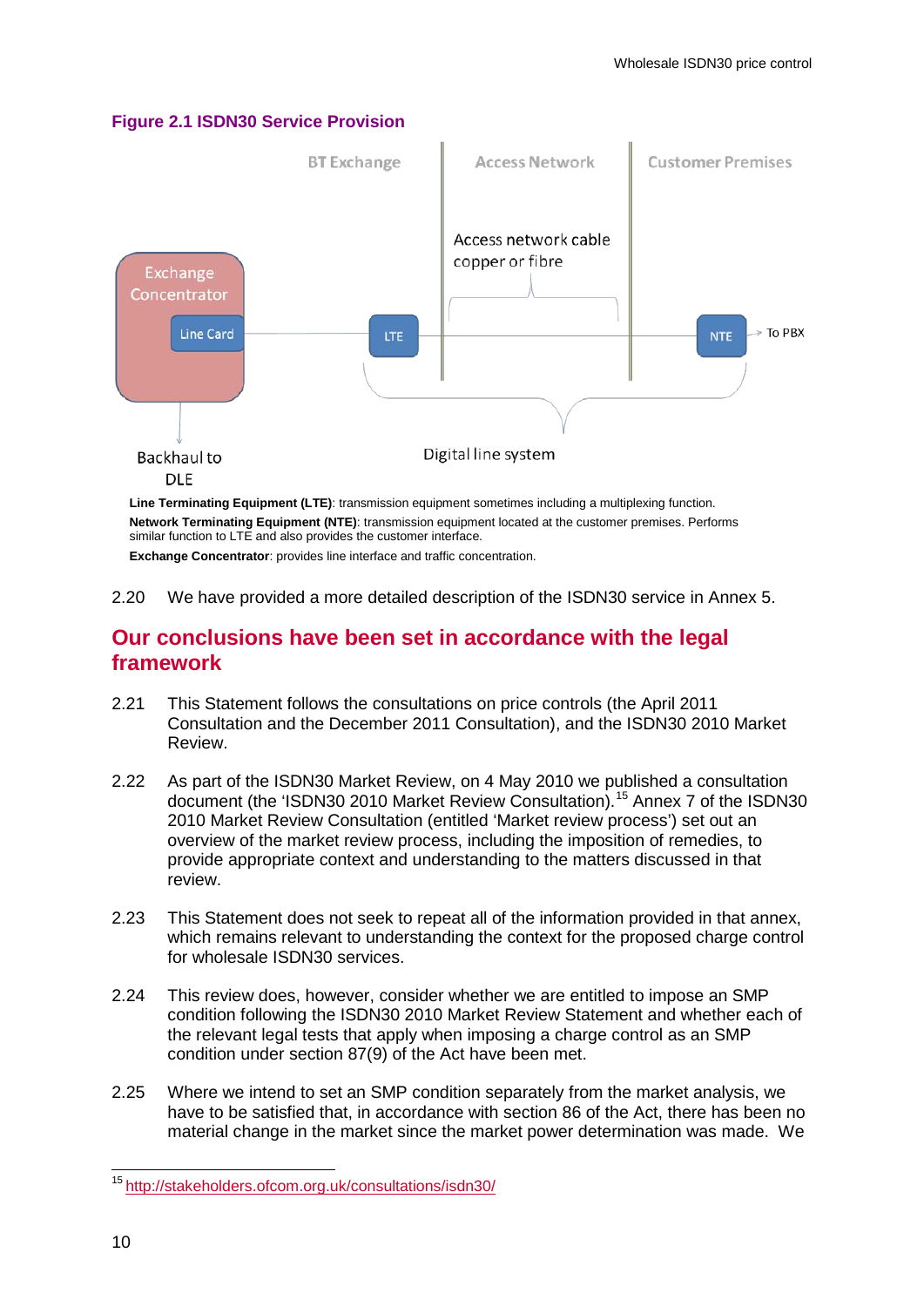**Figure 2.1 ISDN30 Service Provision**

BT Exchange | Access Network | Customer Premises

Exchange Concentrator

Line Card

LTE

Access network cable copper or fibre

NTE

To PBX

Backhaul to DLE

Digital line system

**Line Terminating Equipment (LTE)**: transmission equipment sometimes including a multiplexing function.

**Network Terminating Equipment (NTE)**: transmission equipment located at the customer premises. Performs similar function to LTE and also provides the customer interface.

**Exchange Concentrator**: provides line interface and traffic concentration.

2.20 We have provided a more detailed description of the ISDN30 service in Annex 5.

## Our conclusions have been set in accordance with the legal framework

2.21 This Statement follows the consultations on price controls (the April 2011 Consultation and the December 2011 Consultation), and the ISDN30 2010 Market Review.

2.22 As part of the ISDN30 Market Review, on 4 May 2010 we published a consultation document (the 'ISDN30 2010 Market Review Consultation).[15] Annex 7 of the ISDN30 2010 Market Review Consultation (entitled 'Market review process') set out an overview of the market review process, including the imposition of remedies, to provide appropriate context and understanding to the matters discussed in that review.

2.23 This Statement does not seek to repeat all of the information provided in that annex, which remains relevant to understanding the context for the proposed charge control for wholesale ISDN30 services.

2.24 This review does, however, consider whether we are entitled to impose an SMP condition following the ISDN30 2010 Market Review Statement and whether each of the relevant legal tests that apply when imposing a charge control as an SMP condition under section 87(9) of the Act have been met.

2.25 Where we intend to set an SMP condition separately from the market analysis, we have to be satisfied that, in accordance with section 86 of the Act, there has been no material change in the market since the market power determination was made. We

[15] http://stakeholders.ofcom.org.uk/consultations/isdn30/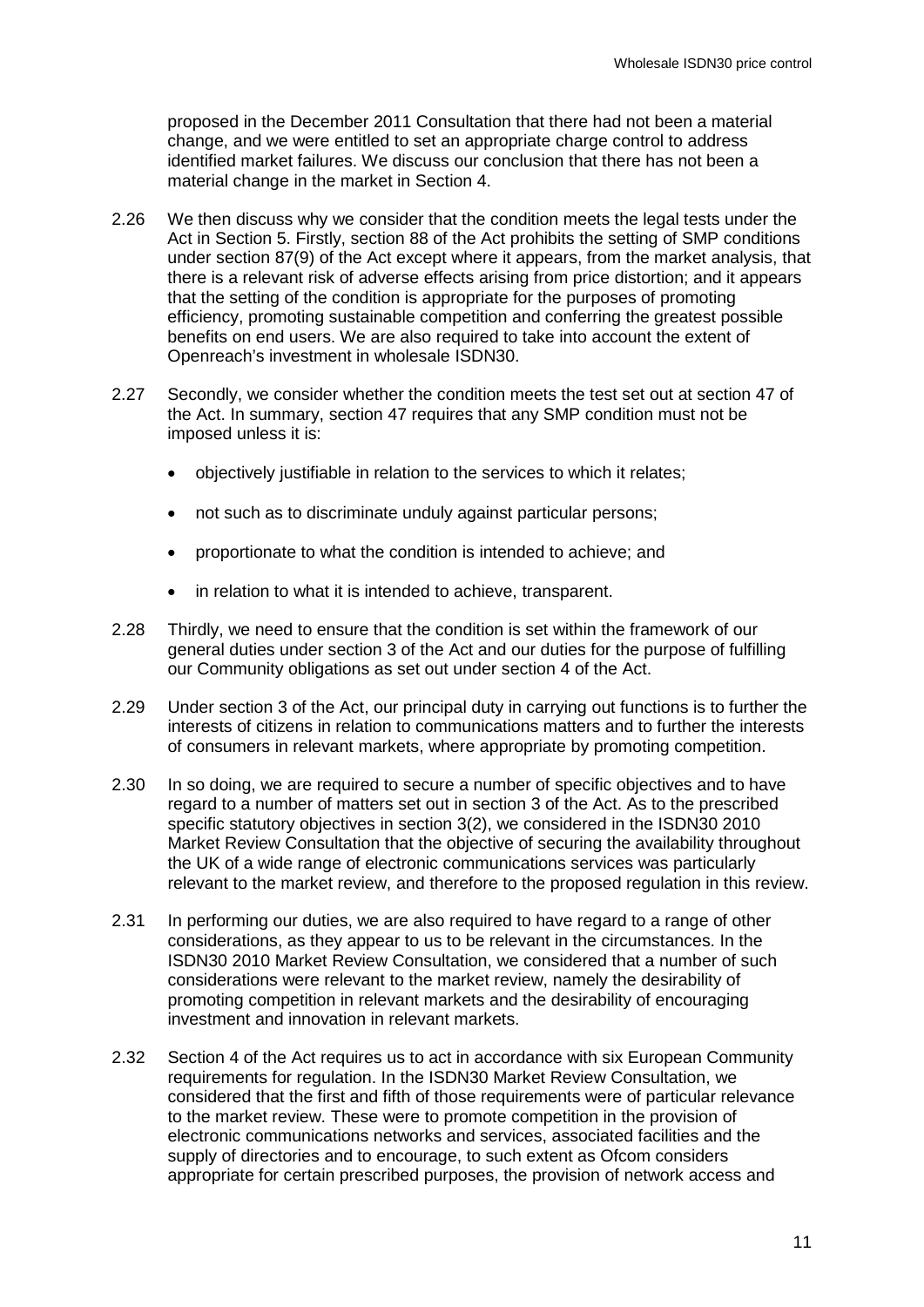proposed in the December 2011 Consultation that there had not been a material change, and we were entitled to set an appropriate charge control to address identified market failures. We discuss our conclusion that there has not been a material change in the market in Section 4.

2.26 We then discuss why we consider that the condition meets the legal tests under the Act in Section 5. Firstly, section 88 of the Act prohibits the setting of SMP conditions under section 87(9) of the Act except where it appears, from the market analysis, that there is a relevant risk of adverse effects arising from price distortion; and it appears that the setting of the condition is appropriate for the purposes of promoting efficiency, promoting sustainable competition and conferring the greatest possible benefits on end users. We are also required to take into account the extent of Openreach's investment in wholesale ISDN30.

2.27 Secondly, we consider whether the condition meets the test set out at section 47 of the Act. In summary, section 47 requires that any SMP condition must not be imposed unless it is:

- objectively justifiable in relation to the services to which it relates;
- not such as to discriminate unduly against particular persons;
- proportionate to what the condition is intended to achieve; and
- in relation to what it is intended to achieve, transparent.

2.28 Thirdly, we need to ensure that the condition is set within the framework of our general duties under section 3 of the Act and our duties for the purpose of fulfilling our Community obligations as set out under section 4 of the Act.

2.29 Under section 3 of the Act, our principal duty in carrying out functions is to further the interests of citizens in relation to communications matters and to further the interests of consumers in relevant markets, where appropriate by promoting competition.

2.30 In so doing, we are required to secure a number of specific objectives and to have regard to a number of matters set out in section 3 of the Act. As to the prescribed specific statutory objectives in section 3(2), we considered in the ISDN30 2010 Market Review Consultation that the objective of securing the availability throughout the UK of a wide range of electronic communications services was particularly relevant to the market review, and therefore to the proposed regulation in this review.

2.31 In performing our duties, we are also required to have regard to a range of other considerations, as they appear to us to be relevant in the circumstances. In the ISDN30 2010 Market Review Consultation, we considered that a number of such considerations were relevant to the market review, namely the desirability of promoting competition in relevant markets and the desirability of encouraging investment and innovation in relevant markets.

2.32 Section 4 of the Act requires us to act in accordance with six European Community requirements for regulation. In the ISDN30 Market Review Consultation, we considered that the first and fifth of those requirements were of particular relevance to the market review. These were to promote competition in the provision of electronic communications networks and services, associated facilities and the supply of directories and to encourage, to such extent as Ofcom considers appropriate for certain prescribed purposes, the provision of network access and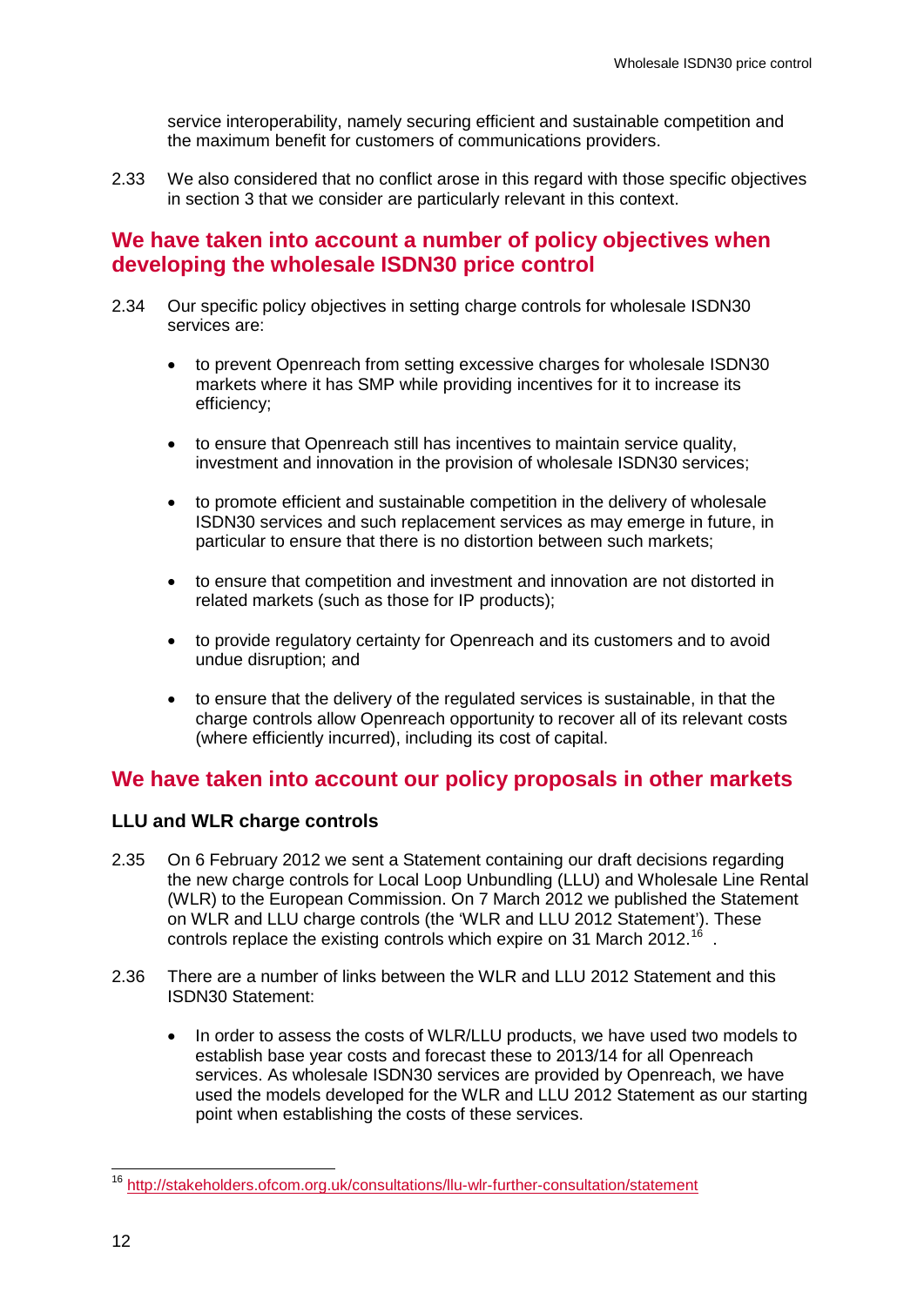service interoperability, namely securing efficient and sustainable competition and the maximum benefit for customers of communications providers.

2.33 We also considered that no conflict arose in this regard with those specific objectives in section 3 that we consider are particularly relevant in this context.

## We have taken into account a number of policy objectives when developing the wholesale ISDN30 price control

2.34 Our specific policy objectives in setting charge controls for wholesale ISDN30 services are:

- to prevent Openreach from setting excessive charges for wholesale ISDN30 markets where it has SMP while providing incentives for it to increase its efficiency;
- to ensure that Openreach still has incentives to maintain service quality, investment and innovation in the provision of wholesale ISDN30 services;
- to promote efficient and sustainable competition in the delivery of wholesale ISDN30 services and such replacement services as may emerge in future, in particular to ensure that there is no distortion between such markets;
- to ensure that competition and investment and innovation are not distorted in related markets (such as those for IP products);
- to provide regulatory certainty for Openreach and its customers and to avoid undue disruption; and
- to ensure that the delivery of the regulated services is sustainable, in that the charge controls allow Openreach opportunity to recover all of its relevant costs (where efficiently incurred), including its cost of capital.

## We have taken into account our policy proposals in other markets

### LLU and WLR charge controls

2.35 On 6 February 2012 we sent a Statement containing our draft decisions regarding the new charge controls for Local Loop Unbundling (LLU) and Wholesale Line Rental (WLR) to the European Commission. On 7 March 2012 we published the Statement on WLR and LLU charge controls (the 'WLR and LLU 2012 Statement'). These controls replace the existing controls which expire on 31 March 2012.[16] .

2.36 There are a number of links between the WLR and LLU 2012 Statement and this ISDN30 Statement:

- In order to assess the costs of WLR/LLU products, we have used two models to establish base year costs and forecast these to 2013/14 for all Openreach services. As wholesale ISDN30 services are provided by Openreach, we have used the models developed for the WLR and LLU 2012 Statement as our starting point when establishing the costs of these services.

[16] http://stakeholders.ofcom.org.uk/consultations/llu-wlr-further-consultation/statement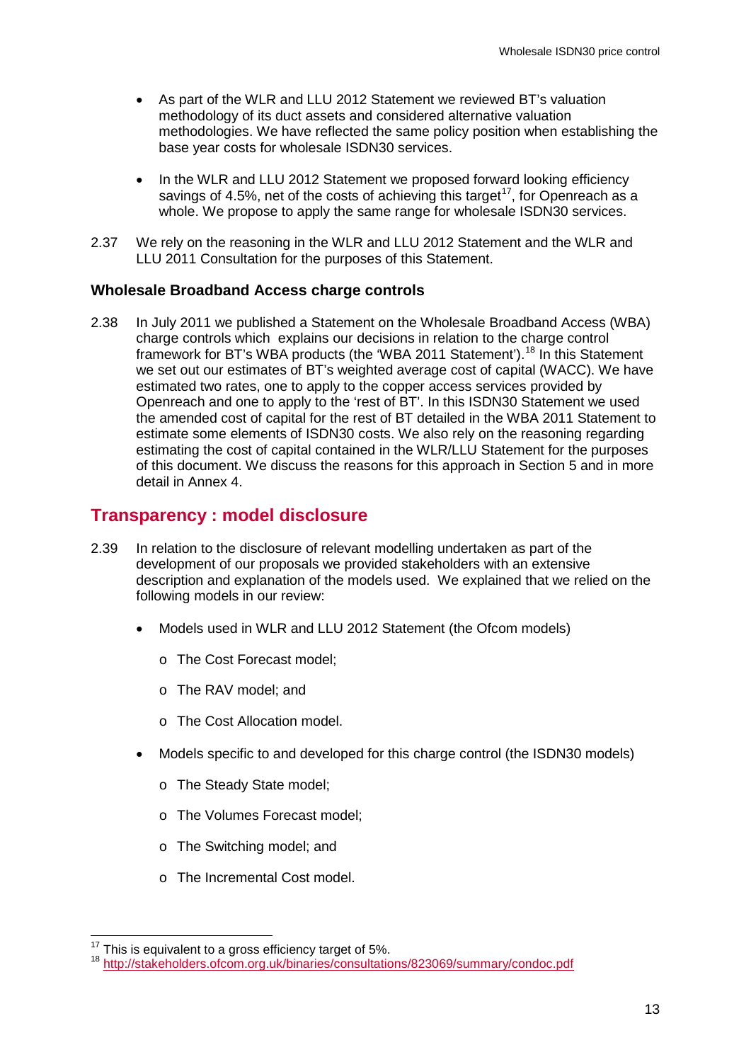- As part of the WLR and LLU 2012 Statement we reviewed BT's valuation methodology of its duct assets and considered alternative valuation methodologies. We have reflected the same policy position when establishing the base year costs for wholesale ISDN30 services.

- In the WLR and LLU 2012 Statement we proposed forward looking efficiency savings of 4.5%, net of the costs of achieving this target[17], for Openreach as a whole. We propose to apply the same range for wholesale ISDN30 services.

2.37 We rely on the reasoning in the WLR and LLU 2012 Statement and the WLR and LLU 2011 Consultation for the purposes of this Statement.

### Wholesale Broadband Access charge controls

2.38 In July 2011 we published a Statement on the Wholesale Broadband Access (WBA) charge controls which explains our decisions in relation to the charge control framework for BT's WBA products (the 'WBA 2011 Statement').[18] In this Statement we set out our estimates of BT's weighted average cost of capital (WACC). We have estimated two rates, one to apply to the copper access services provided by Openreach and one to apply to the 'rest of BT'. In this ISDN30 Statement we used the amended cost of capital for the rest of BT detailed in the WBA 2011 Statement to estimate some elements of ISDN30 costs. We also rely on the reasoning regarding estimating the cost of capital contained in the WLR/LLU Statement for the purposes of this document. We discuss the reasons for this approach in Section 5 and in more detail in Annex 4.

## Transparency : model disclosure

2.39 In relation to the disclosure of relevant modelling undertaken as part of the development of our proposals we provided stakeholders with an extensive description and explanation of the models used. We explained that we relied on the following models in our review:

- Models used in WLR and LLU 2012 Statement (the Ofcom models)
  - The Cost Forecast model;
  - The RAV model; and
  - The Cost Allocation model.
- Models specific to and developed for this charge control (the ISDN30 models)
  - The Steady State model;
  - The Volumes Forecast model;
  - The Switching model; and
  - The Incremental Cost model.

[17] This is equivalent to a gross efficiency target of 5%.

[18] http://stakeholders.ofcom.org.uk/binaries/consultations/823069/summary/condoc.pdf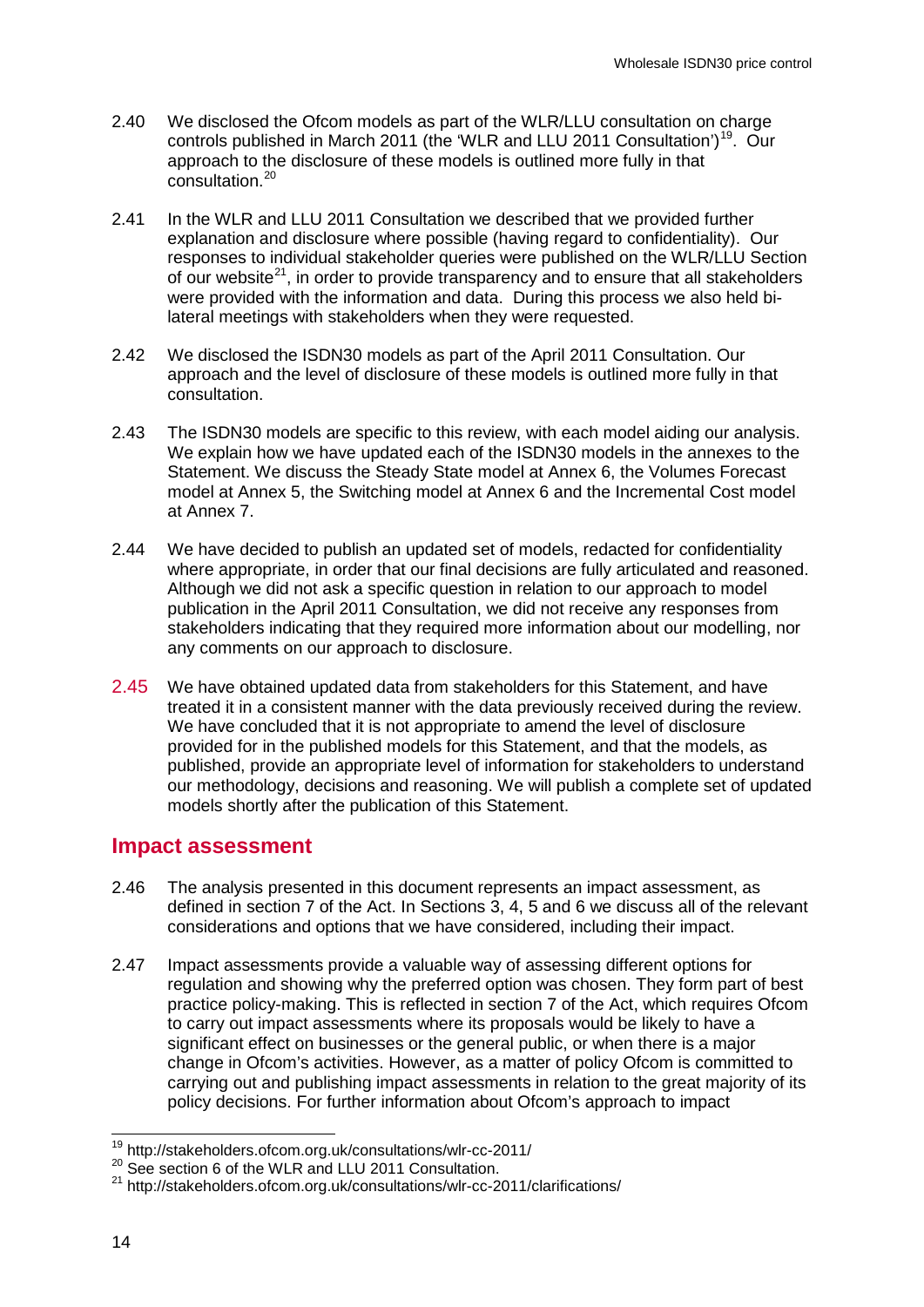2.40 We disclosed the Ofcom models as part of the WLR/LLU consultation on charge controls published in March 2011 (the 'WLR and LLU 2011 Consultation')[19]. Our approach to the disclosure of these models is outlined more fully in that consultation.[20]

2.41 In the WLR and LLU 2011 Consultation we described that we provided further explanation and disclosure where possible (having regard to confidentiality). Our responses to individual stakeholder queries were published on the WLR/LLU Section of our website[21], in order to provide transparency and to ensure that all stakeholders were provided with the information and data. During this process we also held bi-lateral meetings with stakeholders when they were requested.

2.42 We disclosed the ISDN30 models as part of the April 2011 Consultation. Our approach and the level of disclosure of these models is outlined more fully in that consultation.

2.43 The ISDN30 models are specific to this review, with each model aiding our analysis. We explain how we have updated each of the ISDN30 models in the annexes to the Statement. We discuss the Steady State model at Annex 6, the Volumes Forecast model at Annex 5, the Switching model at Annex 6 and the Incremental Cost model at Annex 7.

2.44 We have decided to publish an updated set of models, redacted for confidentiality where appropriate, in order that our final decisions are fully articulated and reasoned. Although we did not ask a specific question in relation to our approach to model publication in the April 2011 Consultation, we did not receive any responses from stakeholders indicating that they required more information about our modelling, nor any comments on our approach to disclosure.

2.45 We have obtained updated data from stakeholders for this Statement, and have treated it in a consistent manner with the data previously received during the review. We have concluded that it is not appropriate to amend the level of disclosure provided for in the published models for this Statement, and that the models, as published, provide an appropriate level of information for stakeholders to understand our methodology, decisions and reasoning. We will publish a complete set of updated models shortly after the publication of this Statement.

## Impact assessment

2.46 The analysis presented in this document represents an impact assessment, as defined in section 7 of the Act. In Sections 3, 4, 5 and 6 we discuss all of the relevant considerations and options that we have considered, including their impact.

2.47 Impact assessments provide a valuable way of assessing different options for regulation and showing why the preferred option was chosen. They form part of best practice policy-making. This is reflected in section 7 of the Act, which requires Ofcom to carry out impact assessments where its proposals would be likely to have a significant effect on businesses or the general public, or when there is a major change in Ofcom's activities. However, as a matter of policy Ofcom is committed to carrying out and publishing impact assessments in relation to the great majority of its policy decisions. For further information about Ofcom's approach to impact

---

[19] http://stakeholders.ofcom.org.uk/consultations/wlr-cc-2011/

[20] See section 6 of the WLR and LLU 2011 Consultation.

[21] http://stakeholders.ofcom.org.uk/consultations/wlr-cc-2011/clarifications/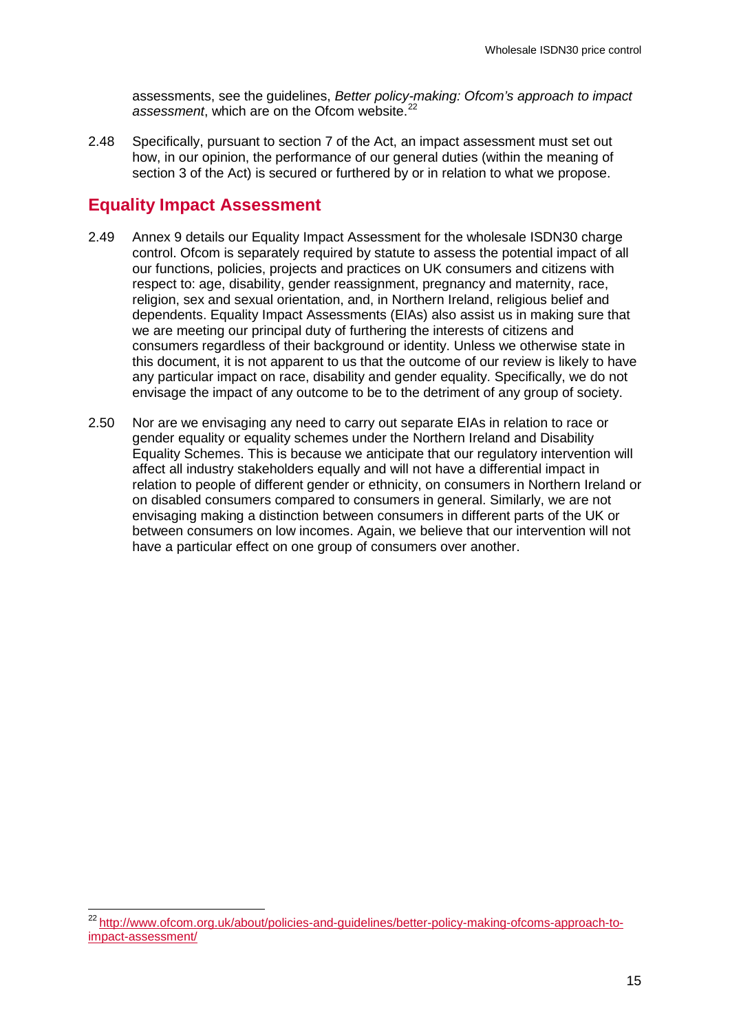assessments, see the guidelines, *Better policy-making: Ofcom's approach to impact assessment*, which are on the Ofcom website.[22]

2.48 Specifically, pursuant to section 7 of the Act, an impact assessment must set out how, in our opinion, the performance of our general duties (within the meaning of section 3 of the Act) is secured or furthered by or in relation to what we propose.

## Equality Impact Assessment

2.49 Annex 9 details our Equality Impact Assessment for the wholesale ISDN30 charge control. Ofcom is separately required by statute to assess the potential impact of all our functions, policies, projects and practices on UK consumers and citizens with respect to: age, disability, gender reassignment, pregnancy and maternity, race, religion, sex and sexual orientation, and, in Northern Ireland, religious belief and dependents. Equality Impact Assessments (EIAs) also assist us in making sure that we are meeting our principal duty of furthering the interests of citizens and consumers regardless of their background or identity. Unless we otherwise state in this document, it is not apparent to us that the outcome of our review is likely to have any particular impact on race, disability and gender equality. Specifically, we do not envisage the impact of any outcome to be to the detriment of any group of society.

2.50 Nor are we envisaging any need to carry out separate EIAs in relation to race or gender equality or equality schemes under the Northern Ireland and Disability Equality Schemes. This is because we anticipate that our regulatory intervention will affect all industry stakeholders equally and will not have a differential impact in relation to people of different gender or ethnicity, on consumers in Northern Ireland or on disabled consumers compared to consumers in general. Similarly, we are not envisaging making a distinction between consumers in different parts of the UK or between consumers on low incomes. Again, we believe that our intervention will not have a particular effect on one group of consumers over another.

---

[22] http://www.ofcom.org.uk/about/policies-and-guidelines/better-policy-making-ofcoms-approach-to-impact-assessment/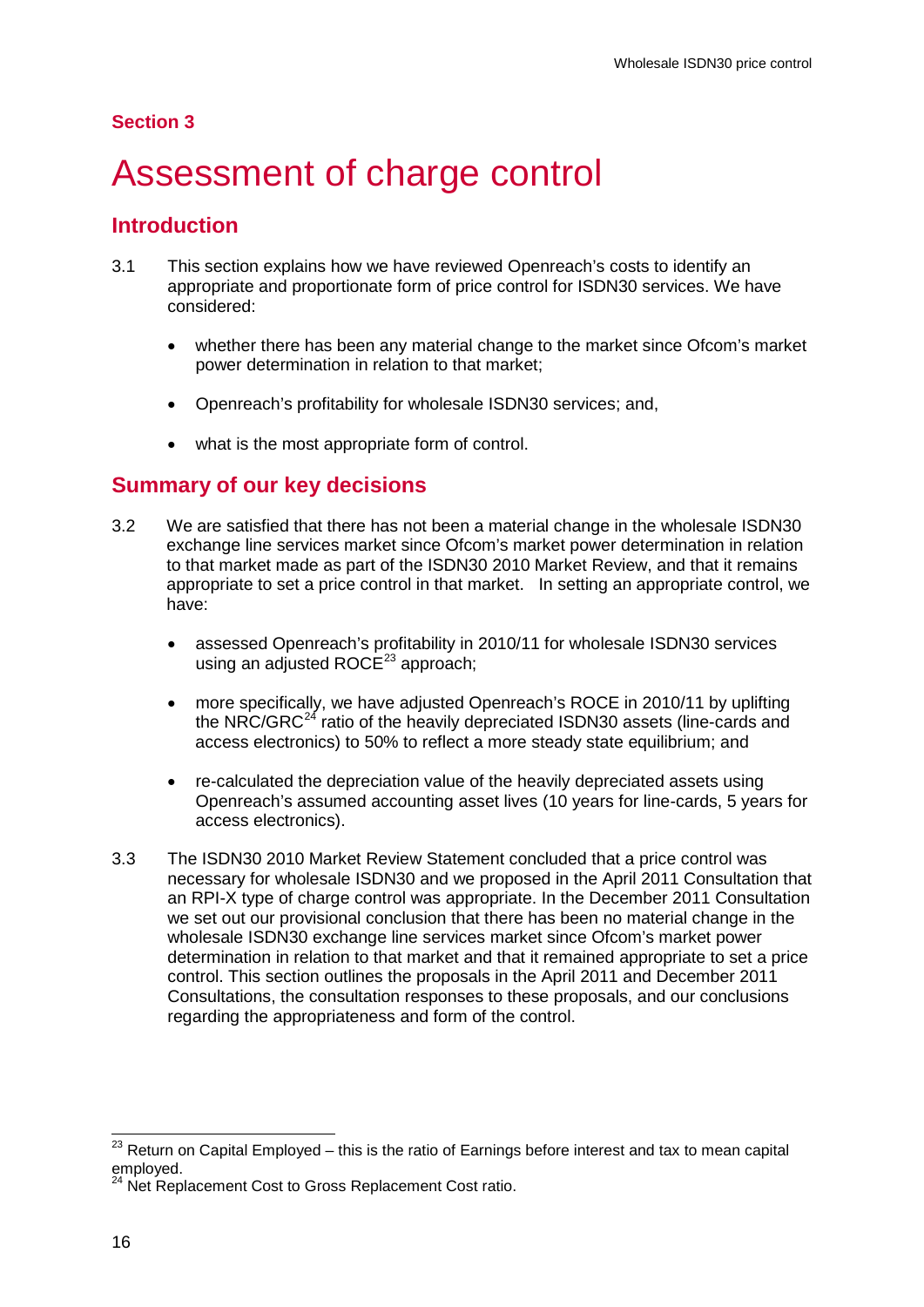## Section 3

# Assessment of charge control

## Introduction

3.1 This section explains how we have reviewed Openreach's costs to identify an appropriate and proportionate form of price control for ISDN30 services. We have considered:

- whether there has been any material change to the market since Ofcom's market power determination in relation to that market;
- Openreach's profitability for wholesale ISDN30 services; and,
- what is the most appropriate form of control.

## Summary of our key decisions

3.2 We are satisfied that there has not been a material change in the wholesale ISDN30 exchange line services market since Ofcom's market power determination in relation to that market made as part of the ISDN30 2010 Market Review, and that it remains appropriate to set a price control in that market. In setting an appropriate control, we have:

- assessed Openreach's profitability in 2010/11 for wholesale ISDN30 services using an adjusted ROCE[23] approach;
- more specifically, we have adjusted Openreach's ROCE in 2010/11 by uplifting the NRC/GRC[24] ratio of the heavily depreciated ISDN30 assets (line-cards and access electronics) to 50% to reflect a more steady state equilibrium; and
- re-calculated the depreciation value of the heavily depreciated assets using Openreach's assumed accounting asset lives (10 years for line-cards, 5 years for access electronics).

3.3 The ISDN30 2010 Market Review Statement concluded that a price control was necessary for wholesale ISDN30 and we proposed in the April 2011 Consultation that an RPI-X type of charge control was appropriate. In the December 2011 Consultation we set out our provisional conclusion that there has been no material change in the wholesale ISDN30 exchange line services market since Ofcom's market power determination in relation to that market and that it remained appropriate to set a price control. This section outlines the proposals in the April 2011 and December 2011 Consultations, the consultation responses to these proposals, and our conclusions regarding the appropriateness and form of the control.

---

[23] Return on Capital Employed – this is the ratio of Earnings before interest and tax to mean capital employed.

[24] Net Replacement Cost to Gross Replacement Cost ratio.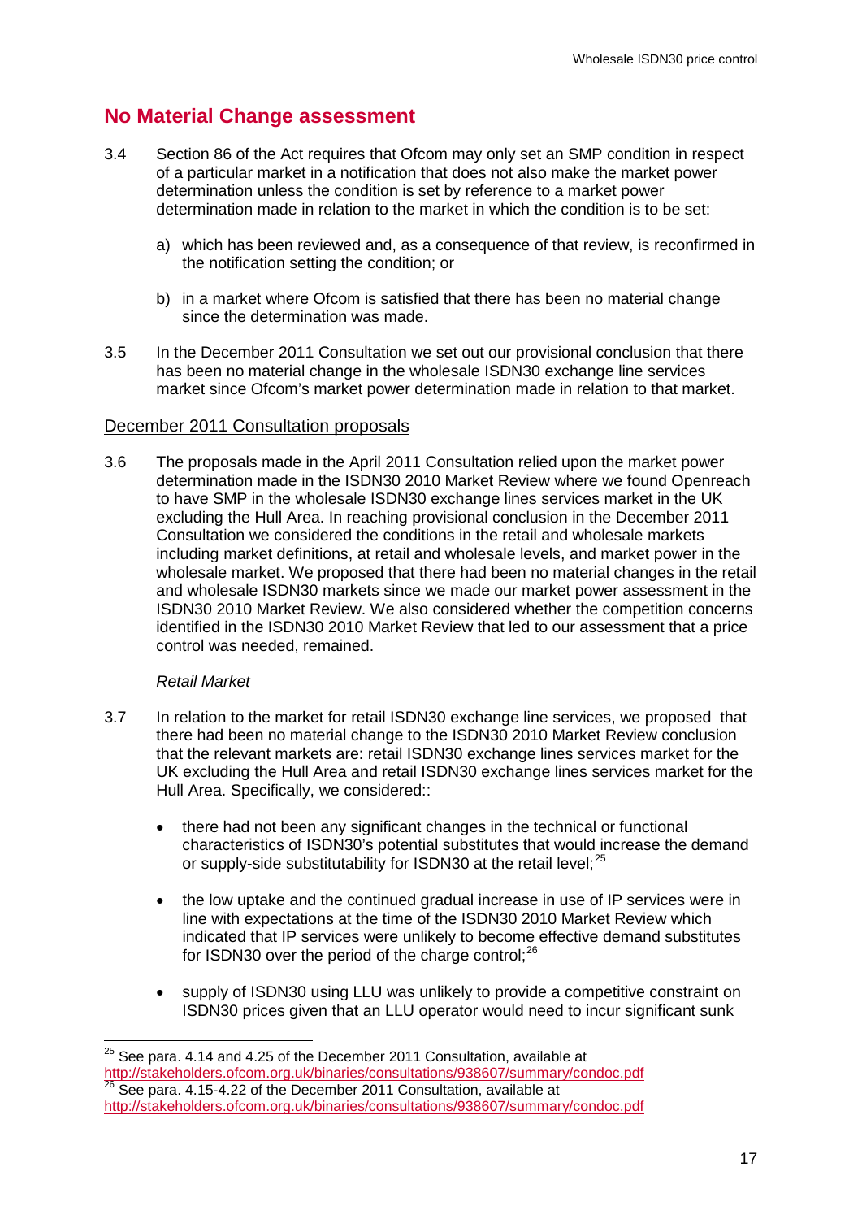## No Material Change assessment

3.4 Section 86 of the Act requires that Ofcom may only set an SMP condition in respect of a particular market in a notification that does not also make the market power determination unless the condition is set by reference to a market power determination made in relation to the market in which the condition is to be set:

a) which has been reviewed and, as a consequence of that review, is reconfirmed in the notification setting the condition; or

b) in a market where Ofcom is satisfied that there has been no material change since the determination was made.

3.5 In the December 2011 Consultation we set out our provisional conclusion that there has been no material change in the wholesale ISDN30 exchange line services market since Ofcom's market power determination made in relation to that market.

### December 2011 Consultation proposals

3.6 The proposals made in the April 2011 Consultation relied upon the market power determination made in the ISDN30 2010 Market Review where we found Openreach to have SMP in the wholesale ISDN30 exchange lines services market in the UK excluding the Hull Area. In reaching provisional conclusion in the December 2011 Consultation we considered the conditions in the retail and wholesale markets including market definitions, at retail and wholesale levels, and market power in the wholesale market. We proposed that there had been no material changes in the retail and wholesale ISDN30 markets since we made our market power assessment in the ISDN30 2010 Market Review. We also considered whether the competition concerns identified in the ISDN30 2010 Market Review that led to our assessment that a price control was needed, remained.

*Retail Market*

3.7 In relation to the market for retail ISDN30 exchange line services, we proposed that there had been no material change to the ISDN30 2010 Market Review conclusion that the relevant markets are: retail ISDN30 exchange lines services market for the UK excluding the Hull Area and retail ISDN30 exchange lines services market for the Hull Area. Specifically, we considered::

- there had not been any significant changes in the technical or functional characteristics of ISDN30's potential substitutes that would increase the demand or supply-side substitutability for ISDN30 at the retail level;[25]
- the low uptake and the continued gradual increase in use of IP services were in line with expectations at the time of the ISDN30 2010 Market Review which indicated that IP services were unlikely to become effective demand substitutes for ISDN30 over the period of the charge control;[26]
- supply of ISDN30 using LLU was unlikely to provide a competitive constraint on ISDN30 prices given that an LLU operator would need to incur significant sunk

[25] See para. 4.14 and 4.25 of the December 2011 Consultation, available at http://stakeholders.ofcom.org.uk/binaries/consultations/938607/summary/condoc.pdf

[26] See para. 4.15-4.22 of the December 2011 Consultation, available at http://stakeholders.ofcom.org.uk/binaries/consultations/938607/summary/condoc.pdf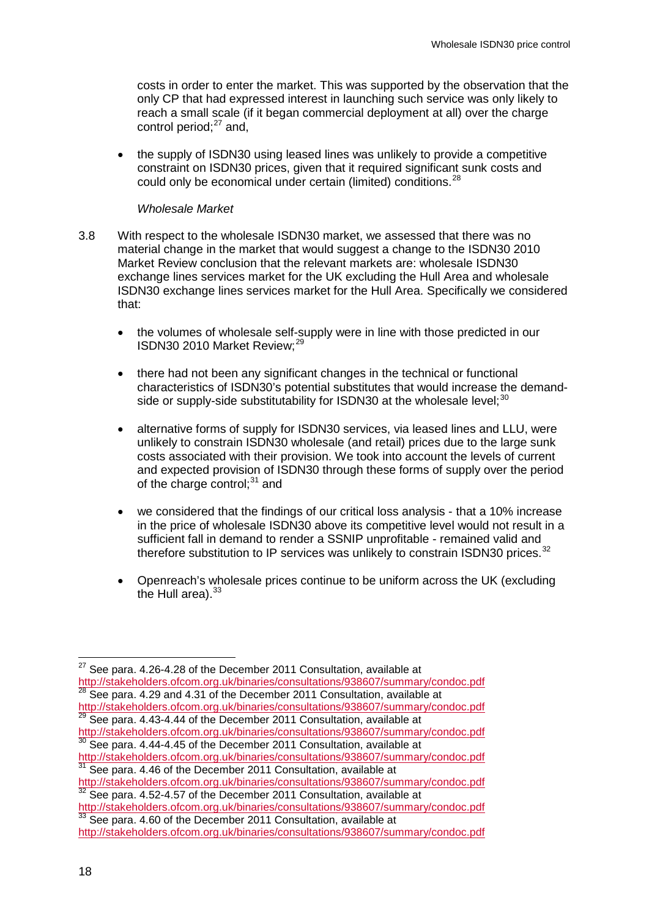costs in order to enter the market. This was supported by the observation that the only CP that had expressed interest in launching such service was only likely to reach a small scale (if it began commercial deployment at all) over the charge control period;[27] and,

- the supply of ISDN30 using leased lines was unlikely to provide a competitive constraint on ISDN30 prices, given that it required significant sunk costs and could only be economical under certain (limited) conditions.[28]

*Wholesale Market*

3.8 With respect to the wholesale ISDN30 market, we assessed that there was no material change in the market that would suggest a change to the ISDN30 2010 Market Review conclusion that the relevant markets are: wholesale ISDN30 exchange lines services market for the UK excluding the Hull Area and wholesale ISDN30 exchange lines services market for the Hull Area. Specifically we considered that:

- the volumes of wholesale self-supply were in line with those predicted in our ISDN30 2010 Market Review;[29]
- there had not been any significant changes in the technical or functional characteristics of ISDN30's potential substitutes that would increase the demand-side or supply-side substitutability for ISDN30 at the wholesale level;[30]
- alternative forms of supply for ISDN30 services, via leased lines and LLU, were unlikely to constrain ISDN30 wholesale (and retail) prices due to the large sunk costs associated with their provision. We took into account the levels of current and expected provision of ISDN30 through these forms of supply over the period of the charge control;[31] and
- we considered that the findings of our critical loss analysis - that a 10% increase in the price of wholesale ISDN30 above its competitive level would not result in a sufficient fall in demand to render a SSNIP unprofitable - remained valid and therefore substitution to IP services was unlikely to constrain ISDN30 prices.[32]
- Openreach's wholesale prices continue to be uniform across the UK (excluding the Hull area).[33]

---

[27] See para. 4.26-4.28 of the December 2011 Consultation, available at http://stakeholders.ofcom.org.uk/binaries/consultations/938607/summary/condoc.pdf

[28] See para. 4.29 and 4.31 of the December 2011 Consultation, available at http://stakeholders.ofcom.org.uk/binaries/consultations/938607/summary/condoc.pdf

[29] See para. 4.43-4.44 of the December 2011 Consultation, available at http://stakeholders.ofcom.org.uk/binaries/consultations/938607/summary/condoc.pdf

[30] See para. 4.44-4.45 of the December 2011 Consultation, available at http://stakeholders.ofcom.org.uk/binaries/consultations/938607/summary/condoc.pdf

[31] See para. 4.46 of the December 2011 Consultation, available at http://stakeholders.ofcom.org.uk/binaries/consultations/938607/summary/condoc.pdf

[32] See para. 4.52-4.57 of the December 2011 Consultation, available at http://stakeholders.ofcom.org.uk/binaries/consultations/938607/summary/condoc.pdf

[33] See para. 4.60 of the December 2011 Consultation, available at http://stakeholders.ofcom.org.uk/binaries/consultations/938607/summary/condoc.pdf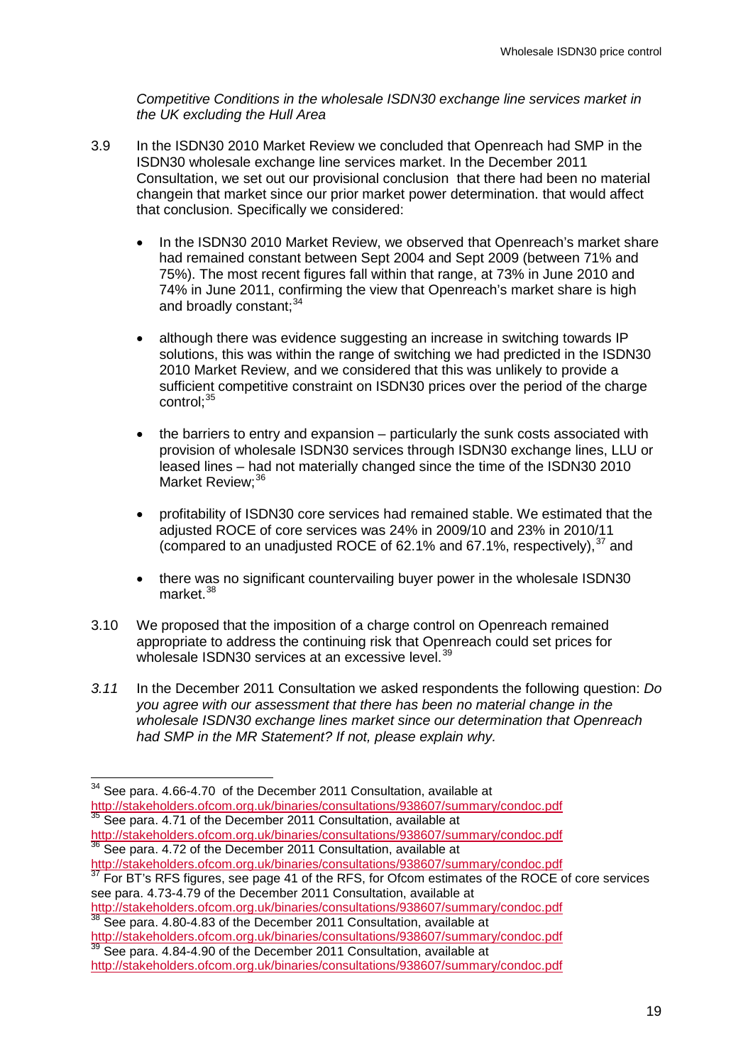*Competitive Conditions in the wholesale ISDN30 exchange line services market in the UK excluding the Hull Area*

3.9 In the ISDN30 2010 Market Review we concluded that Openreach had SMP in the ISDN30 wholesale exchange line services market. In the December 2011 Consultation, we set out our provisional conclusion that there had been no material changein that market since our prior market power determination. that would affect that conclusion. Specifically we considered:

- In the ISDN30 2010 Market Review, we observed that Openreach's market share had remained constant between Sept 2004 and Sept 2009 (between 71% and 75%). The most recent figures fall within that range, at 73% in June 2010 and 74% in June 2011, confirming the view that Openreach's market share is high and broadly constant;[34]

- although there was evidence suggesting an increase in switching towards IP solutions, this was within the range of switching we had predicted in the ISDN30 2010 Market Review, and we considered that this was unlikely to provide a sufficient competitive constraint on ISDN30 prices over the period of the charge control;[35]

- the barriers to entry and expansion – particularly the sunk costs associated with provision of wholesale ISDN30 services through ISDN30 exchange lines, LLU or leased lines – had not materially changed since the time of the ISDN30 2010 Market Review;[36]

- profitability of ISDN30 core services had remained stable. We estimated that the adjusted ROCE of core services was 24% in 2009/10 and 23% in 2010/11 (compared to an unadjusted ROCE of 62.1% and 67.1%, respectively),[37] and

- there was no significant countervailing buyer power in the wholesale ISDN30 market.[38]

3.10 We proposed that the imposition of a charge control on Openreach remained appropriate to address the continuing risk that Openreach could set prices for wholesale ISDN30 services at an excessive level.[39]

*3.11* In the December 2011 Consultation we asked respondents the following question: *Do you agree with our assessment that there has been no material change in the wholesale ISDN30 exchange lines market since our determination that Openreach had SMP in the MR Statement? If not, please explain why.*

---

[34] See para. 4.66-4.70 of the December 2011 Consultation, available at http://stakeholders.ofcom.org.uk/binaries/consultations/938607/summary/condoc.pdf

[35] See para. 4.71 of the December 2011 Consultation, available at http://stakeholders.ofcom.org.uk/binaries/consultations/938607/summary/condoc.pdf

[36] See para. 4.72 of the December 2011 Consultation, available at http://stakeholders.ofcom.org.uk/binaries/consultations/938607/summary/condoc.pdf

[37] For BT's RFS figures, see page 41 of the RFS, for Ofcom estimates of the ROCE of core services see para. 4.73-4.79 of the December 2011 Consultation, available at http://stakeholders.ofcom.org.uk/binaries/consultations/938607/summary/condoc.pdf

[38] See para. 4.80-4.83 of the December 2011 Consultation, available at http://stakeholders.ofcom.org.uk/binaries/consultations/938607/summary/condoc.pdf

[39] See para. 4.84-4.90 of the December 2011 Consultation, available at http://stakeholders.ofcom.org.uk/binaries/consultations/938607/summary/condoc.pdf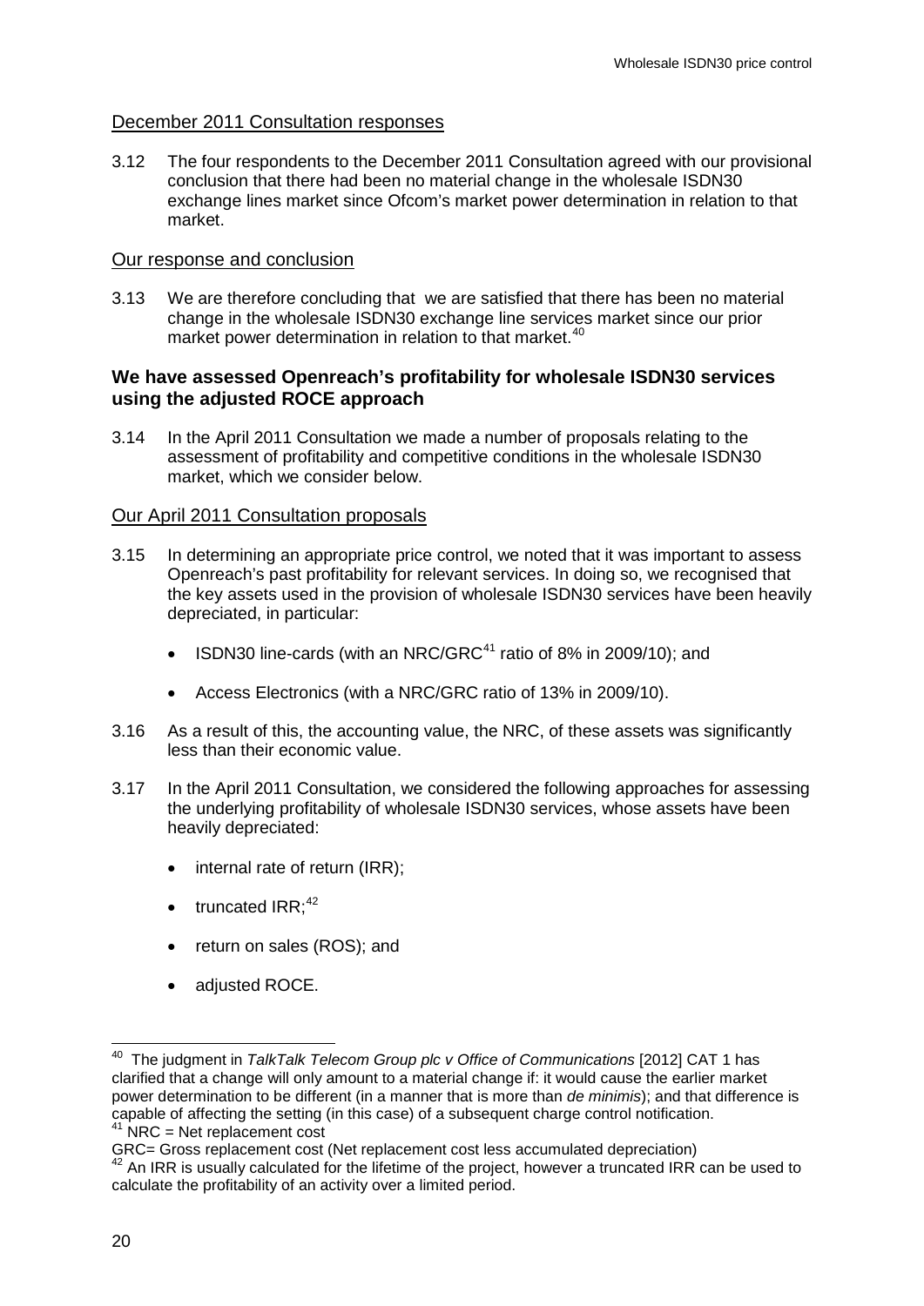### December 2011 Consultation responses

3.12 The four respondents to the December 2011 Consultation agreed with our provisional conclusion that there had been no material change in the wholesale ISDN30 exchange lines market since Ofcom's market power determination in relation to that market.

### Our response and conclusion

3.13 We are therefore concluding that we are satisfied that there has been no material change in the wholesale ISDN30 exchange line services market since our prior market power determination in relation to that market.[40]

## We have assessed Openreach's profitability for wholesale ISDN30 services using the adjusted ROCE approach

3.14 In the April 2011 Consultation we made a number of proposals relating to the assessment of profitability and competitive conditions in the wholesale ISDN30 market, which we consider below.

### Our April 2011 Consultation proposals

3.15 In determining an appropriate price control, we noted that it was important to assess Openreach's past profitability for relevant services. In doing so, we recognised that the key assets used in the provision of wholesale ISDN30 services have been heavily depreciated, in particular:

- ISDN30 line-cards (with an NRC/GRC[41] ratio of 8% in 2009/10); and
- Access Electronics (with a NRC/GRC ratio of 13% in 2009/10).

3.16 As a result of this, the accounting value, the NRC, of these assets was significantly less than their economic value.

3.17 In the April 2011 Consultation, we considered the following approaches for assessing the underlying profitability of wholesale ISDN30 services, whose assets have been heavily depreciated:

- internal rate of return (IRR);
- truncated IRR;[42]
- return on sales (ROS); and
- adjusted ROCE.

---

[40] The judgment in *TalkTalk Telecom Group plc v Office of Communications* [2012] CAT 1 has clarified that a change will only amount to a material change if: it would cause the earlier market power determination to be different (in a manner that is more than *de minimis*); and that difference is capable of affecting the setting (in this case) of a subsequent charge control notification.

[41] NRC = Net replacement cost
GRC= Gross replacement cost (Net replacement cost less accumulated depreciation)

[42] An IRR is usually calculated for the lifetime of the project, however a truncated IRR can be used to calculate the profitability of an activity over a limited period.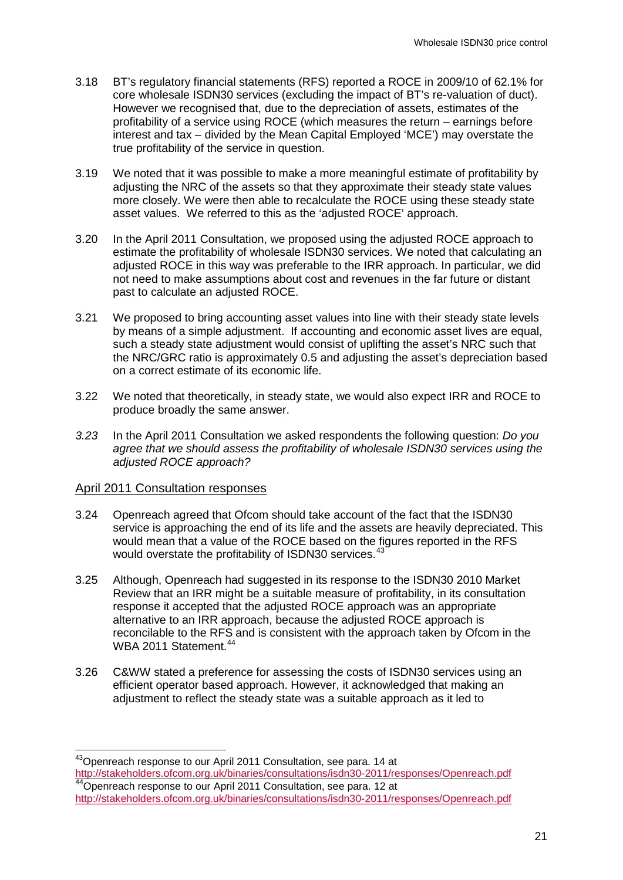3.18 BT's regulatory financial statements (RFS) reported a ROCE in 2009/10 of 62.1% for core wholesale ISDN30 services (excluding the impact of BT's re-valuation of duct). However we recognised that, due to the depreciation of assets, estimates of the profitability of a service using ROCE (which measures the return – earnings before interest and tax – divided by the Mean Capital Employed 'MCE') may overstate the true profitability of the service in question.

3.19 We noted that it was possible to make a more meaningful estimate of profitability by adjusting the NRC of the assets so that they approximate their steady state values more closely. We were then able to recalculate the ROCE using these steady state asset values. We referred to this as the 'adjusted ROCE' approach.

3.20 In the April 2011 Consultation, we proposed using the adjusted ROCE approach to estimate the profitability of wholesale ISDN30 services. We noted that calculating an adjusted ROCE in this way was preferable to the IRR approach. In particular, we did not need to make assumptions about cost and revenues in the far future or distant past to calculate an adjusted ROCE.

3.21 We proposed to bring accounting asset values into line with their steady state levels by means of a simple adjustment. If accounting and economic asset lives are equal, such a steady state adjustment would consist of uplifting the asset's NRC such that the NRC/GRC ratio is approximately 0.5 and adjusting the asset's depreciation based on a correct estimate of its economic life.

3.22 We noted that theoretically, in steady state, we would also expect IRR and ROCE to produce broadly the same answer.

*3.23* In the April 2011 Consultation we asked respondents the following question: *Do you agree that we should assess the profitability of wholesale ISDN30 services using the adjusted ROCE approach?*

## April 2011 Consultation responses

3.24 Openreach agreed that Ofcom should take account of the fact that the ISDN30 service is approaching the end of its life and the assets are heavily depreciated. This would mean that a value of the ROCE based on the figures reported in the RFS would overstate the profitability of ISDN30 services.[43]

3.25 Although, Openreach had suggested in its response to the ISDN30 2010 Market Review that an IRR might be a suitable measure of profitability, in its consultation response it accepted that the adjusted ROCE approach was an appropriate alternative to an IRR approach, because the adjusted ROCE approach is reconcilable to the RFS and is consistent with the approach taken by Ofcom in the WBA 2011 Statement.[44]

3.26 C&WW stated a preference for assessing the costs of ISDN30 services using an efficient operator based approach. However, it acknowledged that making an adjustment to reflect the steady state was a suitable approach as it led to

[43] Openreach response to our April 2011 Consultation, see para. 14 at http://stakeholders.ofcom.org.uk/binaries/consultations/isdn30-2011/responses/Openreach.pdf

[44] Openreach response to our April 2011 Consultation, see para. 12 at http://stakeholders.ofcom.org.uk/binaries/consultations/isdn30-2011/responses/Openreach.pdf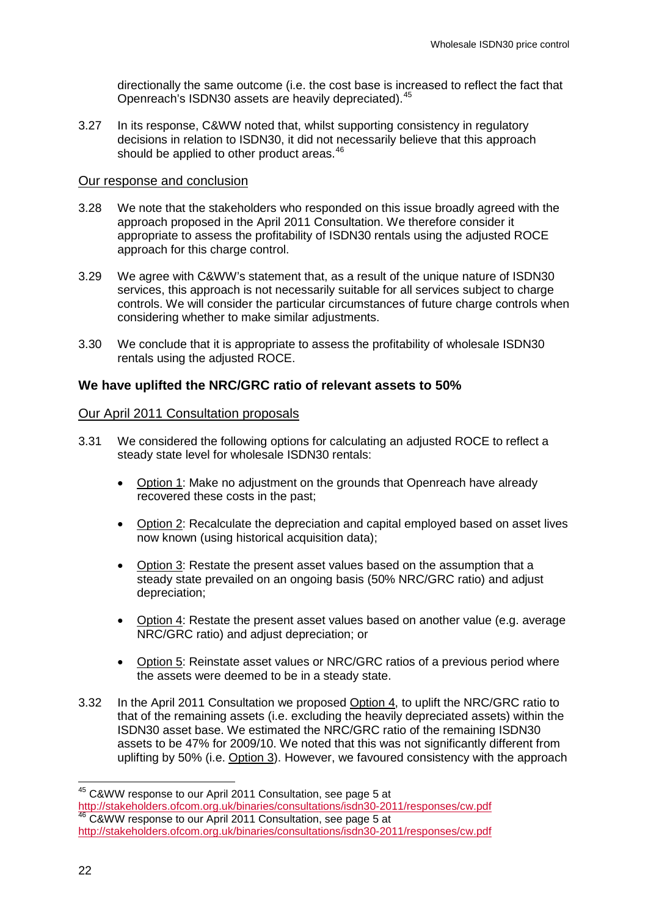directionally the same outcome (i.e. the cost base is increased to reflect the fact that Openreach's ISDN30 assets are heavily depreciated).[45]

3.27 In its response, C&WW noted that, whilst supporting consistency in regulatory decisions in relation to ISDN30, it did not necessarily believe that this approach should be applied to other product areas.[46]

### Our response and conclusion

3.28 We note that the stakeholders who responded on this issue broadly agreed with the approach proposed in the April 2011 Consultation. We therefore consider it appropriate to assess the profitability of ISDN30 rentals using the adjusted ROCE approach for this charge control.

3.29 We agree with C&WW's statement that, as a result of the unique nature of ISDN30 services, this approach is not necessarily suitable for all services subject to charge controls. We will consider the particular circumstances of future charge controls when considering whether to make similar adjustments.

3.30 We conclude that it is appropriate to assess the profitability of wholesale ISDN30 rentals using the adjusted ROCE.

## We have uplifted the NRC/GRC ratio of relevant assets to 50%

### Our April 2011 Consultation proposals

3.31 We considered the following options for calculating an adjusted ROCE to reflect a steady state level for wholesale ISDN30 rentals:

- Option 1: Make no adjustment on the grounds that Openreach have already recovered these costs in the past;
- Option 2: Recalculate the depreciation and capital employed based on asset lives now known (using historical acquisition data);
- Option 3: Restate the present asset values based on the assumption that a steady state prevailed on an ongoing basis (50% NRC/GRC ratio) and adjust depreciation;
- Option 4: Restate the present asset values based on another value (e.g. average NRC/GRC ratio) and adjust depreciation; or
- Option 5: Reinstate asset values or NRC/GRC ratios of a previous period where the assets were deemed to be in a steady state.

3.32 In the April 2011 Consultation we proposed Option 4, to uplift the NRC/GRC ratio to that of the remaining assets (i.e. excluding the heavily depreciated assets) within the ISDN30 asset base. We estimated the NRC/GRC ratio of the remaining ISDN30 assets to be 47% for 2009/10. We noted that this was not significantly different from uplifting by 50% (i.e. Option 3). However, we favoured consistency with the approach

---

[45] C&WW response to our April 2011 Consultation, see page 5 at http://stakeholders.ofcom.org.uk/binaries/consultations/isdn30-2011/responses/cw.pdf

[46] C&WW response to our April 2011 Consultation, see page 5 at http://stakeholders.ofcom.org.uk/binaries/consultations/isdn30-2011/responses/cw.pdf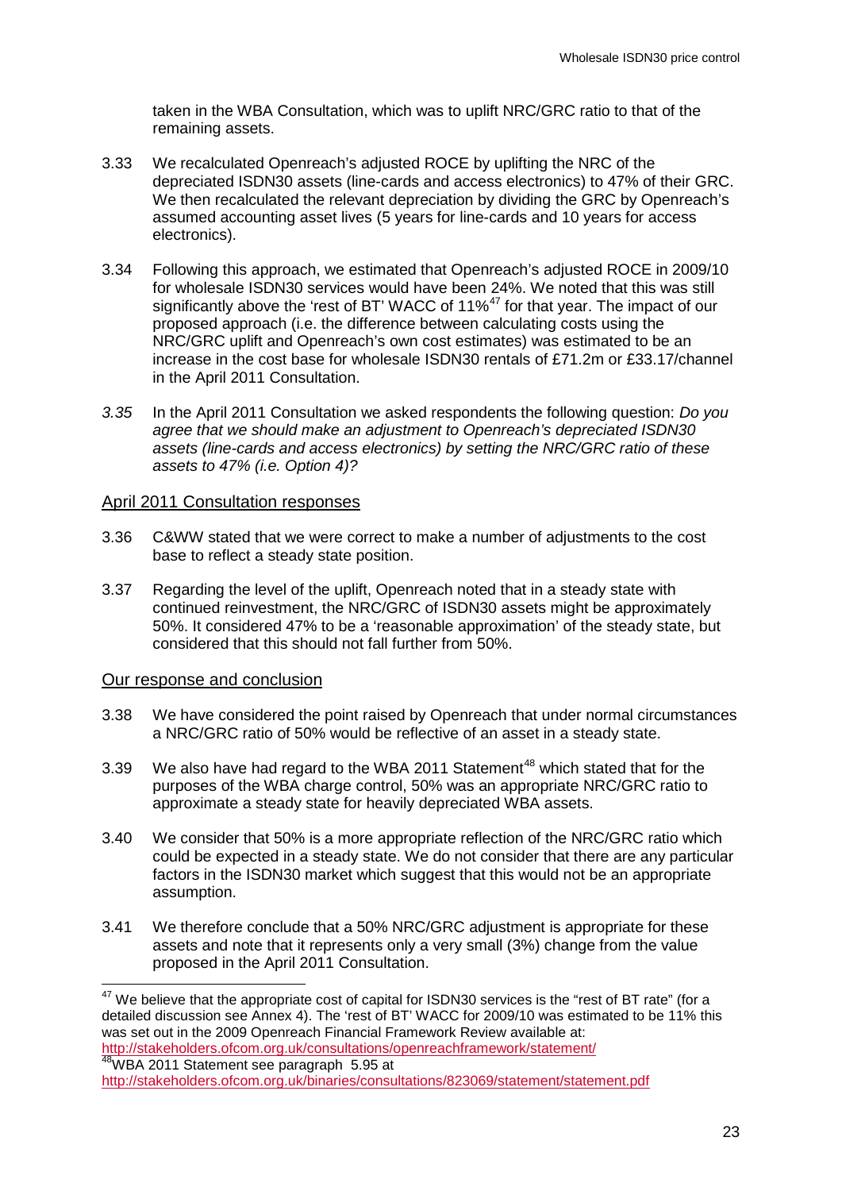taken in the WBA Consultation, which was to uplift NRC/GRC ratio to that of the remaining assets.

3.33 We recalculated Openreach's adjusted ROCE by uplifting the NRC of the depreciated ISDN30 assets (line-cards and access electronics) to 47% of their GRC. We then recalculated the relevant depreciation by dividing the GRC by Openreach's assumed accounting asset lives (5 years for line-cards and 10 years for access electronics).

3.34 Following this approach, we estimated that Openreach's adjusted ROCE in 2009/10 for wholesale ISDN30 services would have been 24%. We noted that this was still significantly above the 'rest of BT' WACC of 11%[47] for that year. The impact of our proposed approach (i.e. the difference between calculating costs using the NRC/GRC uplift and Openreach's own cost estimates) was estimated to be an increase in the cost base for wholesale ISDN30 rentals of £71.2m or £33.17/channel in the April 2011 Consultation.

*3.35* In the April 2011 Consultation we asked respondents the following question: *Do you agree that we should make an adjustment to Openreach's depreciated ISDN30 assets (line-cards and access electronics) by setting the NRC/GRC ratio of these assets to 47% (i.e. Option 4)?*

## April 2011 Consultation responses

3.36 C&WW stated that we were correct to make a number of adjustments to the cost base to reflect a steady state position.

3.37 Regarding the level of the uplift, Openreach noted that in a steady state with continued reinvestment, the NRC/GRC of ISDN30 assets might be approximately 50%. It considered 47% to be a 'reasonable approximation' of the steady state, but considered that this should not fall further from 50%.

## Our response and conclusion

3.38 We have considered the point raised by Openreach that under normal circumstances a NRC/GRC ratio of 50% would be reflective of an asset in a steady state.

3.39 We also have had regard to the WBA 2011 Statement[48] which stated that for the purposes of the WBA charge control, 50% was an appropriate NRC/GRC ratio to approximate a steady state for heavily depreciated WBA assets.

3.40 We consider that 50% is a more appropriate reflection of the NRC/GRC ratio which could be expected in a steady state. We do not consider that there are any particular factors in the ISDN30 market which suggest that this would not be an appropriate assumption.

3.41 We therefore conclude that a 50% NRC/GRC adjustment is appropriate for these assets and note that it represents only a very small (3%) change from the value proposed in the April 2011 Consultation.

---

[47] We believe that the appropriate cost of capital for ISDN30 services is the "rest of BT rate" (for a detailed discussion see Annex 4). The 'rest of BT' WACC for 2009/10 was estimated to be 11% this was set out in the 2009 Openreach Financial Framework Review available at: http://stakeholders.ofcom.org.uk/consultations/openreachframework/statement/

[48] WBA 2011 Statement see paragraph 5.95 at http://stakeholders.ofcom.org.uk/binaries/consultations/823069/statement/statement.pdf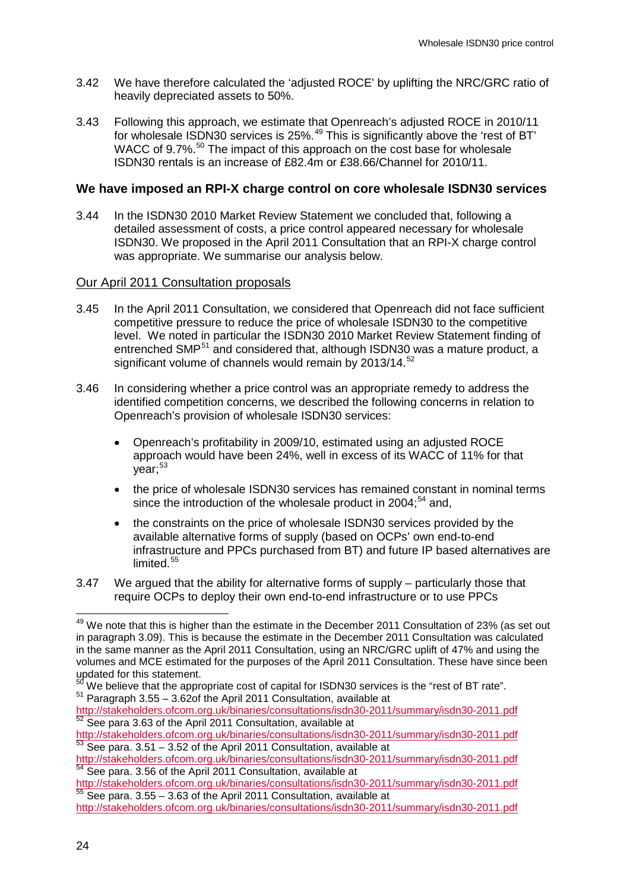3.42 We have therefore calculated the 'adjusted ROCE' by uplifting the NRC/GRC ratio of heavily depreciated assets to 50%.

3.43 Following this approach, we estimate that Openreach's adjusted ROCE in 2010/11 for wholesale ISDN30 services is 25%.[49] This is significantly above the 'rest of BT' WACC of 9.7%.[50] The impact of this approach on the cost base for wholesale ISDN30 rentals is an increase of £82.4m or £38.66/Channel for 2010/11.

### We have imposed an RPI-X charge control on core wholesale ISDN30 services

3.44 In the ISDN30 2010 Market Review Statement we concluded that, following a detailed assessment of costs, a price control appeared necessary for wholesale ISDN30. We proposed in the April 2011 Consultation that an RPI-X charge control was appropriate. We summarise our analysis below.

#### Our April 2011 Consultation proposals

3.45 In the April 2011 Consultation, we considered that Openreach did not face sufficient competitive pressure to reduce the price of wholesale ISDN30 to the competitive level. We noted in particular the ISDN30 2010 Market Review Statement finding of entrenched SMP[51] and considered that, although ISDN30 was a mature product, a significant volume of channels would remain by 2013/14.[52]

3.46 In considering whether a price control was an appropriate remedy to address the identified competition concerns, we described the following concerns in relation to Openreach's provision of wholesale ISDN30 services:

- Openreach's profitability in 2009/10, estimated using an adjusted ROCE approach would have been 24%, well in excess of its WACC of 11% for that year;[53]
- the price of wholesale ISDN30 services has remained constant in nominal terms since the introduction of the wholesale product in 2004;[54] and,
- the constraints on the price of wholesale ISDN30 services provided by the available alternative forms of supply (based on OCPs' own end-to-end infrastructure and PPCs purchased from BT) and future IP based alternatives are limited.[55]

3.47 We argued that the ability for alternative forms of supply – particularly those that require OCPs to deploy their own end-to-end infrastructure or to use PPCs

---

[49] We note that this is higher than the estimate in the December 2011 Consultation of 23% (as set out in paragraph 3.09). This is because the estimate in the December 2011 Consultation was calculated in the same manner as the April 2011 Consultation, using an NRC/GRC uplift of 47% and using the volumes and MCE estimated for the purposes of the April 2011 Consultation. These have since been updated for this statement.

[50] We believe that the appropriate cost of capital for ISDN30 services is the "rest of BT rate".

[51] Paragraph 3.55 – 3.62of the April 2011 Consultation, available at http://stakeholders.ofcom.org.uk/binaries/consultations/isdn30-2011/summary/isdn30-2011.pdf

[52] See para 3.63 of the April 2011 Consultation, available at http://stakeholders.ofcom.org.uk/binaries/consultations/isdn30-2011/summary/isdn30-2011.pdf

[53] See para. 3.51 – 3.52 of the April 2011 Consultation, available at http://stakeholders.ofcom.org.uk/binaries/consultations/isdn30-2011/summary/isdn30-2011.pdf

[54] See para. 3.56 of the April 2011 Consultation, available at http://stakeholders.ofcom.org.uk/binaries/consultations/isdn30-2011/summary/isdn30-2011.pdf

[55] See para. 3.55 – 3.63 of the April 2011 Consultation, available at http://stakeholders.ofcom.org.uk/binaries/consultations/isdn30-2011/summary/isdn30-2011.pdf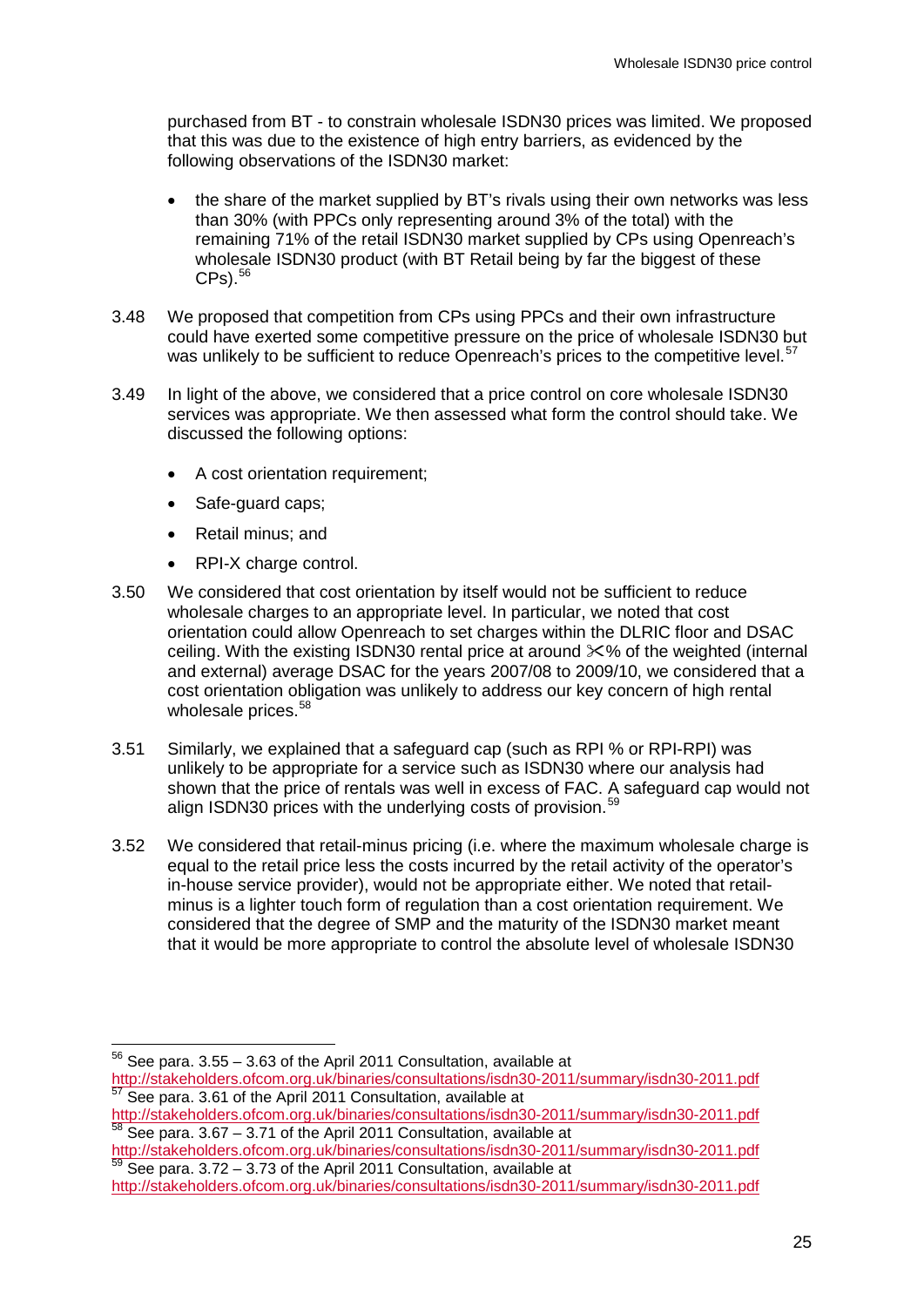purchased from BT - to constrain wholesale ISDN30 prices was limited. We proposed that this was due to the existence of high entry barriers, as evidenced by the following observations of the ISDN30 market:

- the share of the market supplied by BT's rivals using their own networks was less than 30% (with PPCs only representing around 3% of the total) with the remaining 71% of the retail ISDN30 market supplied by CPs using Openreach's wholesale ISDN30 product (with BT Retail being by far the biggest of these CPs).[56]

3.48 We proposed that competition from CPs using PPCs and their own infrastructure could have exerted some competitive pressure on the price of wholesale ISDN30 but was unlikely to be sufficient to reduce Openreach's prices to the competitive level.[57]

3.49 In light of the above, we considered that a price control on core wholesale ISDN30 services was appropriate. We then assessed what form the control should take. We discussed the following options:

- A cost orientation requirement;
- Safe-guard caps;
- Retail minus; and
- RPI-X charge control.

3.50 We considered that cost orientation by itself would not be sufficient to reduce wholesale charges to an appropriate level. In particular, we noted that cost orientation could allow Openreach to set charges within the DLRIC floor and DSAC ceiling. With the existing ISDN30 rental price at around ✂% of the weighted (internal and external) average DSAC for the years 2007/08 to 2009/10, we considered that a cost orientation obligation was unlikely to address our key concern of high rental wholesale prices.[58]

3.51 Similarly, we explained that a safeguard cap (such as RPI % or RPI-RPI) was unlikely to be appropriate for a service such as ISDN30 where our analysis had shown that the price of rentals was well in excess of FAC. A safeguard cap would not align ISDN30 prices with the underlying costs of provision.[59]

3.52 We considered that retail-minus pricing (i.e. where the maximum wholesale charge is equal to the retail price less the costs incurred by the retail activity of the operator's in-house service provider), would not be appropriate either. We noted that retail-minus is a lighter touch form of regulation than a cost orientation requirement. We considered that the degree of SMP and the maturity of the ISDN30 market meant that it would be more appropriate to control the absolute level of wholesale ISDN30

---

[56] See para. 3.55 – 3.63 of the April 2011 Consultation, available at http://stakeholders.ofcom.org.uk/binaries/consultations/isdn30-2011/summary/isdn30-2011.pdf

[57] See para. 3.61 of the April 2011 Consultation, available at http://stakeholders.ofcom.org.uk/binaries/consultations/isdn30-2011/summary/isdn30-2011.pdf

[58] See para. 3.67 – 3.71 of the April 2011 Consultation, available at http://stakeholders.ofcom.org.uk/binaries/consultations/isdn30-2011/summary/isdn30-2011.pdf

[59] See para. 3.72 – 3.73 of the April 2011 Consultation, available at http://stakeholders.ofcom.org.uk/binaries/consultations/isdn30-2011/summary/isdn30-2011.pdf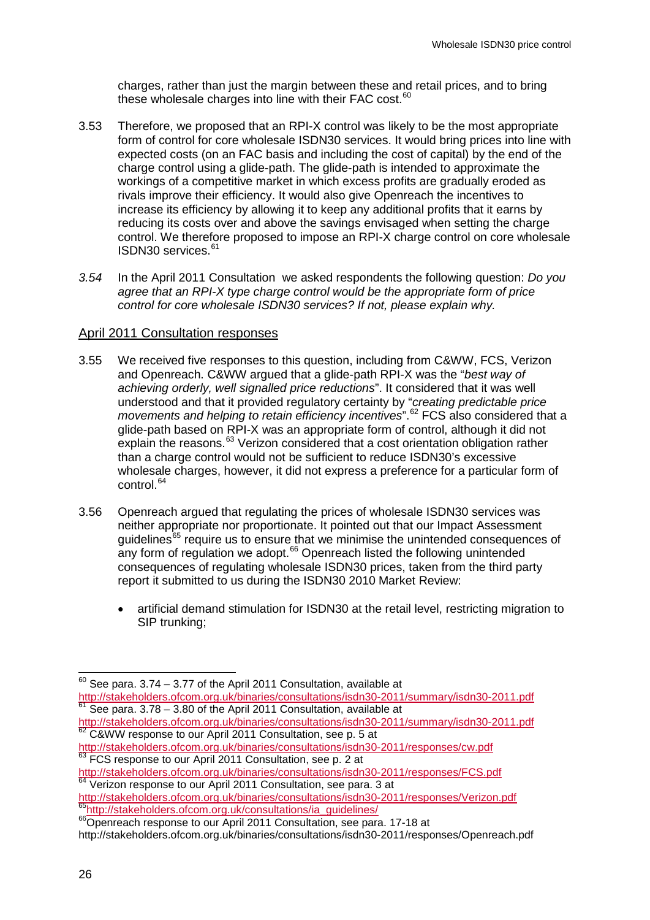charges, rather than just the margin between these and retail prices, and to bring these wholesale charges into line with their FAC cost.[60]

3.53 Therefore, we proposed that an RPI-X control was likely to be the most appropriate form of control for core wholesale ISDN30 services. It would bring prices into line with expected costs (on an FAC basis and including the cost of capital) by the end of the charge control using a glide-path. The glide-path is intended to approximate the workings of a competitive market in which excess profits are gradually eroded as rivals improve their efficiency. It would also give Openreach the incentives to increase its efficiency by allowing it to keep any additional profits that it earns by reducing its costs over and above the savings envisaged when setting the charge control. We therefore proposed to impose an RPI-X charge control on core wholesale ISDN30 services.[61]

*3.54* In the April 2011 Consultation we asked respondents the following question: *Do you agree that an RPI-X type charge control would be the appropriate form of price control for core wholesale ISDN30 services? If not, please explain why.*

## April 2011 Consultation responses

3.55 We received five responses to this question, including from C&WW, FCS, Verizon and Openreach. C&WW argued that a glide-path RPI-X was the "*best way of achieving orderly, well signalled price reductions*". It considered that it was well understood and that it provided regulatory certainty by "*creating predictable price movements and helping to retain efficiency incentives*".[62] FCS also considered that a glide-path based on RPI-X was an appropriate form of control, although it did not explain the reasons.[63] Verizon considered that a cost orientation obligation rather than a charge control would not be sufficient to reduce ISDN30's excessive wholesale charges, however, it did not express a preference for a particular form of control.[64]

3.56 Openreach argued that regulating the prices of wholesale ISDN30 services was neither appropriate nor proportionate. It pointed out that our Impact Assessment guidelines[65] require us to ensure that we minimise the unintended consequences of any form of regulation we adopt.[66] Openreach listed the following unintended consequences of regulating wholesale ISDN30 prices, taken from the third party report it submitted to us during the ISDN30 2010 Market Review:

- artificial demand stimulation for ISDN30 at the retail level, restricting migration to SIP trunking;

---

[60] See para. 3.74 – 3.77 of the April 2011 Consultation, available at http://stakeholders.ofcom.org.uk/binaries/consultations/isdn30-2011/summary/isdn30-2011.pdf

[61] See para. 3.78 – 3.80 of the April 2011 Consultation, available at http://stakeholders.ofcom.org.uk/binaries/consultations/isdn30-2011/summary/isdn30-2011.pdf

[62] C&WW response to our April 2011 Consultation, see p. 5 at http://stakeholders.ofcom.org.uk/binaries/consultations/isdn30-2011/responses/cw.pdf

[63] FCS response to our April 2011 Consultation, see p. 2 at http://stakeholders.ofcom.org.uk/binaries/consultations/isdn30-2011/responses/FCS.pdf

[64] Verizon response to our April 2011 Consultation, see para. 3 at http://stakeholders.ofcom.org.uk/binaries/consultations/isdn30-2011/responses/Verizon.pdf

[65] http://stakeholders.ofcom.org.uk/consultations/ia_guidelines/

[66] Openreach response to our April 2011 Consultation, see para. 17-18 at http://stakeholders.ofcom.org.uk/binaries/consultations/isdn30-2011/responses/Openreach.pdf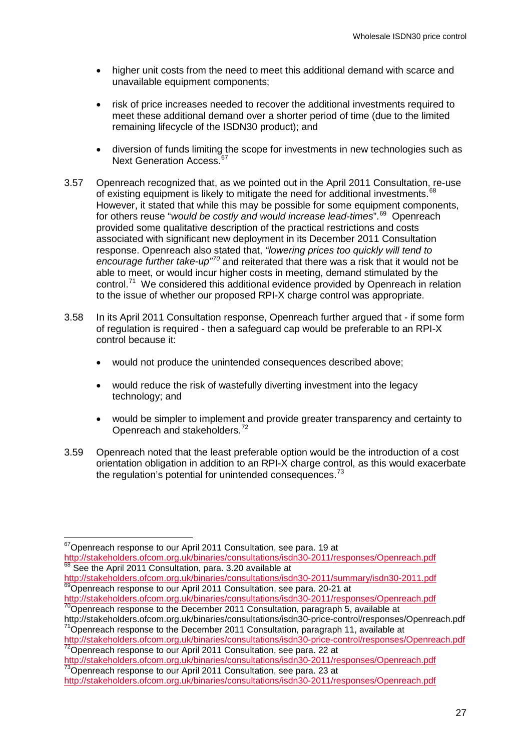- higher unit costs from the need to meet this additional demand with scarce and unavailable equipment components;
- risk of price increases needed to recover the additional investments required to meet these additional demand over a shorter period of time (due to the limited remaining lifecycle of the ISDN30 product); and
- diversion of funds limiting the scope for investments in new technologies such as Next Generation Access.[67]

3.57 Openreach recognized that, as we pointed out in the April 2011 Consultation, re-use of existing equipment is likely to mitigate the need for additional investments.[68] However, it stated that while this may be possible for some equipment components, for others reuse "*would be costly and would increase lead-times*".[69] Openreach provided some qualitative description of the practical restrictions and costs associated with significant new deployment in its December 2011 Consultation response. Openreach also stated that, *"lowering prices too quickly will tend to encourage further take-up"*[70] and reiterated that there was a risk that it would not be able to meet, or would incur higher costs in meeting, demand stimulated by the control.[71] We considered this additional evidence provided by Openreach in relation to the issue of whether our proposed RPI-X charge control was appropriate.

3.58 In its April 2011 Consultation response, Openreach further argued that - if some form of regulation is required - then a safeguard cap would be preferable to an RPI-X control because it:

- would not produce the unintended consequences described above;
- would reduce the risk of wastefully diverting investment into the legacy technology; and
- would be simpler to implement and provide greater transparency and certainty to Openreach and stakeholders.[72]

3.59 Openreach noted that the least preferable option would be the introduction of a cost orientation obligation in addition to an RPI-X charge control, as this would exacerbate the regulation's potential for unintended consequences.[73]

---

[67] Openreach response to our April 2011 Consultation, see para. 19 at http://stakeholders.ofcom.org.uk/binaries/consultations/isdn30-2011/responses/Openreach.pdf

[68] See the April 2011 Consultation, para. 3.20 available at http://stakeholders.ofcom.org.uk/binaries/consultations/isdn30-2011/summary/isdn30-2011.pdf

[69] Openreach response to our April 2011 Consultation, see para. 20-21 at http://stakeholders.ofcom.org.uk/binaries/consultations/isdn30-2011/responses/Openreach.pdf

[70] Openreach response to the December 2011 Consultation, paragraph 5, available at http://stakeholders.ofcom.org.uk/binaries/consultations/isdn30-price-control/responses/Openreach.pdf

[71] Openreach response to the December 2011 Consultation, paragraph 11, available at http://stakeholders.ofcom.org.uk/binaries/consultations/isdn30-price-control/responses/Openreach.pdf

[72] Openreach response to our April 2011 Consultation, see para. 22 at http://stakeholders.ofcom.org.uk/binaries/consultations/isdn30-2011/responses/Openreach.pdf

[73] Openreach response to our April 2011 Consultation, see para. 23 at http://stakeholders.ofcom.org.uk/binaries/consultations/isdn30-2011/responses/Openreach.pdf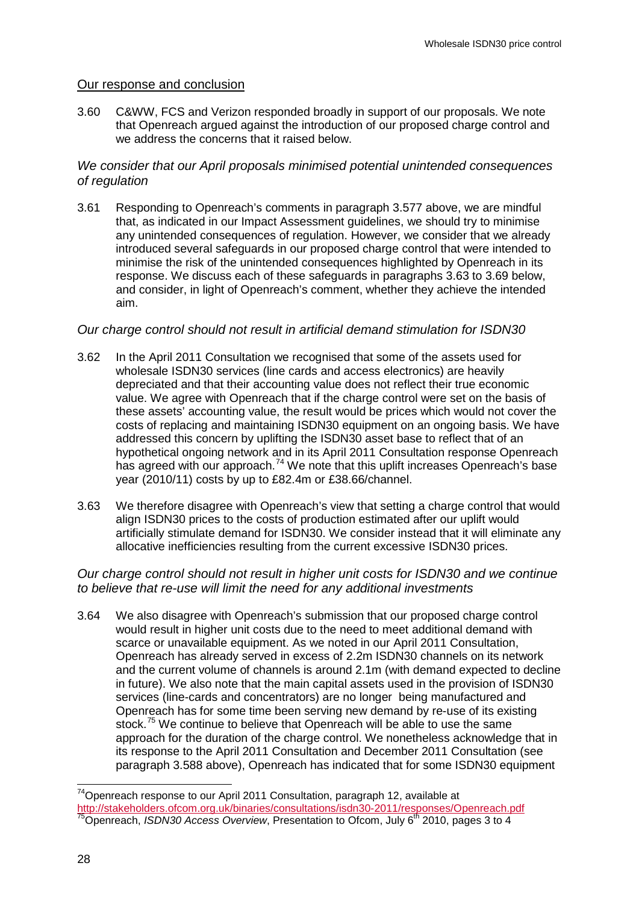## Our response and conclusion

3.60 C&WW, FCS and Verizon responded broadly in support of our proposals. We note that Openreach argued against the introduction of our proposed charge control and we address the concerns that it raised below.

### *We consider that our April proposals minimised potential unintended consequences of regulation*

3.61 Responding to Openreach's comments in paragraph 3.577 above, we are mindful that, as indicated in our Impact Assessment guidelines, we should try to minimise any unintended consequences of regulation. However, we consider that we already introduced several safeguards in our proposed charge control that were intended to minimise the risk of the unintended consequences highlighted by Openreach in its response. We discuss each of these safeguards in paragraphs 3.63 to 3.69 below, and consider, in light of Openreach's comment, whether they achieve the intended aim.

### *Our charge control should not result in artificial demand stimulation for ISDN30*

3.62 In the April 2011 Consultation we recognised that some of the assets used for wholesale ISDN30 services (line cards and access electronics) are heavily depreciated and that their accounting value does not reflect their true economic value. We agree with Openreach that if the charge control were set on the basis of these assets' accounting value, the result would be prices which would not cover the costs of replacing and maintaining ISDN30 equipment on an ongoing basis. We have addressed this concern by uplifting the ISDN30 asset base to reflect that of an hypothetical ongoing network and in its April 2011 Consultation response Openreach has agreed with our approach.[74] We note that this uplift increases Openreach's base year (2010/11) costs by up to £82.4m or £38.66/channel.

3.63 We therefore disagree with Openreach's view that setting a charge control that would align ISDN30 prices to the costs of production estimated after our uplift would artificially stimulate demand for ISDN30. We consider instead that it will eliminate any allocative inefficiencies resulting from the current excessive ISDN30 prices.

### *Our charge control should not result in higher unit costs for ISDN30 and we continue to believe that re-use will limit the need for any additional investments*

3.64 We also disagree with Openreach's submission that our proposed charge control would result in higher unit costs due to the need to meet additional demand with scarce or unavailable equipment. As we noted in our April 2011 Consultation, Openreach has already served in excess of 2.2m ISDN30 channels on its network and the current volume of channels is around 2.1m (with demand expected to decline in future). We also note that the main capital assets used in the provision of ISDN30 services (line-cards and concentrators) are no longer being manufactured and Openreach has for some time been serving new demand by re-use of its existing stock.[75] We continue to believe that Openreach will be able to use the same approach for the duration of the charge control. We nonetheless acknowledge that in its response to the April 2011 Consultation and December 2011 Consultation (see paragraph 3.588 above), Openreach has indicated that for some ISDN30 equipment

[74] Openreach response to our April 2011 Consultation, paragraph 12, available at http://stakeholders.ofcom.org.uk/binaries/consultations/isdn30-2011/responses/Openreach.pdf

[75] Openreach, *ISDN30 Access Overview*, Presentation to Ofcom, July 6th 2010, pages 3 to 4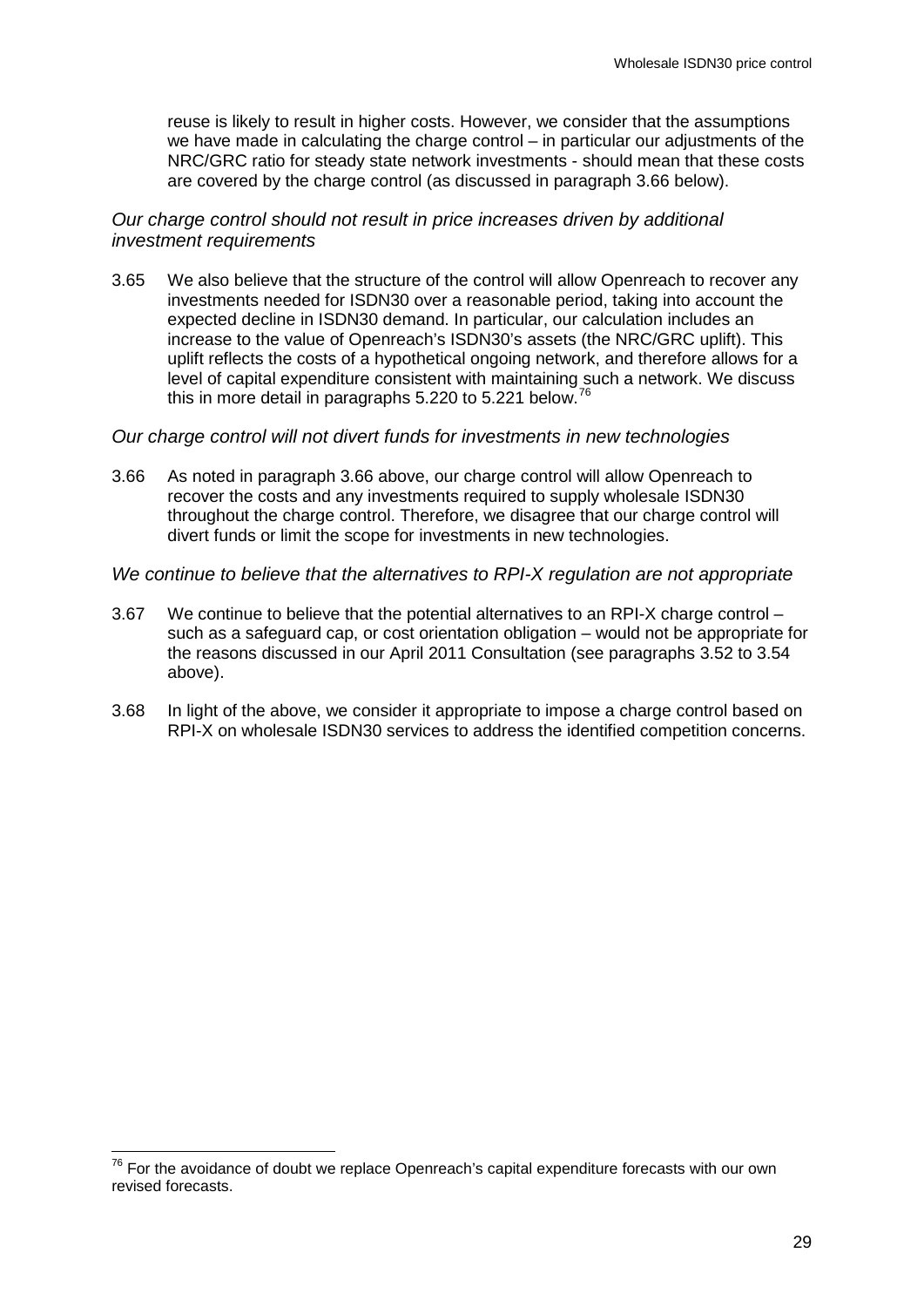reuse is likely to result in higher costs. However, we consider that the assumptions we have made in calculating the charge control – in particular our adjustments of the NRC/GRC ratio for steady state network investments - should mean that these costs are covered by the charge control (as discussed in paragraph 3.66 below).

*Our charge control should not result in price increases driven by additional investment requirements*

3.65 We also believe that the structure of the control will allow Openreach to recover any investments needed for ISDN30 over a reasonable period, taking into account the expected decline in ISDN30 demand. In particular, our calculation includes an increase to the value of Openreach's ISDN30's assets (the NRC/GRC uplift). This uplift reflects the costs of a hypothetical ongoing network, and therefore allows for a level of capital expenditure consistent with maintaining such a network. We discuss this in more detail in paragraphs 5.220 to 5.221 below.[76]

*Our charge control will not divert funds for investments in new technologies*

3.66 As noted in paragraph 3.66 above, our charge control will allow Openreach to recover the costs and any investments required to supply wholesale ISDN30 throughout the charge control. Therefore, we disagree that our charge control will divert funds or limit the scope for investments in new technologies.

*We continue to believe that the alternatives to RPI-X regulation are not appropriate*

3.67 We continue to believe that the potential alternatives to an RPI-X charge control – such as a safeguard cap, or cost orientation obligation – would not be appropriate for the reasons discussed in our April 2011 Consultation (see paragraphs 3.52 to 3.54 above).

3.68 In light of the above, we consider it appropriate to impose a charge control based on RPI-X on wholesale ISDN30 services to address the identified competition concerns.

[76] For the avoidance of doubt we replace Openreach's capital expenditure forecasts with our own revised forecasts.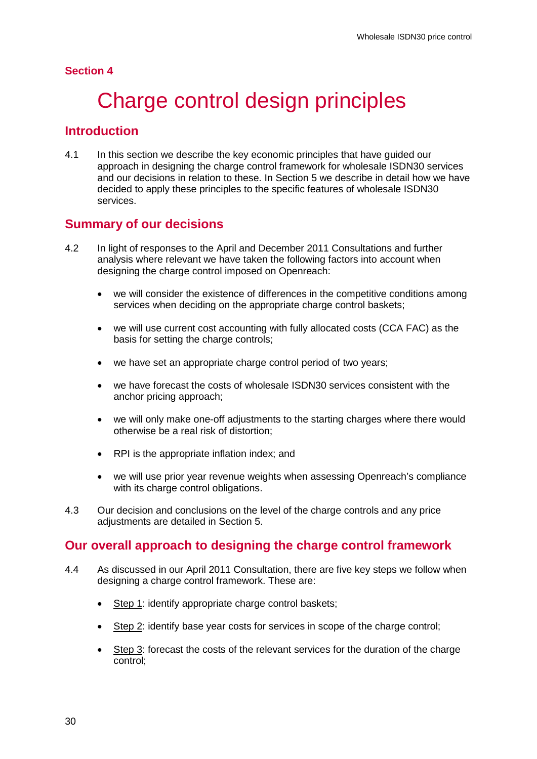## Section 4

# Charge control design principles

## Introduction

4.1 In this section we describe the key economic principles that have guided our approach in designing the charge control framework for wholesale ISDN30 services and our decisions in relation to these. In Section 5 we describe in detail how we have decided to apply these principles to the specific features of wholesale ISDN30 services.

## Summary of our decisions

4.2 In light of responses to the April and December 2011 Consultations and further analysis where relevant we have taken the following factors into account when designing the charge control imposed on Openreach:

- we will consider the existence of differences in the competitive conditions among services when deciding on the appropriate charge control baskets;
- we will use current cost accounting with fully allocated costs (CCA FAC) as the basis for setting the charge controls;
- we have set an appropriate charge control period of two years;
- we have forecast the costs of wholesale ISDN30 services consistent with the anchor pricing approach;
- we will only make one-off adjustments to the starting charges where there would otherwise be a real risk of distortion;
- RPI is the appropriate inflation index; and
- we will use prior year revenue weights when assessing Openreach's compliance with its charge control obligations.

4.3 Our decision and conclusions on the level of the charge controls and any price adjustments are detailed in Section 5.

## Our overall approach to designing the charge control framework

4.4 As discussed in our April 2011 Consultation, there are five key steps we follow when designing a charge control framework. These are:

- Step 1: identify appropriate charge control baskets;
- Step 2: identify base year costs for services in scope of the charge control;
- Step 3: forecast the costs of the relevant services for the duration of the charge control;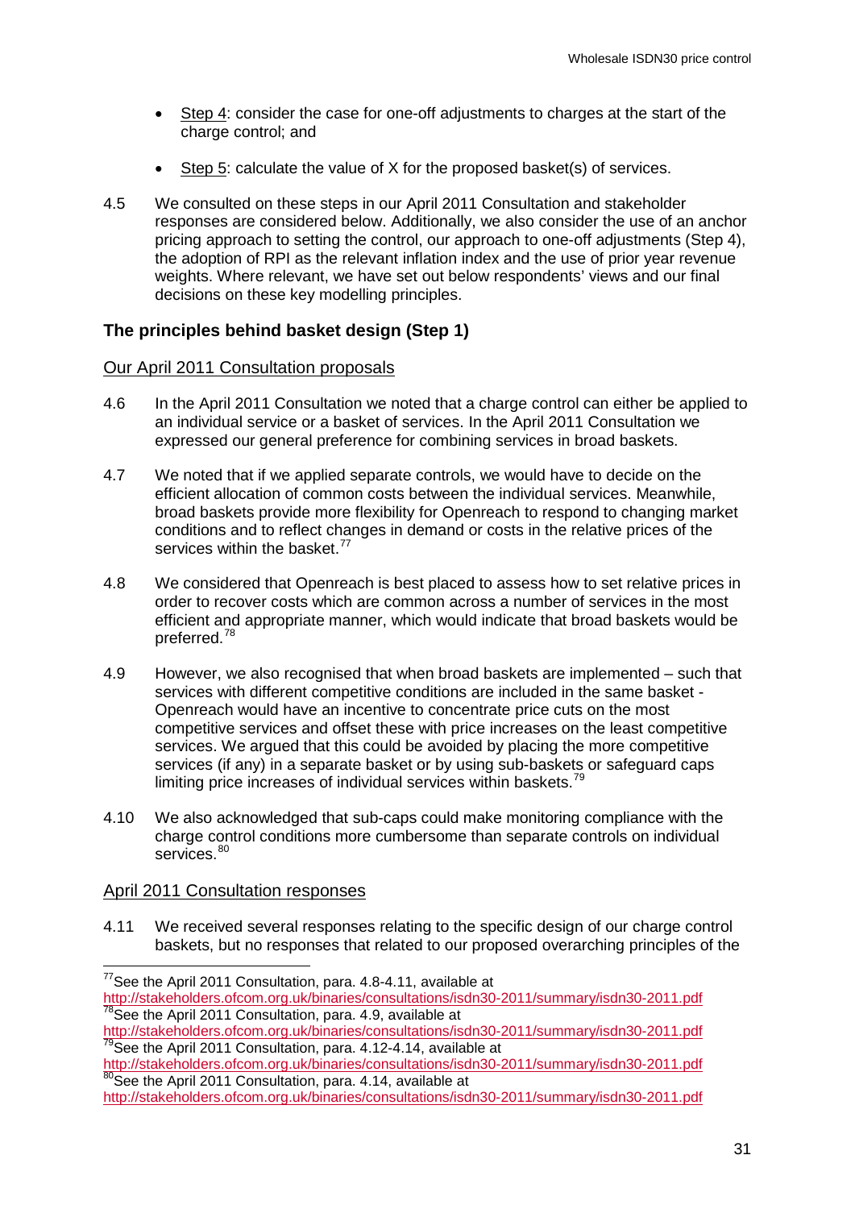- Step 4: consider the case for one-off adjustments to charges at the start of the charge control; and
- Step 5: calculate the value of X for the proposed basket(s) of services.

4.5 We consulted on these steps in our April 2011 Consultation and stakeholder responses are considered below. Additionally, we also consider the use of an anchor pricing approach to setting the control, our approach to one-off adjustments (Step 4), the adoption of RPI as the relevant inflation index and the use of prior year revenue weights. Where relevant, we have set out below respondents' views and our final decisions on these key modelling principles.

### The principles behind basket design (Step 1)

#### Our April 2011 Consultation proposals

4.6 In the April 2011 Consultation we noted that a charge control can either be applied to an individual service or a basket of services. In the April 2011 Consultation we expressed our general preference for combining services in broad baskets.

4.7 We noted that if we applied separate controls, we would have to decide on the efficient allocation of common costs between the individual services. Meanwhile, broad baskets provide more flexibility for Openreach to respond to changing market conditions and to reflect changes in demand or costs in the relative prices of the services within the basket.[77]

4.8 We considered that Openreach is best placed to assess how to set relative prices in order to recover costs which are common across a number of services in the most efficient and appropriate manner, which would indicate that broad baskets would be preferred.[78]

4.9 However, we also recognised that when broad baskets are implemented – such that services with different competitive conditions are included in the same basket - Openreach would have an incentive to concentrate price cuts on the most competitive services and offset these with price increases on the least competitive services. We argued that this could be avoided by placing the more competitive services (if any) in a separate basket or by using sub-baskets or safeguard caps limiting price increases of individual services within baskets.[79]

4.10 We also acknowledged that sub-caps could make monitoring compliance with the charge control conditions more cumbersome than separate controls on individual services.[80]

#### April 2011 Consultation responses

4.11 We received several responses relating to the specific design of our charge control baskets, but no responses that related to our proposed overarching principles of the

---

[77] See the April 2011 Consultation, para. 4.8-4.11, available at http://stakeholders.ofcom.org.uk/binaries/consultations/isdn30-2011/summary/isdn30-2011.pdf

[78] See the April 2011 Consultation, para. 4.9, available at http://stakeholders.ofcom.org.uk/binaries/consultations/isdn30-2011/summary/isdn30-2011.pdf

[79] See the April 2011 Consultation, para. 4.12-4.14, available at http://stakeholders.ofcom.org.uk/binaries/consultations/isdn30-2011/summary/isdn30-2011.pdf

[80] See the April 2011 Consultation, para. 4.14, available at http://stakeholders.ofcom.org.uk/binaries/consultations/isdn30-2011/summary/isdn30-2011.pdf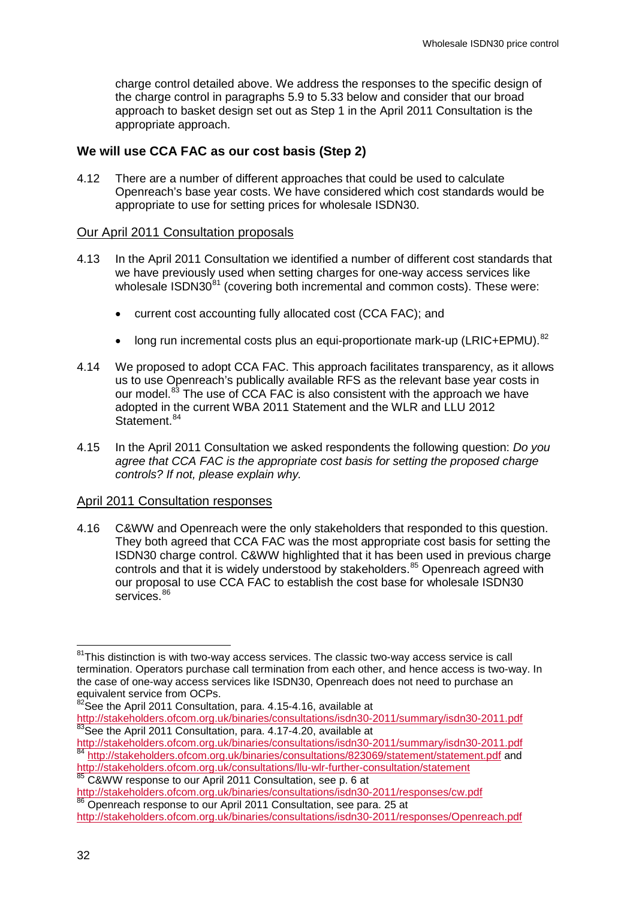charge control detailed above. We address the responses to the specific design of the charge control in paragraphs 5.9 to 5.33 below and consider that our broad approach to basket design set out as Step 1 in the April 2011 Consultation is the appropriate approach.

### We will use CCA FAC as our cost basis (Step 2)

4.12 There are a number of different approaches that could be used to calculate Openreach's base year costs. We have considered which cost standards would be appropriate to use for setting prices for wholesale ISDN30.

#### Our April 2011 Consultation proposals

4.13 In the April 2011 Consultation we identified a number of different cost standards that we have previously used when setting charges for one-way access services like wholesale ISDN30[81] (covering both incremental and common costs). These were:

- current cost accounting fully allocated cost (CCA FAC); and
- long run incremental costs plus an equi-proportionate mark-up (LRIC+EPMU).[82]

4.14 We proposed to adopt CCA FAC. This approach facilitates transparency, as it allows us to use Openreach's publically available RFS as the relevant base year costs in our model.[83] The use of CCA FAC is also consistent with the approach we have adopted in the current WBA 2011 Statement and the WLR and LLU 2012 Statement.[84]

4.15 In the April 2011 Consultation we asked respondents the following question: *Do you agree that CCA FAC is the appropriate cost basis for setting the proposed charge controls? If not, please explain why.*

#### April 2011 Consultation responses

4.16 C&WW and Openreach were the only stakeholders that responded to this question. They both agreed that CCA FAC was the most appropriate cost basis for setting the ISDN30 charge control. C&WW highlighted that it has been used in previous charge controls and that it is widely understood by stakeholders.[85] Openreach agreed with our proposal to use CCA FAC to establish the cost base for wholesale ISDN30 services.[86]

---

[81] This distinction is with two-way access services. The classic two-way access service is call termination. Operators purchase call termination from each other, and hence access is two-way. In the case of one-way access services like ISDN30, Openreach does not need to purchase an equivalent service from OCPs.

[82] See the April 2011 Consultation, para. 4.15-4.16, available at http://stakeholders.ofcom.org.uk/binaries/consultations/isdn30-2011/summary/isdn30-2011.pdf

[83] See the April 2011 Consultation, para. 4.17-4.20, available at http://stakeholders.ofcom.org.uk/binaries/consultations/isdn30-2011/summary/isdn30-2011.pdf

[84] http://stakeholders.ofcom.org.uk/binaries/consultations/823069/statement/statement.pdf and http://stakeholders.ofcom.org.uk/consultations/llu-wlr-further-consultation/statement

[85] C&WW response to our April 2011 Consultation, see p. 6 at http://stakeholders.ofcom.org.uk/binaries/consultations/isdn30-2011/responses/cw.pdf

[86] Openreach response to our April 2011 Consultation, see para. 25 at http://stakeholders.ofcom.org.uk/binaries/consultations/isdn30-2011/responses/Openreach.pdf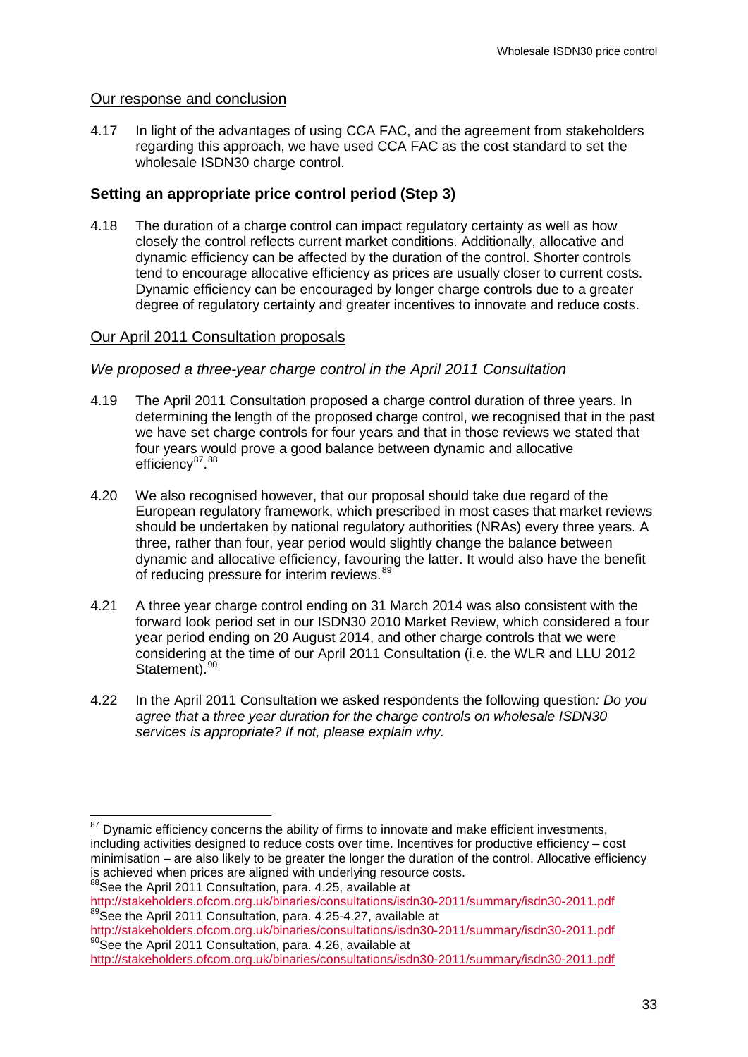### Our response and conclusion

4.17 In light of the advantages of using CCA FAC, and the agreement from stakeholders regarding this approach, we have used CCA FAC as the cost standard to set the wholesale ISDN30 charge control.

## Setting an appropriate price control period (Step 3)

4.18 The duration of a charge control can impact regulatory certainty as well as how closely the control reflects current market conditions. Additionally, allocative and dynamic efficiency can be affected by the duration of the control. Shorter controls tend to encourage allocative efficiency as prices are usually closer to current costs. Dynamic efficiency can be encouraged by longer charge controls due to a greater degree of regulatory certainty and greater incentives to innovate and reduce costs.

### Our April 2011 Consultation proposals

*We proposed a three-year charge control in the April 2011 Consultation*

4.19 The April 2011 Consultation proposed a charge control duration of three years. In determining the length of the proposed charge control, we recognised that in the past we have set charge controls for four years and that in those reviews we stated that four years would prove a good balance between dynamic and allocative efficiency[87].[88]

4.20 We also recognised however, that our proposal should take due regard of the European regulatory framework, which prescribed in most cases that market reviews should be undertaken by national regulatory authorities (NRAs) every three years. A three, rather than four, year period would slightly change the balance between dynamic and allocative efficiency, favouring the latter. It would also have the benefit of reducing pressure for interim reviews.[89]

4.21 A three year charge control ending on 31 March 2014 was also consistent with the forward look period set in our ISDN30 2010 Market Review, which considered a four year period ending on 20 August 2014, and other charge controls that we were considering at the time of our April 2011 Consultation (i.e. the WLR and LLU 2012 Statement).[90]

4.22 In the April 2011 Consultation we asked respondents the following question*: Do you agree that a three year duration for the charge controls on wholesale ISDN30 services is appropriate? If not, please explain why.*

---

[87] Dynamic efficiency concerns the ability of firms to innovate and make efficient investments, including activities designed to reduce costs over time. Incentives for productive efficiency – cost minimisation – are also likely to be greater the longer the duration of the control. Allocative efficiency is achieved when prices are aligned with underlying resource costs.

[88] See the April 2011 Consultation, para. 4.25, available at http://stakeholders.ofcom.org.uk/binaries/consultations/isdn30-2011/summary/isdn30-2011.pdf

[89] See the April 2011 Consultation, para. 4.25-4.27, available at http://stakeholders.ofcom.org.uk/binaries/consultations/isdn30-2011/summary/isdn30-2011.pdf

[90] See the April 2011 Consultation, para. 4.26, available at http://stakeholders.ofcom.org.uk/binaries/consultations/isdn30-2011/summary/isdn30-2011.pdf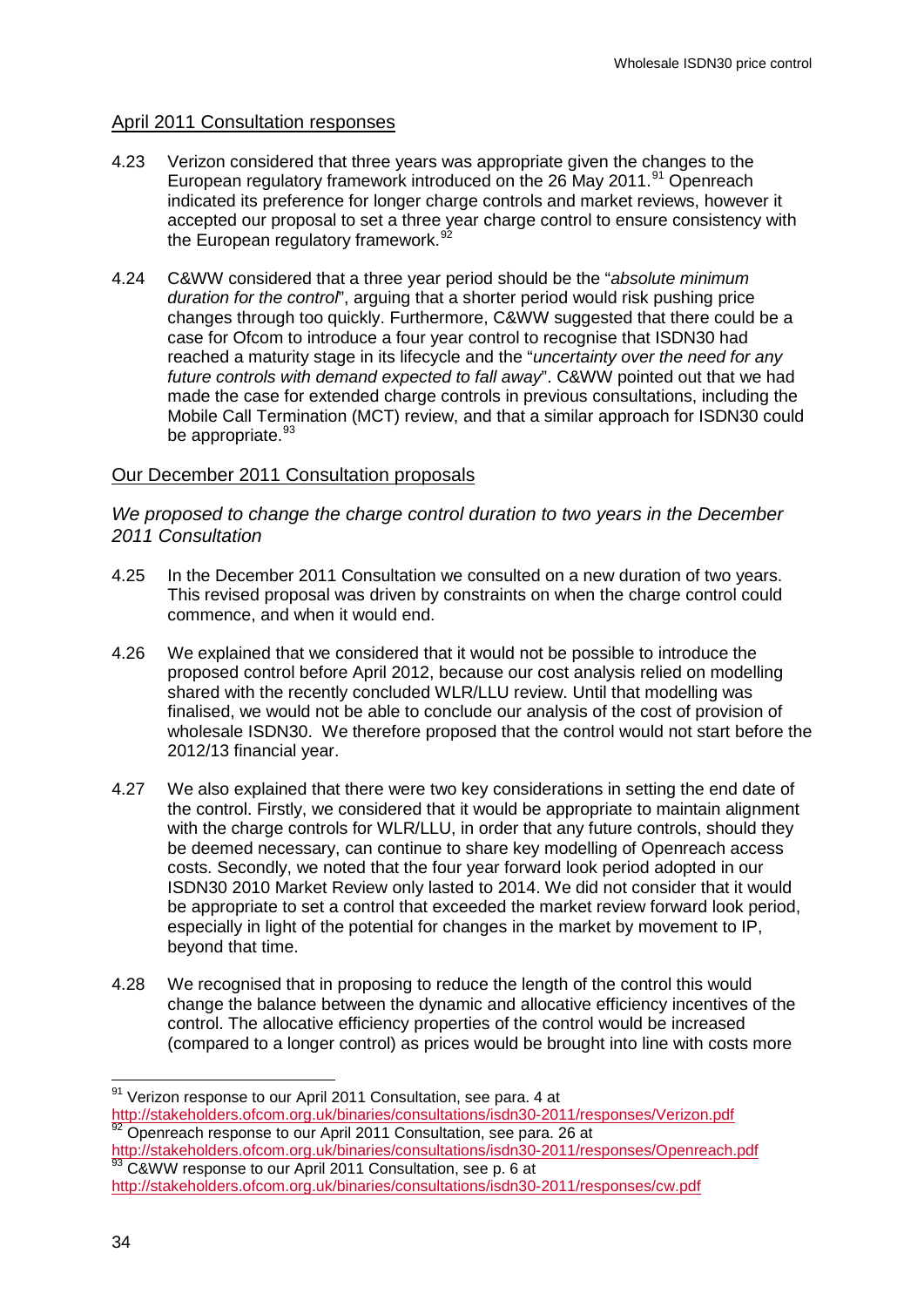## April 2011 Consultation responses

4.23 Verizon considered that three years was appropriate given the changes to the European regulatory framework introduced on the 26 May 2011.[91] Openreach indicated its preference for longer charge controls and market reviews, however it accepted our proposal to set a three year charge control to ensure consistency with the European regulatory framework.[92]

4.24 C&WW considered that a three year period should be the "*absolute minimum duration for the control*", arguing that a shorter period would risk pushing price changes through too quickly. Furthermore, C&WW suggested that there could be a case for Ofcom to introduce a four year control to recognise that ISDN30 had reached a maturity stage in its lifecycle and the "*uncertainty over the need for any future controls with demand expected to fall away*". C&WW pointed out that we had made the case for extended charge controls in previous consultations, including the Mobile Call Termination (MCT) review, and that a similar approach for ISDN30 could be appropriate.[93]

## Our December 2011 Consultation proposals

### *We proposed to change the charge control duration to two years in the December 2011 Consultation*

4.25 In the December 2011 Consultation we consulted on a new duration of two years. This revised proposal was driven by constraints on when the charge control could commence, and when it would end.

4.26 We explained that we considered that it would not be possible to introduce the proposed control before April 2012, because our cost analysis relied on modelling shared with the recently concluded WLR/LLU review. Until that modelling was finalised, we would not be able to conclude our analysis of the cost of provision of wholesale ISDN30. We therefore proposed that the control would not start before the 2012/13 financial year.

4.27 We also explained that there were two key considerations in setting the end date of the control. Firstly, we considered that it would be appropriate to maintain alignment with the charge controls for WLR/LLU, in order that any future controls, should they be deemed necessary, can continue to share key modelling of Openreach access costs. Secondly, we noted that the four year forward look period adopted in our ISDN30 2010 Market Review only lasted to 2014. We did not consider that it would be appropriate to set a control that exceeded the market review forward look period, especially in light of the potential for changes in the market by movement to IP, beyond that time.

4.28 We recognised that in proposing to reduce the length of the control this would change the balance between the dynamic and allocative efficiency incentives of the control. The allocative efficiency properties of the control would be increased (compared to a longer control) as prices would be brought into line with costs more

---

[91] Verizon response to our April 2011 Consultation, see para. 4 at http://stakeholders.ofcom.org.uk/binaries/consultations/isdn30-2011/responses/Verizon.pdf

[92] Openreach response to our April 2011 Consultation, see para. 26 at http://stakeholders.ofcom.org.uk/binaries/consultations/isdn30-2011/responses/Openreach.pdf

[93] C&WW response to our April 2011 Consultation, see p. 6 at http://stakeholders.ofcom.org.uk/binaries/consultations/isdn30-2011/responses/cw.pdf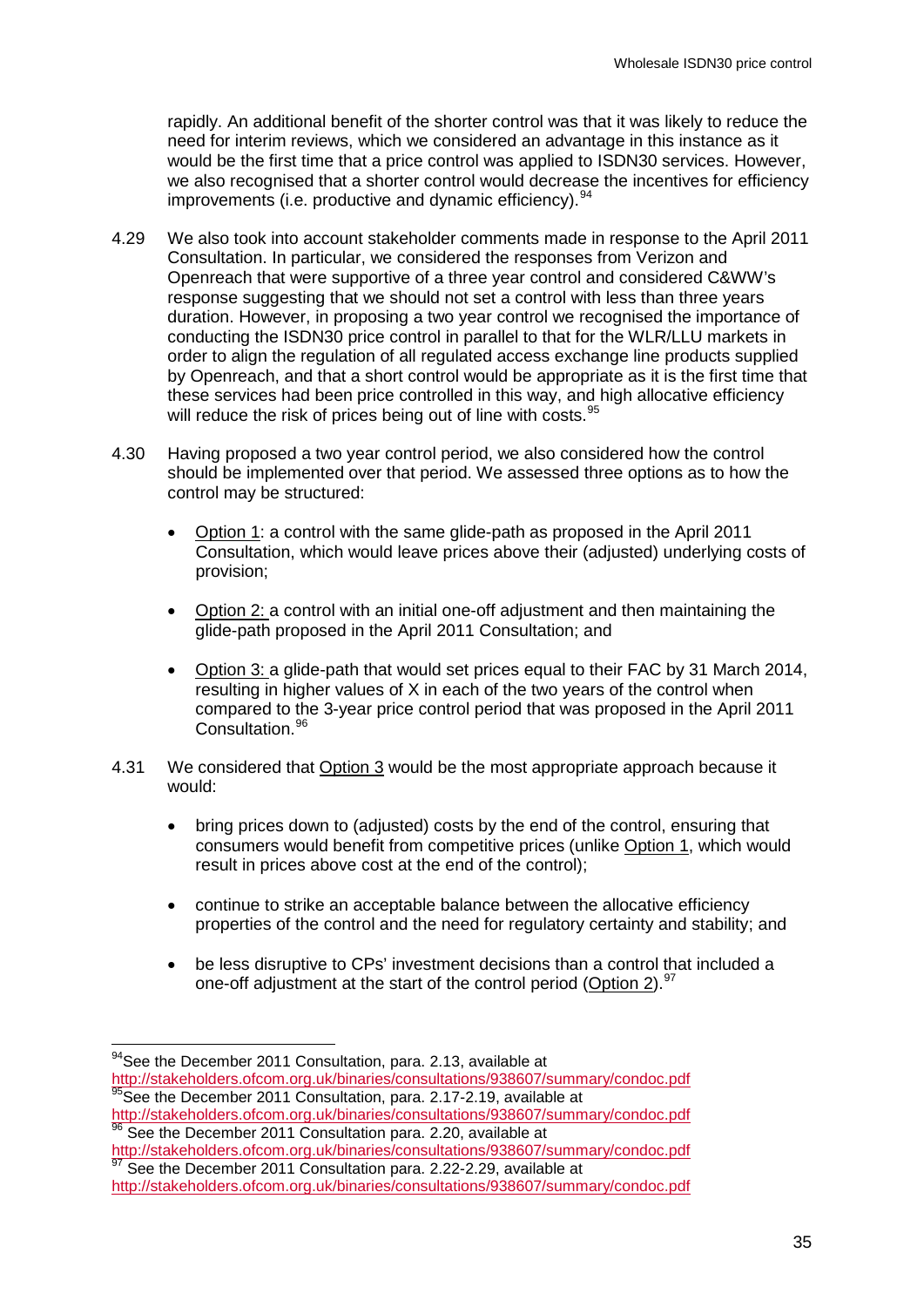rapidly. An additional benefit of the shorter control was that it was likely to reduce the need for interim reviews, which we considered an advantage in this instance as it would be the first time that a price control was applied to ISDN30 services. However, we also recognised that a shorter control would decrease the incentives for efficiency improvements (i.e. productive and dynamic efficiency).[94]

4.29 We also took into account stakeholder comments made in response to the April 2011 Consultation. In particular, we considered the responses from Verizon and Openreach that were supportive of a three year control and considered C&WW's response suggesting that we should not set a control with less than three years duration. However, in proposing a two year control we recognised the importance of conducting the ISDN30 price control in parallel to that for the WLR/LLU markets in order to align the regulation of all regulated access exchange line products supplied by Openreach, and that a short control would be appropriate as it is the first time that these services had been price controlled in this way, and high allocative efficiency will reduce the risk of prices being out of line with costs.[95]

4.30 Having proposed a two year control period, we also considered how the control should be implemented over that period. We assessed three options as to how the control may be structured:

- Option 1: a control with the same glide-path as proposed in the April 2011 Consultation, which would leave prices above their (adjusted) underlying costs of provision;
- Option 2: a control with an initial one-off adjustment and then maintaining the glide-path proposed in the April 2011 Consultation; and
- Option 3: a glide-path that would set prices equal to their FAC by 31 March 2014, resulting in higher values of X in each of the two years of the control when compared to the 3-year price control period that was proposed in the April 2011 Consultation.[96]

4.31 We considered that Option 3 would be the most appropriate approach because it would:

- bring prices down to (adjusted) costs by the end of the control, ensuring that consumers would benefit from competitive prices (unlike Option 1, which would result in prices above cost at the end of the control);
- continue to strike an acceptable balance between the allocative efficiency properties of the control and the need for regulatory certainty and stability; and
- be less disruptive to CPs' investment decisions than a control that included a one-off adjustment at the start of the control period (Option 2).[97]

---

[94] See the December 2011 Consultation, para. 2.13, available at http://stakeholders.ofcom.org.uk/binaries/consultations/938607/summary/condoc.pdf

[95] See the December 2011 Consultation, para. 2.17-2.19, available at http://stakeholders.ofcom.org.uk/binaries/consultations/938607/summary/condoc.pdf

[96] See the December 2011 Consultation para. 2.20, available at http://stakeholders.ofcom.org.uk/binaries/consultations/938607/summary/condoc.pdf

[97] See the December 2011 Consultation para. 2.22-2.29, available at http://stakeholders.ofcom.org.uk/binaries/consultations/938607/summary/condoc.pdf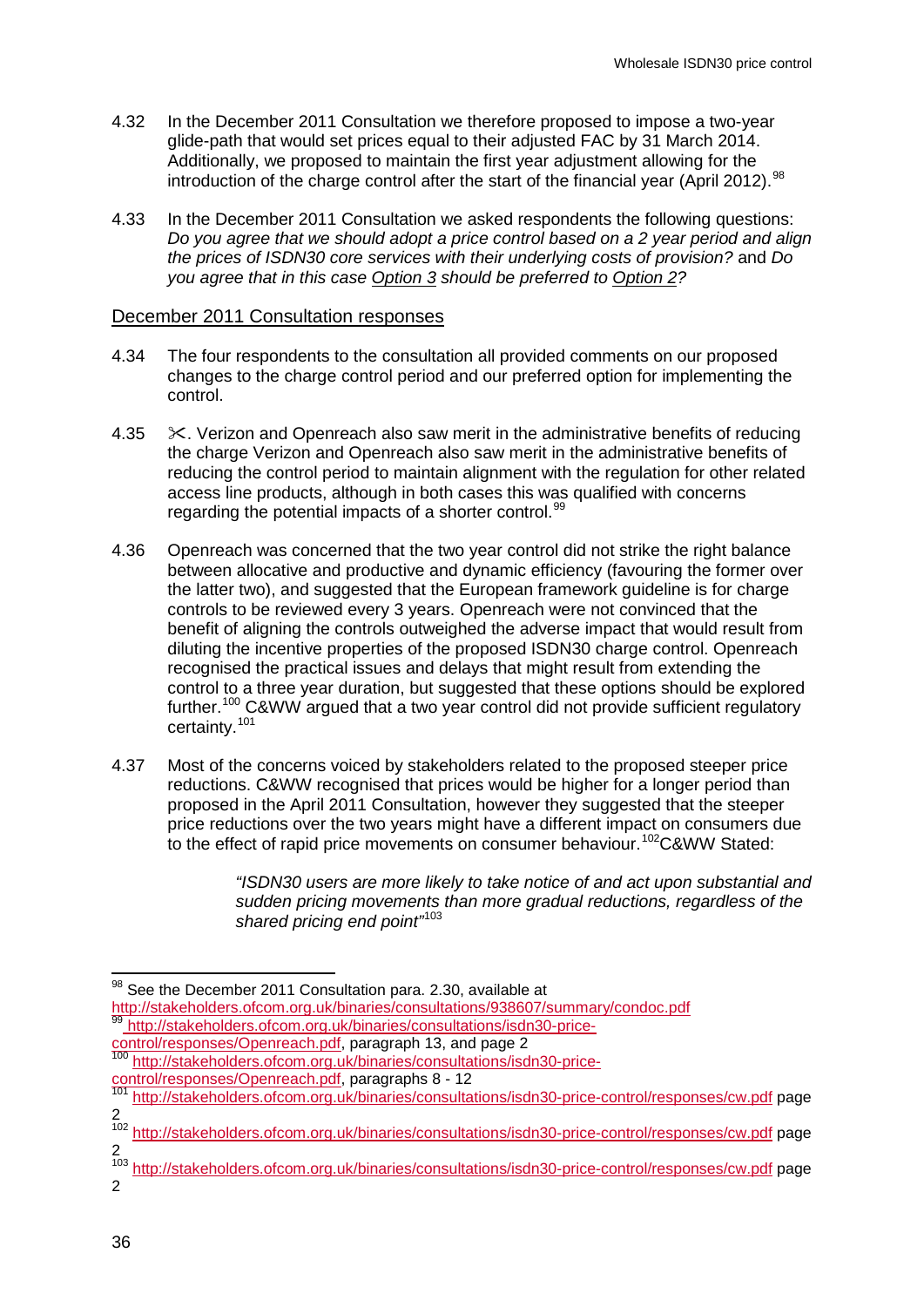4.32 In the December 2011 Consultation we therefore proposed to impose a two-year glide-path that would set prices equal to their adjusted FAC by 31 March 2014. Additionally, we proposed to maintain the first year adjustment allowing for the introduction of the charge control after the start of the financial year (April 2012).[98]

4.33 In the December 2011 Consultation we asked respondents the following questions: *Do you agree that we should adopt a price control based on a 2 year period and align the prices of ISDN30 core services with their underlying costs of provision?* and *Do you agree that in this case Option 3 should be preferred to Option 2?*

## December 2011 Consultation responses

4.34 The four respondents to the consultation all provided comments on our proposed changes to the charge control period and our preferred option for implementing the control.

4.35 ✂. Verizon and Openreach also saw merit in the administrative benefits of reducing the charge Verizon and Openreach also saw merit in the administrative benefits of reducing the control period to maintain alignment with the regulation for other related access line products, although in both cases this was qualified with concerns regarding the potential impacts of a shorter control.[99]

4.36 Openreach was concerned that the two year control did not strike the right balance between allocative and productive and dynamic efficiency (favouring the former over the latter two), and suggested that the European framework guideline is for charge controls to be reviewed every 3 years. Openreach were not convinced that the benefit of aligning the controls outweighed the adverse impact that would result from diluting the incentive properties of the proposed ISDN30 charge control. Openreach recognised the practical issues and delays that might result from extending the control to a three year duration, but suggested that these options should be explored further.[100] C&WW argued that a two year control did not provide sufficient regulatory certainty.[101]

4.37 Most of the concerns voiced by stakeholders related to the proposed steeper price reductions. C&WW recognised that prices would be higher for a longer period than proposed in the April 2011 Consultation, however they suggested that the steeper price reductions over the two years might have a different impact on consumers due to the effect of rapid price movements on consumer behaviour.[102]C&WW Stated:

> *"ISDN30 users are more likely to take notice of and act upon substantial and sudden pricing movements than more gradual reductions, regardless of the shared pricing end point"*[103]

---

[98] See the December 2011 Consultation para. 2.30, available at http://stakeholders.ofcom.org.uk/binaries/consultations/938607/summary/condoc.pdf

[99] http://stakeholders.ofcom.org.uk/binaries/consultations/isdn30-price-control/responses/Openreach.pdf, paragraph 13, and page 2

[100] http://stakeholders.ofcom.org.uk/binaries/consultations/isdn30-price-control/responses/Openreach.pdf, paragraphs 8 - 12

[101] http://stakeholders.ofcom.org.uk/binaries/consultations/isdn30-price-control/responses/cw.pdf page 2

[102] http://stakeholders.ofcom.org.uk/binaries/consultations/isdn30-price-control/responses/cw.pdf page 2

[103] http://stakeholders.ofcom.org.uk/binaries/consultations/isdn30-price-control/responses/cw.pdf page 2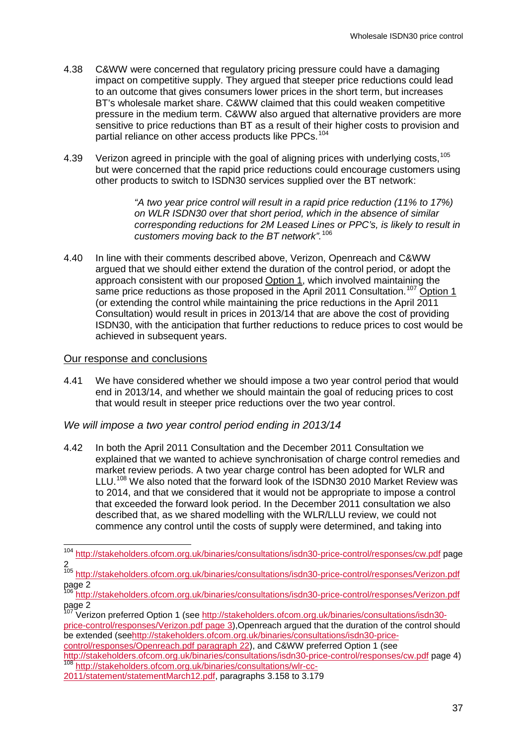4.38 C&WW were concerned that regulatory pricing pressure could have a damaging impact on competitive supply. They argued that steeper price reductions could lead to an outcome that gives consumers lower prices in the short term, but increases BT's wholesale market share. C&WW claimed that this could weaken competitive pressure in the medium term. C&WW also argued that alternative providers are more sensitive to price reductions than BT as a result of their higher costs to provision and partial reliance on other access products like PPCs.[104]

4.39 Verizon agreed in principle with the goal of aligning prices with underlying costs,[105] but were concerned that the rapid price reductions could encourage customers using other products to switch to ISDN30 services supplied over the BT network:

> *"A two year price control will result in a rapid price reduction (11% to 17%) on WLR ISDN30 over that short period, which in the absence of similar corresponding reductions for 2M Leased Lines or PPC's, is likely to result in customers moving back to the BT network".*[106]

4.40 In line with their comments described above, Verizon, Openreach and C&WW argued that we should either extend the duration of the control period, or adopt the approach consistent with our proposed Option 1, which involved maintaining the same price reductions as those proposed in the April 2011 Consultation.[107] Option 1 (or extending the control while maintaining the price reductions in the April 2011 Consultation) would result in prices in 2013/14 that are above the cost of providing ISDN30, with the anticipation that further reductions to reduce prices to cost would be achieved in subsequent years.

## Our response and conclusions

4.41 We have considered whether we should impose a two year control period that would end in 2013/14, and whether we should maintain the goal of reducing prices to cost that would result in steeper price reductions over the two year control.

### *We will impose a two year control period ending in 2013/14*

4.42 In both the April 2011 Consultation and the December 2011 Consultation we explained that we wanted to achieve synchronisation of charge control remedies and market review periods. A two year charge control has been adopted for WLR and LLU.[108] We also noted that the forward look of the ISDN30 2010 Market Review was to 2014, and that we considered that it would not be appropriate to impose a control that exceeded the forward look period. In the December 2011 consultation we also described that, as we shared modelling with the WLR/LLU review, we could not commence any control until the costs of supply were determined, and taking into

---

[104] http://stakeholders.ofcom.org.uk/binaries/consultations/isdn30-price-control/responses/cw.pdf page 2

[105] http://stakeholders.ofcom.org.uk/binaries/consultations/isdn30-price-control/responses/Verizon.pdf page 2

[106] http://stakeholders.ofcom.org.uk/binaries/consultations/isdn30-price-control/responses/Verizon.pdf page 2

[107] Verizon preferred Option 1 (see http://stakeholders.ofcom.org.uk/binaries/consultations/isdn30-price-control/responses/Verizon.pdf page 3),Openreach argued that the duration of the control should be extended (seehttp://stakeholders.ofcom.org.uk/binaries/consultations/isdn30-price-control/responses/Openreach.pdf paragraph 22), and C&WW preferred Option 1 (see http://stakeholders.ofcom.org.uk/binaries/consultations/isdn30-price-control/responses/cw.pdf page 4)

[108] http://stakeholders.ofcom.org.uk/binaries/consultations/wlr-cc-2011/statement/statementMarch12.pdf, paragraphs 3.158 to 3.179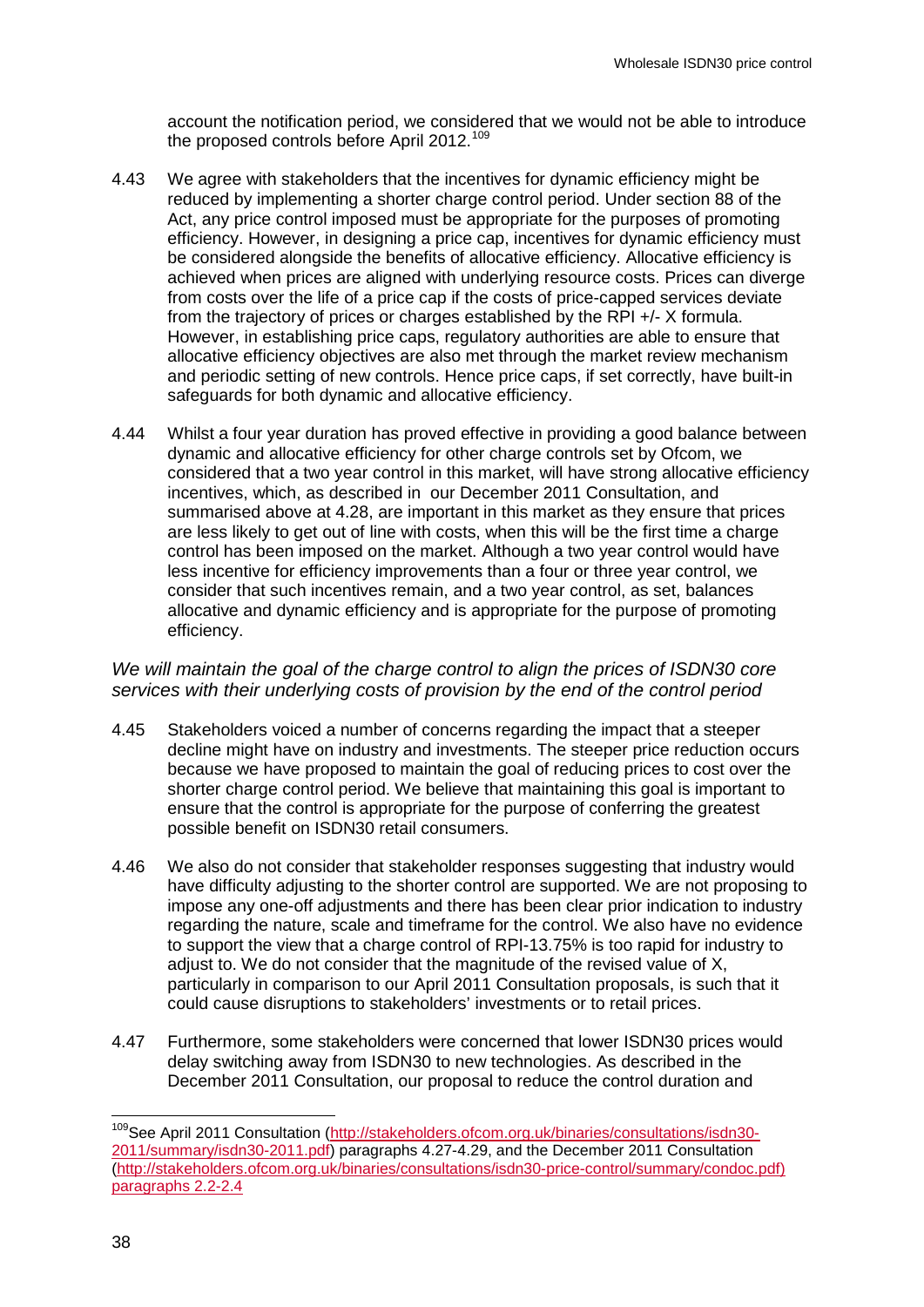account the notification period, we considered that we would not be able to introduce the proposed controls before April 2012.[109]

4.43 We agree with stakeholders that the incentives for dynamic efficiency might be reduced by implementing a shorter charge control period. Under section 88 of the Act, any price control imposed must be appropriate for the purposes of promoting efficiency. However, in designing a price cap, incentives for dynamic efficiency must be considered alongside the benefits of allocative efficiency. Allocative efficiency is achieved when prices are aligned with underlying resource costs. Prices can diverge from costs over the life of a price cap if the costs of price-capped services deviate from the trajectory of prices or charges established by the RPI +/- X formula. However, in establishing price caps, regulatory authorities are able to ensure that allocative efficiency objectives are also met through the market review mechanism and periodic setting of new controls. Hence price caps, if set correctly, have built-in safeguards for both dynamic and allocative efficiency.

4.44 Whilst a four year duration has proved effective in providing a good balance between dynamic and allocative efficiency for other charge controls set by Ofcom, we considered that a two year control in this market, will have strong allocative efficiency incentives, which, as described in our December 2011 Consultation, and summarised above at 4.28, are important in this market as they ensure that prices are less likely to get out of line with costs, when this will be the first time a charge control has been imposed on the market. Although a two year control would have less incentive for efficiency improvements than a four or three year control, we consider that such incentives remain, and a two year control, as set, balances allocative and dynamic efficiency and is appropriate for the purpose of promoting efficiency.

*We will maintain the goal of the charge control to align the prices of ISDN30 core services with their underlying costs of provision by the end of the control period*

4.45 Stakeholders voiced a number of concerns regarding the impact that a steeper decline might have on industry and investments. The steeper price reduction occurs because we have proposed to maintain the goal of reducing prices to cost over the shorter charge control period. We believe that maintaining this goal is important to ensure that the control is appropriate for the purpose of conferring the greatest possible benefit on ISDN30 retail consumers.

4.46 We also do not consider that stakeholder responses suggesting that industry would have difficulty adjusting to the shorter control are supported. We are not proposing to impose any one-off adjustments and there has been clear prior indication to industry regarding the nature, scale and timeframe for the control. We also have no evidence to support the view that a charge control of RPI-13.75% is too rapid for industry to adjust to. We do not consider that the magnitude of the revised value of X, particularly in comparison to our April 2011 Consultation proposals, is such that it could cause disruptions to stakeholders' investments or to retail prices.

4.47 Furthermore, some stakeholders were concerned that lower ISDN30 prices would delay switching away from ISDN30 to new technologies. As described in the December 2011 Consultation, our proposal to reduce the control duration and

---

[109] See April 2011 Consultation (http://stakeholders.ofcom.org.uk/binaries/consultations/isdn30-2011/summary/isdn30-2011.pdf) paragraphs 4.27-4.29, and the December 2011 Consultation (http://stakeholders.ofcom.org.uk/binaries/consultations/isdn30-price-control/summary/condoc.pdf) paragraphs 2.2-2.4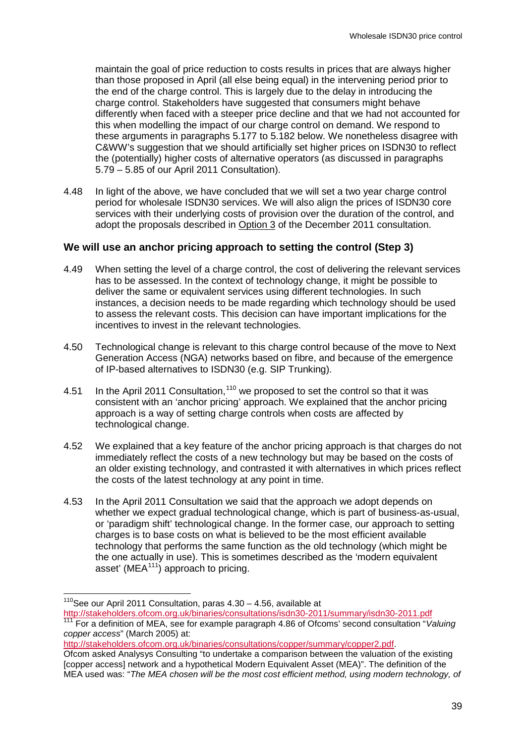maintain the goal of price reduction to costs results in prices that are always higher than those proposed in April (all else being equal) in the intervening period prior to the end of the charge control. This is largely due to the delay in introducing the charge control. Stakeholders have suggested that consumers might behave differently when faced with a steeper price decline and that we had not accounted for this when modelling the impact of our charge control on demand. We respond to these arguments in paragraphs 5.177 to 5.182 below. We nonetheless disagree with C&WW's suggestion that we should artificially set higher prices on ISDN30 to reflect the (potentially) higher costs of alternative operators (as discussed in paragraphs 5.79 – 5.85 of our April 2011 Consultation).

4.48 In light of the above, we have concluded that we will set a two year charge control period for wholesale ISDN30 services. We will also align the prices of ISDN30 core services with their underlying costs of provision over the duration of the control, and adopt the proposals described in Option 3 of the December 2011 consultation.

### We will use an anchor pricing approach to setting the control (Step 3)

4.49 When setting the level of a charge control, the cost of delivering the relevant services has to be assessed. In the context of technology change, it might be possible to deliver the same or equivalent services using different technologies. In such instances, a decision needs to be made regarding which technology should be used to assess the relevant costs. This decision can have important implications for the incentives to invest in the relevant technologies.

4.50 Technological change is relevant to this charge control because of the move to Next Generation Access (NGA) networks based on fibre, and because of the emergence of IP-based alternatives to ISDN30 (e.g. SIP Trunking).

4.51 In the April 2011 Consultation,[110] we proposed to set the control so that it was consistent with an 'anchor pricing' approach. We explained that the anchor pricing approach is a way of setting charge controls when costs are affected by technological change.

4.52 We explained that a key feature of the anchor pricing approach is that charges do not immediately reflect the costs of a new technology but may be based on the costs of an older existing technology, and contrasted it with alternatives in which prices reflect the costs of the latest technology at any point in time.

4.53 In the April 2011 Consultation we said that the approach we adopt depends on whether we expect gradual technological change, which is part of business-as-usual, or 'paradigm shift' technological change. In the former case, our approach to setting charges is to base costs on what is believed to be the most efficient available technology that performs the same function as the old technology (which might be the one actually in use). This is sometimes described as the 'modern equivalent asset' (MEA[111]) approach to pricing.

---

[110] See our April 2011 Consultation, paras 4.30 – 4.56, available at http://stakeholders.ofcom.org.uk/binaries/consultations/isdn30-2011/summary/isdn30-2011.pdf

[111] For a definition of MEA, see for example paragraph 4.86 of Ofcoms' second consultation "*Valuing copper access*" (March 2005) at: http://stakeholders.ofcom.org.uk/binaries/consultations/copper/summary/copper2.pdf. Ofcom asked Analysys Consulting "to undertake a comparison between the valuation of the existing [copper access] network and a hypothetical Modern Equivalent Asset (MEA)". The definition of the MEA used was: "*The MEA chosen will be the most cost efficient method, using modern technology, of*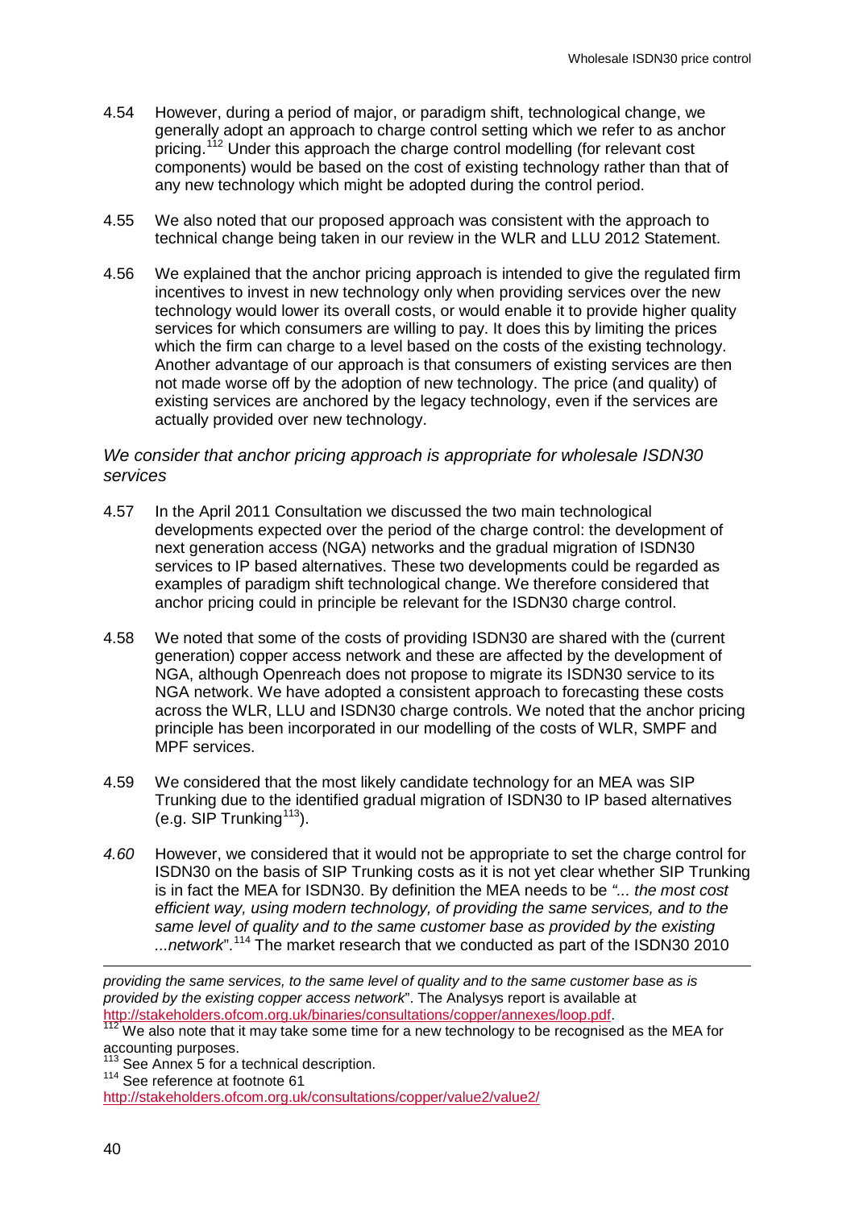4.54 However, during a period of major, or paradigm shift, technological change, we generally adopt an approach to charge control setting which we refer to as anchor pricing.[112] Under this approach the charge control modelling (for relevant cost components) would be based on the cost of existing technology rather than that of any new technology which might be adopted during the control period.

4.55 We also noted that our proposed approach was consistent with the approach to technical change being taken in our review in the WLR and LLU 2012 Statement.

4.56 We explained that the anchor pricing approach is intended to give the regulated firm incentives to invest in new technology only when providing services over the new technology would lower its overall costs, or would enable it to provide higher quality services for which consumers are willing to pay. It does this by limiting the prices which the firm can charge to a level based on the costs of the existing technology. Another advantage of our approach is that consumers of existing services are then not made worse off by the adoption of new technology. The price (and quality) of existing services are anchored by the legacy technology, even if the services are actually provided over new technology.

### *We consider that anchor pricing approach is appropriate for wholesale ISDN30 services*

4.57 In the April 2011 Consultation we discussed the two main technological developments expected over the period of the charge control: the development of next generation access (NGA) networks and the gradual migration of ISDN30 services to IP based alternatives. These two developments could be regarded as examples of paradigm shift technological change. We therefore considered that anchor pricing could in principle be relevant for the ISDN30 charge control.

4.58 We noted that some of the costs of providing ISDN30 are shared with the (current generation) copper access network and these are affected by the development of NGA, although Openreach does not propose to migrate its ISDN30 service to its NGA network. We have adopted a consistent approach to forecasting these costs across the WLR, LLU and ISDN30 charge controls. We noted that the anchor pricing principle has been incorporated in our modelling of the costs of WLR, SMPF and MPF services.

4.59 We considered that the most likely candidate technology for an MEA was SIP Trunking due to the identified gradual migration of ISDN30 to IP based alternatives (e.g. SIP Trunking[113]).

*4.60* However, we considered that it would not be appropriate to set the charge control for ISDN30 on the basis of SIP Trunking costs as it is not yet clear whether SIP Trunking is in fact the MEA for ISDN30. By definition the MEA needs to be *"... the most cost efficient way, using modern technology, of providing the same services, and to the same level of quality and to the same customer base as provided by the existing ...network*".[114] The market research that we conducted as part of the ISDN30 2010

---

*providing the same services, to the same level of quality and to the same customer base as is provided by the existing copper access network*". The Analysys report is available at http://stakeholders.ofcom.org.uk/binaries/consultations/copper/annexes/loop.pdf.

[112] We also note that it may take some time for a new technology to be recognised as the MEA for accounting purposes.

[113] See Annex 5 for a technical description.

[114] See reference at footnote 61 http://stakeholders.ofcom.org.uk/consultations/copper/value2/value2/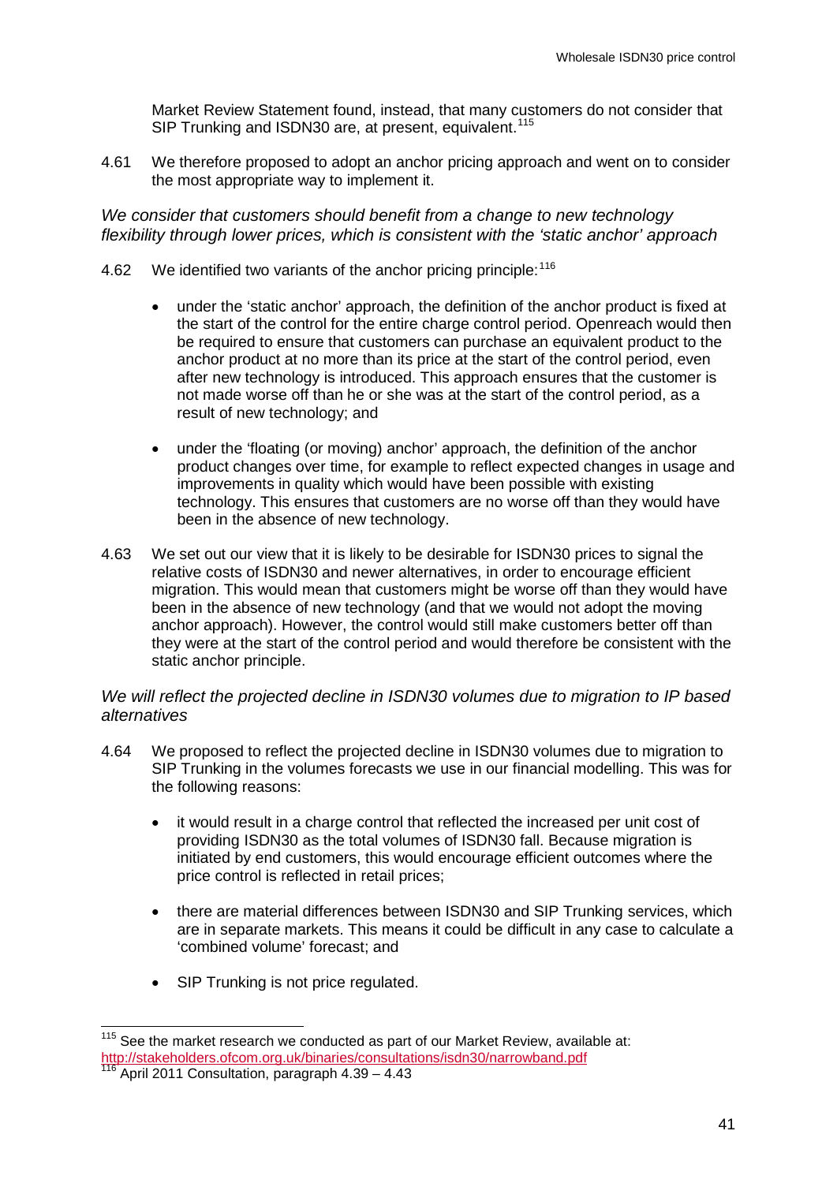Market Review Statement found, instead, that many customers do not consider that SIP Trunking and ISDN30 are, at present, equivalent.[115]

4.61 We therefore proposed to adopt an anchor pricing approach and went on to consider the most appropriate way to implement it.

*We consider that customers should benefit from a change to new technology flexibility through lower prices, which is consistent with the 'static anchor' approach*

4.62 We identified two variants of the anchor pricing principle:[116]

- under the 'static anchor' approach, the definition of the anchor product is fixed at the start of the control for the entire charge control period. Openreach would then be required to ensure that customers can purchase an equivalent product to the anchor product at no more than its price at the start of the control period, even after new technology is introduced. This approach ensures that the customer is not made worse off than he or she was at the start of the control period, as a result of new technology; and

- under the 'floating (or moving) anchor' approach, the definition of the anchor product changes over time, for example to reflect expected changes in usage and improvements in quality which would have been possible with existing technology. This ensures that customers are no worse off than they would have been in the absence of new technology.

4.63 We set out our view that it is likely to be desirable for ISDN30 prices to signal the relative costs of ISDN30 and newer alternatives, in order to encourage efficient migration. This would mean that customers might be worse off than they would have been in the absence of new technology (and that we would not adopt the moving anchor approach). However, the control would still make customers better off than they were at the start of the control period and would therefore be consistent with the static anchor principle.

*We will reflect the projected decline in ISDN30 volumes due to migration to IP based alternatives*

4.64 We proposed to reflect the projected decline in ISDN30 volumes due to migration to SIP Trunking in the volumes forecasts we use in our financial modelling. This was for the following reasons:

- it would result in a charge control that reflected the increased per unit cost of providing ISDN30 as the total volumes of ISDN30 fall. Because migration is initiated by end customers, this would encourage efficient outcomes where the price control is reflected in retail prices;

- there are material differences between ISDN30 and SIP Trunking services, which are in separate markets. This means it could be difficult in any case to calculate a 'combined volume' forecast; and

- SIP Trunking is not price regulated.

---

[115] See the market research we conducted as part of our Market Review, available at: http://stakeholders.ofcom.org.uk/binaries/consultations/isdn30/narrowband.pdf

[116] April 2011 Consultation, paragraph 4.39 – 4.43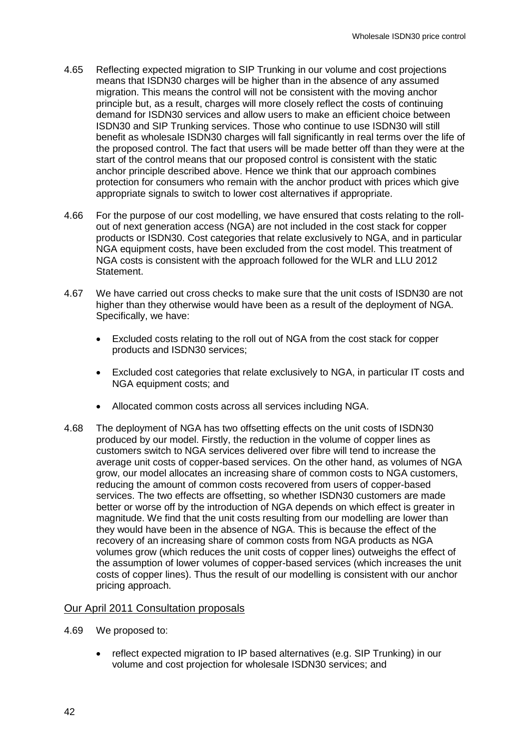4.65 Reflecting expected migration to SIP Trunking in our volume and cost projections means that ISDN30 charges will be higher than in the absence of any assumed migration. This means the control will not be consistent with the moving anchor principle but, as a result, charges will more closely reflect the costs of continuing demand for ISDN30 services and allow users to make an efficient choice between ISDN30 and SIP Trunking services. Those who continue to use ISDN30 will still benefit as wholesale ISDN30 charges will fall significantly in real terms over the life of the proposed control. The fact that users will be made better off than they were at the start of the control means that our proposed control is consistent with the static anchor principle described above. Hence we think that our approach combines protection for consumers who remain with the anchor product with prices which give appropriate signals to switch to lower cost alternatives if appropriate.

4.66 For the purpose of our cost modelling, we have ensured that costs relating to the roll-out of next generation access (NGA) are not included in the cost stack for copper products or ISDN30. Cost categories that relate exclusively to NGA, and in particular NGA equipment costs, have been excluded from the cost model. This treatment of NGA costs is consistent with the approach followed for the WLR and LLU 2012 Statement.

4.67 We have carried out cross checks to make sure that the unit costs of ISDN30 are not higher than they otherwise would have been as a result of the deployment of NGA. Specifically, we have:

- Excluded costs relating to the roll out of NGA from the cost stack for copper products and ISDN30 services;
- Excluded cost categories that relate exclusively to NGA, in particular IT costs and NGA equipment costs; and
- Allocated common costs across all services including NGA.

4.68 The deployment of NGA has two offsetting effects on the unit costs of ISDN30 produced by our model. Firstly, the reduction in the volume of copper lines as customers switch to NGA services delivered over fibre will tend to increase the average unit costs of copper-based services. On the other hand, as volumes of NGA grow, our model allocates an increasing share of common costs to NGA customers, reducing the amount of common costs recovered from users of copper-based services. The two effects are offsetting, so whether ISDN30 customers are made better or worse off by the introduction of NGA depends on which effect is greater in magnitude. We find that the unit costs resulting from our modelling are lower than they would have been in the absence of NGA. This is because the effect of the recovery of an increasing share of common costs from NGA products as NGA volumes grow (which reduces the unit costs of copper lines) outweighs the effect of the assumption of lower volumes of copper-based services (which increases the unit costs of copper lines). Thus the result of our modelling is consistent with our anchor pricing approach.

## Our April 2011 Consultation proposals

4.69 We proposed to:

- reflect expected migration to IP based alternatives (e.g. SIP Trunking) in our volume and cost projection for wholesale ISDN30 services; and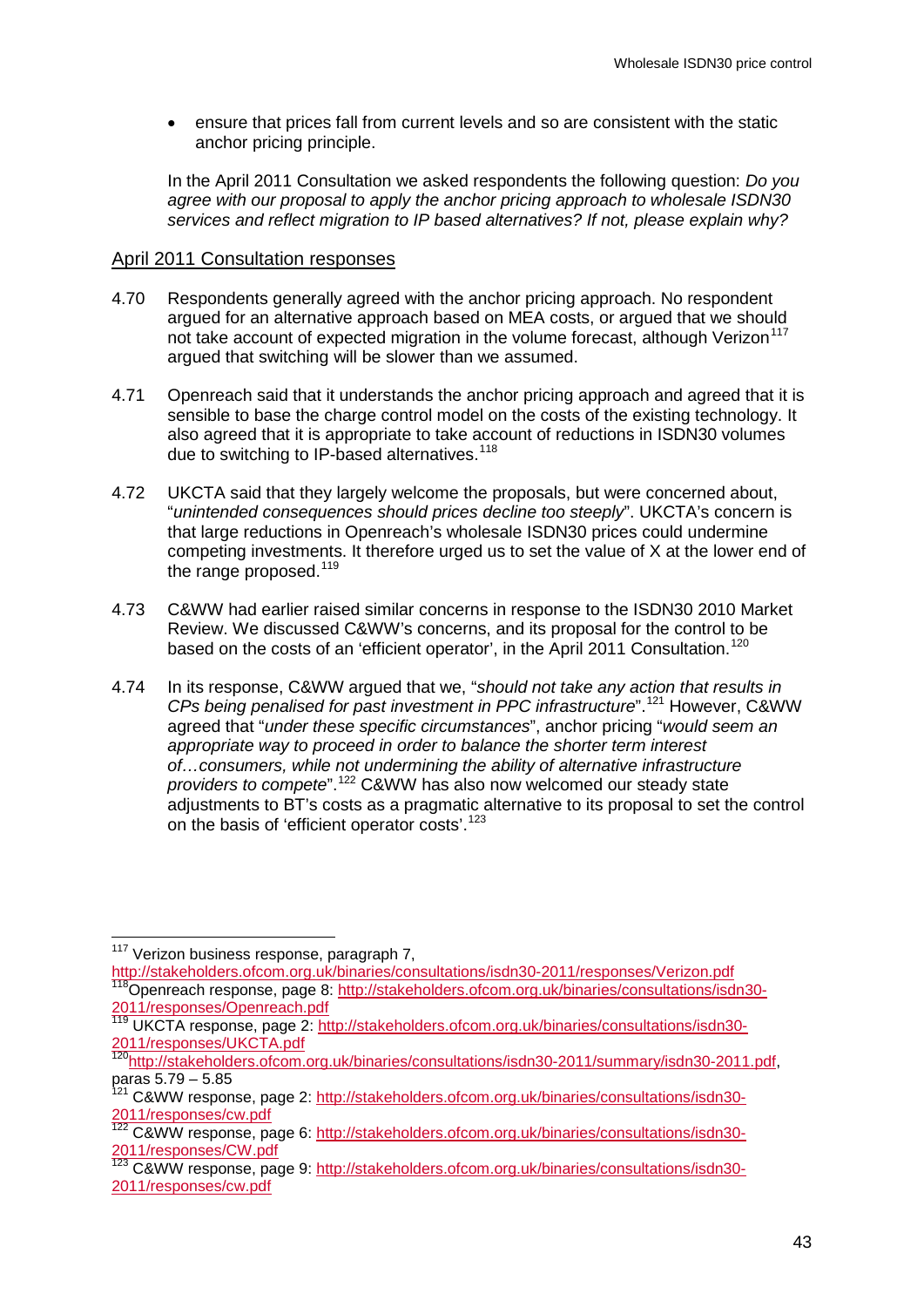- ensure that prices fall from current levels and so are consistent with the static anchor pricing principle.

In the April 2011 Consultation we asked respondents the following question: *Do you agree with our proposal to apply the anchor pricing approach to wholesale ISDN30 services and reflect migration to IP based alternatives? If not, please explain why?*

## April 2011 Consultation responses

4.70 Respondents generally agreed with the anchor pricing approach. No respondent argued for an alternative approach based on MEA costs, or argued that we should not take account of expected migration in the volume forecast, although Verizon[117] argued that switching will be slower than we assumed.

4.71 Openreach said that it understands the anchor pricing approach and agreed that it is sensible to base the charge control model on the costs of the existing technology. It also agreed that it is appropriate to take account of reductions in ISDN30 volumes due to switching to IP-based alternatives.[118]

4.72 UKCTA said that they largely welcome the proposals, but were concerned about, "*unintended consequences should prices decline too steeply*". UKCTA's concern is that large reductions in Openreach's wholesale ISDN30 prices could undermine competing investments. It therefore urged us to set the value of X at the lower end of the range proposed.[119]

4.73 C&WW had earlier raised similar concerns in response to the ISDN30 2010 Market Review. We discussed C&WW's concerns, and its proposal for the control to be based on the costs of an 'efficient operator', in the April 2011 Consultation.[120]

4.74 In its response, C&WW argued that we, "*should not take any action that results in CPs being penalised for past investment in PPC infrastructure*".[121] However, C&WW agreed that "*under these specific circumstances*", anchor pricing "*would seem an appropriate way to proceed in order to balance the shorter term interest of…consumers, while not undermining the ability of alternative infrastructure providers to compete*".[122] C&WW has also now welcomed our steady state adjustments to BT's costs as a pragmatic alternative to its proposal to set the control on the basis of 'efficient operator costs'.[123]

---

[117] Verizon business response, paragraph 7, http://stakeholders.ofcom.org.uk/binaries/consultations/isdn30-2011/responses/Verizon.pdf

[118] Openreach response, page 8: http://stakeholders.ofcom.org.uk/binaries/consultations/isdn30-2011/responses/Openreach.pdf

[119] UKCTA response, page 2: http://stakeholders.ofcom.org.uk/binaries/consultations/isdn30-2011/responses/UKCTA.pdf

[120] http://stakeholders.ofcom.org.uk/binaries/consultations/isdn30-2011/summary/isdn30-2011.pdf, paras 5.79 – 5.85

[121] C&WW response, page 2: http://stakeholders.ofcom.org.uk/binaries/consultations/isdn30-2011/responses/cw.pdf

[122] C&WW response, page 6: http://stakeholders.ofcom.org.uk/binaries/consultations/isdn30-2011/responses/CW.pdf

[123] C&WW response, page 9: http://stakeholders.ofcom.org.uk/binaries/consultations/isdn30-2011/responses/cw.pdf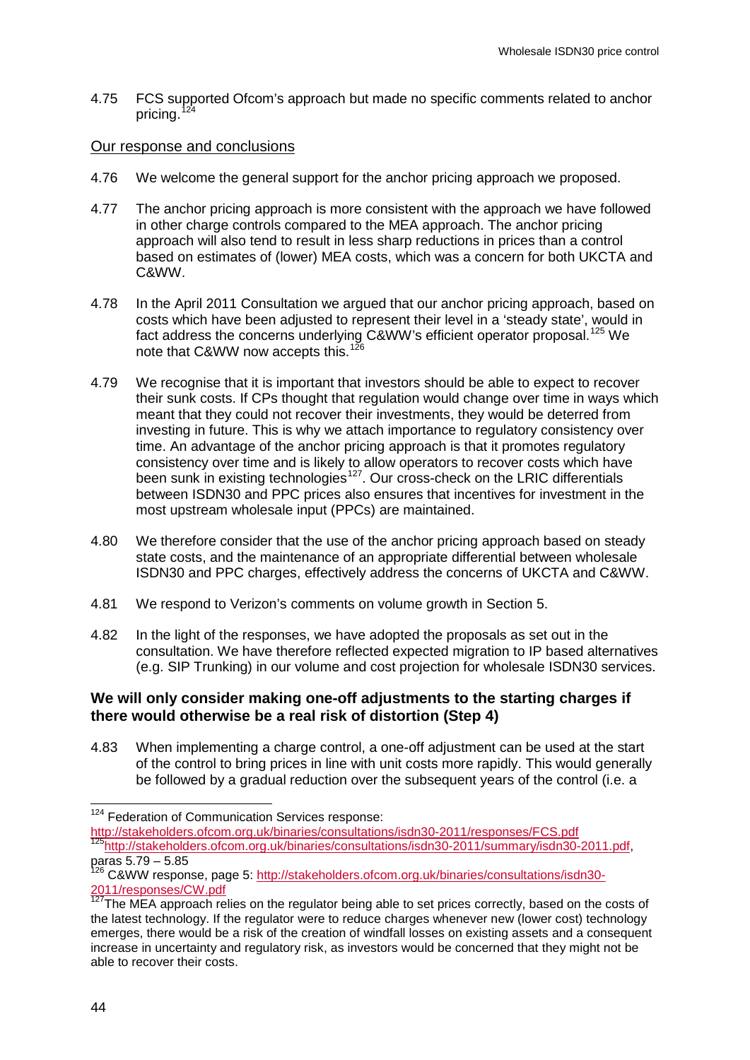4.75 FCS supported Ofcom's approach but made no specific comments related to anchor pricing.[124]

Our response and conclusions

4.76 We welcome the general support for the anchor pricing approach we proposed.

4.77 The anchor pricing approach is more consistent with the approach we have followed in other charge controls compared to the MEA approach. The anchor pricing approach will also tend to result in less sharp reductions in prices than a control based on estimates of (lower) MEA costs, which was a concern for both UKCTA and C&WW.

4.78 In the April 2011 Consultation we argued that our anchor pricing approach, based on costs which have been adjusted to represent their level in a 'steady state', would in fact address the concerns underlying C&WW's efficient operator proposal.[125] We note that C&WW now accepts this.[126]

4.79 We recognise that it is important that investors should be able to expect to recover their sunk costs. If CPs thought that regulation would change over time in ways which meant that they could not recover their investments, they would be deterred from investing in future. This is why we attach importance to regulatory consistency over time. An advantage of the anchor pricing approach is that it promotes regulatory consistency over time and is likely to allow operators to recover costs which have been sunk in existing technologies[127]. Our cross-check on the LRIC differentials between ISDN30 and PPC prices also ensures that incentives for investment in the most upstream wholesale input (PPCs) are maintained.

4.80 We therefore consider that the use of the anchor pricing approach based on steady state costs, and the maintenance of an appropriate differential between wholesale ISDN30 and PPC charges, effectively address the concerns of UKCTA and C&WW.

4.81 We respond to Verizon's comments on volume growth in Section 5.

4.82 In the light of the responses, we have adopted the proposals as set out in the consultation. We have therefore reflected expected migration to IP based alternatives (e.g. SIP Trunking) in our volume and cost projection for wholesale ISDN30 services.

### We will only consider making one-off adjustments to the starting charges if there would otherwise be a real risk of distortion (Step 4)

4.83 When implementing a charge control, a one-off adjustment can be used at the start of the control to bring prices in line with unit costs more rapidly. This would generally be followed by a gradual reduction over the subsequent years of the control (i.e. a

---

[124] Federation of Communication Services response: http://stakeholders.ofcom.org.uk/binaries/consultations/isdn30-2011/responses/FCS.pdf

[125] http://stakeholders.ofcom.org.uk/binaries/consultations/isdn30-2011/summary/isdn30-2011.pdf, paras 5.79 – 5.85

[126] C&WW response, page 5: http://stakeholders.ofcom.org.uk/binaries/consultations/isdn30-2011/responses/CW.pdf

[127] The MEA approach relies on the regulator being able to set prices correctly, based on the costs of the latest technology. If the regulator were to reduce charges whenever new (lower cost) technology emerges, there would be a risk of the creation of windfall losses on existing assets and a consequent increase in uncertainty and regulatory risk, as investors would be concerned that they might not be able to recover their costs.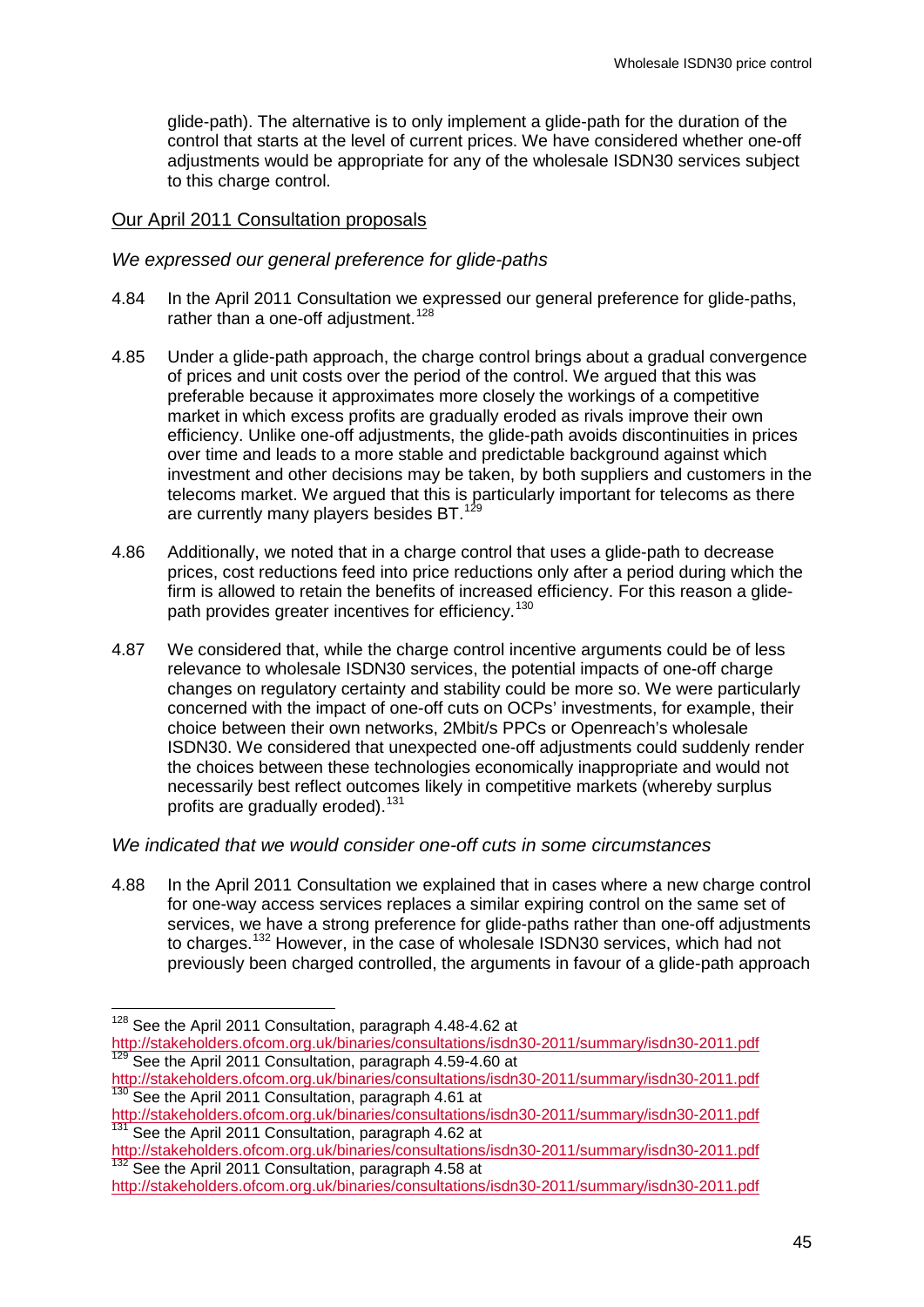glide-path). The alternative is to only implement a glide-path for the duration of the control that starts at the level of current prices. We have considered whether one-off adjustments would be appropriate for any of the wholesale ISDN30 services subject to this charge control.

## Our April 2011 Consultation proposals

### *We expressed our general preference for glide-paths*

4.84 In the April 2011 Consultation we expressed our general preference for glide-paths, rather than a one-off adjustment.[128]

4.85 Under a glide-path approach, the charge control brings about a gradual convergence of prices and unit costs over the period of the control. We argued that this was preferable because it approximates more closely the workings of a competitive market in which excess profits are gradually eroded as rivals improve their own efficiency. Unlike one-off adjustments, the glide-path avoids discontinuities in prices over time and leads to a more stable and predictable background against which investment and other decisions may be taken, by both suppliers and customers in the telecoms market. We argued that this is particularly important for telecoms as there are currently many players besides BT.[129]

4.86 Additionally, we noted that in a charge control that uses a glide-path to decrease prices, cost reductions feed into price reductions only after a period during which the firm is allowed to retain the benefits of increased efficiency. For this reason a glide-path provides greater incentives for efficiency.[130]

4.87 We considered that, while the charge control incentive arguments could be of less relevance to wholesale ISDN30 services, the potential impacts of one-off charge changes on regulatory certainty and stability could be more so. We were particularly concerned with the impact of one-off cuts on OCPs' investments, for example, their choice between their own networks, 2Mbit/s PPCs or Openreach's wholesale ISDN30. We considered that unexpected one-off adjustments could suddenly render the choices between these technologies economically inappropriate and would not necessarily best reflect outcomes likely in competitive markets (whereby surplus profits are gradually eroded).[131]

### *We indicated that we would consider one-off cuts in some circumstances*

4.88 In the April 2011 Consultation we explained that in cases where a new charge control for one-way access services replaces a similar expiring control on the same set of services, we have a strong preference for glide-paths rather than one-off adjustments to charges.[132] However, in the case of wholesale ISDN30 services, which had not previously been charged controlled, the arguments in favour of a glide-path approach

---

[128] See the April 2011 Consultation, paragraph 4.48-4.62 at http://stakeholders.ofcom.org.uk/binaries/consultations/isdn30-2011/summary/isdn30-2011.pdf

[129] See the April 2011 Consultation, paragraph 4.59-4.60 at http://stakeholders.ofcom.org.uk/binaries/consultations/isdn30-2011/summary/isdn30-2011.pdf

[130] See the April 2011 Consultation, paragraph 4.61 at http://stakeholders.ofcom.org.uk/binaries/consultations/isdn30-2011/summary/isdn30-2011.pdf

[131] See the April 2011 Consultation, paragraph 4.62 at http://stakeholders.ofcom.org.uk/binaries/consultations/isdn30-2011/summary/isdn30-2011.pdf

[132] See the April 2011 Consultation, paragraph 4.58 at http://stakeholders.ofcom.org.uk/binaries/consultations/isdn30-2011/summary/isdn30-2011.pdf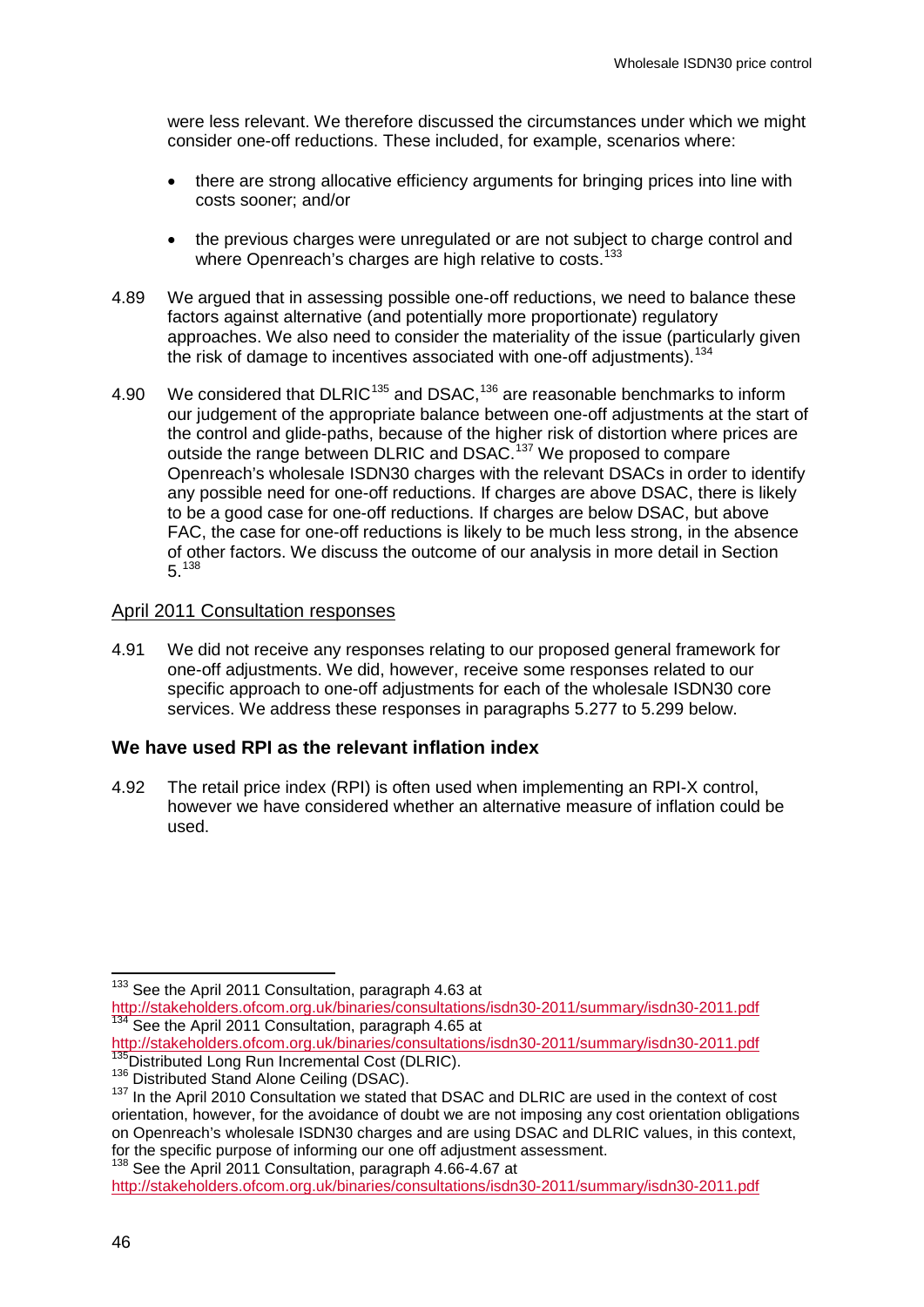were less relevant. We therefore discussed the circumstances under which we might consider one-off reductions. These included, for example, scenarios where:

- there are strong allocative efficiency arguments for bringing prices into line with costs sooner; and/or
- the previous charges were unregulated or are not subject to charge control and where Openreach's charges are high relative to costs.[133]

4.89 We argued that in assessing possible one-off reductions, we need to balance these factors against alternative (and potentially more proportionate) regulatory approaches. We also need to consider the materiality of the issue (particularly given the risk of damage to incentives associated with one-off adjustments).[134]

4.90 We considered that DLRIC[135] and DSAC,[136] are reasonable benchmarks to inform our judgement of the appropriate balance between one-off adjustments at the start of the control and glide-paths, because of the higher risk of distortion where prices are outside the range between DLRIC and DSAC.[137] We proposed to compare Openreach's wholesale ISDN30 charges with the relevant DSACs in order to identify any possible need for one-off reductions. If charges are above DSAC, there is likely to be a good case for one-off reductions. If charges are below DSAC, but above FAC, the case for one-off reductions is likely to be much less strong, in the absence of other factors. We discuss the outcome of our analysis in more detail in Section 5.[138]

<u>April 2011 Consultation responses</u>

4.91 We did not receive any responses relating to our proposed general framework for one-off adjustments. We did, however, receive some responses related to our specific approach to one-off adjustments for each of the wholesale ISDN30 core services. We address these responses in paragraphs 5.277 to 5.299 below.

### We have used RPI as the relevant inflation index

4.92 The retail price index (RPI) is often used when implementing an RPI-X control, however we have considered whether an alternative measure of inflation could be used.

---

[133] See the April 2011 Consultation, paragraph 4.63 at http://stakeholders.ofcom.org.uk/binaries/consultations/isdn30-2011/summary/isdn30-2011.pdf

[134] See the April 2011 Consultation, paragraph 4.65 at http://stakeholders.ofcom.org.uk/binaries/consultations/isdn30-2011/summary/isdn30-2011.pdf

[135] Distributed Long Run Incremental Cost (DLRIC).

[136] Distributed Stand Alone Ceiling (DSAC).

[137] In the April 2010 Consultation we stated that DSAC and DLRIC are used in the context of cost orientation, however, for the avoidance of doubt we are not imposing any cost orientation obligations on Openreach's wholesale ISDN30 charges and are using DSAC and DLRIC values, in this context, for the specific purpose of informing our one off adjustment assessment.

[138] See the April 2011 Consultation, paragraph 4.66-4.67 at http://stakeholders.ofcom.org.uk/binaries/consultations/isdn30-2011/summary/isdn30-2011.pdf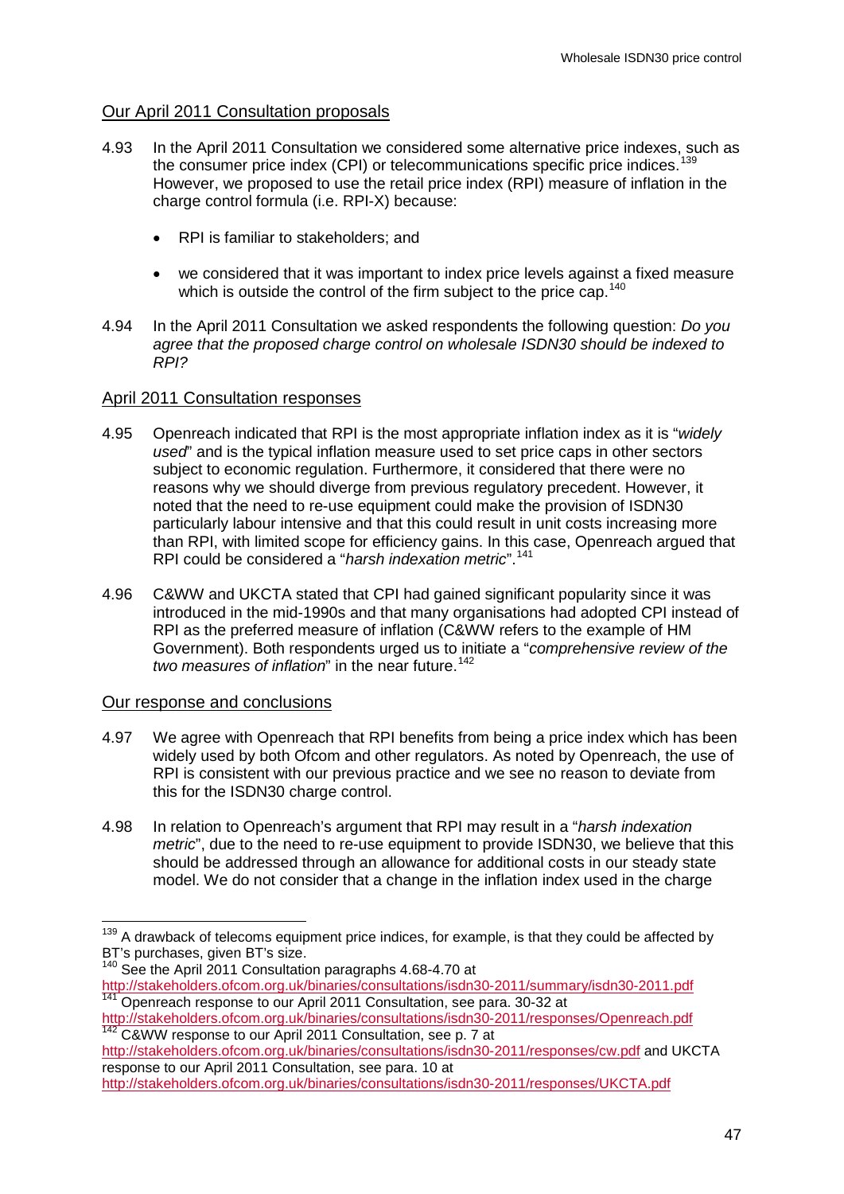### Our April 2011 Consultation proposals

4.93 In the April 2011 Consultation we considered some alternative price indexes, such as the consumer price index (CPI) or telecommunications specific price indices.[139] However, we proposed to use the retail price index (RPI) measure of inflation in the charge control formula (i.e. RPI-X) because:

- RPI is familiar to stakeholders; and
- we considered that it was important to index price levels against a fixed measure which is outside the control of the firm subject to the price cap.[140]

4.94 In the April 2011 Consultation we asked respondents the following question: *Do you agree that the proposed charge control on wholesale ISDN30 should be indexed to RPI?*

### April 2011 Consultation responses

4.95 Openreach indicated that RPI is the most appropriate inflation index as it is "*widely used*" and is the typical inflation measure used to set price caps in other sectors subject to economic regulation. Furthermore, it considered that there were no reasons why we should diverge from previous regulatory precedent. However, it noted that the need to re-use equipment could make the provision of ISDN30 particularly labour intensive and that this could result in unit costs increasing more than RPI, with limited scope for efficiency gains. In this case, Openreach argued that RPI could be considered a "*harsh indexation metric*".[141]

4.96 C&WW and UKCTA stated that CPI had gained significant popularity since it was introduced in the mid-1990s and that many organisations had adopted CPI instead of RPI as the preferred measure of inflation (C&WW refers to the example of HM Government). Both respondents urged us to initiate a "*comprehensive review of the two measures of inflation*" in the near future.[142]

### Our response and conclusions

4.97 We agree with Openreach that RPI benefits from being a price index which has been widely used by both Ofcom and other regulators. As noted by Openreach, the use of RPI is consistent with our previous practice and we see no reason to deviate from this for the ISDN30 charge control.

4.98 In relation to Openreach's argument that RPI may result in a "*harsh indexation metric*", due to the need to re-use equipment to provide ISDN30, we believe that this should be addressed through an allowance for additional costs in our steady state model. We do not consider that a change in the inflation index used in the charge

---

[139] A drawback of telecoms equipment price indices, for example, is that they could be affected by BT's purchases, given BT's size.

[140] See the April 2011 Consultation paragraphs 4.68-4.70 at http://stakeholders.ofcom.org.uk/binaries/consultations/isdn30-2011/summary/isdn30-2011.pdf

[141] Openreach response to our April 2011 Consultation, see para. 30-32 at http://stakeholders.ofcom.org.uk/binaries/consultations/isdn30-2011/responses/Openreach.pdf

[142] C&WW response to our April 2011 Consultation, see p. 7 at http://stakeholders.ofcom.org.uk/binaries/consultations/isdn30-2011/responses/cw.pdf and UKCTA response to our April 2011 Consultation, see para. 10 at http://stakeholders.ofcom.org.uk/binaries/consultations/isdn30-2011/responses/UKCTA.pdf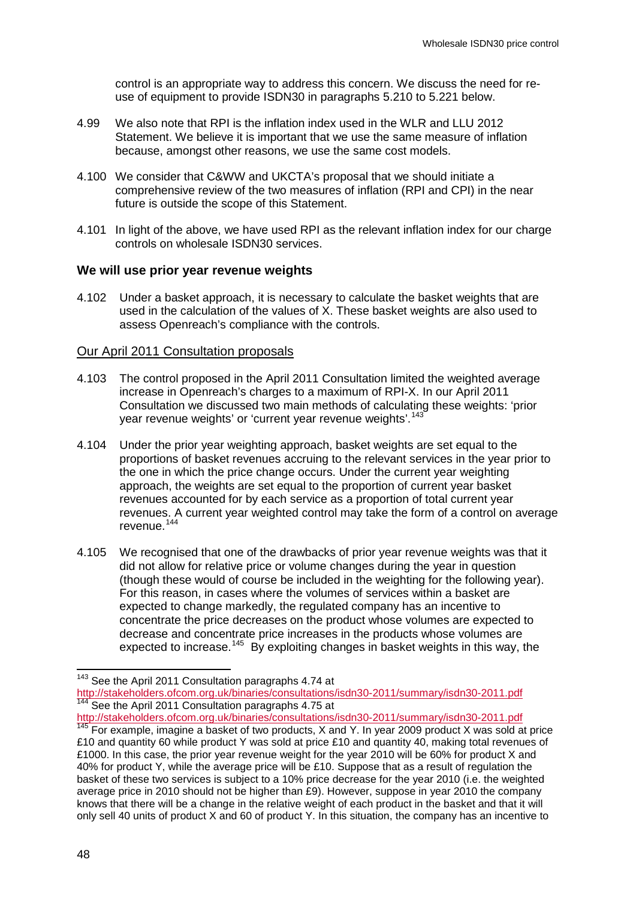control is an appropriate way to address this concern. We discuss the need for re-use of equipment to provide ISDN30 in paragraphs 5.210 to 5.221 below.

4.99 We also note that RPI is the inflation index used in the WLR and LLU 2012 Statement. We believe it is important that we use the same measure of inflation because, amongst other reasons, we use the same cost models.

4.100 We consider that C&WW and UKCTA's proposal that we should initiate a comprehensive review of the two measures of inflation (RPI and CPI) in the near future is outside the scope of this Statement.

4.101 In light of the above, we have used RPI as the relevant inflation index for our charge controls on wholesale ISDN30 services.

### We will use prior year revenue weights

4.102 Under a basket approach, it is necessary to calculate the basket weights that are used in the calculation of the values of X. These basket weights are also used to assess Openreach's compliance with the controls.

#### Our April 2011 Consultation proposals

4.103 The control proposed in the April 2011 Consultation limited the weighted average increase in Openreach's charges to a maximum of RPI-X. In our April 2011 Consultation we discussed two main methods of calculating these weights: 'prior year revenue weights' or 'current year revenue weights'.[143]

4.104 Under the prior year weighting approach, basket weights are set equal to the proportions of basket revenues accruing to the relevant services in the year prior to the one in which the price change occurs. Under the current year weighting approach, the weights are set equal to the proportion of current year basket revenues accounted for by each service as a proportion of total current year revenues. A current year weighted control may take the form of a control on average revenue.[144]

4.105 We recognised that one of the drawbacks of prior year revenue weights was that it did not allow for relative price or volume changes during the year in question (though these would of course be included in the weighting for the following year). For this reason, in cases where the volumes of services within a basket are expected to change markedly, the regulated company has an incentive to concentrate the price decreases on the product whose volumes are expected to decrease and concentrate price increases in the products whose volumes are expected to increase.[145] By exploiting changes in basket weights in this way, the

---

[143] See the April 2011 Consultation paragraphs 4.74 at http://stakeholders.ofcom.org.uk/binaries/consultations/isdn30-2011/summary/isdn30-2011.pdf

[144] See the April 2011 Consultation paragraphs 4.75 at http://stakeholders.ofcom.org.uk/binaries/consultations/isdn30-2011/summary/isdn30-2011.pdf

[145] For example, imagine a basket of two products, X and Y. In year 2009 product X was sold at price £10 and quantity 60 while product Y was sold at price £10 and quantity 40, making total revenues of £1000. In this case, the prior year revenue weight for the year 2010 will be 60% for product X and 40% for product Y, while the average price will be £10. Suppose that as a result of regulation the basket of these two services is subject to a 10% price decrease for the year 2010 (i.e. the weighted average price in 2010 should not be higher than £9). However, suppose in year 2010 the company knows that there will be a change in the relative weight of each product in the basket and that it will only sell 40 units of product X and 60 of product Y. In this situation, the company has an incentive to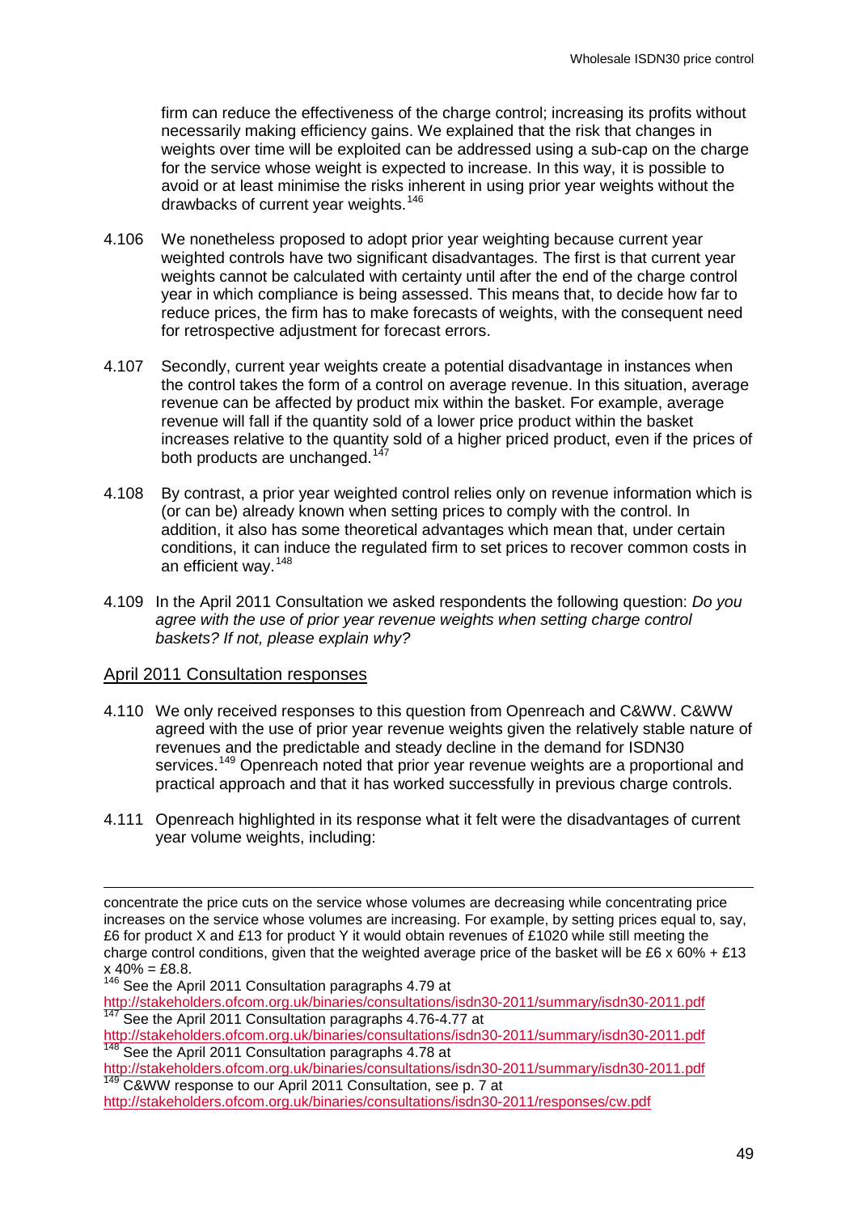firm can reduce the effectiveness of the charge control; increasing its profits without necessarily making efficiency gains. We explained that the risk that changes in weights over time will be exploited can be addressed using a sub-cap on the charge for the service whose weight is expected to increase. In this way, it is possible to avoid or at least minimise the risks inherent in using prior year weights without the drawbacks of current year weights.[146]

4.106 We nonetheless proposed to adopt prior year weighting because current year weighted controls have two significant disadvantages. The first is that current year weights cannot be calculated with certainty until after the end of the charge control year in which compliance is being assessed. This means that, to decide how far to reduce prices, the firm has to make forecasts of weights, with the consequent need for retrospective adjustment for forecast errors.

4.107 Secondly, current year weights create a potential disadvantage in instances when the control takes the form of a control on average revenue. In this situation, average revenue can be affected by product mix within the basket. For example, average revenue will fall if the quantity sold of a lower price product within the basket increases relative to the quantity sold of a higher priced product, even if the prices of both products are unchanged.[147]

4.108 By contrast, a prior year weighted control relies only on revenue information which is (or can be) already known when setting prices to comply with the control. In addition, it also has some theoretical advantages which mean that, under certain conditions, it can induce the regulated firm to set prices to recover common costs in an efficient way.[148]

4.109 In the April 2011 Consultation we asked respondents the following question: *Do you agree with the use of prior year revenue weights when setting charge control baskets? If not, please explain why?*

## April 2011 Consultation responses

4.110 We only received responses to this question from Openreach and C&WW. C&WW agreed with the use of prior year revenue weights given the relatively stable nature of revenues and the predictable and steady decline in the demand for ISDN30 services.[149] Openreach noted that prior year revenue weights are a proportional and practical approach and that it has worked successfully in previous charge controls.

4.111 Openreach highlighted in its response what it felt were the disadvantages of current year volume weights, including:

---

concentrate the price cuts on the service whose volumes are decreasing while concentrating price increases on the service whose volumes are increasing. For example, by setting prices equal to, say, £6 for product X and £13 for product Y it would obtain revenues of £1020 while still meeting the charge control conditions, given that the weighted average price of the basket will be £6 x 60% + £13 x 40% = £8.8.

[146] See the April 2011 Consultation paragraphs 4.79 at http://stakeholders.ofcom.org.uk/binaries/consultations/isdn30-2011/summary/isdn30-2011.pdf

[147] See the April 2011 Consultation paragraphs 4.76-4.77 at http://stakeholders.ofcom.org.uk/binaries/consultations/isdn30-2011/summary/isdn30-2011.pdf

[148] See the April 2011 Consultation paragraphs 4.78 at http://stakeholders.ofcom.org.uk/binaries/consultations/isdn30-2011/summary/isdn30-2011.pdf

[149] C&WW response to our April 2011 Consultation, see p. 7 at http://stakeholders.ofcom.org.uk/binaries/consultations/isdn30-2011/responses/cw.pdf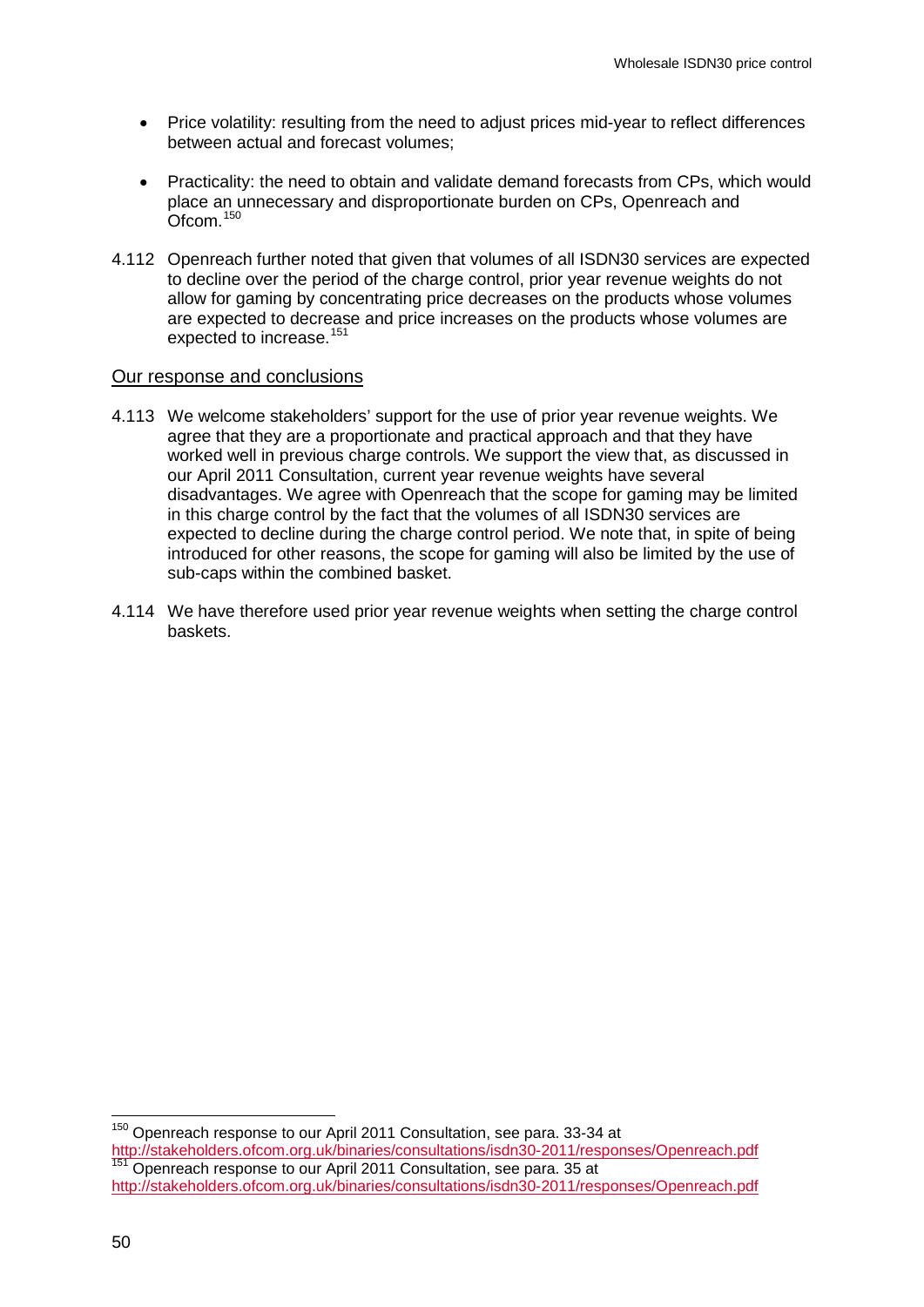- Price volatility: resulting from the need to adjust prices mid-year to reflect differences between actual and forecast volumes;
- Practicality: the need to obtain and validate demand forecasts from CPs, which would place an unnecessary and disproportionate burden on CPs, Openreach and Ofcom.[150]

4.112 Openreach further noted that given that volumes of all ISDN30 services are expected to decline over the period of the charge control, prior year revenue weights do not allow for gaming by concentrating price decreases on the products whose volumes are expected to decrease and price increases on the products whose volumes are expected to increase.[151]

Our response and conclusions

4.113 We welcome stakeholders' support for the use of prior year revenue weights. We agree that they are a proportionate and practical approach and that they have worked well in previous charge controls. We support the view that, as discussed in our April 2011 Consultation, current year revenue weights have several disadvantages. We agree with Openreach that the scope for gaming may be limited in this charge control by the fact that the volumes of all ISDN30 services are expected to decline during the charge control period. We note that, in spite of being introduced for other reasons, the scope for gaming will also be limited by the use of sub-caps within the combined basket.

4.114 We have therefore used prior year revenue weights when setting the charge control baskets.

---

[150] Openreach response to our April 2011 Consultation, see para. 33-34 at http://stakeholders.ofcom.org.uk/binaries/consultations/isdn30-2011/responses/Openreach.pdf

[151] Openreach response to our April 2011 Consultation, see para. 35 at http://stakeholders.ofcom.org.uk/binaries/consultations/isdn30-2011/responses/Openreach.pdf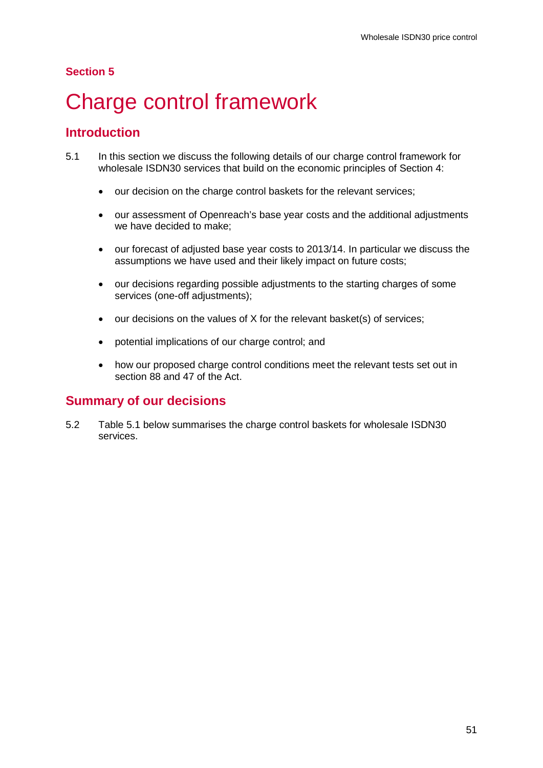## Section 5

# Charge control framework

## Introduction

5.1 In this section we discuss the following details of our charge control framework for wholesale ISDN30 services that build on the economic principles of Section 4:

- our decision on the charge control baskets for the relevant services;
- our assessment of Openreach's base year costs and the additional adjustments we have decided to make;
- our forecast of adjusted base year costs to 2013/14. In particular we discuss the assumptions we have used and their likely impact on future costs;
- our decisions regarding possible adjustments to the starting charges of some services (one-off adjustments);
- our decisions on the values of X for the relevant basket(s) of services;
- potential implications of our charge control; and
- how our proposed charge control conditions meet the relevant tests set out in section 88 and 47 of the Act.

## Summary of our decisions

5.2 Table 5.1 below summarises the charge control baskets for wholesale ISDN30 services.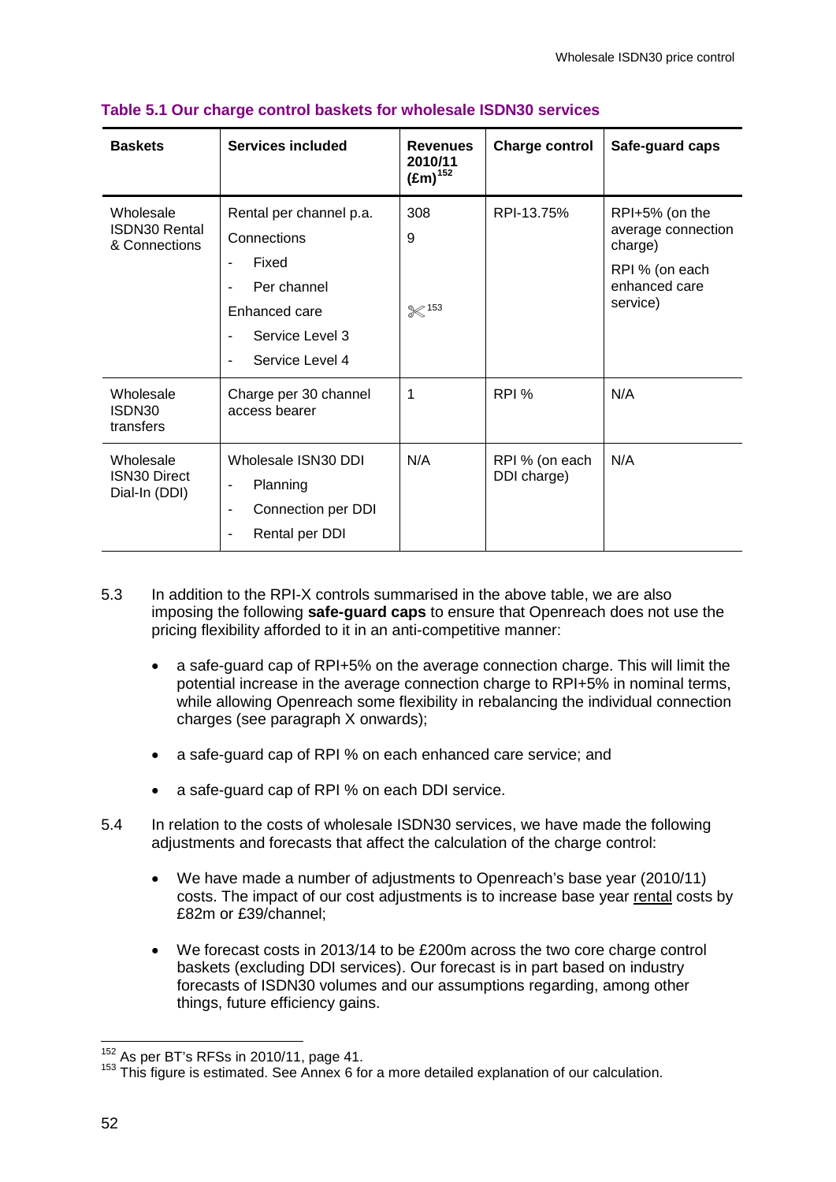**Table 5.1 Our charge control baskets for wholesale ISDN30 services**

| Baskets | Services included | Revenues 2010/11 (£m)[152] | Charge control | Safe-guard caps |
|---|---|---|---|---|
| Wholesale ISDN30 Rental & Connections | Rental per channel p.a.<br>Connections<br>- Fixed<br>- Per channel<br>Enhanced care<br>- Service Level 3<br>- Service Level 4 | 308<br>9<br><br><br>✂[153] | RPI-13.75% | RPI+5% (on the average connection charge)<br>RPI % (on each enhanced care service) |
| Wholesale ISDN30 transfers | Charge per 30 channel access bearer | 1 | RPI % | N/A |
| Wholesale ISN30 Direct Dial-In (DDI) | Wholesale ISN30 DDI<br>- Planning<br>- Connection per DDI<br>- Rental per DDI | N/A | RPI % (on each DDI charge) | N/A |

5.3 In addition to the RPI-X controls summarised in the above table, we are also imposing the following **safe-guard caps** to ensure that Openreach does not use the pricing flexibility afforded to it in an anti-competitive manner:

- a safe-guard cap of RPI+5% on the average connection charge. This will limit the potential increase in the average connection charge to RPI+5% in nominal terms, while allowing Openreach some flexibility in rebalancing the individual connection charges (see paragraph X onwards);
- a safe-guard cap of RPI % on each enhanced care service; and
- a safe-guard cap of RPI % on each DDI service.

5.4 In relation to the costs of wholesale ISDN30 services, we have made the following adjustments and forecasts that affect the calculation of the charge control:

- We have made a number of adjustments to Openreach's base year (2010/11) costs. The impact of our cost adjustments is to increase base year rental costs by £82m or £39/channel;
- We forecast costs in 2013/14 to be £200m across the two core charge control baskets (excluding DDI services). Our forecast is in part based on industry forecasts of ISDN30 volumes and our assumptions regarding, among other things, future efficiency gains.

[152] As per BT's RFSs in 2010/11, page 41.

[153] This figure is estimated. See Annex 6 for a more detailed explanation of our calculation.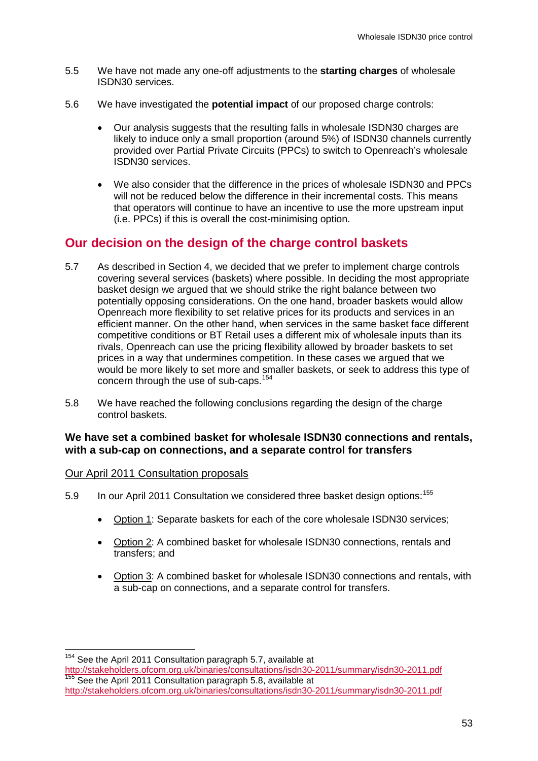5.5 We have not made any one-off adjustments to the **starting charges** of wholesale ISDN30 services.

5.6 We have investigated the **potential impact** of our proposed charge controls:

- Our analysis suggests that the resulting falls in wholesale ISDN30 charges are likely to induce only a small proportion (around 5%) of ISDN30 channels currently provided over Partial Private Circuits (PPCs) to switch to Openreach's wholesale ISDN30 services.

- We also consider that the difference in the prices of wholesale ISDN30 and PPCs will not be reduced below the difference in their incremental costs. This means that operators will continue to have an incentive to use the more upstream input (i.e. PPCs) if this is overall the cost-minimising option.

## Our decision on the design of the charge control baskets

5.7 As described in Section 4, we decided that we prefer to implement charge controls covering several services (baskets) where possible. In deciding the most appropriate basket design we argued that we should strike the right balance between two potentially opposing considerations. On the one hand, broader baskets would allow Openreach more flexibility to set relative prices for its products and services in an efficient manner. On the other hand, when services in the same basket face different competitive conditions or BT Retail uses a different mix of wholesale inputs than its rivals, Openreach can use the pricing flexibility allowed by broader baskets to set prices in a way that undermines competition. In these cases we argued that we would be more likely to set more and smaller baskets, or seek to address this type of concern through the use of sub-caps.[154]

5.8 We have reached the following conclusions regarding the design of the charge control baskets.

### We have set a combined basket for wholesale ISDN30 connections and rentals, with a sub-cap on connections, and a separate control for transfers

<u>Our April 2011 Consultation proposals</u>

5.9 In our April 2011 Consultation we considered three basket design options:[155]

- <u>Option 1</u>: Separate baskets for each of the core wholesale ISDN30 services;

- <u>Option 2</u>: A combined basket for wholesale ISDN30 connections, rentals and transfers; and

- <u>Option 3</u>: A combined basket for wholesale ISDN30 connections and rentals, with a sub-cap on connections, and a separate control for transfers.

---

[154] See the April 2011 Consultation paragraph 5.7, available at http://stakeholders.ofcom.org.uk/binaries/consultations/isdn30-2011/summary/isdn30-2011.pdf

[155] See the April 2011 Consultation paragraph 5.8, available at http://stakeholders.ofcom.org.uk/binaries/consultations/isdn30-2011/summary/isdn30-2011.pdf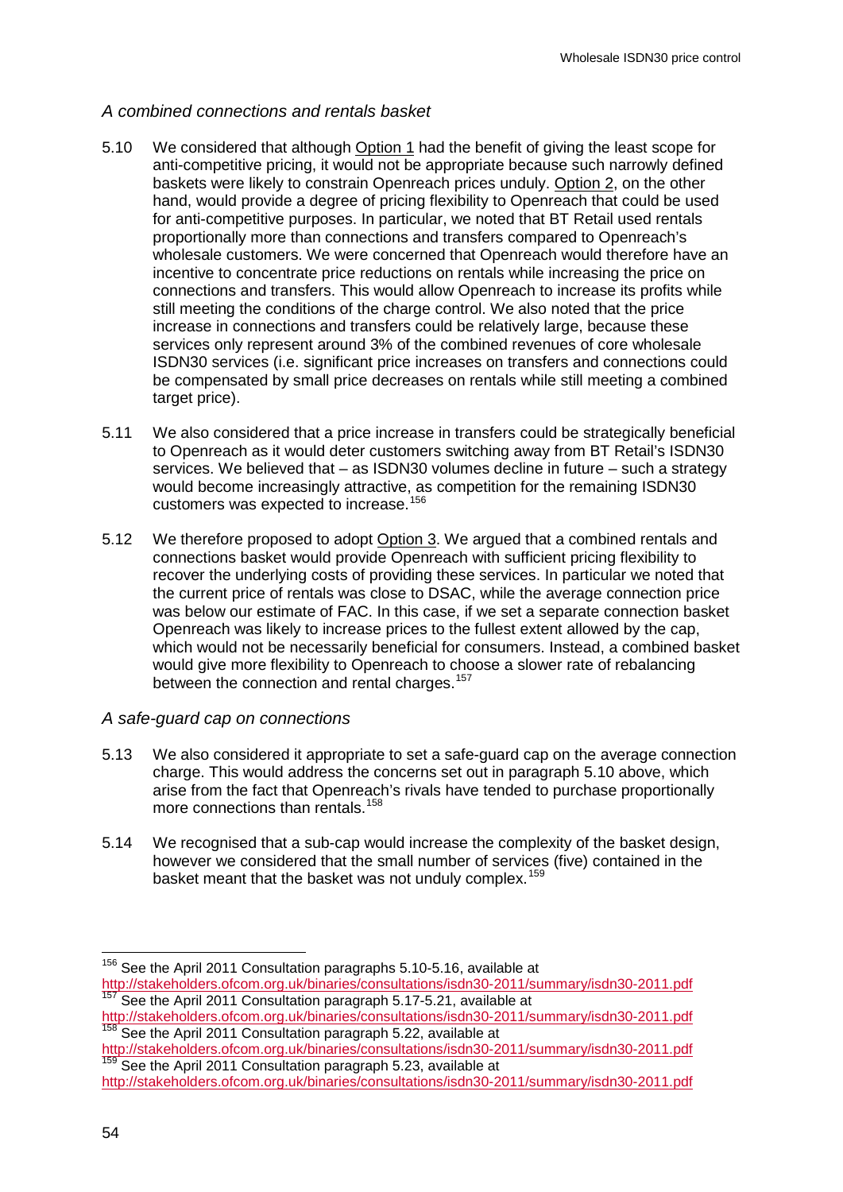*A combined connections and rentals basket*

5.10 We considered that although Option 1 had the benefit of giving the least scope for anti-competitive pricing, it would not be appropriate because such narrowly defined baskets were likely to constrain Openreach prices unduly. Option 2, on the other hand, would provide a degree of pricing flexibility to Openreach that could be used for anti-competitive purposes. In particular, we noted that BT Retail used rentals proportionally more than connections and transfers compared to Openreach's wholesale customers. We were concerned that Openreach would therefore have an incentive to concentrate price reductions on rentals while increasing the price on connections and transfers. This would allow Openreach to increase its profits while still meeting the conditions of the charge control. We also noted that the price increase in connections and transfers could be relatively large, because these services only represent around 3% of the combined revenues of core wholesale ISDN30 services (i.e. significant price increases on transfers and connections could be compensated by small price decreases on rentals while still meeting a combined target price).

5.11 We also considered that a price increase in transfers could be strategically beneficial to Openreach as it would deter customers switching away from BT Retail's ISDN30 services. We believed that – as ISDN30 volumes decline in future – such a strategy would become increasingly attractive, as competition for the remaining ISDN30 customers was expected to increase.[156]

5.12 We therefore proposed to adopt Option 3. We argued that a combined rentals and connections basket would provide Openreach with sufficient pricing flexibility to recover the underlying costs of providing these services. In particular we noted that the current price of rentals was close to DSAC, while the average connection price was below our estimate of FAC. In this case, if we set a separate connection basket Openreach was likely to increase prices to the fullest extent allowed by the cap, which would not be necessarily beneficial for consumers. Instead, a combined basket would give more flexibility to Openreach to choose a slower rate of rebalancing between the connection and rental charges.[157]

*A safe-guard cap on connections*

5.13 We also considered it appropriate to set a safe-guard cap on the average connection charge. This would address the concerns set out in paragraph 5.10 above, which arise from the fact that Openreach's rivals have tended to purchase proportionally more connections than rentals.[158]

5.14 We recognised that a sub-cap would increase the complexity of the basket design, however we considered that the small number of services (five) contained in the basket meant that the basket was not unduly complex.[159]

---

[156] See the April 2011 Consultation paragraphs 5.10-5.16, available at http://stakeholders.ofcom.org.uk/binaries/consultations/isdn30-2011/summary/isdn30-2011.pdf

[157] See the April 2011 Consultation paragraph 5.17-5.21, available at http://stakeholders.ofcom.org.uk/binaries/consultations/isdn30-2011/summary/isdn30-2011.pdf

[158] See the April 2011 Consultation paragraph 5.22, available at http://stakeholders.ofcom.org.uk/binaries/consultations/isdn30-2011/summary/isdn30-2011.pdf

[159] See the April 2011 Consultation paragraph 5.23, available at http://stakeholders.ofcom.org.uk/binaries/consultations/isdn30-2011/summary/isdn30-2011.pdf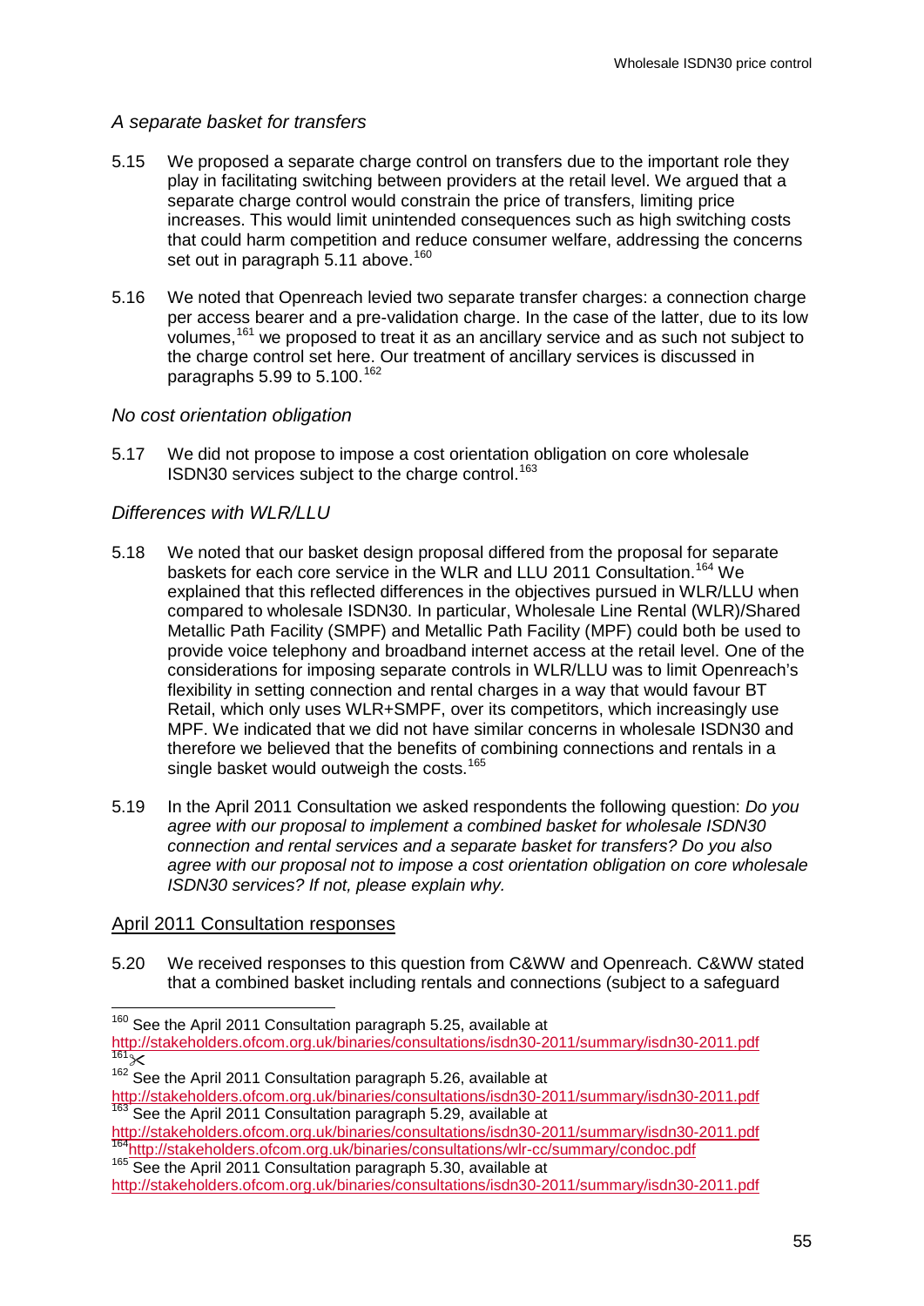*A separate basket for transfers*

5.15 We proposed a separate charge control on transfers due to the important role they play in facilitating switching between providers at the retail level. We argued that a separate charge control would constrain the price of transfers, limiting price increases. This would limit unintended consequences such as high switching costs that could harm competition and reduce consumer welfare, addressing the concerns set out in paragraph 5.11 above.[160]

5.16 We noted that Openreach levied two separate transfer charges: a connection charge per access bearer and a pre-validation charge. In the case of the latter, due to its low volumes,[161] we proposed to treat it as an ancillary service and as such not subject to the charge control set here. Our treatment of ancillary services is discussed in paragraphs 5.99 to 5.100.[162]

*No cost orientation obligation*

5.17 We did not propose to impose a cost orientation obligation on core wholesale ISDN30 services subject to the charge control.[163]

*Differences with WLR/LLU*

5.18 We noted that our basket design proposal differed from the proposal for separate baskets for each core service in the WLR and LLU 2011 Consultation.[164] We explained that this reflected differences in the objectives pursued in WLR/LLU when compared to wholesale ISDN30. In particular, Wholesale Line Rental (WLR)/Shared Metallic Path Facility (SMPF) and Metallic Path Facility (MPF) could both be used to provide voice telephony and broadband internet access at the retail level. One of the considerations for imposing separate controls in WLR/LLU was to limit Openreach's flexibility in setting connection and rental charges in a way that would favour BT Retail, which only uses WLR+SMPF, over its competitors, which increasingly use MPF. We indicated that we did not have similar concerns in wholesale ISDN30 and therefore we believed that the benefits of combining connections and rentals in a single basket would outweigh the costs.[165]

5.19 In the April 2011 Consultation we asked respondents the following question: *Do you agree with our proposal to implement a combined basket for wholesale ISDN30 connection and rental services and a separate basket for transfers? Do you also agree with our proposal not to impose a cost orientation obligation on core wholesale ISDN30 services? If not, please explain why.*

## April 2011 Consultation responses

5.20 We received responses to this question from C&WW and Openreach. C&WW stated that a combined basket including rentals and connections (subject to a safeguard

---

[160] See the April 2011 Consultation paragraph 5.25, available at http://stakeholders.ofcom.org.uk/binaries/consultations/isdn30-2011/summary/isdn30-2011.pdf

[161] ✂

[162] See the April 2011 Consultation paragraph 5.26, available at http://stakeholders.ofcom.org.uk/binaries/consultations/isdn30-2011/summary/isdn30-2011.pdf

[163] See the April 2011 Consultation paragraph 5.29, available at http://stakeholders.ofcom.org.uk/binaries/consultations/isdn30-2011/summary/isdn30-2011.pdf

[164] http://stakeholders.ofcom.org.uk/binaries/consultations/wlr-cc/summary/condoc.pdf

[165] See the April 2011 Consultation paragraph 5.30, available at http://stakeholders.ofcom.org.uk/binaries/consultations/isdn30-2011/summary/isdn30-2011.pdf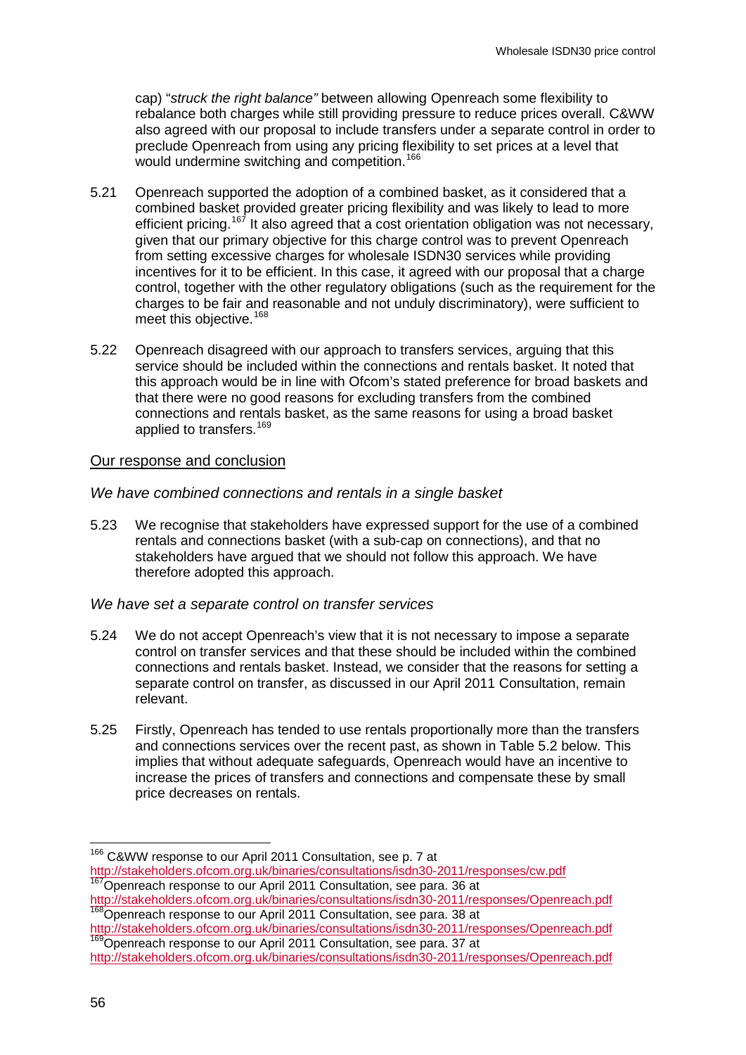cap) "*struck the right balance"* between allowing Openreach some flexibility to rebalance both charges while still providing pressure to reduce prices overall. C&WW also agreed with our proposal to include transfers under a separate control in order to preclude Openreach from using any pricing flexibility to set prices at a level that would undermine switching and competition.[166]

5.21 Openreach supported the adoption of a combined basket, as it considered that a combined basket provided greater pricing flexibility and was likely to lead to more efficient pricing.[167] It also agreed that a cost orientation obligation was not necessary, given that our primary objective for this charge control was to prevent Openreach from setting excessive charges for wholesale ISDN30 services while providing incentives for it to be efficient. In this case, it agreed with our proposal that a charge control, together with the other regulatory obligations (such as the requirement for the charges to be fair and reasonable and not unduly discriminatory), were sufficient to meet this objective.[168]

5.22 Openreach disagreed with our approach to transfers services, arguing that this service should be included within the connections and rentals basket. It noted that this approach would be in line with Ofcom's stated preference for broad baskets and that there were no good reasons for excluding transfers from the combined connections and rentals basket, as the same reasons for using a broad basket applied to transfers.[169]

## Our response and conclusion

### *We have combined connections and rentals in a single basket*

5.23 We recognise that stakeholders have expressed support for the use of a combined rentals and connections basket (with a sub-cap on connections), and that no stakeholders have argued that we should not follow this approach. We have therefore adopted this approach.

### *We have set a separate control on transfer services*

5.24 We do not accept Openreach's view that it is not necessary to impose a separate control on transfer services and that these should be included within the combined connections and rentals basket. Instead, we consider that the reasons for setting a separate control on transfer, as discussed in our April 2011 Consultation, remain relevant.

5.25 Firstly, Openreach has tended to use rentals proportionally more than the transfers and connections services over the recent past, as shown in Table 5.2 below. This implies that without adequate safeguards, Openreach would have an incentive to increase the prices of transfers and connections and compensate these by small price decreases on rentals.

---

[166] C&WW response to our April 2011 Consultation, see p. 7 at http://stakeholders.ofcom.org.uk/binaries/consultations/isdn30-2011/responses/cw.pdf

[167] Openreach response to our April 2011 Consultation, see para. 36 at http://stakeholders.ofcom.org.uk/binaries/consultations/isdn30-2011/responses/Openreach.pdf

[168] Openreach response to our April 2011 Consultation, see para. 38 at http://stakeholders.ofcom.org.uk/binaries/consultations/isdn30-2011/responses/Openreach.pdf

[169] Openreach response to our April 2011 Consultation, see para. 37 at http://stakeholders.ofcom.org.uk/binaries/consultations/isdn30-2011/responses/Openreach.pdf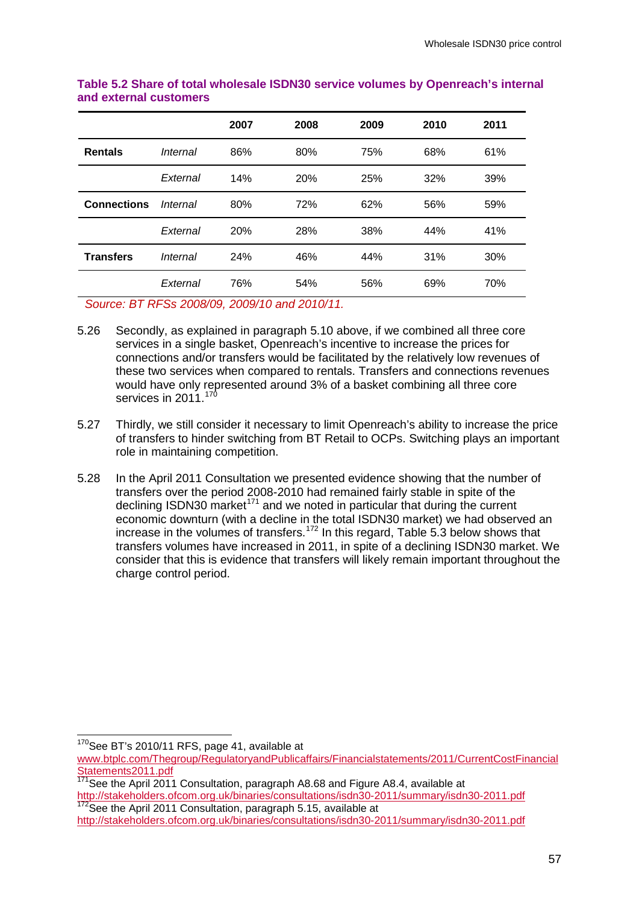**Table 5.2 Share of total wholesale ISDN30 service volumes by Openreach's internal and external customers**

| | | 2007 | 2008 | 2009 | 2010 | 2011 |
|---|---|---|---|---|---|---|
| **Rentals** | *Internal* | 86% | 80% | 75% | 68% | 61% |
| | *External* | 14% | 20% | 25% | 32% | 39% |
| **Connections** | *Internal* | 80% | 72% | 62% | 56% | 59% |
| | *External* | 20% | 28% | 38% | 44% | 41% |
| **Transfers** | *Internal* | 24% | 46% | 44% | 31% | 30% |
| | *External* | 76% | 54% | 56% | 69% | 70% |

*Source: BT RFSs 2008/09, 2009/10 and 2010/11.*

5.26 Secondly, as explained in paragraph 5.10 above, if we combined all three core services in a single basket, Openreach's incentive to increase the prices for connections and/or transfers would be facilitated by the relatively low revenues of these two services when compared to rentals. Transfers and connections revenues would have only represented around 3% of a basket combining all three core services in 2011.[170]

5.27 Thirdly, we still consider it necessary to limit Openreach's ability to increase the price of transfers to hinder switching from BT Retail to OCPs. Switching plays an important role in maintaining competition.

5.28 In the April 2011 Consultation we presented evidence showing that the number of transfers over the period 2008-2010 had remained fairly stable in spite of the declining ISDN30 market[171] and we noted in particular that during the current economic downturn (with a decline in the total ISDN30 market) we had observed an increase in the volumes of transfers.[172] In this regard, Table 5.3 below shows that transfers volumes have increased in 2011, in spite of a declining ISDN30 market. We consider that this is evidence that transfers will likely remain important throughout the charge control period.

---

[170] See BT's 2010/11 RFS, page 41, available at www.btplc.com/Thegroup/RegulatoryandPublicaffairs/Financialstatements/2011/CurrentCostFinancialStatements2011.pdf

[171] See the April 2011 Consultation, paragraph A8.68 and Figure A8.4, available at http://stakeholders.ofcom.org.uk/binaries/consultations/isdn30-2011/summary/isdn30-2011.pdf

[172] See the April 2011 Consultation, paragraph 5.15, available at http://stakeholders.ofcom.org.uk/binaries/consultations/isdn30-2011/summary/isdn30-2011.pdf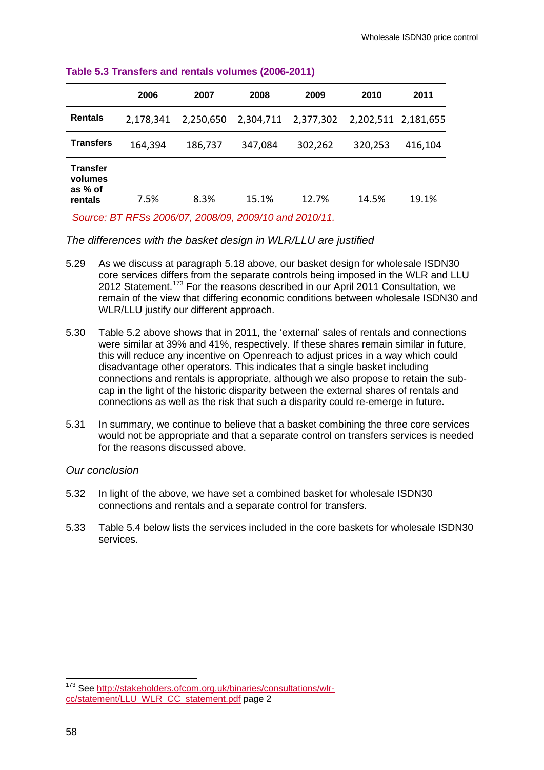**Table 5.3 Transfers and rentals volumes (2006-2011)**

| | 2006 | 2007 | 2008 | 2009 | 2010 | 2011 |
|---|---|---|---|---|---|---|
| **Rentals** | 2,178,341 | 2,250,650 | 2,304,711 | 2,377,302 | 2,202,511 | 2,181,655 |
| **Transfers** | 164,394 | 186,737 | 347,084 | 302,262 | 320,253 | 416,104 |
| **Transfer volumes as % of rentals** | 7.5% | 8.3% | 15.1% | 12.7% | 14.5% | 19.1% |

*Source: BT RFSs 2006/07, 2008/09, 2009/10 and 2010/11.*

*The differences with the basket design in WLR/LLU are justified*

5.29 As we discuss at paragraph 5.18 above, our basket design for wholesale ISDN30 core services differs from the separate controls being imposed in the WLR and LLU 2012 Statement.[173] For the reasons described in our April 2011 Consultation, we remain of the view that differing economic conditions between wholesale ISDN30 and WLR/LLU justify our different approach.

5.30 Table 5.2 above shows that in 2011, the 'external' sales of rentals and connections were similar at 39% and 41%, respectively. If these shares remain similar in future, this will reduce any incentive on Openreach to adjust prices in a way which could disadvantage other operators. This indicates that a single basket including connections and rentals is appropriate, although we also propose to retain the sub-cap in the light of the historic disparity between the external shares of rentals and connections as well as the risk that such a disparity could re-emerge in future.

5.31 In summary, we continue to believe that a basket combining the three core services would not be appropriate and that a separate control on transfers services is needed for the reasons discussed above.

*Our conclusion*

5.32 In light of the above, we have set a combined basket for wholesale ISDN30 connections and rentals and a separate control for transfers.

5.33 Table 5.4 below lists the services included in the core baskets for wholesale ISDN30 services.

[173] See http://stakeholders.ofcom.org.uk/binaries/consultations/wlr-cc/statement/LLU_WLR_CC_statement.pdf page 2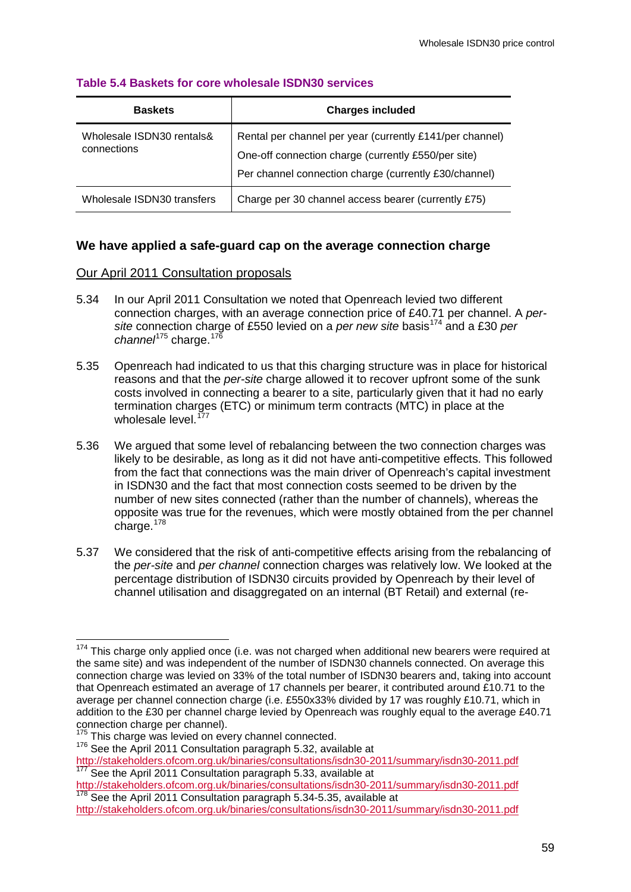**Table 5.4 Baskets for core wholesale ISDN30 services**

| Baskets | Charges included |
|---|---|
| Wholesale ISDN30 rentals& connections | Rental per channel per year (currently £141/per channel)<br>One-off connection charge (currently £550/per site)<br>Per channel connection charge (currently £30/channel) |
| Wholesale ISDN30 transfers | Charge per 30 channel access bearer (currently £75) |

### We have applied a safe-guard cap on the average connection charge

Our April 2011 Consultation proposals

5.34 In our April 2011 Consultation we noted that Openreach levied two different connection charges, with an average connection price of £40.71 per channel. A *per-site* connection charge of £550 levied on a *per new site* basis[174] and a £30 *per channel*[175] charge.[176]

5.35 Openreach had indicated to us that this charging structure was in place for historical reasons and that the *per-site* charge allowed it to recover upfront some of the sunk costs involved in connecting a bearer to a site, particularly given that it had no early termination charges (ETC) or minimum term contracts (MTC) in place at the wholesale level.[177]

5.36 We argued that some level of rebalancing between the two connection charges was likely to be desirable, as long as it did not have anti-competitive effects. This followed from the fact that connections was the main driver of Openreach's capital investment in ISDN30 and the fact that most connection costs seemed to be driven by the number of new sites connected (rather than the number of channels), whereas the opposite was true for the revenues, which were mostly obtained from the per channel charge.[178]

5.37 We considered that the risk of anti-competitive effects arising from the rebalancing of the *per-site* and *per channel* connection charges was relatively low. We looked at the percentage distribution of ISDN30 circuits provided by Openreach by their level of channel utilisation and disaggregated on an internal (BT Retail) and external (re-

---

[174] This charge only applied once (i.e. was not charged when additional new bearers were required at the same site) and was independent of the number of ISDN30 channels connected. On average this connection charge was levied on 33% of the total number of ISDN30 bearers and, taking into account that Openreach estimated an average of 17 channels per bearer, it contributed around £10.71 to the average per channel connection charge (i.e. £550x33% divided by 17 was roughly £10.71, which in addition to the £30 per channel charge levied by Openreach was roughly equal to the average £40.71 connection charge per channel).

[175] This charge was levied on every channel connected.

[176] See the April 2011 Consultation paragraph 5.32, available at http://stakeholders.ofcom.org.uk/binaries/consultations/isdn30-2011/summary/isdn30-2011.pdf

[177] See the April 2011 Consultation paragraph 5.33, available at http://stakeholders.ofcom.org.uk/binaries/consultations/isdn30-2011/summary/isdn30-2011.pdf

[178] See the April 2011 Consultation paragraph 5.34-5.35, available at http://stakeholders.ofcom.org.uk/binaries/consultations/isdn30-2011/summary/isdn30-2011.pdf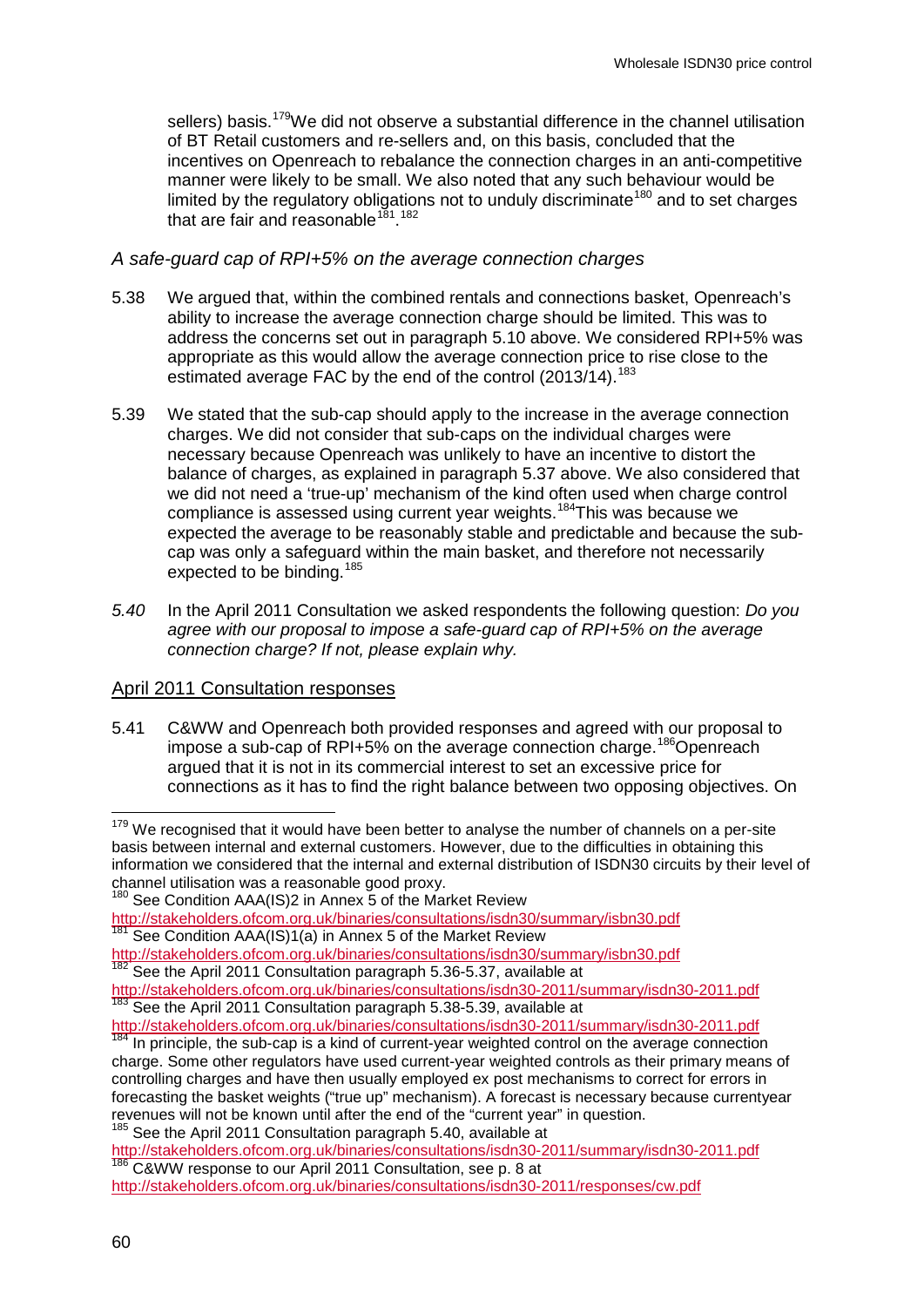sellers) basis.[179]We did not observe a substantial difference in the channel utilisation of BT Retail customers and re-sellers and, on this basis, concluded that the incentives on Openreach to rebalance the connection charges in an anti-competitive manner were likely to be small. We also noted that any such behaviour would be limited by the regulatory obligations not to unduly discriminate[180] and to set charges that are fair and reasonable[181].[182]

*A safe-guard cap of RPI+5% on the average connection charges*

5.38 We argued that, within the combined rentals and connections basket, Openreach's ability to increase the average connection charge should be limited. This was to address the concerns set out in paragraph 5.10 above. We considered RPI+5% was appropriate as this would allow the average connection price to rise close to the estimated average FAC by the end of the control (2013/14).[183]

5.39 We stated that the sub-cap should apply to the increase in the average connection charges. We did not consider that sub-caps on the individual charges were necessary because Openreach was unlikely to have an incentive to distort the balance of charges, as explained in paragraph 5.37 above. We also considered that we did not need a 'true-up' mechanism of the kind often used when charge control compliance is assessed using current year weights.[184]This was because we expected the average to be reasonably stable and predictable and because the sub-cap was only a safeguard within the main basket, and therefore not necessarily expected to be binding.[185]

*5.40* In the April 2011 Consultation we asked respondents the following question: *Do you agree with our proposal to impose a safe-guard cap of RPI+5% on the average connection charge? If not, please explain why.*

## April 2011 Consultation responses

5.41 C&WW and Openreach both provided responses and agreed with our proposal to impose a sub-cap of RPI+5% on the average connection charge.[186]Openreach argued that it is not in its commercial interest to set an excessive price for connections as it has to find the right balance between two opposing objectives. On

---

[179] We recognised that it would have been better to analyse the number of channels on a per-site basis between internal and external customers. However, due to the difficulties in obtaining this information we considered that the internal and external distribution of ISDN30 circuits by their level of channel utilisation was a reasonable good proxy.

[180] See Condition AAA(IS)2 in Annex 5 of the Market Review http://stakeholders.ofcom.org.uk/binaries/consultations/isdn30/summary/isbn30.pdf

[181] See Condition AAA(IS)1(a) in Annex 5 of the Market Review http://stakeholders.ofcom.org.uk/binaries/consultations/isdn30/summary/isbn30.pdf

[182] See the April 2011 Consultation paragraph 5.36-5.37, available at http://stakeholders.ofcom.org.uk/binaries/consultations/isdn30-2011/summary/isdn30-2011.pdf

[183] See the April 2011 Consultation paragraph 5.38-5.39, available at http://stakeholders.ofcom.org.uk/binaries/consultations/isdn30-2011/summary/isdn30-2011.pdf

[184] In principle, the sub-cap is a kind of current-year weighted control on the average connection charge. Some other regulators have used current-year weighted controls as their primary means of controlling charges and have then usually employed ex post mechanisms to correct for errors in forecasting the basket weights ("true up" mechanism). A forecast is necessary because currentyear revenues will not be known until after the end of the "current year" in question.

[185] See the April 2011 Consultation paragraph 5.40, available at http://stakeholders.ofcom.org.uk/binaries/consultations/isdn30-2011/summary/isdn30-2011.pdf

[186] C&WW response to our April 2011 Consultation, see p. 8 at http://stakeholders.ofcom.org.uk/binaries/consultations/isdn30-2011/responses/cw.pdf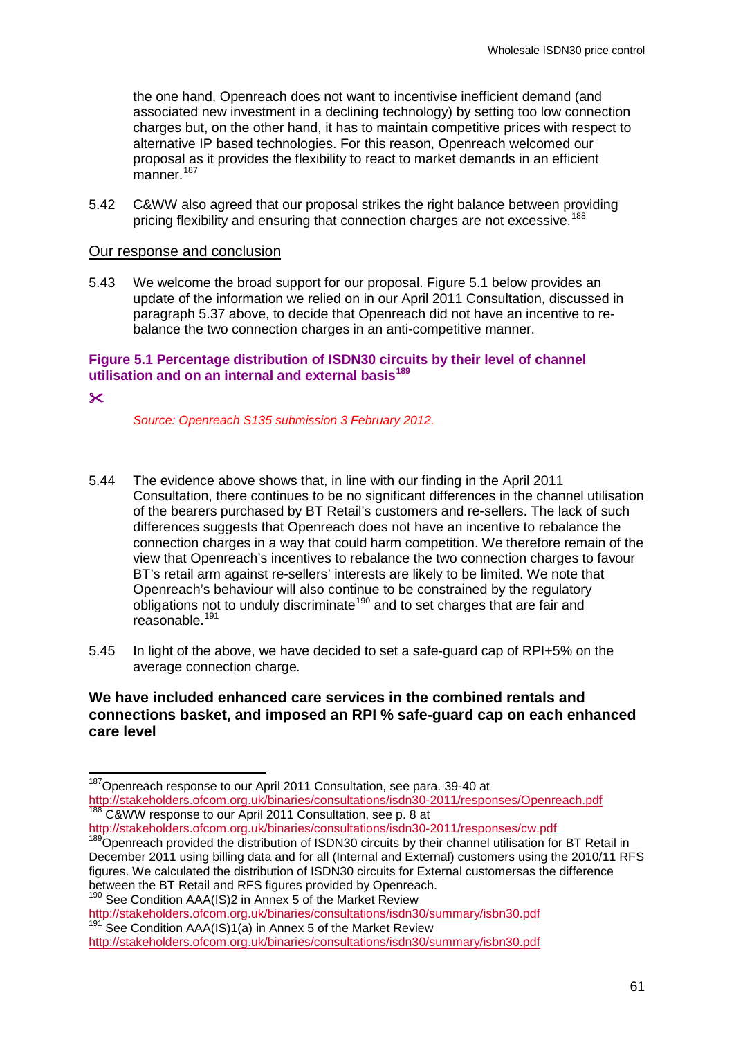the one hand, Openreach does not want to incentivise inefficient demand (and associated new investment in a declining technology) by setting too low connection charges but, on the other hand, it has to maintain competitive prices with respect to alternative IP based technologies. For this reason, Openreach welcomed our proposal as it provides the flexibility to react to market demands in an efficient manner.[187]

5.42 C&WW also agreed that our proposal strikes the right balance between providing pricing flexibility and ensuring that connection charges are not excessive.[188]

## Our response and conclusion

5.43 We welcome the broad support for our proposal. Figure 5.1 below provides an update of the information we relied on in our April 2011 Consultation, discussed in paragraph 5.37 above, to decide that Openreach did not have an incentive to re-balance the two connection charges in an anti-competitive manner.

**Figure 5.1 Percentage distribution of ISDN30 circuits by their level of channel utilisation and on an internal and external basis[189]**

✂

*Source: Openreach S135 submission 3 February 2012.*

5.44 The evidence above shows that, in line with our finding in the April 2011 Consultation, there continues to be no significant differences in the channel utilisation of the bearers purchased by BT Retail's customers and re-sellers. The lack of such differences suggests that Openreach does not have an incentive to rebalance the connection charges in a way that could harm competition. We therefore remain of the view that Openreach's incentives to rebalance the two connection charges to favour BT's retail arm against re-sellers' interests are likely to be limited. We note that Openreach's behaviour will also continue to be constrained by the regulatory obligations not to unduly discriminate[190] and to set charges that are fair and reasonable.[191]

5.45 In light of the above, we have decided to set a safe-guard cap of RPI+5% on the average connection charge*.*

### We have included enhanced care services in the combined rentals and connections basket, and imposed an RPI % safe-guard cap on each enhanced care level

---

[187] Openreach response to our April 2011 Consultation, see para. 39-40 at http://stakeholders.ofcom.org.uk/binaries/consultations/isdn30-2011/responses/Openreach.pdf

[188] C&WW response to our April 2011 Consultation, see p. 8 at http://stakeholders.ofcom.org.uk/binaries/consultations/isdn30-2011/responses/cw.pdf

[189] Openreach provided the distribution of ISDN30 circuits by their channel utilisation for BT Retail in December 2011 using billing data and for all (Internal and External) customers using the 2010/11 RFS figures. We calculated the distribution of ISDN30 circuits for External customersas the difference between the BT Retail and RFS figures provided by Openreach.

[190] See Condition AAA(IS)2 in Annex 5 of the Market Review http://stakeholders.ofcom.org.uk/binaries/consultations/isdn30/summary/isbn30.pdf

[191] See Condition AAA(IS)1(a) in Annex 5 of the Market Review http://stakeholders.ofcom.org.uk/binaries/consultations/isdn30/summary/isbn30.pdf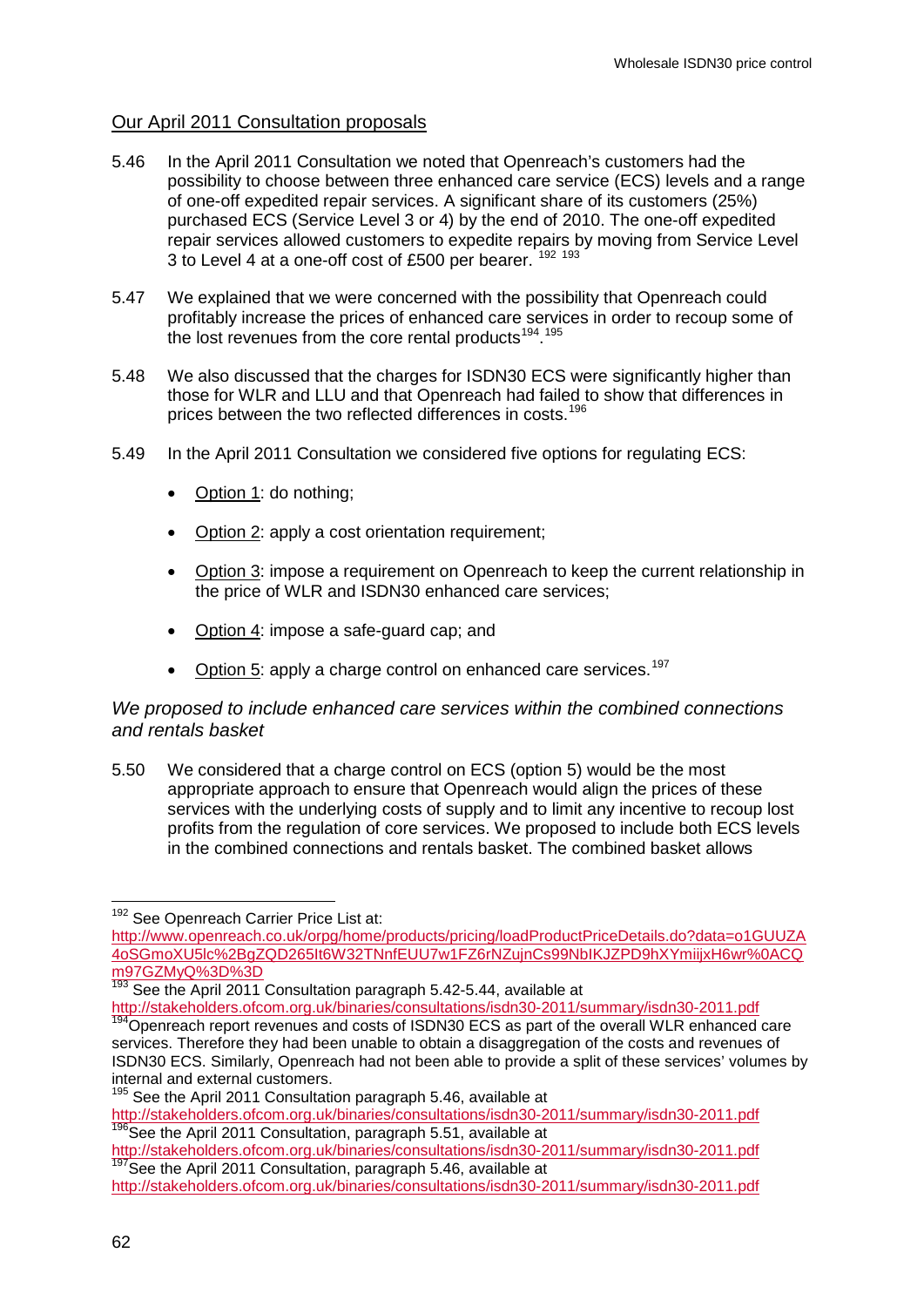Our April 2011 Consultation proposals

5.46 In the April 2011 Consultation we noted that Openreach's customers had the possibility to choose between three enhanced care service (ECS) levels and a range of one-off expedited repair services. A significant share of its customers (25%) purchased ECS (Service Level 3 or 4) by the end of 2010. The one-off expedited repair services allowed customers to expedite repairs by moving from Service Level 3 to Level 4 at a one-off cost of £500 per bearer. [192] [193]

5.47 We explained that we were concerned with the possibility that Openreach could profitably increase the prices of enhanced care services in order to recoup some of the lost revenues from the core rental products[194].[195]

5.48 We also discussed that the charges for ISDN30 ECS were significantly higher than those for WLR and LLU and that Openreach had failed to show that differences in prices between the two reflected differences in costs.[196]

5.49 In the April 2011 Consultation we considered five options for regulating ECS:

- Option 1: do nothing;
- Option 2: apply a cost orientation requirement;
- Option 3: impose a requirement on Openreach to keep the current relationship in the price of WLR and ISDN30 enhanced care services;
- Option 4: impose a safe-guard cap; and
- Option 5: apply a charge control on enhanced care services.[197]

*We proposed to include enhanced care services within the combined connections and rentals basket*

5.50 We considered that a charge control on ECS (option 5) would be the most appropriate approach to ensure that Openreach would align the prices of these services with the underlying costs of supply and to limit any incentive to recoup lost profits from the regulation of core services. We proposed to include both ECS levels in the combined connections and rentals basket. The combined basket allows

---

[192] See Openreach Carrier Price List at: http://www.openreach.co.uk/orpg/home/products/pricing/loadProductPriceDetails.do?data=o1GUUZA4oSGmoXU5lc%2BgZQD265It6W32TNnfEUU7w1FZ6rNZujnCs99NbIKJZPD9hXYmiijxH6wr%0ACQm97GZMyQ%3D%3D

[193] See the April 2011 Consultation paragraph 5.42-5.44, available at http://stakeholders.ofcom.org.uk/binaries/consultations/isdn30-2011/summary/isdn30-2011.pdf

[194] Openreach report revenues and costs of ISDN30 ECS as part of the overall WLR enhanced care services. Therefore they had been unable to obtain a disaggregation of the costs and revenues of ISDN30 ECS. Similarly, Openreach had not been able to provide a split of these services' volumes by internal and external customers.

[195] See the April 2011 Consultation paragraph 5.46, available at http://stakeholders.ofcom.org.uk/binaries/consultations/isdn30-2011/summary/isdn30-2011.pdf

[196] See the April 2011 Consultation, paragraph 5.51, available at http://stakeholders.ofcom.org.uk/binaries/consultations/isdn30-2011/summary/isdn30-2011.pdf

[197] See the April 2011 Consultation, paragraph 5.46, available at http://stakeholders.ofcom.org.uk/binaries/consultations/isdn30-2011/summary/isdn30-2011.pdf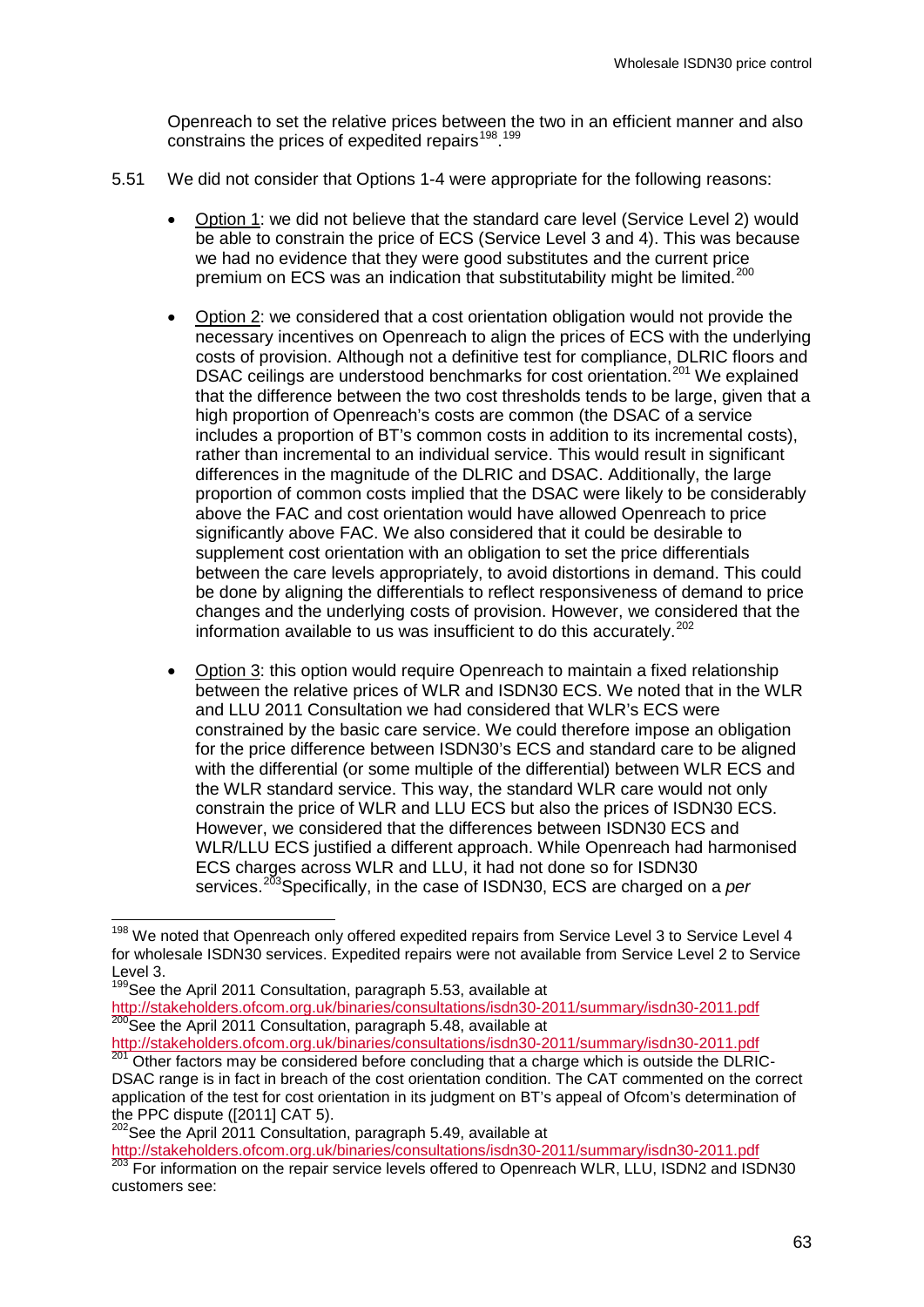Openreach to set the relative prices between the two in an efficient manner and also constrains the prices of expedited repairs[198].[199]

5.51 We did not consider that Options 1-4 were appropriate for the following reasons:

- Option 1: we did not believe that the standard care level (Service Level 2) would be able to constrain the price of ECS (Service Level 3 and 4). This was because we had no evidence that they were good substitutes and the current price premium on ECS was an indication that substitutability might be limited.[200]

- Option 2: we considered that a cost orientation obligation would not provide the necessary incentives on Openreach to align the prices of ECS with the underlying costs of provision. Although not a definitive test for compliance, DLRIC floors and DSAC ceilings are understood benchmarks for cost orientation.[201] We explained that the difference between the two cost thresholds tends to be large, given that a high proportion of Openreach's costs are common (the DSAC of a service includes a proportion of BT's common costs in addition to its incremental costs), rather than incremental to an individual service. This would result in significant differences in the magnitude of the DLRIC and DSAC. Additionally, the large proportion of common costs implied that the DSAC were likely to be considerably above the FAC and cost orientation would have allowed Openreach to price significantly above FAC. We also considered that it could be desirable to supplement cost orientation with an obligation to set the price differentials between the care levels appropriately, to avoid distortions in demand. This could be done by aligning the differentials to reflect responsiveness of demand to price changes and the underlying costs of provision. However, we considered that the information available to us was insufficient to do this accurately.[202]

- Option 3: this option would require Openreach to maintain a fixed relationship between the relative prices of WLR and ISDN30 ECS. We noted that in the WLR and LLU 2011 Consultation we had considered that WLR's ECS were constrained by the basic care service. We could therefore impose an obligation for the price difference between ISDN30's ECS and standard care to be aligned with the differential (or some multiple of the differential) between WLR ECS and the WLR standard service. This way, the standard WLR care would not only constrain the price of WLR and LLU ECS but also the prices of ISDN30 ECS. However, we considered that the differences between ISDN30 ECS and WLR/LLU ECS justified a different approach. While Openreach had harmonised ECS charges across WLR and LLU, it had not done so for ISDN30 services.[203] Specifically, in the case of ISDN30, ECS are charged on a *per*

---

[198] We noted that Openreach only offered expedited repairs from Service Level 3 to Service Level 4 for wholesale ISDN30 services. Expedited repairs were not available from Service Level 2 to Service Level 3.

[199] See the April 2011 Consultation, paragraph 5.53, available at http://stakeholders.ofcom.org.uk/binaries/consultations/isdn30-2011/summary/isdn30-2011.pdf

[200] See the April 2011 Consultation, paragraph 5.48, available at http://stakeholders.ofcom.org.uk/binaries/consultations/isdn30-2011/summary/isdn30-2011.pdf

[201] Other factors may be considered before concluding that a charge which is outside the DLRIC-DSAC range is in fact in breach of the cost orientation condition. The CAT commented on the correct application of the test for cost orientation in its judgment on BT's appeal of Ofcom's determination of the PPC dispute ([2011] CAT 5).

[202] See the April 2011 Consultation, paragraph 5.49, available at http://stakeholders.ofcom.org.uk/binaries/consultations/isdn30-2011/summary/isdn30-2011.pdf

[203] For information on the repair service levels offered to Openreach WLR, LLU, ISDN2 and ISDN30 customers see: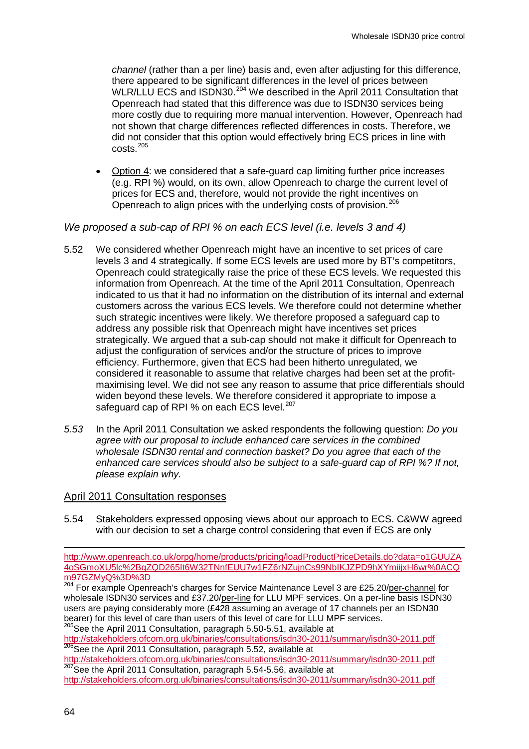*channel* (rather than a per line) basis and, even after adjusting for this difference, there appeared to be significant differences in the level of prices between WLR/LLU ECS and ISDN30.[204] We described in the April 2011 Consultation that Openreach had stated that this difference was due to ISDN30 services being more costly due to requiring more manual intervention. However, Openreach had not shown that charge differences reflected differences in costs. Therefore, we did not consider that this option would effectively bring ECS prices in line with costs.[205]

- Option 4: we considered that a safe-guard cap limiting further price increases (e.g. RPI %) would, on its own, allow Openreach to charge the current level of prices for ECS and, therefore, would not provide the right incentives on Openreach to align prices with the underlying costs of provision.[206]

### *We proposed a sub-cap of RPI % on each ECS level (i.e. levels 3 and 4)*

5.52 We considered whether Openreach might have an incentive to set prices of care levels 3 and 4 strategically. If some ECS levels are used more by BT's competitors, Openreach could strategically raise the price of these ECS levels. We requested this information from Openreach. At the time of the April 2011 Consultation, Openreach indicated to us that it had no information on the distribution of its internal and external customers across the various ECS levels. We therefore could not determine whether such strategic incentives were likely. We therefore proposed a safeguard cap to address any possible risk that Openreach might have incentives set prices strategically. We argued that a sub-cap should not make it difficult for Openreach to adjust the configuration of services and/or the structure of prices to improve efficiency. Furthermore, given that ECS had been hitherto unregulated, we considered it reasonable to assume that relative charges had been set at the profit-maximising level. We did not see any reason to assume that price differentials should widen beyond these levels. We therefore considered it appropriate to impose a safeguard cap of RPI % on each ECS level.[207]

*5.53* In the April 2011 Consultation we asked respondents the following question: *Do you agree with our proposal to include enhanced care services in the combined wholesale ISDN30 rental and connection basket? Do you agree that each of the enhanced care services should also be subject to a safe-guard cap of RPI %? If not, please explain why.*

### April 2011 Consultation responses

5.54 Stakeholders expressed opposing views about our approach to ECS. C&WW agreed with our decision to set a charge control considering that even if ECS are only

---

http://www.openreach.co.uk/orpg/home/products/pricing/loadProductPriceDetails.do?data=o1GUUZA4oSGmoXU5lc%2BgZQD265It6W32TNnfEUU7w1FZ6rNZujnCs99NbIKJZPD9hXYmiijxH6wr%0ACQm97GZMyQ%3D%3D

[204] For example Openreach's charges for Service Maintenance Level 3 are £25.20/per-channel for wholesale ISDN30 services and £37.20/per-line for LLU MPF services. On a per-line basis ISDN30 users are paying considerably more (£428 assuming an average of 17 channels per an ISDN30 bearer) for this level of care than users of this level of care for LLU MPF services.

[205] See the April 2011 Consultation, paragraph 5.50-5.51, available at http://stakeholders.ofcom.org.uk/binaries/consultations/isdn30-2011/summary/isdn30-2011.pdf

[206] See the April 2011 Consultation, paragraph 5.52, available at http://stakeholders.ofcom.org.uk/binaries/consultations/isdn30-2011/summary/isdn30-2011.pdf

[207] See the April 2011 Consultation, paragraph 5.54-5.56, available at http://stakeholders.ofcom.org.uk/binaries/consultations/isdn30-2011/summary/isdn30-2011.pdf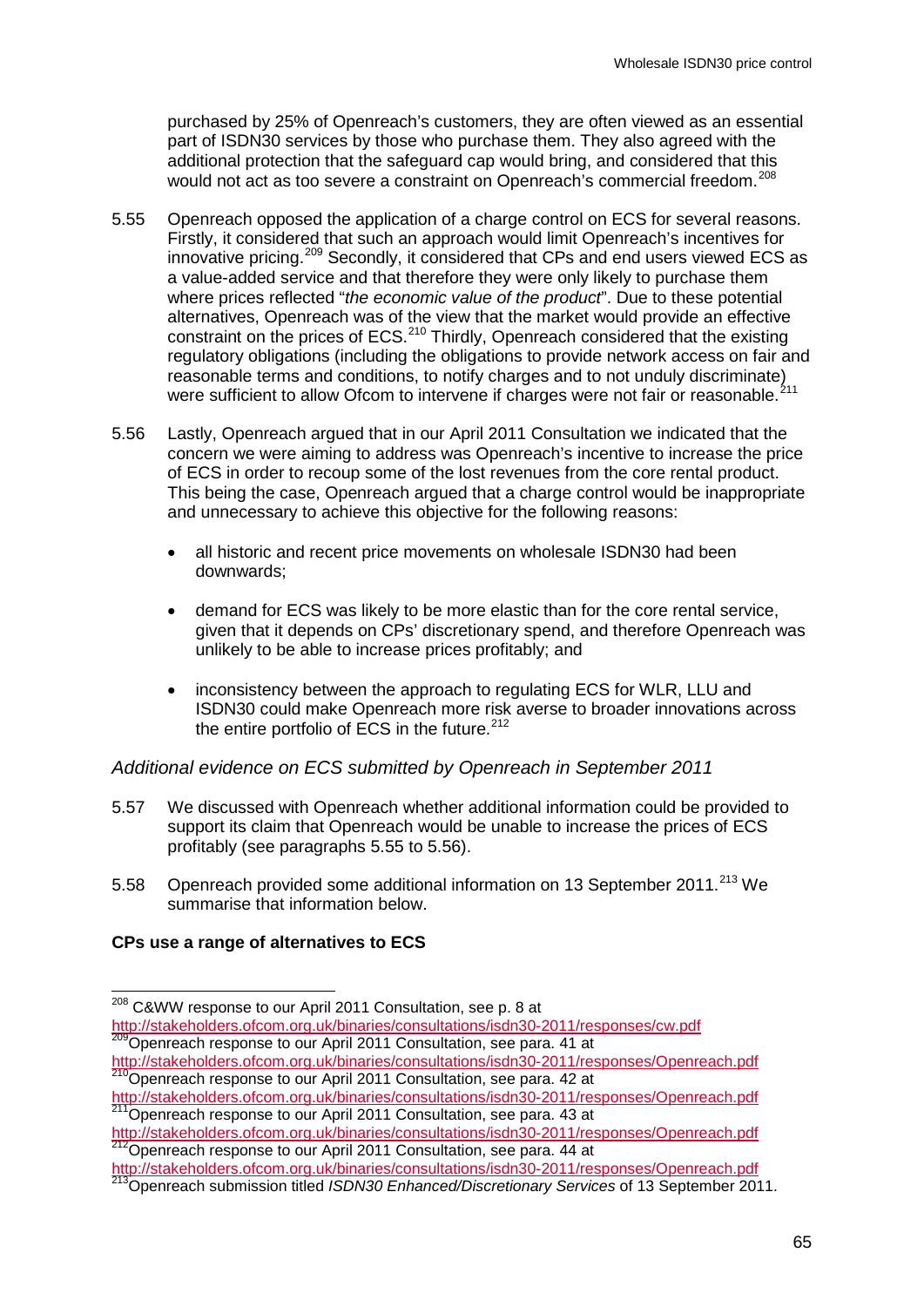purchased by 25% of Openreach's customers, they are often viewed as an essential part of ISDN30 services by those who purchase them. They also agreed with the additional protection that the safeguard cap would bring, and considered that this would not act as too severe a constraint on Openreach's commercial freedom.[208]

5.55 Openreach opposed the application of a charge control on ECS for several reasons. Firstly, it considered that such an approach would limit Openreach's incentives for innovative pricing.[209] Secondly, it considered that CPs and end users viewed ECS as a value-added service and that therefore they were only likely to purchase them where prices reflected "*the economic value of the product*". Due to these potential alternatives, Openreach was of the view that the market would provide an effective constraint on the prices of ECS.[210] Thirdly, Openreach considered that the existing regulatory obligations (including the obligations to provide network access on fair and reasonable terms and conditions, to notify charges and to not unduly discriminate) were sufficient to allow Ofcom to intervene if charges were not fair or reasonable.[211]

5.56 Lastly, Openreach argued that in our April 2011 Consultation we indicated that the concern we were aiming to address was Openreach's incentive to increase the price of ECS in order to recoup some of the lost revenues from the core rental product. This being the case, Openreach argued that a charge control would be inappropriate and unnecessary to achieve this objective for the following reasons:

- all historic and recent price movements on wholesale ISDN30 had been downwards;
- demand for ECS was likely to be more elastic than for the core rental service, given that it depends on CPs' discretionary spend, and therefore Openreach was unlikely to be able to increase prices profitably; and
- inconsistency between the approach to regulating ECS for WLR, LLU and ISDN30 could make Openreach more risk averse to broader innovations across the entire portfolio of ECS in the future.[212]

### *Additional evidence on ECS submitted by Openreach in September 2011*

5.57 We discussed with Openreach whether additional information could be provided to support its claim that Openreach would be unable to increase the prices of ECS profitably (see paragraphs 5.55 to 5.56).

5.58 Openreach provided some additional information on 13 September 2011.[213] We summarise that information below.

**CPs use a range of alternatives to ECS**

---

[208] C&WW response to our April 2011 Consultation, see p. 8 at http://stakeholders.ofcom.org.uk/binaries/consultations/isdn30-2011/responses/cw.pdf

[209] Openreach response to our April 2011 Consultation, see para. 41 at http://stakeholders.ofcom.org.uk/binaries/consultations/isdn30-2011/responses/Openreach.pdf

[210] Openreach response to our April 2011 Consultation, see para. 42 at http://stakeholders.ofcom.org.uk/binaries/consultations/isdn30-2011/responses/Openreach.pdf

[211] Openreach response to our April 2011 Consultation, see para. 43 at http://stakeholders.ofcom.org.uk/binaries/consultations/isdn30-2011/responses/Openreach.pdf

[212] Openreach response to our April 2011 Consultation, see para. 44 at http://stakeholders.ofcom.org.uk/binaries/consultations/isdn30-2011/responses/Openreach.pdf

[213] Openreach submission titled *ISDN30 Enhanced/Discretionary Services* of 13 September 2011.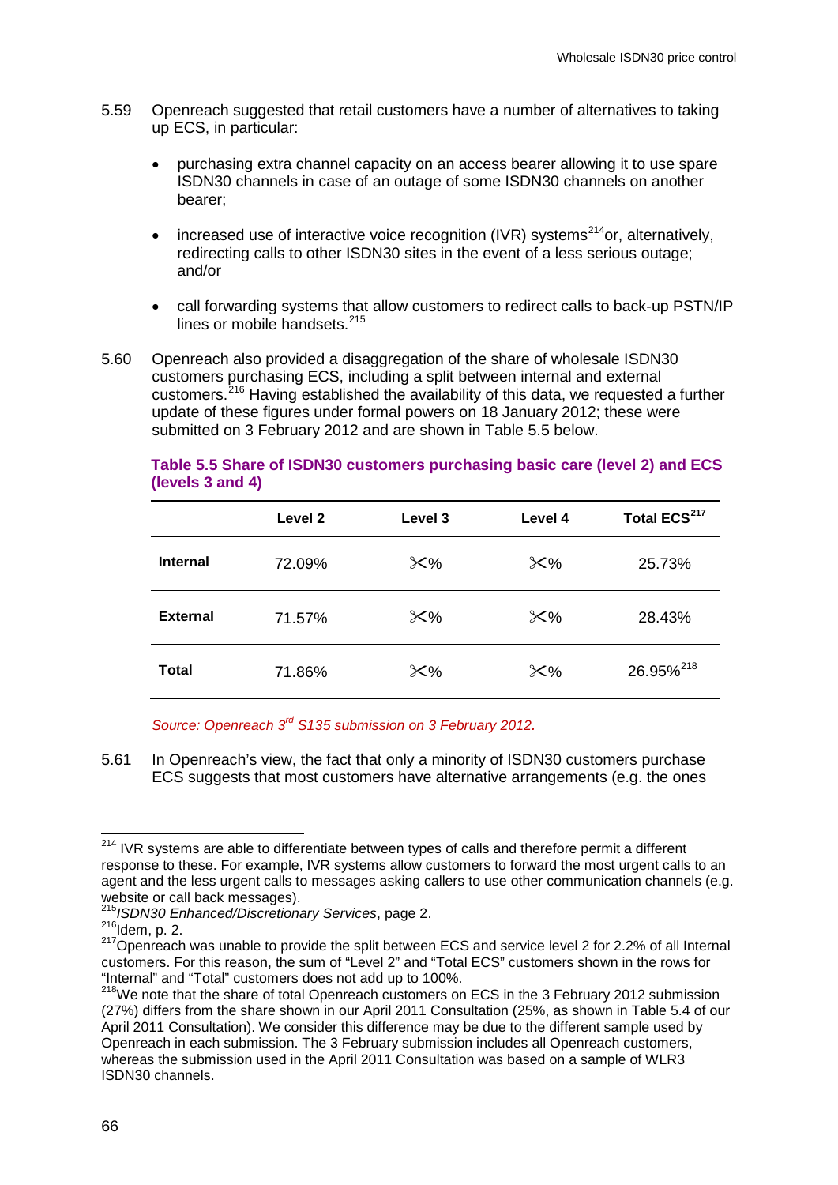5.59 Openreach suggested that retail customers have a number of alternatives to taking up ECS, in particular:

- purchasing extra channel capacity on an access bearer allowing it to use spare ISDN30 channels in case of an outage of some ISDN30 channels on another bearer;
- increased use of interactive voice recognition (IVR) systems[214] or, alternatively, redirecting calls to other ISDN30 sites in the event of a less serious outage; and/or
- call forwarding systems that allow customers to redirect calls to back-up PSTN/IP lines or mobile handsets.[215]

5.60 Openreach also provided a disaggregation of the share of wholesale ISDN30 customers purchasing ECS, including a split between internal and external customers.[216] Having established the availability of this data, we requested a further update of these figures under formal powers on 18 January 2012; these were submitted on 3 February 2012 and are shown in Table 5.5 below.

**Table 5.5 Share of ISDN30 customers purchasing basic care (level 2) and ECS (levels 3 and 4)**

| | Level 2 | Level 3 | Level 4 | Total ECS[217] |
|---|---|---|---|---|
| **Internal** | 72.09% | ✂% | ✂% | 25.73% |
| **External** | 71.57% | ✂% | ✂% | 28.43% |
| **Total** | 71.86% | ✂% | ✂% | 26.95%[218] |

*Source: Openreach 3rd S135 submission on 3 February 2012.*

5.61 In Openreach's view, the fact that only a minority of ISDN30 customers purchase ECS suggests that most customers have alternative arrangements (e.g. the ones

[214] IVR systems are able to differentiate between types of calls and therefore permit a different response to these. For example, IVR systems allow customers to forward the most urgent calls to an agent and the less urgent calls to messages asking callers to use other communication channels (e.g. website or call back messages).

[215] *ISDN30 Enhanced/Discretionary Services*, page 2.

[216] Idem, p. 2.

[217] Openreach was unable to provide the split between ECS and service level 2 for 2.2% of all Internal customers. For this reason, the sum of "Level 2" and "Total ECS" customers shown in the rows for "Internal" and "Total" customers does not add up to 100%.

[218] We note that the share of total Openreach customers on ECS in the 3 February 2012 submission (27%) differs from the share shown in our April 2011 Consultation (25%, as shown in Table 5.4 of our April 2011 Consultation). We consider this difference may be due to the different sample used by Openreach in each submission. The 3 February submission includes all Openreach customers, whereas the submission used in the April 2011 Consultation was based on a sample of WLR3 ISDN30 channels.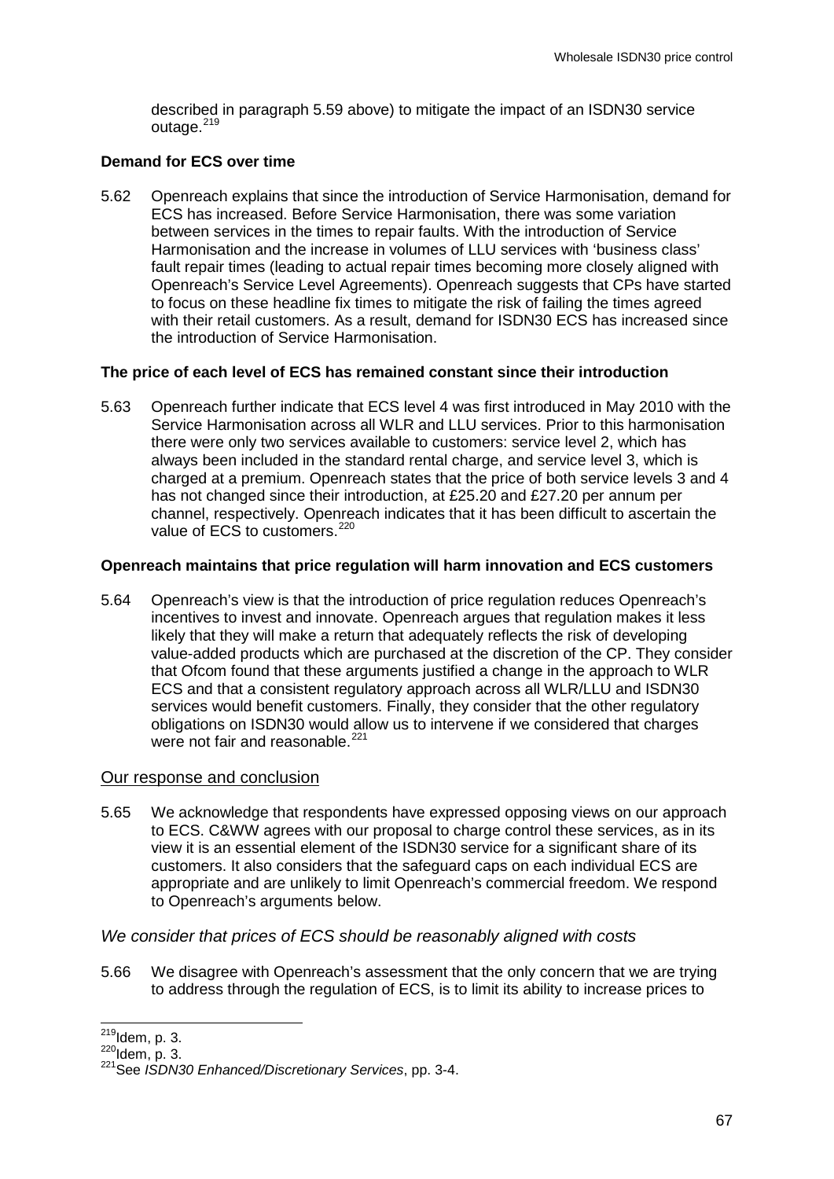described in paragraph 5.59 above) to mitigate the impact of an ISDN30 service outage.[219]

**Demand for ECS over time**

5.62 Openreach explains that since the introduction of Service Harmonisation, demand for ECS has increased. Before Service Harmonisation, there was some variation between services in the times to repair faults. With the introduction of Service Harmonisation and the increase in volumes of LLU services with 'business class' fault repair times (leading to actual repair times becoming more closely aligned with Openreach's Service Level Agreements). Openreach suggests that CPs have started to focus on these headline fix times to mitigate the risk of failing the times agreed with their retail customers. As a result, demand for ISDN30 ECS has increased since the introduction of Service Harmonisation.

**The price of each level of ECS has remained constant since their introduction**

5.63 Openreach further indicate that ECS level 4 was first introduced in May 2010 with the Service Harmonisation across all WLR and LLU services. Prior to this harmonisation there were only two services available to customers: service level 2, which has always been included in the standard rental charge, and service level 3, which is charged at a premium. Openreach states that the price of both service levels 3 and 4 has not changed since their introduction, at £25.20 and £27.20 per annum per channel, respectively. Openreach indicates that it has been difficult to ascertain the value of ECS to customers.[220]

**Openreach maintains that price regulation will harm innovation and ECS customers**

5.64 Openreach's view is that the introduction of price regulation reduces Openreach's incentives to invest and innovate. Openreach argues that regulation makes it less likely that they will make a return that adequately reflects the risk of developing value-added products which are purchased at the discretion of the CP. They consider that Ofcom found that these arguments justified a change in the approach to WLR ECS and that a consistent regulatory approach across all WLR/LLU and ISDN30 services would benefit customers. Finally, they consider that the other regulatory obligations on ISDN30 would allow us to intervene if we considered that charges were not fair and reasonable.[221]

## Our response and conclusion

5.65 We acknowledge that respondents have expressed opposing views on our approach to ECS. C&WW agrees with our proposal to charge control these services, as in its view it is an essential element of the ISDN30 service for a significant share of its customers. It also considers that the safeguard caps on each individual ECS are appropriate and are unlikely to limit Openreach's commercial freedom. We respond to Openreach's arguments below.

### *We consider that prices of ECS should be reasonably aligned with costs*

5.66 We disagree with Openreach's assessment that the only concern that we are trying to address through the regulation of ECS, is to limit its ability to increase prices to

---

[219] Idem, p. 3.

[220] Idem, p. 3.

[221] See *ISDN30 Enhanced/Discretionary Services*, pp. 3-4.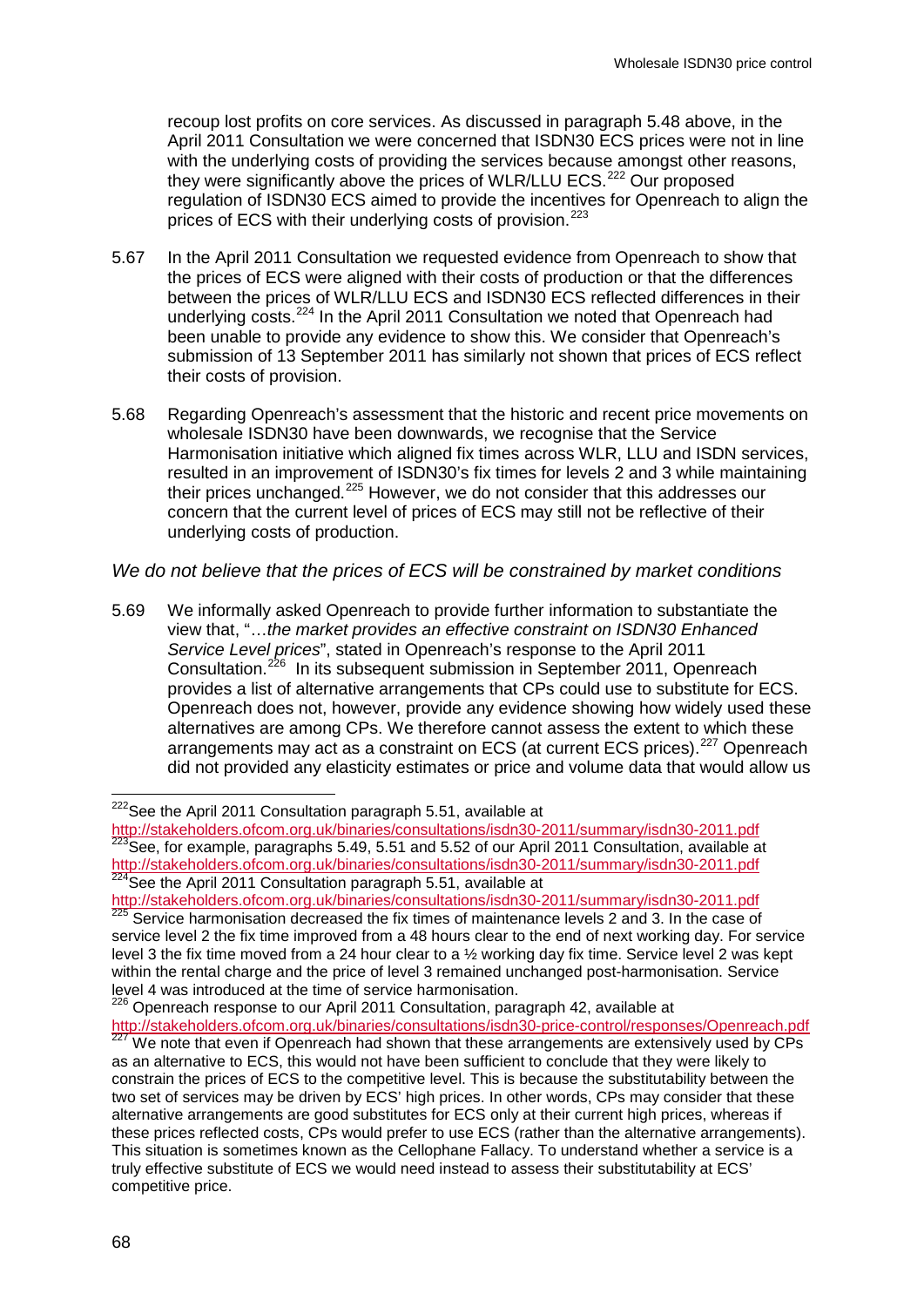recoup lost profits on core services. As discussed in paragraph 5.48 above, in the April 2011 Consultation we were concerned that ISDN30 ECS prices were not in line with the underlying costs of providing the services because amongst other reasons, they were significantly above the prices of WLR/LLU ECS.[222] Our proposed regulation of ISDN30 ECS aimed to provide the incentives for Openreach to align the prices of ECS with their underlying costs of provision.[223]

5.67 In the April 2011 Consultation we requested evidence from Openreach to show that the prices of ECS were aligned with their costs of production or that the differences between the prices of WLR/LLU ECS and ISDN30 ECS reflected differences in their underlying costs.[224] In the April 2011 Consultation we noted that Openreach had been unable to provide any evidence to show this. We consider that Openreach's submission of 13 September 2011 has similarly not shown that prices of ECS reflect their costs of provision.

5.68 Regarding Openreach's assessment that the historic and recent price movements on wholesale ISDN30 have been downwards, we recognise that the Service Harmonisation initiative which aligned fix times across WLR, LLU and ISDN services, resulted in an improvement of ISDN30's fix times for levels 2 and 3 while maintaining their prices unchanged.[225] However, we do not consider that this addresses our concern that the current level of prices of ECS may still not be reflective of their underlying costs of production.

### *We do not believe that the prices of ECS will be constrained by market conditions*

5.69 We informally asked Openreach to provide further information to substantiate the view that, "…*the market provides an effective constraint on ISDN30 Enhanced Service Level prices*", stated in Openreach's response to the April 2011 Consultation.[226] In its subsequent submission in September 2011, Openreach provides a list of alternative arrangements that CPs could use to substitute for ECS. Openreach does not, however, provide any evidence showing how widely used these alternatives are among CPs. We therefore cannot assess the extent to which these arrangements may act as a constraint on ECS (at current ECS prices).[227] Openreach did not provided any elasticity estimates or price and volume data that would allow us

---

[222] See the April 2011 Consultation paragraph 5.51, available at http://stakeholders.ofcom.org.uk/binaries/consultations/isdn30-2011/summary/isdn30-2011.pdf

[223] See, for example, paragraphs 5.49, 5.51 and 5.52 of our April 2011 Consultation, available at http://stakeholders.ofcom.org.uk/binaries/consultations/isdn30-2011/summary/isdn30-2011.pdf

[224] See the April 2011 Consultation paragraph 5.51, available at http://stakeholders.ofcom.org.uk/binaries/consultations/isdn30-2011/summary/isdn30-2011.pdf

[225] Service harmonisation decreased the fix times of maintenance levels 2 and 3. In the case of service level 2 the fix time improved from a 48 hours clear to the end of next working day. For service level 3 the fix time moved from a 24 hour clear to a ½ working day fix time. Service level 2 was kept within the rental charge and the price of level 3 remained unchanged post-harmonisation. Service level 4 was introduced at the time of service harmonisation.

[226] Openreach response to our April 2011 Consultation, paragraph 42, available at http://stakeholders.ofcom.org.uk/binaries/consultations/isdn30-price-control/responses/Openreach.pdf

[227] We note that even if Openreach had shown that these arrangements are extensively used by CPs as an alternative to ECS, this would not have been sufficient to conclude that they were likely to constrain the prices of ECS to the competitive level. This is because the substitutability between the two set of services may be driven by ECS' high prices. In other words, CPs may consider that these alternative arrangements are good substitutes for ECS only at their current high prices, whereas if these prices reflected costs, CPs would prefer to use ECS (rather than the alternative arrangements). This situation is sometimes known as the Cellophane Fallacy. To understand whether a service is a truly effective substitute of ECS we would need instead to assess their substitutability at ECS' competitive price.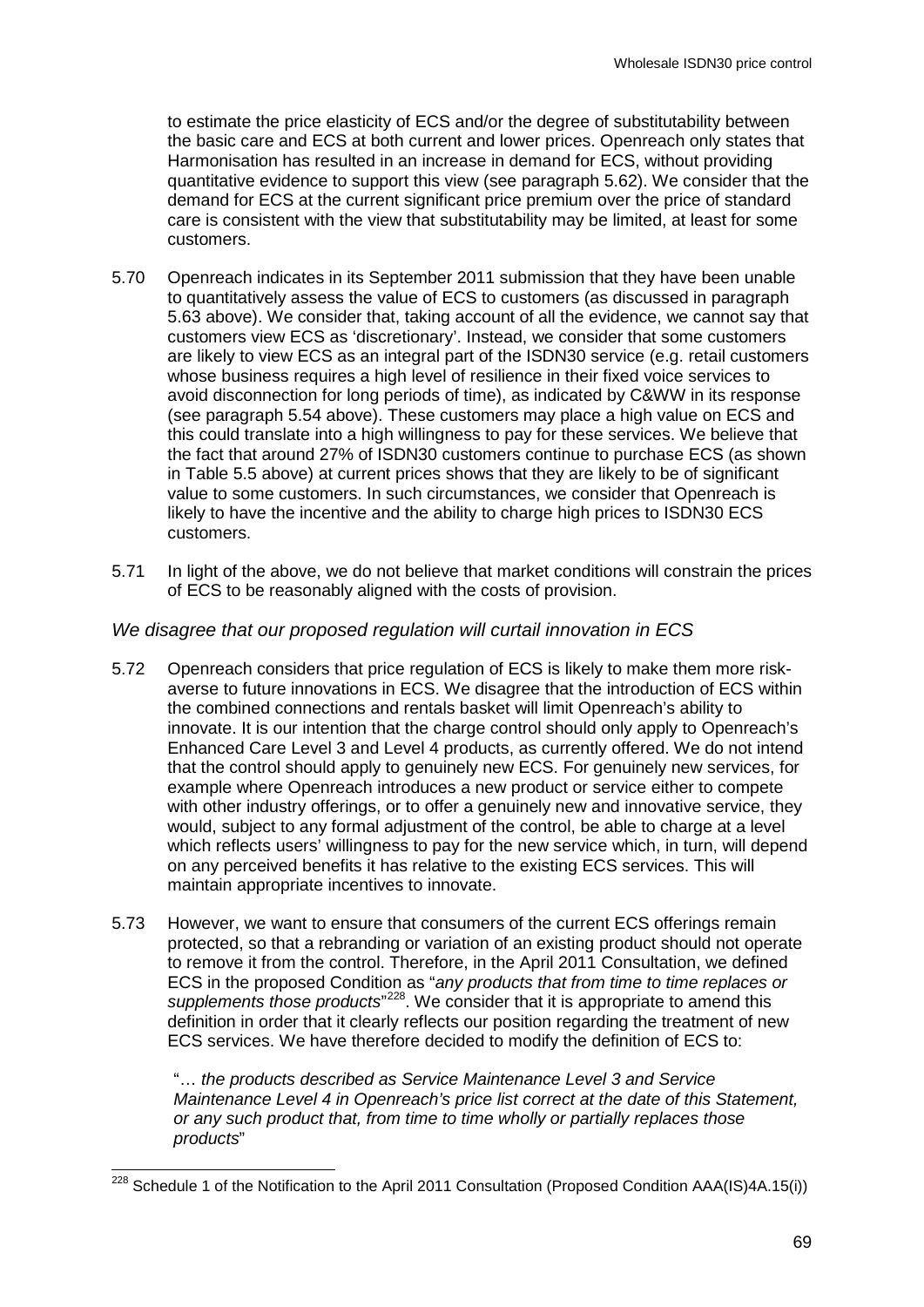to estimate the price elasticity of ECS and/or the degree of substitutability between the basic care and ECS at both current and lower prices. Openreach only states that Harmonisation has resulted in an increase in demand for ECS, without providing quantitative evidence to support this view (see paragraph 5.62). We consider that the demand for ECS at the current significant price premium over the price of standard care is consistent with the view that substitutability may be limited, at least for some customers.

5.70 Openreach indicates in its September 2011 submission that they have been unable to quantitatively assess the value of ECS to customers (as discussed in paragraph 5.63 above). We consider that, taking account of all the evidence, we cannot say that customers view ECS as 'discretionary'. Instead, we consider that some customers are likely to view ECS as an integral part of the ISDN30 service (e.g. retail customers whose business requires a high level of resilience in their fixed voice services to avoid disconnection for long periods of time), as indicated by C&WW in its response (see paragraph 5.54 above). These customers may place a high value on ECS and this could translate into a high willingness to pay for these services. We believe that the fact that around 27% of ISDN30 customers continue to purchase ECS (as shown in Table 5.5 above) at current prices shows that they are likely to be of significant value to some customers. In such circumstances, we consider that Openreach is likely to have the incentive and the ability to charge high prices to ISDN30 ECS customers.

5.71 In light of the above, we do not believe that market conditions will constrain the prices of ECS to be reasonably aligned with the costs of provision.

### *We disagree that our proposed regulation will curtail innovation in ECS*

5.72 Openreach considers that price regulation of ECS is likely to make them more risk-averse to future innovations in ECS. We disagree that the introduction of ECS within the combined connections and rentals basket will limit Openreach's ability to innovate. It is our intention that the charge control should only apply to Openreach's Enhanced Care Level 3 and Level 4 products, as currently offered. We do not intend that the control should apply to genuinely new ECS. For genuinely new services, for example where Openreach introduces a new product or service either to compete with other industry offerings, or to offer a genuinely new and innovative service, they would, subject to any formal adjustment of the control, be able to charge at a level which reflects users' willingness to pay for the new service which, in turn, will depend on any perceived benefits it has relative to the existing ECS services. This will maintain appropriate incentives to innovate.

5.73 However, we want to ensure that consumers of the current ECS offerings remain protected, so that a rebranding or variation of an existing product should not operate to remove it from the control. Therefore, in the April 2011 Consultation, we defined ECS in the proposed Condition as "*any products that from time to time replaces or supplements those products*"[228]. We consider that it is appropriate to amend this definition in order that it clearly reflects our position regarding the treatment of new ECS services. We have therefore decided to modify the definition of ECS to:

> "*… the products described as Service Maintenance Level 3 and Service Maintenance Level 4 in Openreach's price list correct at the date of this Statement, or any such product that, from time to time wholly or partially replaces those products*"

---

[228] Schedule 1 of the Notification to the April 2011 Consultation (Proposed Condition AAA(IS)4A.15(i))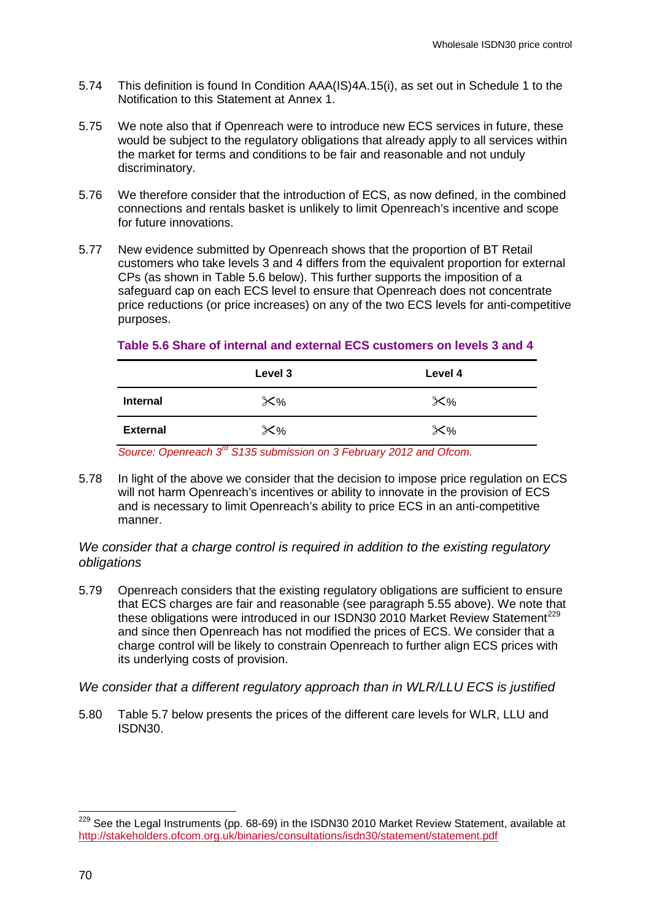5.74 This definition is found In Condition AAA(IS)4A.15(i), as set out in Schedule 1 to the Notification to this Statement at Annex 1.

5.75 We note also that if Openreach were to introduce new ECS services in future, these would be subject to the regulatory obligations that already apply to all services within the market for terms and conditions to be fair and reasonable and not unduly discriminatory.

5.76 We therefore consider that the introduction of ECS, as now defined, in the combined connections and rentals basket is unlikely to limit Openreach's incentive and scope for future innovations.

5.77 New evidence submitted by Openreach shows that the proportion of BT Retail customers who take levels 3 and 4 differs from the equivalent proportion for external CPs (as shown in Table 5.6 below). This further supports the imposition of a safeguard cap on each ECS level to ensure that Openreach does not concentrate price reductions (or price increases) on any of the two ECS levels for anti-competitive purposes.

**Table 5.6 Share of internal and external ECS customers on levels 3 and 4**

| | Level 3 | Level 4 |
|---|---|---|
| **Internal** | ✂% | ✂% |
| **External** | ✂% | ✂% |

*Source: Openreach 3rd S135 submission on 3 February 2012 and Ofcom.*

5.78 In light of the above we consider that the decision to impose price regulation on ECS will not harm Openreach's incentives or ability to innovate in the provision of ECS and is necessary to limit Openreach's ability to price ECS in an anti-competitive manner.

*We consider that a charge control is required in addition to the existing regulatory obligations*

5.79 Openreach considers that the existing regulatory obligations are sufficient to ensure that ECS charges are fair and reasonable (see paragraph 5.55 above). We note that these obligations were introduced in our ISDN30 2010 Market Review Statement[229] and since then Openreach has not modified the prices of ECS. We consider that a charge control will be likely to constrain Openreach to further align ECS prices with its underlying costs of provision.

*We consider that a different regulatory approach than in WLR/LLU ECS is justified*

5.80 Table 5.7 below presents the prices of the different care levels for WLR, LLU and ISDN30.

[229] See the Legal Instruments (pp. 68-69) in the ISDN30 2010 Market Review Statement, available at http://stakeholders.ofcom.org.uk/binaries/consultations/isdn30/statement/statement.pdf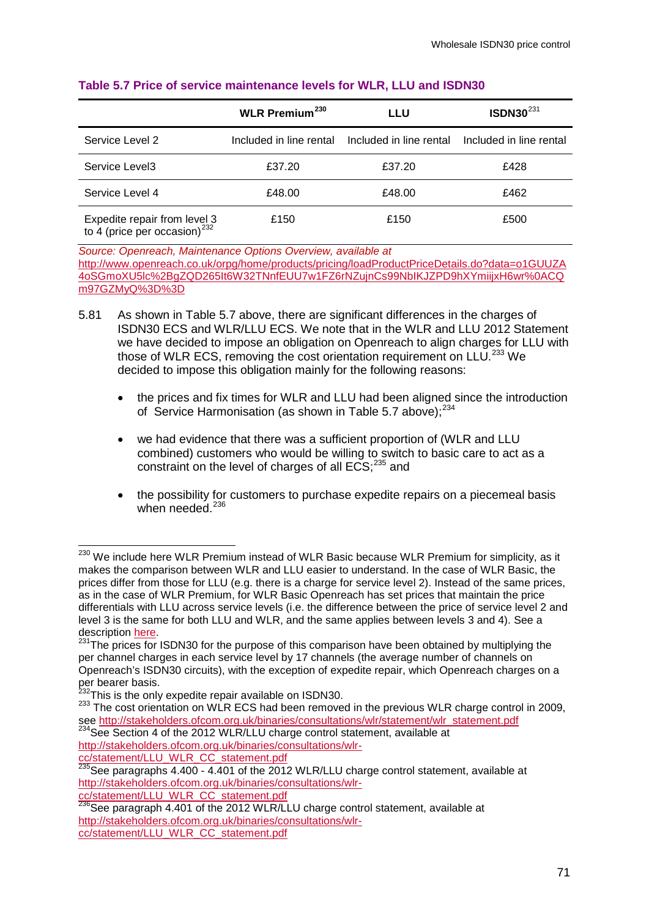**Table 5.7 Price of service maintenance levels for WLR, LLU and ISDN30**

| | WLR Premium[230] | LLU | ISDN30[231] |
|---|---|---|---|
| Service Level 2 | Included in line rental | Included in line rental | Included in line rental |
| Service Level3 | £37.20 | £37.20 | £428 |
| Service Level 4 | £48.00 | £48.00 | £462 |
| Expedite repair from level 3 to 4 (price per occasion)[232] | £150 | £150 | £500 |

*Source: Openreach, Maintenance Options Overview, available at* http://www.openreach.co.uk/orpg/home/products/pricing/loadProductPriceDetails.do?data=o1GUUZA4oSGmoXU5lc%2BgZQD265It6W32TNnfEUU7w1FZ6rNZujnCs99NbIKJZPD9hXYmiijxH6wr%0ACQm97GZMyQ%3D%3D

5.81 As shown in Table 5.7 above, there are significant differences in the charges of ISDN30 ECS and WLR/LLU ECS. We note that in the WLR and LLU 2012 Statement we have decided to impose an obligation on Openreach to align charges for LLU with those of WLR ECS, removing the cost orientation requirement on LLU.[233] We decided to impose this obligation mainly for the following reasons:

- the prices and fix times for WLR and LLU had been aligned since the introduction of Service Harmonisation (as shown in Table 5.7 above);[234]
- we had evidence that there was a sufficient proportion of (WLR and LLU combined) customers who would be willing to switch to basic care to act as a constraint on the level of charges of all ECS;[235] and
- the possibility for customers to purchase expedite repairs on a piecemeal basis when needed.[236]

---

[230] We include here WLR Premium instead of WLR Basic because WLR Premium for simplicity, as it makes the comparison between WLR and LLU easier to understand. In the case of WLR Basic, the prices differ from those for LLU (e.g. there is a charge for service level 2). Instead of the same prices, as in the case of WLR Premium, for WLR Basic Openreach has set prices that maintain the price differentials with LLU across service levels (i.e. the difference between the price of service level 2 and level 3 is the same for both LLU and WLR, and the same applies between levels 3 and 4). See a description here.

[231] The prices for ISDN30 for the purpose of this comparison have been obtained by multiplying the per channel charges in each service level by 17 channels (the average number of channels on Openreach's ISDN30 circuits), with the exception of expedite repair, which Openreach charges on a per bearer basis.

[232] This is the only expedite repair available on ISDN30.

[233] The cost orientation on WLR ECS had been removed in the previous WLR charge control in 2009, see http://stakeholders.ofcom.org.uk/binaries/consultations/wlr/statement/wlr_statement.pdf

[234] See Section 4 of the 2012 WLR/LLU charge control statement, available at http://stakeholders.ofcom.org.uk/binaries/consultations/wlr-cc/statement/LLU_WLR_CC_statement.pdf

[235] See paragraphs 4.400 - 4.401 of the 2012 WLR/LLU charge control statement, available at http://stakeholders.ofcom.org.uk/binaries/consultations/wlr-cc/statement/LLU_WLR_CC_statement.pdf

[236] See paragraph 4.401 of the 2012 WLR/LLU charge control statement, available at http://stakeholders.ofcom.org.uk/binaries/consultations/wlr-cc/statement/LLU_WLR_CC_statement.pdf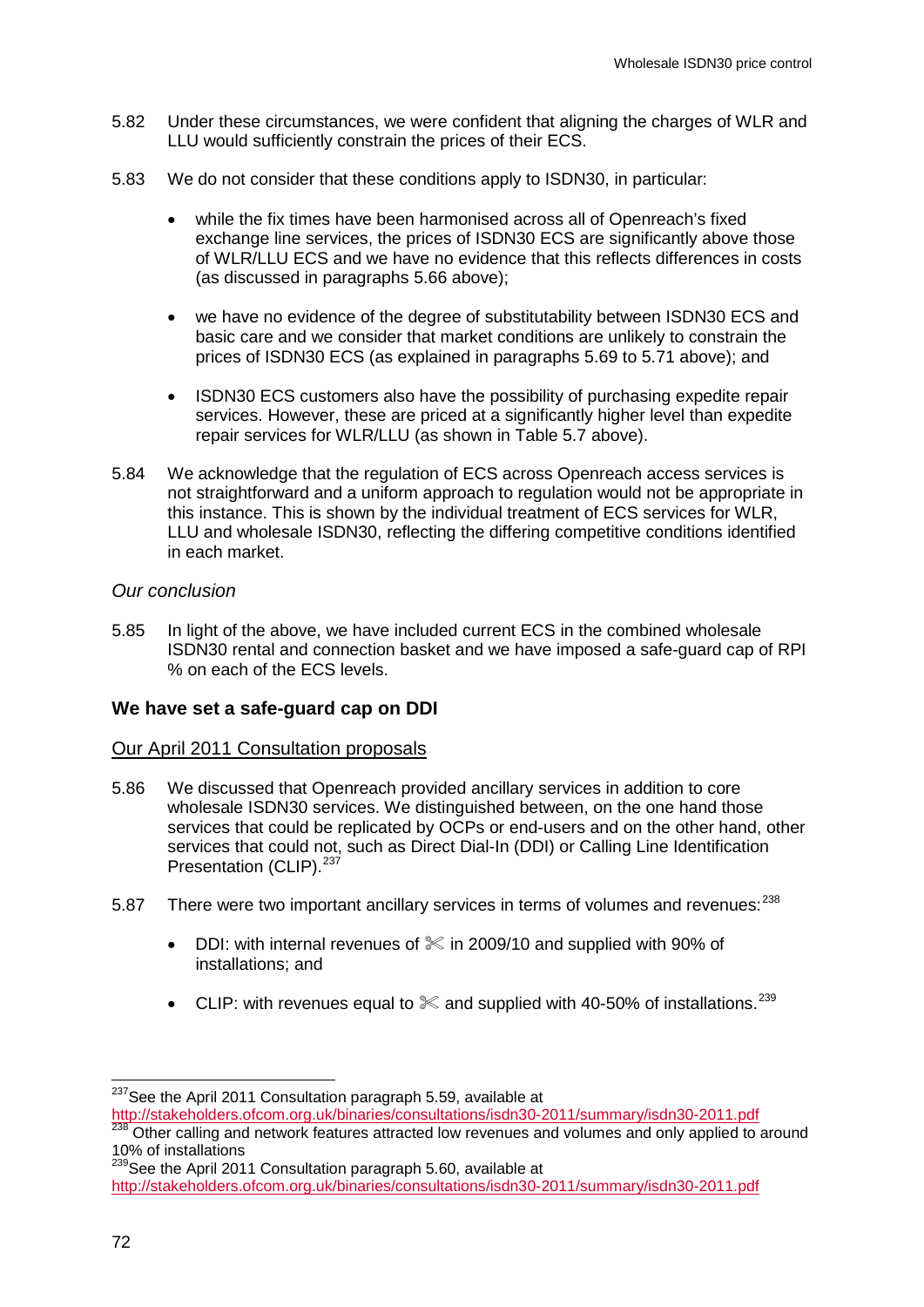5.82 Under these circumstances, we were confident that aligning the charges of WLR and LLU would sufficiently constrain the prices of their ECS.

5.83 We do not consider that these conditions apply to ISDN30, in particular:

- while the fix times have been harmonised across all of Openreach's fixed exchange line services, the prices of ISDN30 ECS are significantly above those of WLR/LLU ECS and we have no evidence that this reflects differences in costs (as discussed in paragraphs 5.66 above);
- we have no evidence of the degree of substitutability between ISDN30 ECS and basic care and we consider that market conditions are unlikely to constrain the prices of ISDN30 ECS (as explained in paragraphs 5.69 to 5.71 above); and
- ISDN30 ECS customers also have the possibility of purchasing expedite repair services. However, these are priced at a significantly higher level than expedite repair services for WLR/LLU (as shown in Table 5.7 above).

5.84 We acknowledge that the regulation of ECS across Openreach access services is not straightforward and a uniform approach to regulation would not be appropriate in this instance. This is shown by the individual treatment of ECS services for WLR, LLU and wholesale ISDN30, reflecting the differing competitive conditions identified in each market.

*Our conclusion*

5.85 In light of the above, we have included current ECS in the combined wholesale ISDN30 rental and connection basket and we have imposed a safe-guard cap of RPI % on each of the ECS levels.

**We have set a safe-guard cap on DDI**

Our April 2011 Consultation proposals

5.86 We discussed that Openreach provided ancillary services in addition to core wholesale ISDN30 services. We distinguished between, on the one hand those services that could be replicated by OCPs or end-users and on the other hand, other services that could not, such as Direct Dial-In (DDI) or Calling Line Identification Presentation (CLIP).[237]

5.87 There were two important ancillary services in terms of volumes and revenues:[238]

- DDI: with internal revenues of ✂ in 2009/10 and supplied with 90% of installations; and
- CLIP: with revenues equal to ✂ and supplied with 40-50% of installations.[239]

[237] See the April 2011 Consultation paragraph 5.59, available at http://stakeholders.ofcom.org.uk/binaries/consultations/isdn30-2011/summary/isdn30-2011.pdf

[238] Other calling and network features attracted low revenues and volumes and only applied to around 10% of installations

[239] See the April 2011 Consultation paragraph 5.60, available at http://stakeholders.ofcom.org.uk/binaries/consultations/isdn30-2011/summary/isdn30-2011.pdf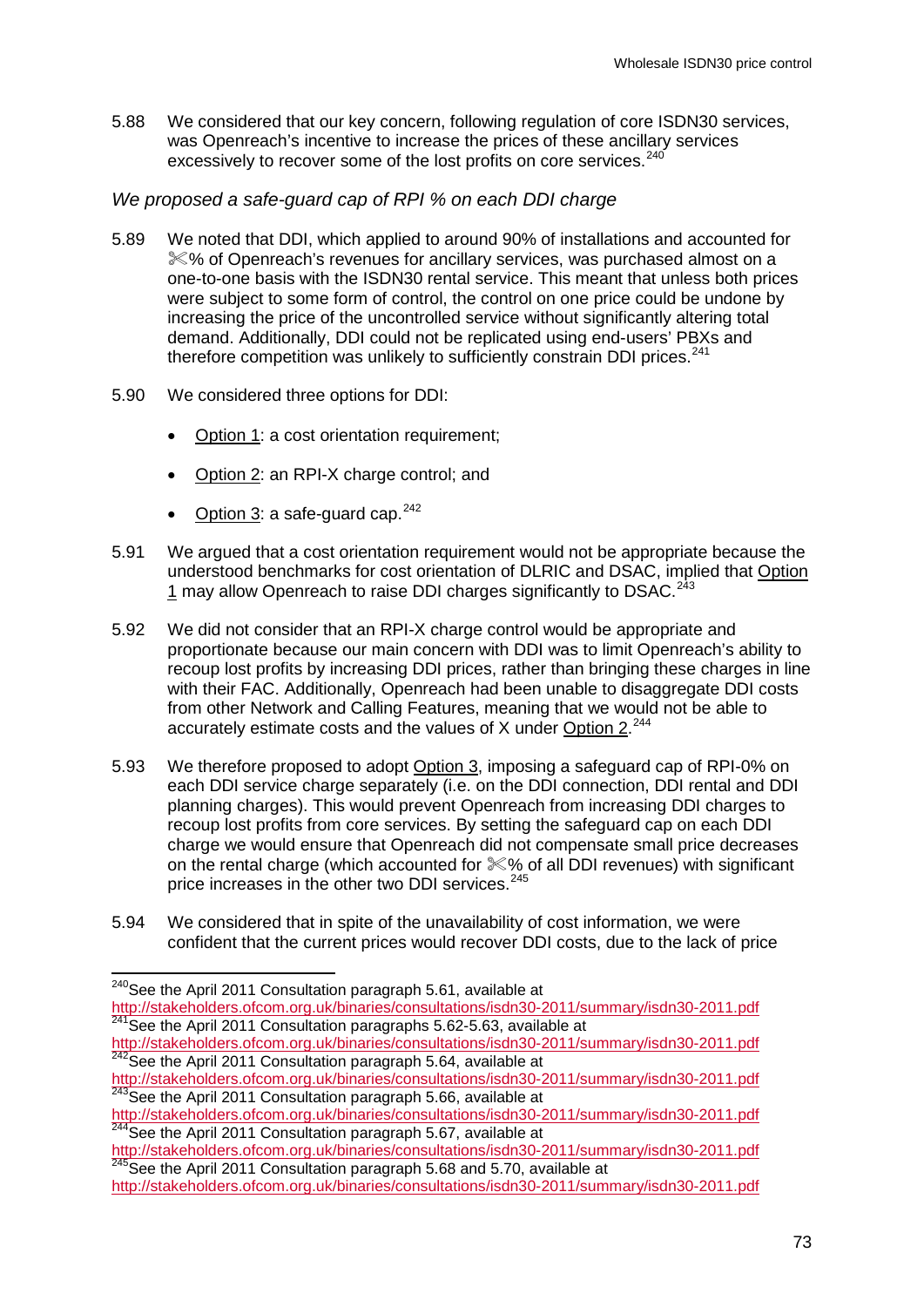5.88 We considered that our key concern, following regulation of core ISDN30 services, was Openreach's incentive to increase the prices of these ancillary services excessively to recover some of the lost profits on core services.[240]

*We proposed a safe-guard cap of RPI % on each DDI charge*

5.89 We noted that DDI, which applied to around 90% of installations and accounted for ✂% of Openreach's revenues for ancillary services, was purchased almost on a one-to-one basis with the ISDN30 rental service. This meant that unless both prices were subject to some form of control, the control on one price could be undone by increasing the price of the uncontrolled service without significantly altering total demand. Additionally, DDI could not be replicated using end-users' PBXs and therefore competition was unlikely to sufficiently constrain DDI prices.[241]

5.90 We considered three options for DDI:

- Option 1: a cost orientation requirement;
- Option 2: an RPI-X charge control; and
- Option 3: a safe-guard cap.[242]

5.91 We argued that a cost orientation requirement would not be appropriate because the understood benchmarks for cost orientation of DLRIC and DSAC, implied that Option 1 may allow Openreach to raise DDI charges significantly to DSAC.[243]

5.92 We did not consider that an RPI-X charge control would be appropriate and proportionate because our main concern with DDI was to limit Openreach's ability to recoup lost profits by increasing DDI prices, rather than bringing these charges in line with their FAC. Additionally, Openreach had been unable to disaggregate DDI costs from other Network and Calling Features, meaning that we would not be able to accurately estimate costs and the values of X under Option 2.[244]

5.93 We therefore proposed to adopt Option 3, imposing a safeguard cap of RPI-0% on each DDI service charge separately (i.e. on the DDI connection, DDI rental and DDI planning charges). This would prevent Openreach from increasing DDI charges to recoup lost profits from core services. By setting the safeguard cap on each DDI charge we would ensure that Openreach did not compensate small price decreases on the rental charge (which accounted for ✂% of all DDI revenues) with significant price increases in the other two DDI services.[245]

5.94 We considered that in spite of the unavailability of cost information, we were confident that the current prices would recover DDI costs, due to the lack of price

---

[240] See the April 2011 Consultation paragraph 5.61, available at http://stakeholders.ofcom.org.uk/binaries/consultations/isdn30-2011/summary/isdn30-2011.pdf

[241] See the April 2011 Consultation paragraphs 5.62-5.63, available at http://stakeholders.ofcom.org.uk/binaries/consultations/isdn30-2011/summary/isdn30-2011.pdf

[242] See the April 2011 Consultation paragraph 5.64, available at http://stakeholders.ofcom.org.uk/binaries/consultations/isdn30-2011/summary/isdn30-2011.pdf

[243] See the April 2011 Consultation paragraph 5.66, available at http://stakeholders.ofcom.org.uk/binaries/consultations/isdn30-2011/summary/isdn30-2011.pdf

[244] See the April 2011 Consultation paragraph 5.67, available at http://stakeholders.ofcom.org.uk/binaries/consultations/isdn30-2011/summary/isdn30-2011.pdf

[245] See the April 2011 Consultation paragraph 5.68 and 5.70, available at http://stakeholders.ofcom.org.uk/binaries/consultations/isdn30-2011/summary/isdn30-2011.pdf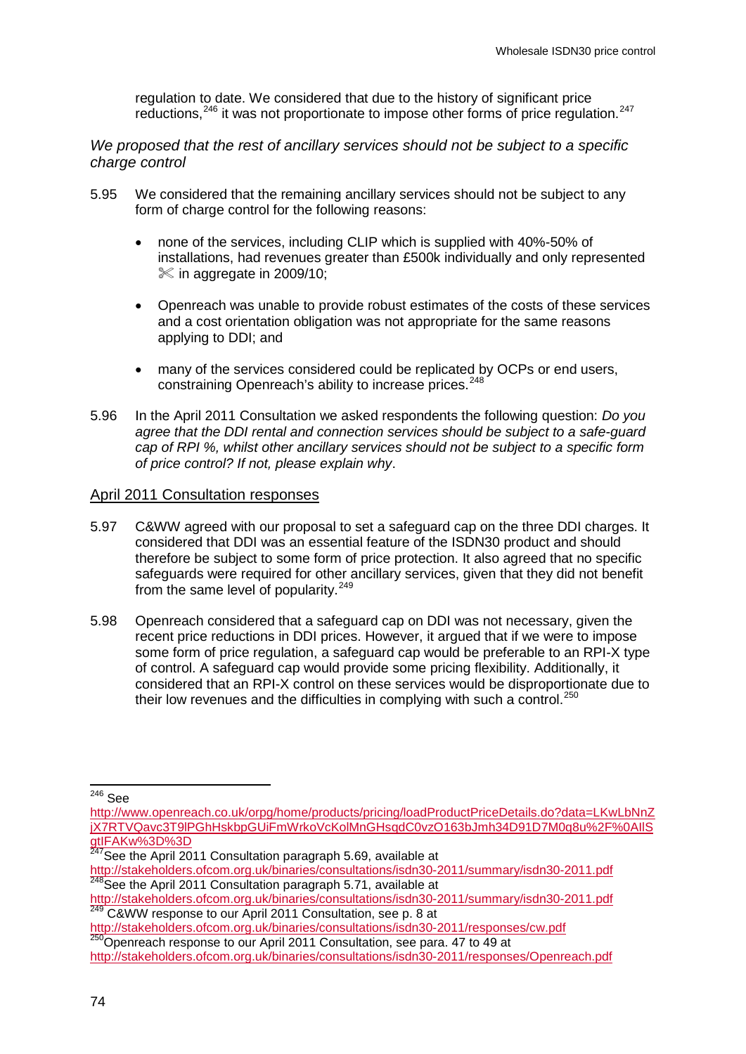regulation to date. We considered that due to the history of significant price reductions,[246] it was not proportionate to impose other forms of price regulation.[247]

*We proposed that the rest of ancillary services should not be subject to a specific charge control*

5.95 We considered that the remaining ancillary services should not be subject to any form of charge control for the following reasons:

- none of the services, including CLIP which is supplied with 40%-50% of installations, had revenues greater than £500k individually and only represented ✂ in aggregate in 2009/10;
- Openreach was unable to provide robust estimates of the costs of these services and a cost orientation obligation was not appropriate for the same reasons applying to DDI; and
- many of the services considered could be replicated by OCPs or end users, constraining Openreach's ability to increase prices.[248]

5.96 In the April 2011 Consultation we asked respondents the following question: *Do you agree that the DDI rental and connection services should be subject to a safe-guard cap of RPI %, whilst other ancillary services should not be subject to a specific form of price control? If not, please explain why*.

## April 2011 Consultation responses

5.97 C&WW agreed with our proposal to set a safeguard cap on the three DDI charges. It considered that DDI was an essential feature of the ISDN30 product and should therefore be subject to some form of price protection. It also agreed that no specific safeguards were required for other ancillary services, given that they did not benefit from the same level of popularity.[249]

5.98 Openreach considered that a safeguard cap on DDI was not necessary, given the recent price reductions in DDI prices. However, it argued that if we were to impose some form of price regulation, a safeguard cap would be preferable to an RPI-X type of control. A safeguard cap would provide some pricing flexibility. Additionally, it considered that an RPI-X control on these services would be disproportionate due to their low revenues and the difficulties in complying with such a control.[250]

---

[246] See http://www.openreach.co.uk/orpg/home/products/pricing/loadProductPriceDetails.do?data=LKwLbNnZjX7RTVQavc3T9lPGhHskbpGUiFmWrkoVcKolMnGHsqdC0vzO163bJmh34D91D7M0q8u%2F%0AllSgtlFAKw%3D%3D

[247] See the April 2011 Consultation paragraph 5.69, available at http://stakeholders.ofcom.org.uk/binaries/consultations/isdn30-2011/summary/isdn30-2011.pdf

[248] See the April 2011 Consultation paragraph 5.71, available at http://stakeholders.ofcom.org.uk/binaries/consultations/isdn30-2011/summary/isdn30-2011.pdf

[249] C&WW response to our April 2011 Consultation, see p. 8 at http://stakeholders.ofcom.org.uk/binaries/consultations/isdn30-2011/responses/cw.pdf

[250] Openreach response to our April 2011 Consultation, see para. 47 to 49 at http://stakeholders.ofcom.org.uk/binaries/consultations/isdn30-2011/responses/Openreach.pdf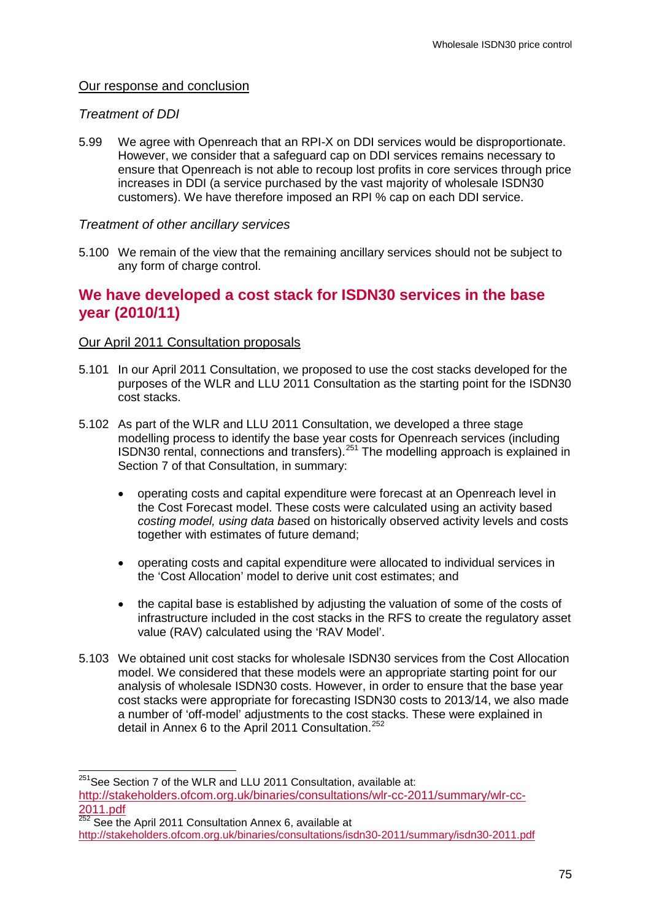Our response and conclusion

*Treatment of DDI*

5.99 We agree with Openreach that an RPI-X on DDI services would be disproportionate. However, we consider that a safeguard cap on DDI services remains necessary to ensure that Openreach is not able to recoup lost profits in core services through price increases in DDI (a service purchased by the vast majority of wholesale ISDN30 customers). We have therefore imposed an RPI % cap on each DDI service.

*Treatment of other ancillary services*

5.100 We remain of the view that the remaining ancillary services should not be subject to any form of charge control.

## We have developed a cost stack for ISDN30 services in the base year (2010/11)

Our April 2011 Consultation proposals

5.101 In our April 2011 Consultation, we proposed to use the cost stacks developed for the purposes of the WLR and LLU 2011 Consultation as the starting point for the ISDN30 cost stacks.

5.102 As part of the WLR and LLU 2011 Consultation, we developed a three stage modelling process to identify the base year costs for Openreach services (including ISDN30 rental, connections and transfers).[251] The modelling approach is explained in Section 7 of that Consultation, in summary:

- operating costs and capital expenditure were forecast at an Openreach level in the Cost Forecast model. These costs were calculated using an activity based *costing model, using data bas*ed on historically observed activity levels and costs together with estimates of future demand;
- operating costs and capital expenditure were allocated to individual services in the 'Cost Allocation' model to derive unit cost estimates; and
- the capital base is established by adjusting the valuation of some of the costs of infrastructure included in the cost stacks in the RFS to create the regulatory asset value (RAV) calculated using the 'RAV Model'.

5.103 We obtained unit cost stacks for wholesale ISDN30 services from the Cost Allocation model. We considered that these models were an appropriate starting point for our analysis of wholesale ISDN30 costs. However, in order to ensure that the base year cost stacks were appropriate for forecasting ISDN30 costs to 2013/14, we also made a number of 'off-model' adjustments to the cost stacks. These were explained in detail in Annex 6 to the April 2011 Consultation.[252]

---

[251] See Section 7 of the WLR and LLU 2011 Consultation, available at: http://stakeholders.ofcom.org.uk/binaries/consultations/wlr-cc-2011/summary/wlr-cc-2011.pdf

[252] See the April 2011 Consultation Annex 6, available at http://stakeholders.ofcom.org.uk/binaries/consultations/isdn30-2011/summary/isdn30-2011.pdf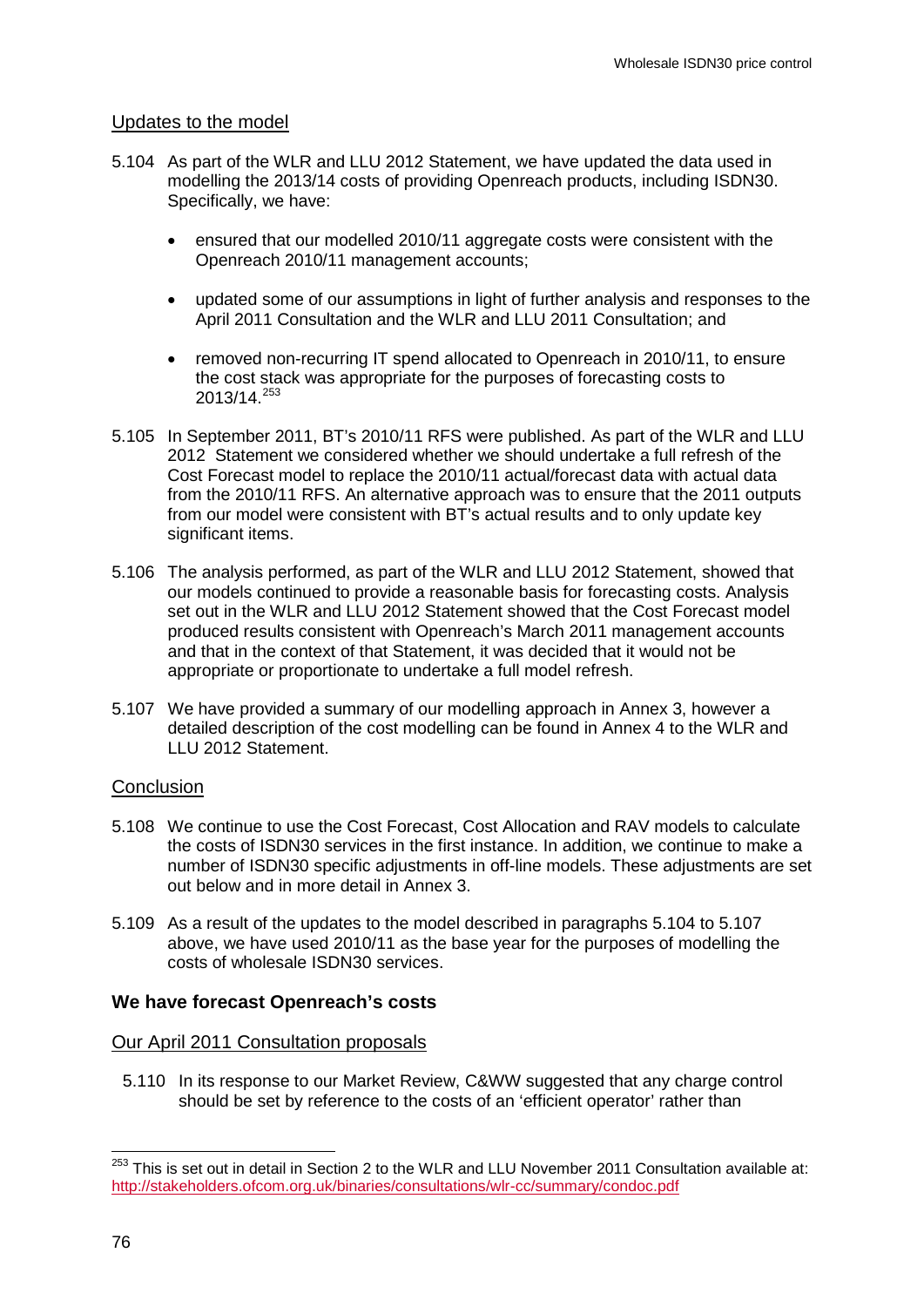### Updates to the model

5.104 As part of the WLR and LLU 2012 Statement, we have updated the data used in modelling the 2013/14 costs of providing Openreach products, including ISDN30. Specifically, we have:

- ensured that our modelled 2010/11 aggregate costs were consistent with the Openreach 2010/11 management accounts;
- updated some of our assumptions in light of further analysis and responses to the April 2011 Consultation and the WLR and LLU 2011 Consultation; and
- removed non-recurring IT spend allocated to Openreach in 2010/11, to ensure the cost stack was appropriate for the purposes of forecasting costs to 2013/14.[253]

5.105 In September 2011, BT's 2010/11 RFS were published. As part of the WLR and LLU 2012 Statement we considered whether we should undertake a full refresh of the Cost Forecast model to replace the 2010/11 actual/forecast data with actual data from the 2010/11 RFS. An alternative approach was to ensure that the 2011 outputs from our model were consistent with BT's actual results and to only update key significant items.

5.106 The analysis performed, as part of the WLR and LLU 2012 Statement, showed that our models continued to provide a reasonable basis for forecasting costs. Analysis set out in the WLR and LLU 2012 Statement showed that the Cost Forecast model produced results consistent with Openreach's March 2011 management accounts and that in the context of that Statement, it was decided that it would not be appropriate or proportionate to undertake a full model refresh.

5.107 We have provided a summary of our modelling approach in Annex 3, however a detailed description of the cost modelling can be found in Annex 4 to the WLR and LLU 2012 Statement.

### Conclusion

5.108 We continue to use the Cost Forecast, Cost Allocation and RAV models to calculate the costs of ISDN30 services in the first instance. In addition, we continue to make a number of ISDN30 specific adjustments in off-line models. These adjustments are set out below and in more detail in Annex 3.

5.109 As a result of the updates to the model described in paragraphs 5.104 to 5.107 above, we have used 2010/11 as the base year for the purposes of modelling the costs of wholesale ISDN30 services.

## We have forecast Openreach's costs

### Our April 2011 Consultation proposals

5.110 In its response to our Market Review, C&WW suggested that any charge control should be set by reference to the costs of an 'efficient operator' rather than

[253] This is set out in detail in Section 2 to the WLR and LLU November 2011 Consultation available at: http://stakeholders.ofcom.org.uk/binaries/consultations/wlr-cc/summary/condoc.pdf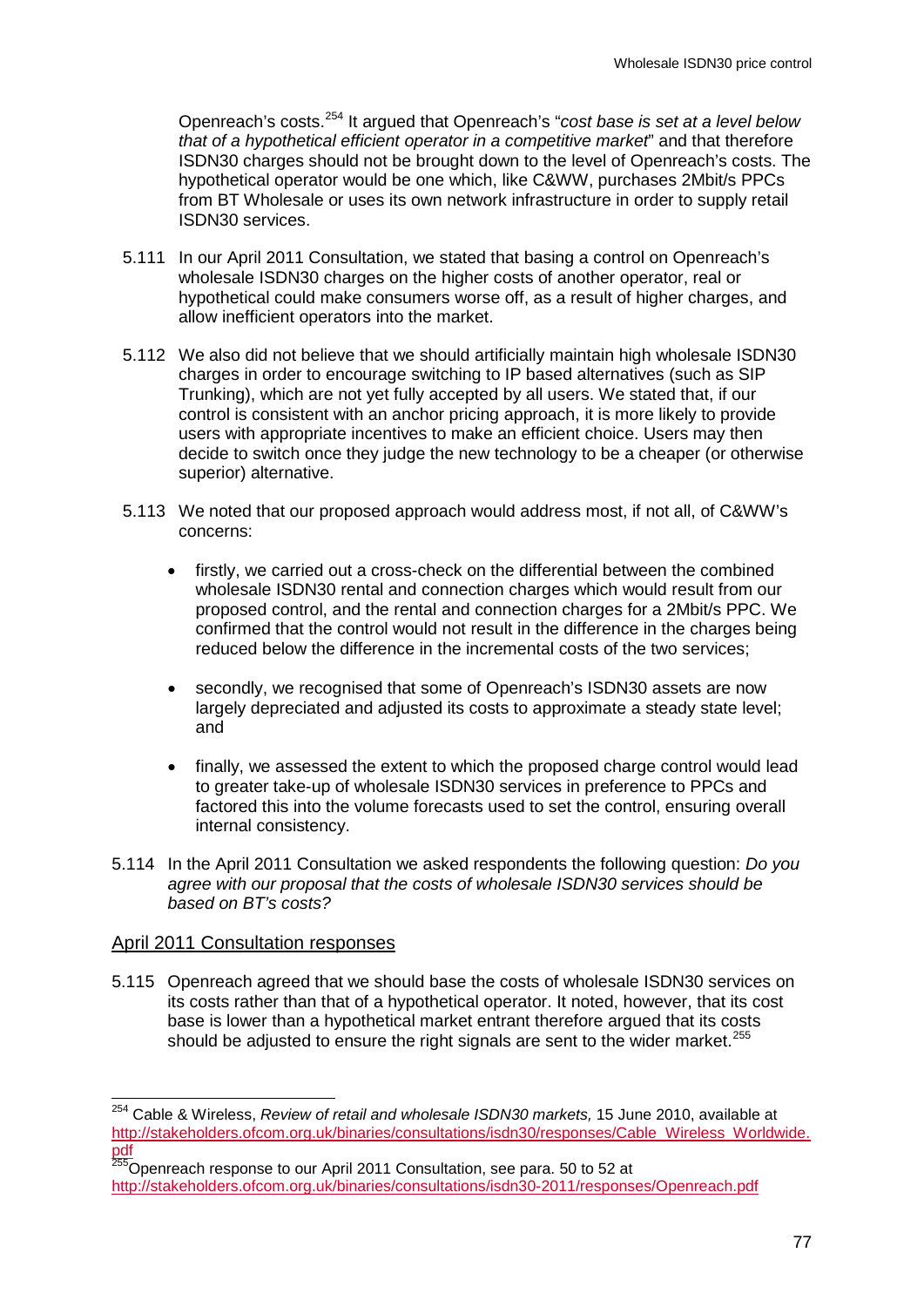Openreach's costs.[254] It argued that Openreach's "*cost base is set at a level below that of a hypothetical efficient operator in a competitive market*" and that therefore ISDN30 charges should not be brought down to the level of Openreach's costs. The hypothetical operator would be one which, like C&WW, purchases 2Mbit/s PPCs from BT Wholesale or uses its own network infrastructure in order to supply retail ISDN30 services.

5.111 In our April 2011 Consultation, we stated that basing a control on Openreach's wholesale ISDN30 charges on the higher costs of another operator, real or hypothetical could make consumers worse off, as a result of higher charges, and allow inefficient operators into the market.

5.112 We also did not believe that we should artificially maintain high wholesale ISDN30 charges in order to encourage switching to IP based alternatives (such as SIP Trunking), which are not yet fully accepted by all users. We stated that, if our control is consistent with an anchor pricing approach, it is more likely to provide users with appropriate incentives to make an efficient choice. Users may then decide to switch once they judge the new technology to be a cheaper (or otherwise superior) alternative.

5.113 We noted that our proposed approach would address most, if not all, of C&WW's concerns:

- firstly, we carried out a cross-check on the differential between the combined wholesale ISDN30 rental and connection charges which would result from our proposed control, and the rental and connection charges for a 2Mbit/s PPC. We confirmed that the control would not result in the difference in the charges being reduced below the difference in the incremental costs of the two services;
- secondly, we recognised that some of Openreach's ISDN30 assets are now largely depreciated and adjusted its costs to approximate a steady state level; and
- finally, we assessed the extent to which the proposed charge control would lead to greater take-up of wholesale ISDN30 services in preference to PPCs and factored this into the volume forecasts used to set the control, ensuring overall internal consistency.

5.114 In the April 2011 Consultation we asked respondents the following question: *Do you agree with our proposal that the costs of wholesale ISDN30 services should be based on BT's costs?*

## April 2011 Consultation responses

5.115 Openreach agreed that we should base the costs of wholesale ISDN30 services on its costs rather than that of a hypothetical operator. It noted, however, that its cost base is lower than a hypothetical market entrant therefore argued that its costs should be adjusted to ensure the right signals are sent to the wider market.[255]

---

[254] Cable & Wireless, *Review of retail and wholesale ISDN30 markets,* 15 June 2010, available at http://stakeholders.ofcom.org.uk/binaries/consultations/isdn30/responses/Cable_Wireless_Worldwide.pdf

[255] Openreach response to our April 2011 Consultation, see para. 50 to 52 at http://stakeholders.ofcom.org.uk/binaries/consultations/isdn30-2011/responses/Openreach.pdf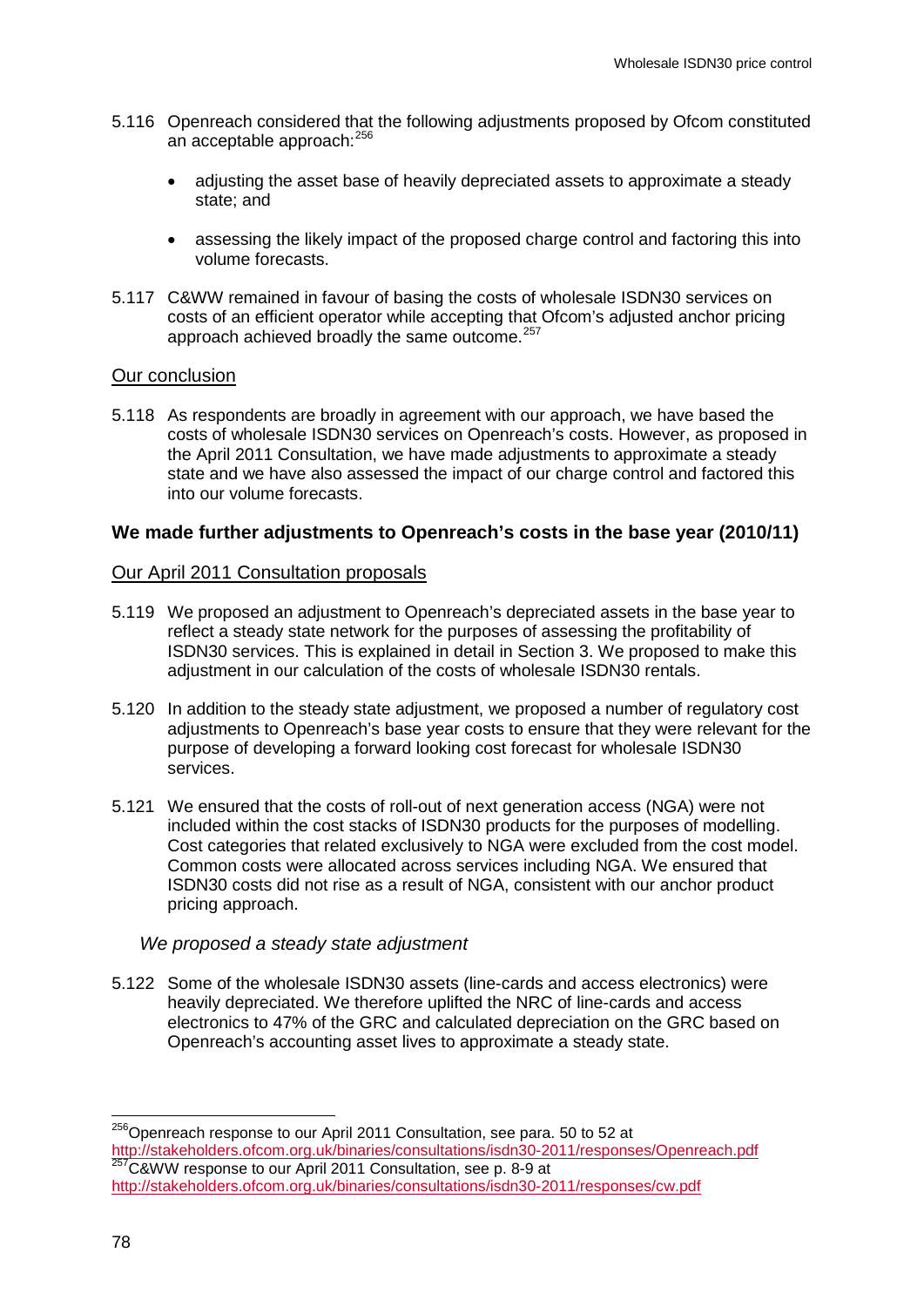5.116 Openreach considered that the following adjustments proposed by Ofcom constituted an acceptable approach:[256]

- adjusting the asset base of heavily depreciated assets to approximate a steady state; and
- assessing the likely impact of the proposed charge control and factoring this into volume forecasts.

5.117 C&WW remained in favour of basing the costs of wholesale ISDN30 services on costs of an efficient operator while accepting that Ofcom's adjusted anchor pricing approach achieved broadly the same outcome.[257]

<u>Our conclusion</u>

5.118 As respondents are broadly in agreement with our approach, we have based the costs of wholesale ISDN30 services on Openreach's costs. However, as proposed in the April 2011 Consultation, we have made adjustments to approximate a steady state and we have also assessed the impact of our charge control and factored this into our volume forecasts.

### We made further adjustments to Openreach's costs in the base year (2010/11)

<u>Our April 2011 Consultation proposals</u>

5.119 We proposed an adjustment to Openreach's depreciated assets in the base year to reflect a steady state network for the purposes of assessing the profitability of ISDN30 services. This is explained in detail in Section 3. We proposed to make this adjustment in our calculation of the costs of wholesale ISDN30 rentals.

5.120 In addition to the steady state adjustment, we proposed a number of regulatory cost adjustments to Openreach's base year costs to ensure that they were relevant for the purpose of developing a forward looking cost forecast for wholesale ISDN30 services.

5.121 We ensured that the costs of roll-out of next generation access (NGA) were not included within the cost stacks of ISDN30 products for the purposes of modelling. Cost categories that related exclusively to NGA were excluded from the cost model. Common costs were allocated across services including NGA. We ensured that ISDN30 costs did not rise as a result of NGA, consistent with our anchor product pricing approach.

*We proposed a steady state adjustment*

5.122 Some of the wholesale ISDN30 assets (line-cards and access electronics) were heavily depreciated. We therefore uplifted the NRC of line-cards and access electronics to 47% of the GRC and calculated depreciation on the GRC based on Openreach's accounting asset lives to approximate a steady state.

[256] Openreach response to our April 2011 Consultation, see para. 50 to 52 at http://stakeholders.ofcom.org.uk/binaries/consultations/isdn30-2011/responses/Openreach.pdf

[257] C&WW response to our April 2011 Consultation, see p. 8-9 at http://stakeholders.ofcom.org.uk/binaries/consultations/isdn30-2011/responses/cw.pdf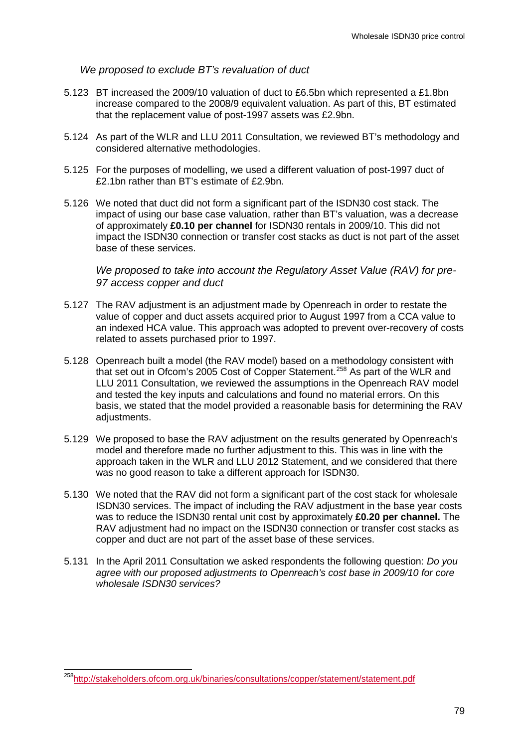*We proposed to exclude BT's revaluation of duct*

5.123 BT increased the 2009/10 valuation of duct to £6.5bn which represented a £1.8bn increase compared to the 2008/9 equivalent valuation. As part of this, BT estimated that the replacement value of post-1997 assets was £2.9bn.

5.124 As part of the WLR and LLU 2011 Consultation, we reviewed BT's methodology and considered alternative methodologies.

5.125 For the purposes of modelling, we used a different valuation of post-1997 duct of £2.1bn rather than BT's estimate of £2.9bn.

5.126 We noted that duct did not form a significant part of the ISDN30 cost stack. The impact of using our base case valuation, rather than BT's valuation, was a decrease of approximately **£0.10 per channel** for ISDN30 rentals in 2009/10. This did not impact the ISDN30 connection or transfer cost stacks as duct is not part of the asset base of these services.

*We proposed to take into account the Regulatory Asset Value (RAV) for pre-97 access copper and duct*

5.127 The RAV adjustment is an adjustment made by Openreach in order to restate the value of copper and duct assets acquired prior to August 1997 from a CCA value to an indexed HCA value. This approach was adopted to prevent over-recovery of costs related to assets purchased prior to 1997.

5.128 Openreach built a model (the RAV model) based on a methodology consistent with that set out in Ofcom's 2005 Cost of Copper Statement.[258] As part of the WLR and LLU 2011 Consultation, we reviewed the assumptions in the Openreach RAV model and tested the key inputs and calculations and found no material errors. On this basis, we stated that the model provided a reasonable basis for determining the RAV adjustments.

5.129 We proposed to base the RAV adjustment on the results generated by Openreach's model and therefore made no further adjustment to this. This was in line with the approach taken in the WLR and LLU 2012 Statement, and we considered that there was no good reason to take a different approach for ISDN30.

5.130 We noted that the RAV did not form a significant part of the cost stack for wholesale ISDN30 services. The impact of including the RAV adjustment in the base year costs was to reduce the ISDN30 rental unit cost by approximately **£0.20 per channel.** The RAV adjustment had no impact on the ISDN30 connection or transfer cost stacks as copper and duct are not part of the asset base of these services.

5.131 In the April 2011 Consultation we asked respondents the following question: *Do you agree with our proposed adjustments to Openreach's cost base in 2009/10 for core wholesale ISDN30 services?*

---

[258] http://stakeholders.ofcom.org.uk/binaries/consultations/copper/statement/statement.pdf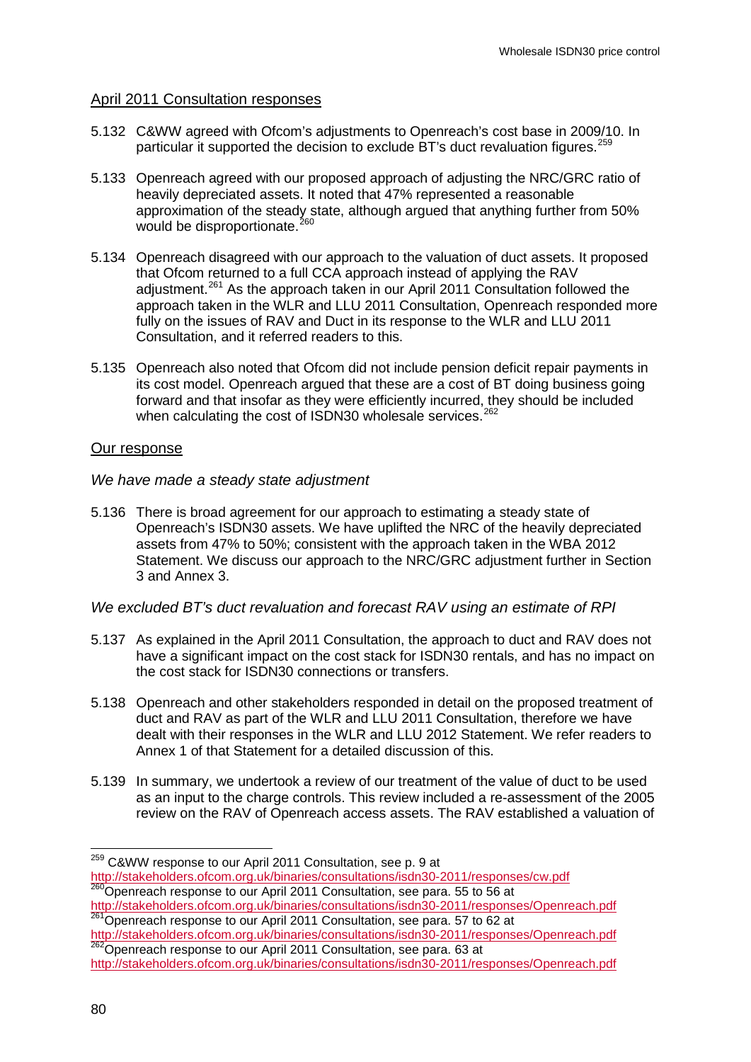April 2011 Consultation responses

5.132 C&WW agreed with Ofcom's adjustments to Openreach's cost base in 2009/10. In particular it supported the decision to exclude BT's duct revaluation figures.[259]

5.133 Openreach agreed with our proposed approach of adjusting the NRC/GRC ratio of heavily depreciated assets. It noted that 47% represented a reasonable approximation of the steady state, although argued that anything further from 50% would be disproportionate.[260]

5.134 Openreach disagreed with our approach to the valuation of duct assets. It proposed that Ofcom returned to a full CCA approach instead of applying the RAV adjustment.[261] As the approach taken in our April 2011 Consultation followed the approach taken in the WLR and LLU 2011 Consultation, Openreach responded more fully on the issues of RAV and Duct in its response to the WLR and LLU 2011 Consultation, and it referred readers to this.

5.135 Openreach also noted that Ofcom did not include pension deficit repair payments in its cost model. Openreach argued that these are a cost of BT doing business going forward and that insofar as they were efficiently incurred, they should be included when calculating the cost of ISDN30 wholesale services.[262]

Our response

*We have made a steady state adjustment*

5.136 There is broad agreement for our approach to estimating a steady state of Openreach's ISDN30 assets. We have uplifted the NRC of the heavily depreciated assets from 47% to 50%; consistent with the approach taken in the WBA 2012 Statement. We discuss our approach to the NRC/GRC adjustment further in Section 3 and Annex 3.

*We excluded BT's duct revaluation and forecast RAV using an estimate of RPI*

5.137 As explained in the April 2011 Consultation, the approach to duct and RAV does not have a significant impact on the cost stack for ISDN30 rentals, and has no impact on the cost stack for ISDN30 connections or transfers.

5.138 Openreach and other stakeholders responded in detail on the proposed treatment of duct and RAV as part of the WLR and LLU 2011 Consultation, therefore we have dealt with their responses in the WLR and LLU 2012 Statement. We refer readers to Annex 1 of that Statement for a detailed discussion of this.

5.139 In summary, we undertook a review of our treatment of the value of duct to be used as an input to the charge controls. This review included a re-assessment of the 2005 review on the RAV of Openreach access assets. The RAV established a valuation of

---

[259] C&WW response to our April 2011 Consultation, see p. 9 at http://stakeholders.ofcom.org.uk/binaries/consultations/isdn30-2011/responses/cw.pdf

[260] Openreach response to our April 2011 Consultation, see para. 55 to 56 at http://stakeholders.ofcom.org.uk/binaries/consultations/isdn30-2011/responses/Openreach.pdf

[261] Openreach response to our April 2011 Consultation, see para. 57 to 62 at http://stakeholders.ofcom.org.uk/binaries/consultations/isdn30-2011/responses/Openreach.pdf

[262] Openreach response to our April 2011 Consultation, see para. 63 at http://stakeholders.ofcom.org.uk/binaries/consultations/isdn30-2011/responses/Openreach.pdf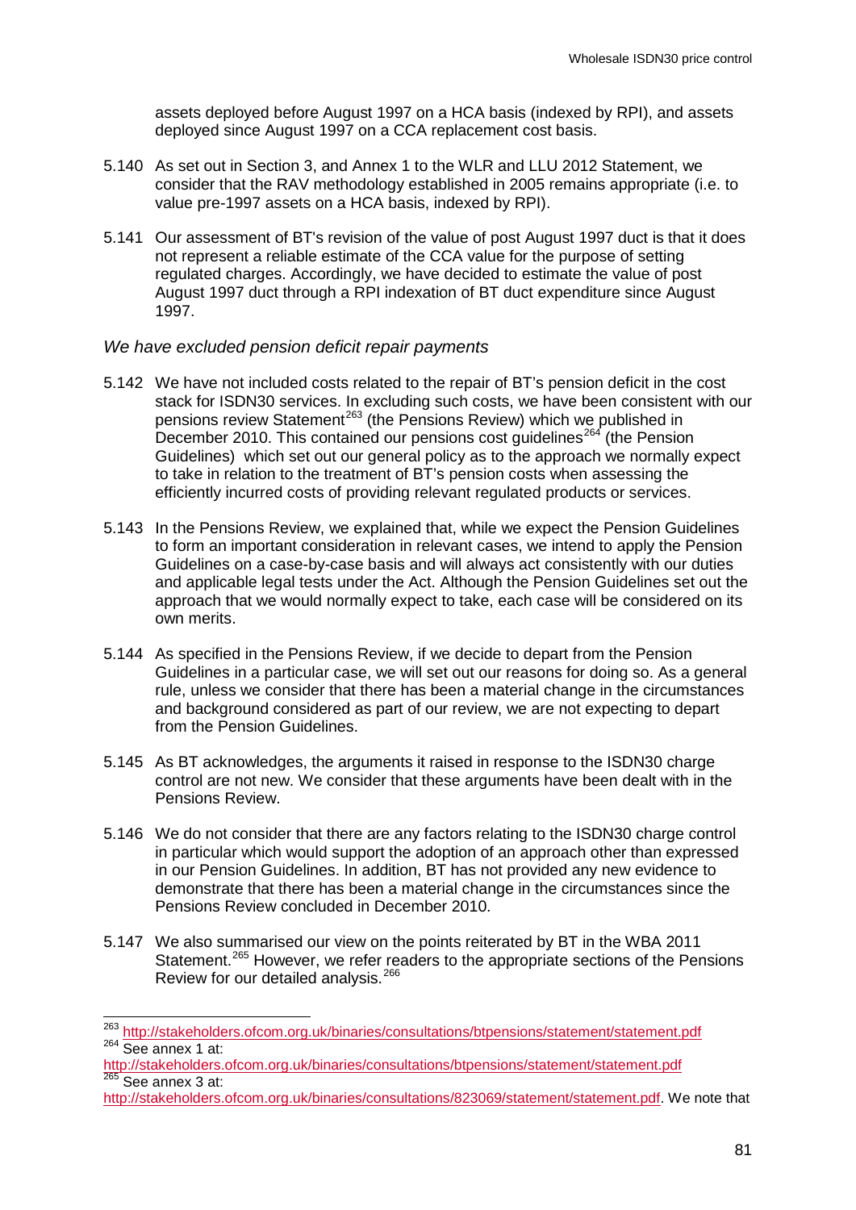assets deployed before August 1997 on a HCA basis (indexed by RPI), and assets deployed since August 1997 on a CCA replacement cost basis.

5.140 As set out in Section 3, and Annex 1 to the WLR and LLU 2012 Statement, we consider that the RAV methodology established in 2005 remains appropriate (i.e. to value pre-1997 assets on a HCA basis, indexed by RPI).

5.141 Our assessment of BT's revision of the value of post August 1997 duct is that it does not represent a reliable estimate of the CCA value for the purpose of setting regulated charges. Accordingly, we have decided to estimate the value of post August 1997 duct through a RPI indexation of BT duct expenditure since August 1997.

### *We have excluded pension deficit repair payments*

5.142 We have not included costs related to the repair of BT's pension deficit in the cost stack for ISDN30 services. In excluding such costs, we have been consistent with our pensions review Statement[263] (the Pensions Review) which we published in December 2010. This contained our pensions cost guidelines[264] (the Pension Guidelines) which set out our general policy as to the approach we normally expect to take in relation to the treatment of BT's pension costs when assessing the efficiently incurred costs of providing relevant regulated products or services.

5.143 In the Pensions Review, we explained that, while we expect the Pension Guidelines to form an important consideration in relevant cases, we intend to apply the Pension Guidelines on a case-by-case basis and will always act consistently with our duties and applicable legal tests under the Act. Although the Pension Guidelines set out the approach that we would normally expect to take, each case will be considered on its own merits.

5.144 As specified in the Pensions Review, if we decide to depart from the Pension Guidelines in a particular case, we will set out our reasons for doing so. As a general rule, unless we consider that there has been a material change in the circumstances and background considered as part of our review, we are not expecting to depart from the Pension Guidelines.

5.145 As BT acknowledges, the arguments it raised in response to the ISDN30 charge control are not new. We consider that these arguments have been dealt with in the Pensions Review.

5.146 We do not consider that there are any factors relating to the ISDN30 charge control in particular which would support the adoption of an approach other than expressed in our Pension Guidelines. In addition, BT has not provided any new evidence to demonstrate that there has been a material change in the circumstances since the Pensions Review concluded in December 2010.

5.147 We also summarised our view on the points reiterated by BT in the WBA 2011 Statement.[265] However, we refer readers to the appropriate sections of the Pensions Review for our detailed analysis.[266]

---

[263] http://stakeholders.ofcom.org.uk/binaries/consultations/btpensions/statement/statement.pdf

[264] See annex 1 at: http://stakeholders.ofcom.org.uk/binaries/consultations/btpensions/statement/statement.pdf

[265] See annex 3 at: http://stakeholders.ofcom.org.uk/binaries/consultations/823069/statement/statement.pdf. We note that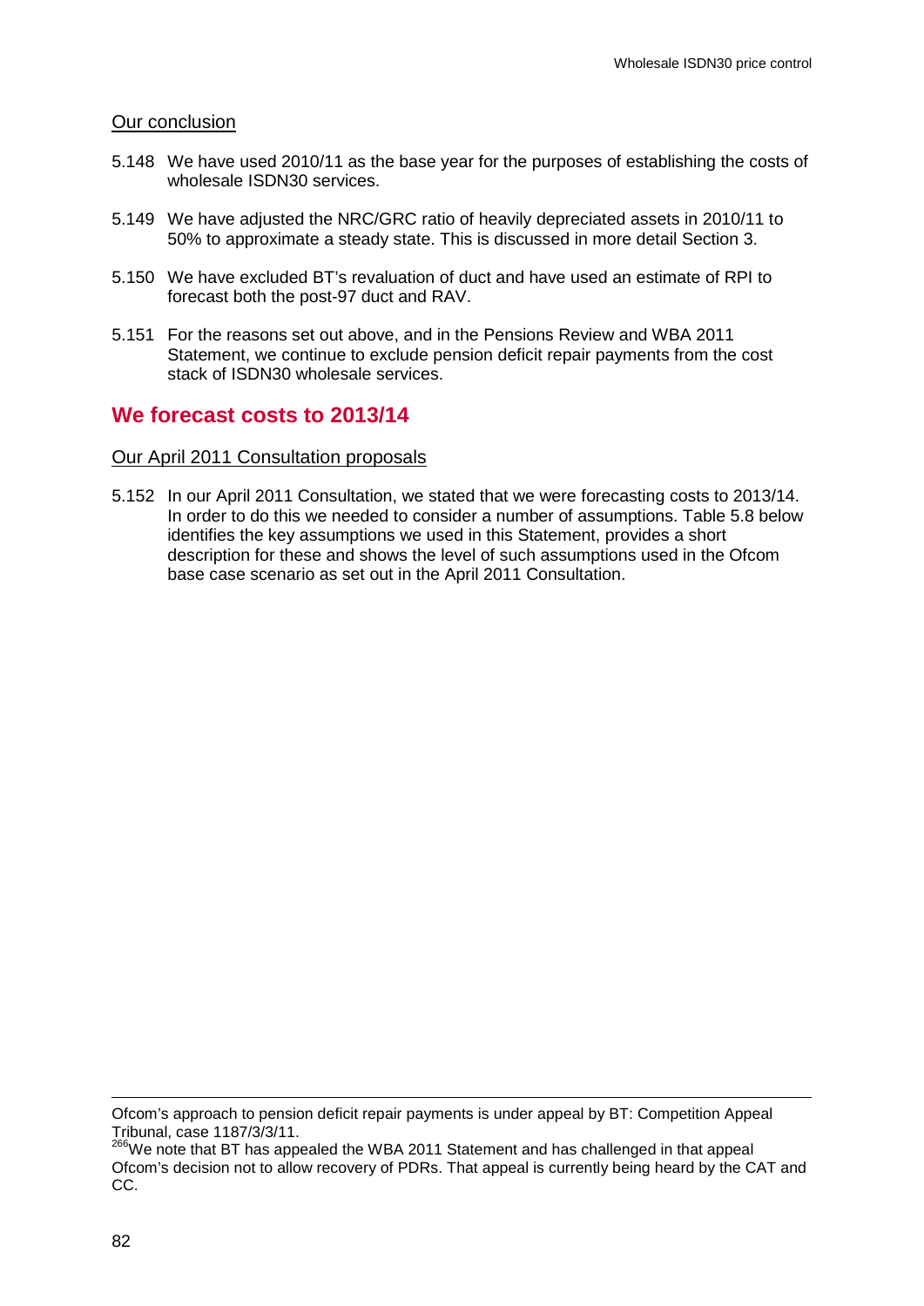### Our conclusion

5.148 We have used 2010/11 as the base year for the purposes of establishing the costs of wholesale ISDN30 services.

5.149 We have adjusted the NRC/GRC ratio of heavily depreciated assets in 2010/11 to 50% to approximate a steady state. This is discussed in more detail Section 3.

5.150 We have excluded BT's revaluation of duct and have used an estimate of RPI to forecast both the post-97 duct and RAV.

5.151 For the reasons set out above, and in the Pensions Review and WBA 2011 Statement, we continue to exclude pension deficit repair payments from the cost stack of ISDN30 wholesale services.

## We forecast costs to 2013/14

### Our April 2011 Consultation proposals

5.152 In our April 2011 Consultation, we stated that we were forecasting costs to 2013/14. In order to do this we needed to consider a number of assumptions. Table 5.8 below identifies the key assumptions we used in this Statement, provides a short description for these and shows the level of such assumptions used in the Ofcom base case scenario as set out in the April 2011 Consultation.

---

Ofcom's approach to pension deficit repair payments is under appeal by BT: Competition Appeal Tribunal, case 1187/3/3/11.

[266] We note that BT has appealed the WBA 2011 Statement and has challenged in that appeal Ofcom's decision not to allow recovery of PDRs. That appeal is currently being heard by the CAT and CC.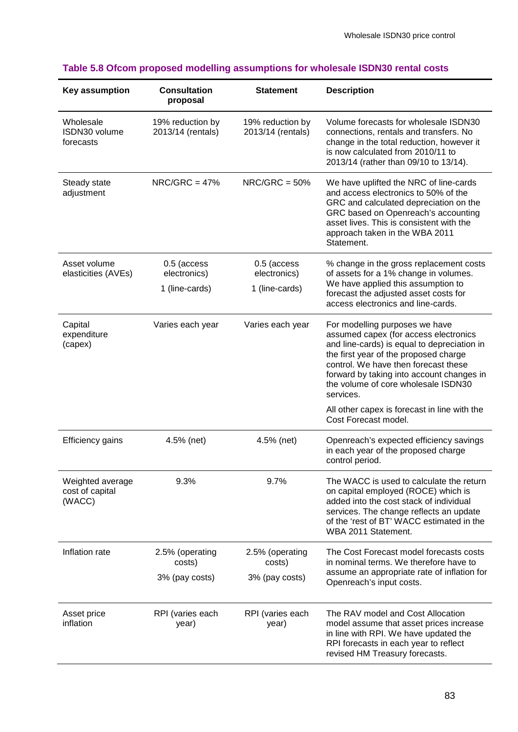**Table 5.8 Ofcom proposed modelling assumptions for wholesale ISDN30 rental costs**

| Key assumption | Consultation proposal | Statement | Description |
|---|---|---|---|
| Wholesale ISDN30 volume forecasts | 19% reduction by 2013/14 (rentals) | 19% reduction by 2013/14 (rentals) | Volume forecasts for wholesale ISDN30 connections, rentals and transfers. No change in the total reduction, however it is now calculated from 2010/11 to 2013/14 (rather than 09/10 to 13/14). |
| Steady state adjustment | NRC/GRC = 47% | NRC/GRC = 50% | We have uplifted the NRC of line-cards and access electronics to 50% of the GRC and calculated depreciation on the GRC based on Openreach's accounting asset lives. This is consistent with the approach taken in the WBA 2011 Statement. |
| Asset volume elasticities (AVEs) | 0.5 (access electronics)<br>1 (line-cards) | 0.5 (access electronics)<br>1 (line-cards) | % change in the gross replacement costs of assets for a 1% change in volumes. We have applied this assumption to forecast the adjusted asset costs for access electronics and line-cards. |
| Capital expenditure (capex) | Varies each year | Varies each year | For modelling purposes we have assumed capex (for access electronics and line-cards) is equal to depreciation in the first year of the proposed charge control. We have then forecast these forward by taking into account changes in the volume of core wholesale ISDN30 services.<br>All other capex is forecast in line with the Cost Forecast model. |
| Efficiency gains | 4.5% (net) | 4.5% (net) | Openreach's expected efficiency savings in each year of the proposed charge control period. |
| Weighted average cost of capital (WACC) | 9.3% | 9.7% | The WACC is used to calculate the return on capital employed (ROCE) which is added into the cost stack of individual services. The change reflects an update of the 'rest of BT' WACC estimated in the WBA 2011 Statement. |
| Inflation rate | 2.5% (operating costs)<br>3% (pay costs) | 2.5% (operating costs)<br>3% (pay costs) | The Cost Forecast model forecasts costs in nominal terms. We therefore have to assume an appropriate rate of inflation for Openreach's input costs. |
| Asset price inflation | RPI (varies each year) | RPI (varies each year) | The RAV model and Cost Allocation model assume that asset prices increase in line with RPI. We have updated the RPI forecasts in each year to reflect revised HM Treasury forecasts. |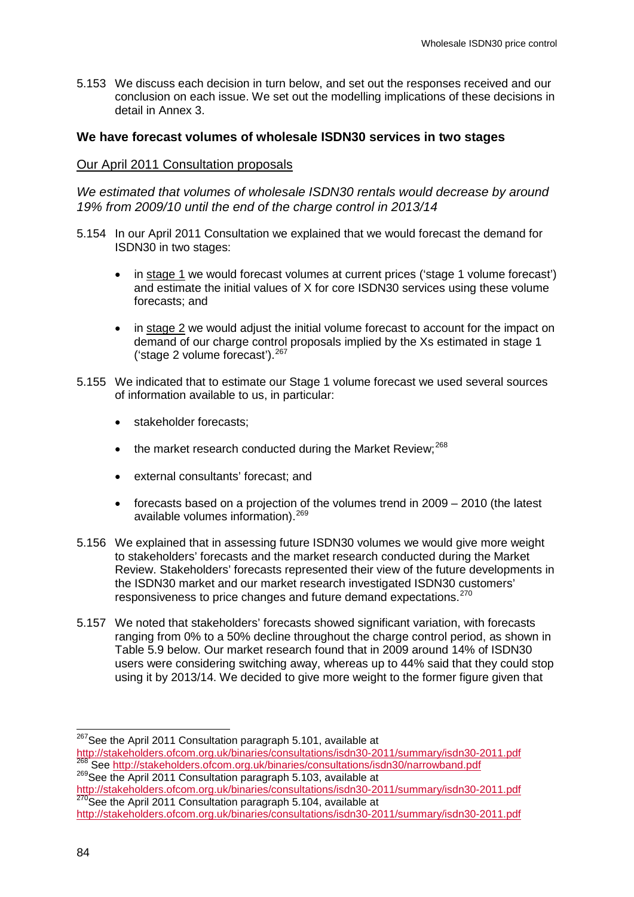5.153 We discuss each decision in turn below, and set out the responses received and our conclusion on each issue. We set out the modelling implications of these decisions in detail in Annex 3.

### We have forecast volumes of wholesale ISDN30 services in two stages

#### Our April 2011 Consultation proposals

*We estimated that volumes of wholesale ISDN30 rentals would decrease by around 19% from 2009/10 until the end of the charge control in 2013/14*

5.154 In our April 2011 Consultation we explained that we would forecast the demand for ISDN30 in two stages:

- in stage 1 we would forecast volumes at current prices ('stage 1 volume forecast') and estimate the initial values of X for core ISDN30 services using these volume forecasts; and
- in stage 2 we would adjust the initial volume forecast to account for the impact on demand of our charge control proposals implied by the Xs estimated in stage 1 ('stage 2 volume forecast').[267]

5.155 We indicated that to estimate our Stage 1 volume forecast we used several sources of information available to us, in particular:

- stakeholder forecasts;
- the market research conducted during the Market Review;[268]
- external consultants' forecast; and
- forecasts based on a projection of the volumes trend in 2009 – 2010 (the latest available volumes information).[269]

5.156 We explained that in assessing future ISDN30 volumes we would give more weight to stakeholders' forecasts and the market research conducted during the Market Review. Stakeholders' forecasts represented their view of the future developments in the ISDN30 market and our market research investigated ISDN30 customers' responsiveness to price changes and future demand expectations.[270]

5.157 We noted that stakeholders' forecasts showed significant variation, with forecasts ranging from 0% to a 50% decline throughout the charge control period, as shown in Table 5.9 below. Our market research found that in 2009 around 14% of ISDN30 users were considering switching away, whereas up to 44% said that they could stop using it by 2013/14. We decided to give more weight to the former figure given that

---

[267] See the April 2011 Consultation paragraph 5.101, available at http://stakeholders.ofcom.org.uk/binaries/consultations/isdn30-2011/summary/isdn30-2011.pdf

[268] See http://stakeholders.ofcom.org.uk/binaries/consultations/isdn30/narrowband.pdf

[269] See the April 2011 Consultation paragraph 5.103, available at http://stakeholders.ofcom.org.uk/binaries/consultations/isdn30-2011/summary/isdn30-2011.pdf

[270] See the April 2011 Consultation paragraph 5.104, available at http://stakeholders.ofcom.org.uk/binaries/consultations/isdn30-2011/summary/isdn30-2011.pdf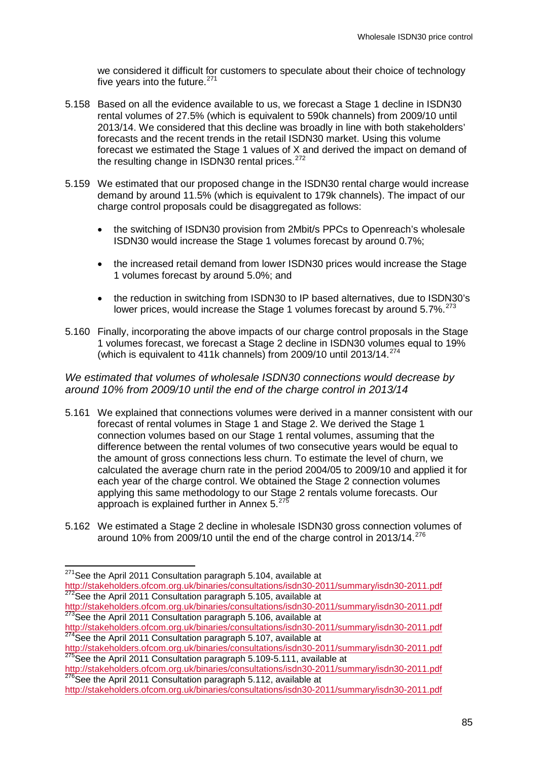we considered it difficult for customers to speculate about their choice of technology five years into the future.[271]

5.158 Based on all the evidence available to us, we forecast a Stage 1 decline in ISDN30 rental volumes of 27.5% (which is equivalent to 590k channels) from 2009/10 until 2013/14. We considered that this decline was broadly in line with both stakeholders' forecasts and the recent trends in the retail ISDN30 market. Using this volume forecast we estimated the Stage 1 values of X and derived the impact on demand of the resulting change in ISDN30 rental prices.[272]

5.159 We estimated that our proposed change in the ISDN30 rental charge would increase demand by around 11.5% (which is equivalent to 179k channels). The impact of our charge control proposals could be disaggregated as follows:

- the switching of ISDN30 provision from 2Mbit/s PPCs to Openreach's wholesale ISDN30 would increase the Stage 1 volumes forecast by around 0.7%;
- the increased retail demand from lower ISDN30 prices would increase the Stage 1 volumes forecast by around 5.0%; and
- the reduction in switching from ISDN30 to IP based alternatives, due to ISDN30's lower prices, would increase the Stage 1 volumes forecast by around 5.7%.[273]

5.160 Finally, incorporating the above impacts of our charge control proposals in the Stage 1 volumes forecast, we forecast a Stage 2 decline in ISDN30 volumes equal to 19% (which is equivalent to 411k channels) from 2009/10 until 2013/14.[274]

*We estimated that volumes of wholesale ISDN30 connections would decrease by around 10% from 2009/10 until the end of the charge control in 2013/14*

5.161 We explained that connections volumes were derived in a manner consistent with our forecast of rental volumes in Stage 1 and Stage 2. We derived the Stage 1 connection volumes based on our Stage 1 rental volumes, assuming that the difference between the rental volumes of two consecutive years would be equal to the amount of gross connections less churn. To estimate the level of churn, we calculated the average churn rate in the period 2004/05 to 2009/10 and applied it for each year of the charge control. We obtained the Stage 2 connection volumes applying this same methodology to our Stage 2 rentals volume forecasts. Our approach is explained further in Annex 5.[275]

5.162 We estimated a Stage 2 decline in wholesale ISDN30 gross connection volumes of around 10% from 2009/10 until the end of the charge control in 2013/14.[276]

---

[271] See the April 2011 Consultation paragraph 5.104, available at http://stakeholders.ofcom.org.uk/binaries/consultations/isdn30-2011/summary/isdn30-2011.pdf

[272] See the April 2011 Consultation paragraph 5.105, available at http://stakeholders.ofcom.org.uk/binaries/consultations/isdn30-2011/summary/isdn30-2011.pdf

[273] See the April 2011 Consultation paragraph 5.106, available at http://stakeholders.ofcom.org.uk/binaries/consultations/isdn30-2011/summary/isdn30-2011.pdf

[274] See the April 2011 Consultation paragraph 5.107, available at http://stakeholders.ofcom.org.uk/binaries/consultations/isdn30-2011/summary/isdn30-2011.pdf

[275] See the April 2011 Consultation paragraph 5.109-5.111, available at http://stakeholders.ofcom.org.uk/binaries/consultations/isdn30-2011/summary/isdn30-2011.pdf

[276] See the April 2011 Consultation paragraph 5.112, available at http://stakeholders.ofcom.org.uk/binaries/consultations/isdn30-2011/summary/isdn30-2011.pdf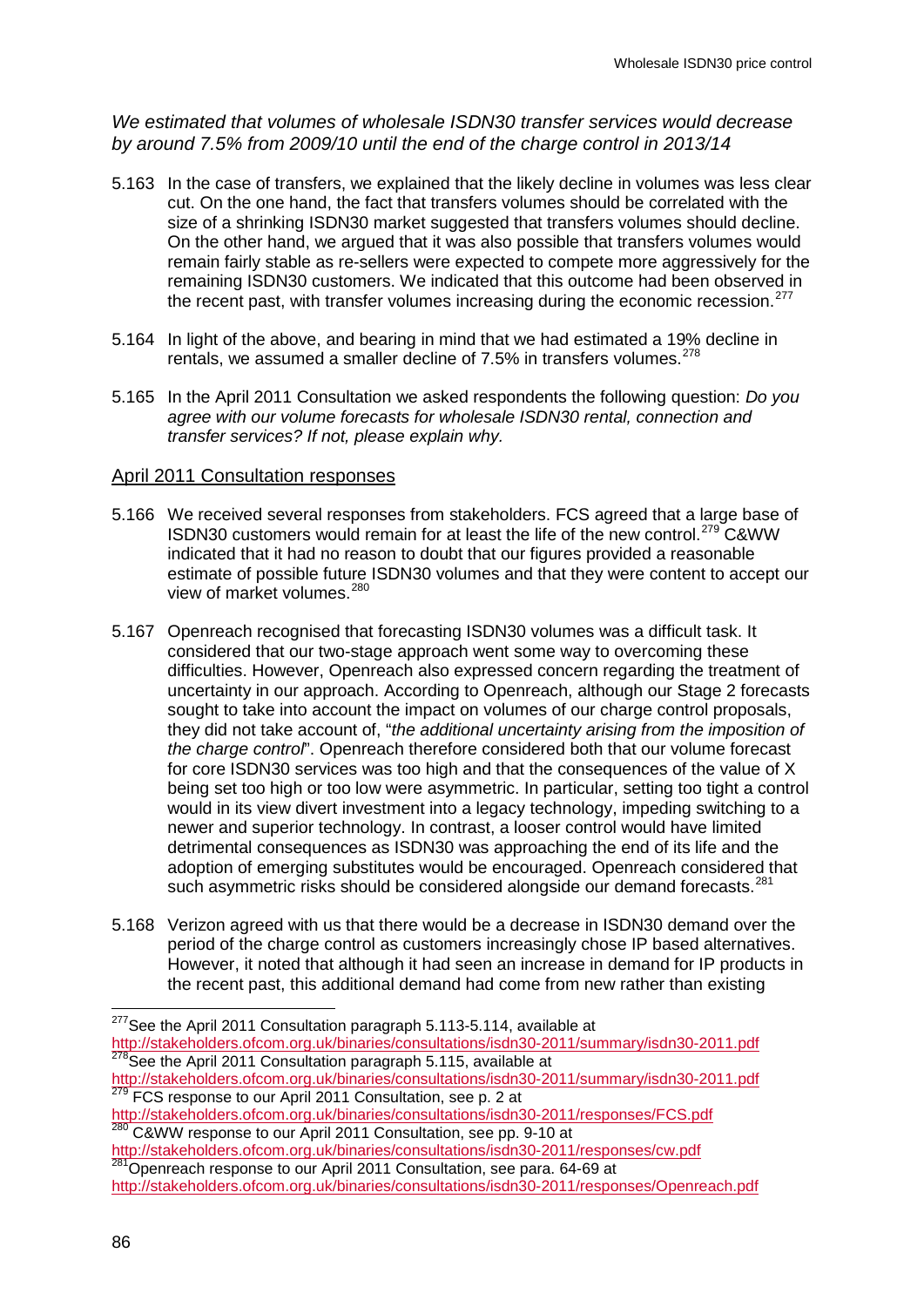*We estimated that volumes of wholesale ISDN30 transfer services would decrease by around 7.5% from 2009/10 until the end of the charge control in 2013/14*

5.163 In the case of transfers, we explained that the likely decline in volumes was less clear cut. On the one hand, the fact that transfers volumes should be correlated with the size of a shrinking ISDN30 market suggested that transfers volumes should decline. On the other hand, we argued that it was also possible that transfers volumes would remain fairly stable as re-sellers were expected to compete more aggressively for the remaining ISDN30 customers. We indicated that this outcome had been observed in the recent past, with transfer volumes increasing during the economic recession.[277]

5.164 In light of the above, and bearing in mind that we had estimated a 19% decline in rentals, we assumed a smaller decline of 7.5% in transfers volumes.[278]

5.165 In the April 2011 Consultation we asked respondents the following question: *Do you agree with our volume forecasts for wholesale ISDN30 rental, connection and transfer services? If not, please explain why.*

<u>April 2011 Consultation responses</u>

5.166 We received several responses from stakeholders. FCS agreed that a large base of ISDN30 customers would remain for at least the life of the new control.[279] C&WW indicated that it had no reason to doubt that our figures provided a reasonable estimate of possible future ISDN30 volumes and that they were content to accept our view of market volumes.[280]

5.167 Openreach recognised that forecasting ISDN30 volumes was a difficult task. It considered that our two-stage approach went some way to overcoming these difficulties. However, Openreach also expressed concern regarding the treatment of uncertainty in our approach. According to Openreach, although our Stage 2 forecasts sought to take into account the impact on volumes of our charge control proposals, they did not take account of, "*the additional uncertainty arising from the imposition of the charge control*". Openreach therefore considered both that our volume forecast for core ISDN30 services was too high and that the consequences of the value of X being set too high or too low were asymmetric. In particular, setting too tight a control would in its view divert investment into a legacy technology, impeding switching to a newer and superior technology. In contrast, a looser control would have limited detrimental consequences as ISDN30 was approaching the end of its life and the adoption of emerging substitutes would be encouraged. Openreach considered that such asymmetric risks should be considered alongside our demand forecasts.[281]

5.168 Verizon agreed with us that there would be a decrease in ISDN30 demand over the period of the charge control as customers increasingly chose IP based alternatives. However, it noted that although it had seen an increase in demand for IP products in the recent past, this additional demand had come from new rather than existing

---

[277] See the April 2011 Consultation paragraph 5.113-5.114, available at http://stakeholders.ofcom.org.uk/binaries/consultations/isdn30-2011/summary/isdn30-2011.pdf

[278] See the April 2011 Consultation paragraph 5.115, available at http://stakeholders.ofcom.org.uk/binaries/consultations/isdn30-2011/summary/isdn30-2011.pdf

[279] FCS response to our April 2011 Consultation, see p. 2 at http://stakeholders.ofcom.org.uk/binaries/consultations/isdn30-2011/responses/FCS.pdf

[280] C&WW response to our April 2011 Consultation, see pp. 9-10 at http://stakeholders.ofcom.org.uk/binaries/consultations/isdn30-2011/responses/cw.pdf

[281] Openreach response to our April 2011 Consultation, see para. 64-69 at http://stakeholders.ofcom.org.uk/binaries/consultations/isdn30-2011/responses/Openreach.pdf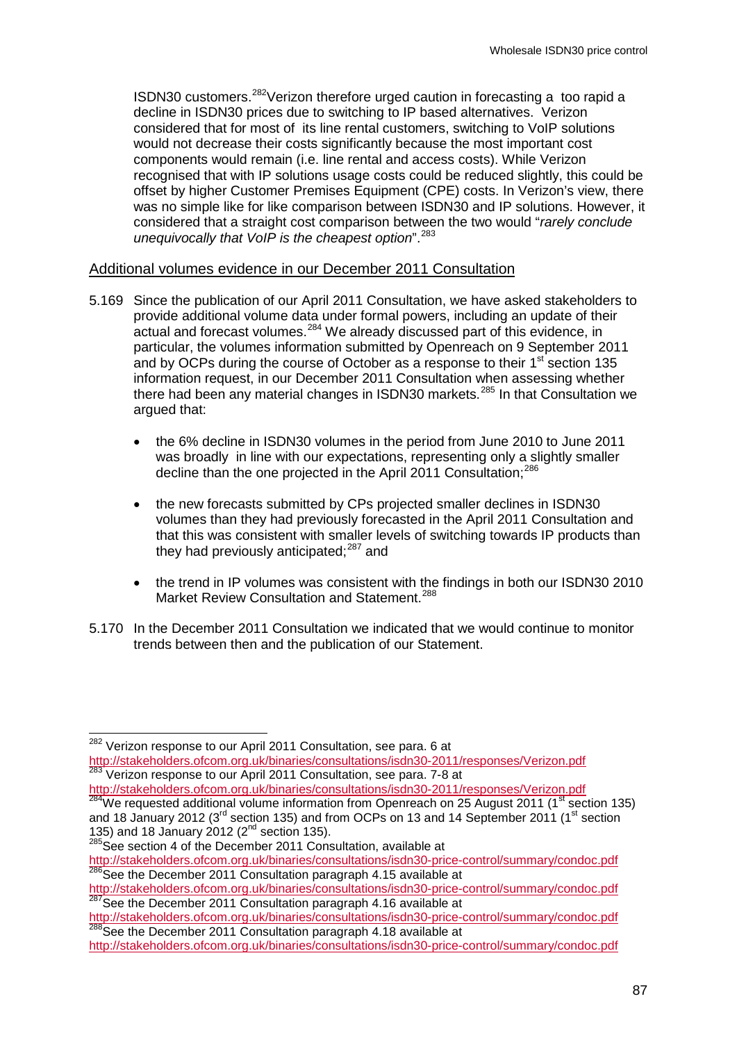ISDN30 customers.[282] Verizon therefore urged caution in forecasting a too rapid a decline in ISDN30 prices due to switching to IP based alternatives. Verizon considered that for most of its line rental customers, switching to VoIP solutions would not decrease their costs significantly because the most important cost components would remain (i.e. line rental and access costs). While Verizon recognised that with IP solutions usage costs could be reduced slightly, this could be offset by higher Customer Premises Equipment (CPE) costs. In Verizon's view, there was no simple like for like comparison between ISDN30 and IP solutions. However, it considered that a straight cost comparison between the two would "*rarely conclude unequivocally that VoIP is the cheapest option*".[283]

## Additional volumes evidence in our December 2011 Consultation

5.169 Since the publication of our April 2011 Consultation, we have asked stakeholders to provide additional volume data under formal powers, including an update of their actual and forecast volumes.[284] We already discussed part of this evidence, in particular, the volumes information submitted by Openreach on 9 September 2011 and by OCPs during the course of October as a response to their 1st section 135 information request, in our December 2011 Consultation when assessing whether there had been any material changes in ISDN30 markets.[285] In that Consultation we argued that:

- the 6% decline in ISDN30 volumes in the period from June 2010 to June 2011 was broadly in line with our expectations, representing only a slightly smaller decline than the one projected in the April 2011 Consultation;[286]
- the new forecasts submitted by CPs projected smaller declines in ISDN30 volumes than they had previously forecasted in the April 2011 Consultation and that this was consistent with smaller levels of switching towards IP products than they had previously anticipated;[287] and
- the trend in IP volumes was consistent with the findings in both our ISDN30 2010 Market Review Consultation and Statement.[288]

5.170 In the December 2011 Consultation we indicated that we would continue to monitor trends between then and the publication of our Statement.

---

[282] Verizon response to our April 2011 Consultation, see para. 6 at http://stakeholders.ofcom.org.uk/binaries/consultations/isdn30-2011/responses/Verizon.pdf

[283] Verizon response to our April 2011 Consultation, see para. 7-8 at http://stakeholders.ofcom.org.uk/binaries/consultations/isdn30-2011/responses/Verizon.pdf

[284] We requested additional volume information from Openreach on 25 August 2011 (1st section 135) and 18 January 2012 (3rd section 135) and from OCPs on 13 and 14 September 2011 (1st section 135) and 18 January 2012 (2nd section 135).

[285] See section 4 of the December 2011 Consultation, available at http://stakeholders.ofcom.org.uk/binaries/consultations/isdn30-price-control/summary/condoc.pdf

[286] See the December 2011 Consultation paragraph 4.15 available at http://stakeholders.ofcom.org.uk/binaries/consultations/isdn30-price-control/summary/condoc.pdf

[287] See the December 2011 Consultation paragraph 4.16 available at http://stakeholders.ofcom.org.uk/binaries/consultations/isdn30-price-control/summary/condoc.pdf

[288] See the December 2011 Consultation paragraph 4.18 available at http://stakeholders.ofcom.org.uk/binaries/consultations/isdn30-price-control/summary/condoc.pdf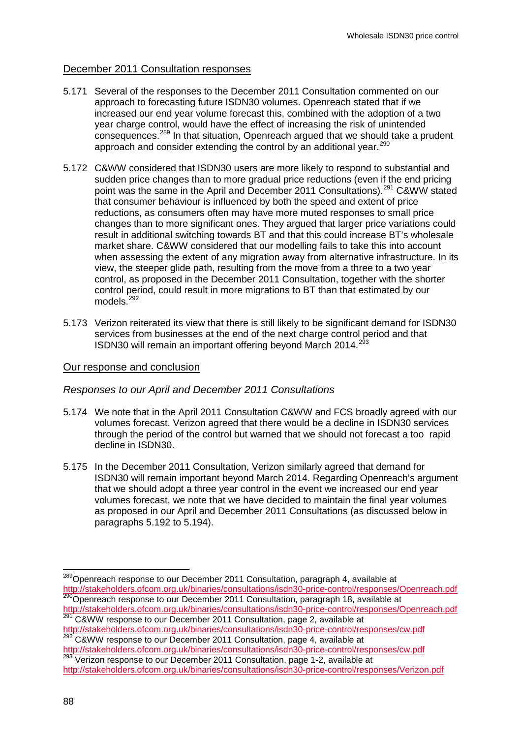## December 2011 Consultation responses

5.171 Several of the responses to the December 2011 Consultation commented on our approach to forecasting future ISDN30 volumes. Openreach stated that if we increased our end year volume forecast this, combined with the adoption of a two year charge control, would have the effect of increasing the risk of unintended consequences.[289] In that situation, Openreach argued that we should take a prudent approach and consider extending the control by an additional year.[290]

5.172 C&WW considered that ISDN30 users are more likely to respond to substantial and sudden price changes than to more gradual price reductions (even if the end pricing point was the same in the April and December 2011 Consultations).[291] C&WW stated that consumer behaviour is influenced by both the speed and extent of price reductions, as consumers often may have more muted responses to small price changes than to more significant ones. They argued that larger price variations could result in additional switching towards BT and that this could increase BT's wholesale market share. C&WW considered that our modelling fails to take this into account when assessing the extent of any migration away from alternative infrastructure. In its view, the steeper glide path, resulting from the move from a three to a two year control, as proposed in the December 2011 Consultation, together with the shorter control period, could result in more migrations to BT than that estimated by our models.[292]

5.173 Verizon reiterated its view that there is still likely to be significant demand for ISDN30 services from businesses at the end of the next charge control period and that ISDN30 will remain an important offering beyond March 2014.[293]

## Our response and conclusion

### *Responses to our April and December 2011 Consultations*

5.174 We note that in the April 2011 Consultation C&WW and FCS broadly agreed with our volumes forecast. Verizon agreed that there would be a decline in ISDN30 services through the period of the control but warned that we should not forecast a too rapid decline in ISDN30.

5.175 In the December 2011 Consultation, Verizon similarly agreed that demand for ISDN30 will remain important beyond March 2014. Regarding Openreach's argument that we should adopt a three year control in the event we increased our end year volumes forecast, we note that we have decided to maintain the final year volumes as proposed in our April and December 2011 Consultations (as discussed below in paragraphs 5.192 to 5.194).

---

[289] Openreach response to our December 2011 Consultation, paragraph 4, available at http://stakeholders.ofcom.org.uk/binaries/consultations/isdn30-price-control/responses/Openreach.pdf

[290] Openreach response to our December 2011 Consultation, paragraph 18, available at http://stakeholders.ofcom.org.uk/binaries/consultations/isdn30-price-control/responses/Openreach.pdf

[291] C&WW response to our December 2011 Consultation, page 2, available at http://stakeholders.ofcom.org.uk/binaries/consultations/isdn30-price-control/responses/cw.pdf

[292] C&WW response to our December 2011 Consultation, page 4, available at http://stakeholders.ofcom.org.uk/binaries/consultations/isdn30-price-control/responses/cw.pdf

[293] Verizon response to our December 2011 Consultation, page 1-2, available at http://stakeholders.ofcom.org.uk/binaries/consultations/isdn30-price-control/responses/Verizon.pdf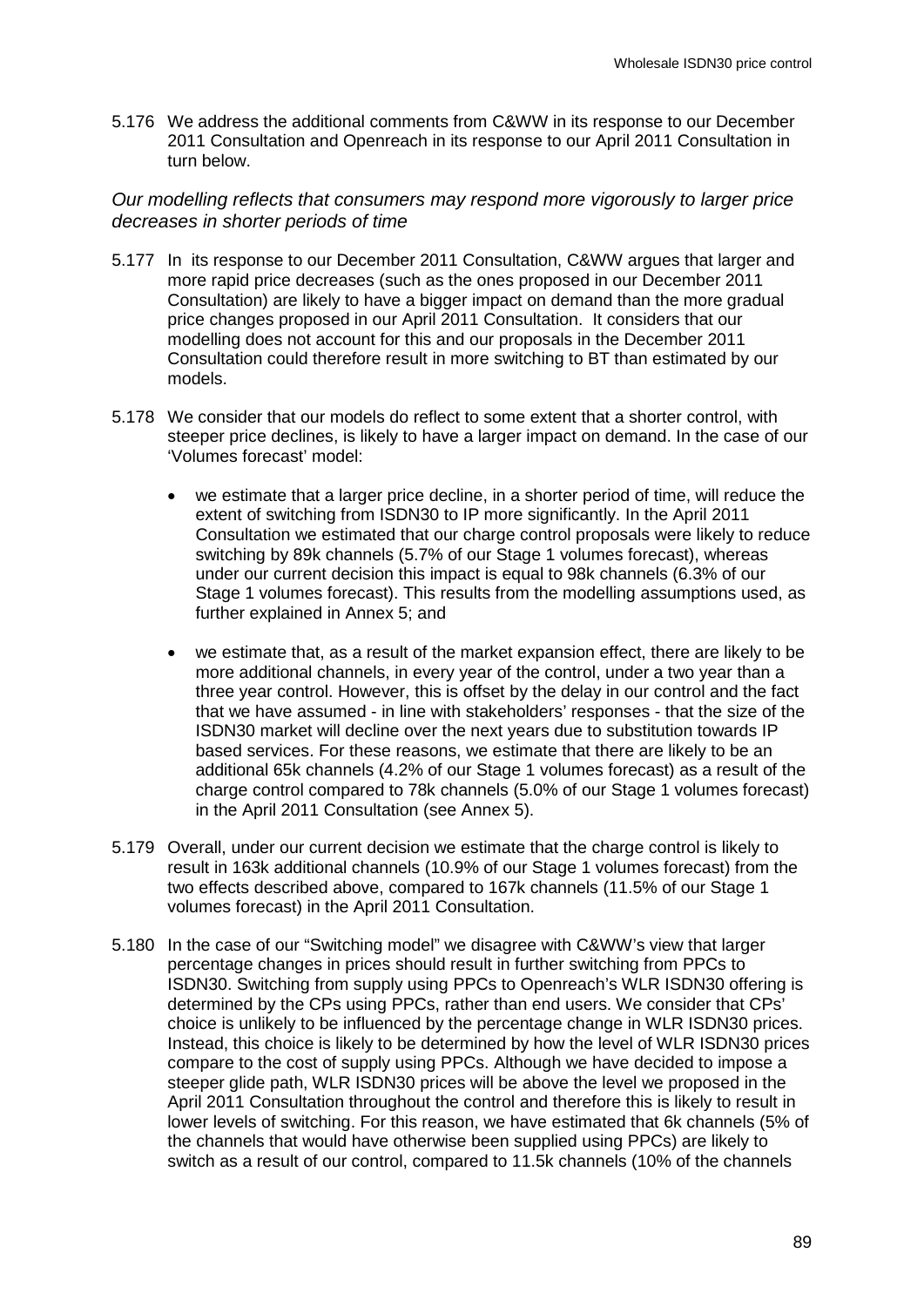5.176 We address the additional comments from C&WW in its response to our December 2011 Consultation and Openreach in its response to our April 2011 Consultation in turn below.

*Our modelling reflects that consumers may respond more vigorously to larger price decreases in shorter periods of time*

5.177 In its response to our December 2011 Consultation, C&WW argues that larger and more rapid price decreases (such as the ones proposed in our December 2011 Consultation) are likely to have a bigger impact on demand than the more gradual price changes proposed in our April 2011 Consultation. It considers that our modelling does not account for this and our proposals in the December 2011 Consultation could therefore result in more switching to BT than estimated by our models.

5.178 We consider that our models do reflect to some extent that a shorter control, with steeper price declines, is likely to have a larger impact on demand. In the case of our 'Volumes forecast' model:

- we estimate that a larger price decline, in a shorter period of time, will reduce the extent of switching from ISDN30 to IP more significantly. In the April 2011 Consultation we estimated that our charge control proposals were likely to reduce switching by 89k channels (5.7% of our Stage 1 volumes forecast), whereas under our current decision this impact is equal to 98k channels (6.3% of our Stage 1 volumes forecast). This results from the modelling assumptions used, as further explained in Annex 5; and
- we estimate that, as a result of the market expansion effect, there are likely to be more additional channels, in every year of the control, under a two year than a three year control. However, this is offset by the delay in our control and the fact that we have assumed - in line with stakeholders' responses - that the size of the ISDN30 market will decline over the next years due to substitution towards IP based services. For these reasons, we estimate that there are likely to be an additional 65k channels (4.2% of our Stage 1 volumes forecast) as a result of the charge control compared to 78k channels (5.0% of our Stage 1 volumes forecast) in the April 2011 Consultation (see Annex 5).

5.179 Overall, under our current decision we estimate that the charge control is likely to result in 163k additional channels (10.9% of our Stage 1 volumes forecast) from the two effects described above, compared to 167k channels (11.5% of our Stage 1 volumes forecast) in the April 2011 Consultation.

5.180 In the case of our "Switching model" we disagree with C&WW's view that larger percentage changes in prices should result in further switching from PPCs to ISDN30. Switching from supply using PPCs to Openreach's WLR ISDN30 offering is determined by the CPs using PPCs, rather than end users. We consider that CPs' choice is unlikely to be influenced by the percentage change in WLR ISDN30 prices. Instead, this choice is likely to be determined by how the level of WLR ISDN30 prices compare to the cost of supply using PPCs. Although we have decided to impose a steeper glide path, WLR ISDN30 prices will be above the level we proposed in the April 2011 Consultation throughout the control and therefore this is likely to result in lower levels of switching. For this reason, we have estimated that 6k channels (5% of the channels that would have otherwise been supplied using PPCs) are likely to switch as a result of our control, compared to 11.5k channels (10% of the channels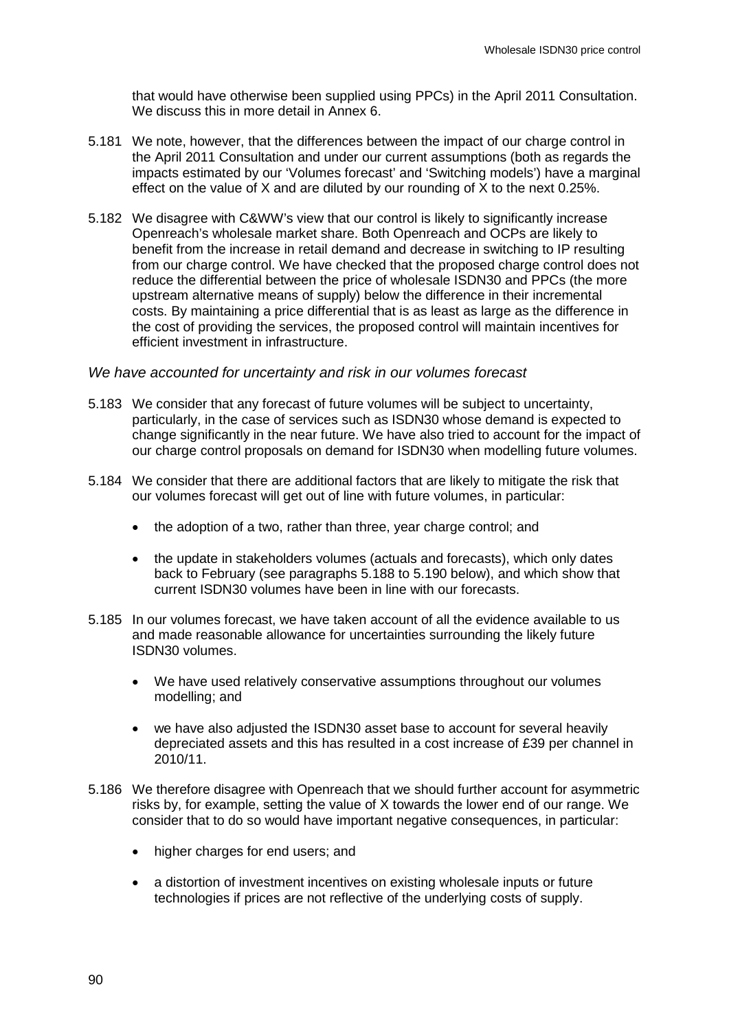that would have otherwise been supplied using PPCs) in the April 2011 Consultation. We discuss this in more detail in Annex 6.

5.181 We note, however, that the differences between the impact of our charge control in the April 2011 Consultation and under our current assumptions (both as regards the impacts estimated by our 'Volumes forecast' and 'Switching models') have a marginal effect on the value of X and are diluted by our rounding of X to the next 0.25%.

5.182 We disagree with C&WW's view that our control is likely to significantly increase Openreach's wholesale market share. Both Openreach and OCPs are likely to benefit from the increase in retail demand and decrease in switching to IP resulting from our charge control. We have checked that the proposed charge control does not reduce the differential between the price of wholesale ISDN30 and PPCs (the more upstream alternative means of supply) below the difference in their incremental costs. By maintaining a price differential that is as least as large as the difference in the cost of providing the services, the proposed control will maintain incentives for efficient investment in infrastructure.

*We have accounted for uncertainty and risk in our volumes forecast*

5.183 We consider that any forecast of future volumes will be subject to uncertainty, particularly, in the case of services such as ISDN30 whose demand is expected to change significantly in the near future. We have also tried to account for the impact of our charge control proposals on demand for ISDN30 when modelling future volumes.

5.184 We consider that there are additional factors that are likely to mitigate the risk that our volumes forecast will get out of line with future volumes, in particular:

- the adoption of a two, rather than three, year charge control; and
- the update in stakeholders volumes (actuals and forecasts), which only dates back to February (see paragraphs 5.188 to 5.190 below), and which show that current ISDN30 volumes have been in line with our forecasts.

5.185 In our volumes forecast, we have taken account of all the evidence available to us and made reasonable allowance for uncertainties surrounding the likely future ISDN30 volumes.

- We have used relatively conservative assumptions throughout our volumes modelling; and
- we have also adjusted the ISDN30 asset base to account for several heavily depreciated assets and this has resulted in a cost increase of £39 per channel in 2010/11.

5.186 We therefore disagree with Openreach that we should further account for asymmetric risks by, for example, setting the value of X towards the lower end of our range. We consider that to do so would have important negative consequences, in particular:

- higher charges for end users; and
- a distortion of investment incentives on existing wholesale inputs or future technologies if prices are not reflective of the underlying costs of supply.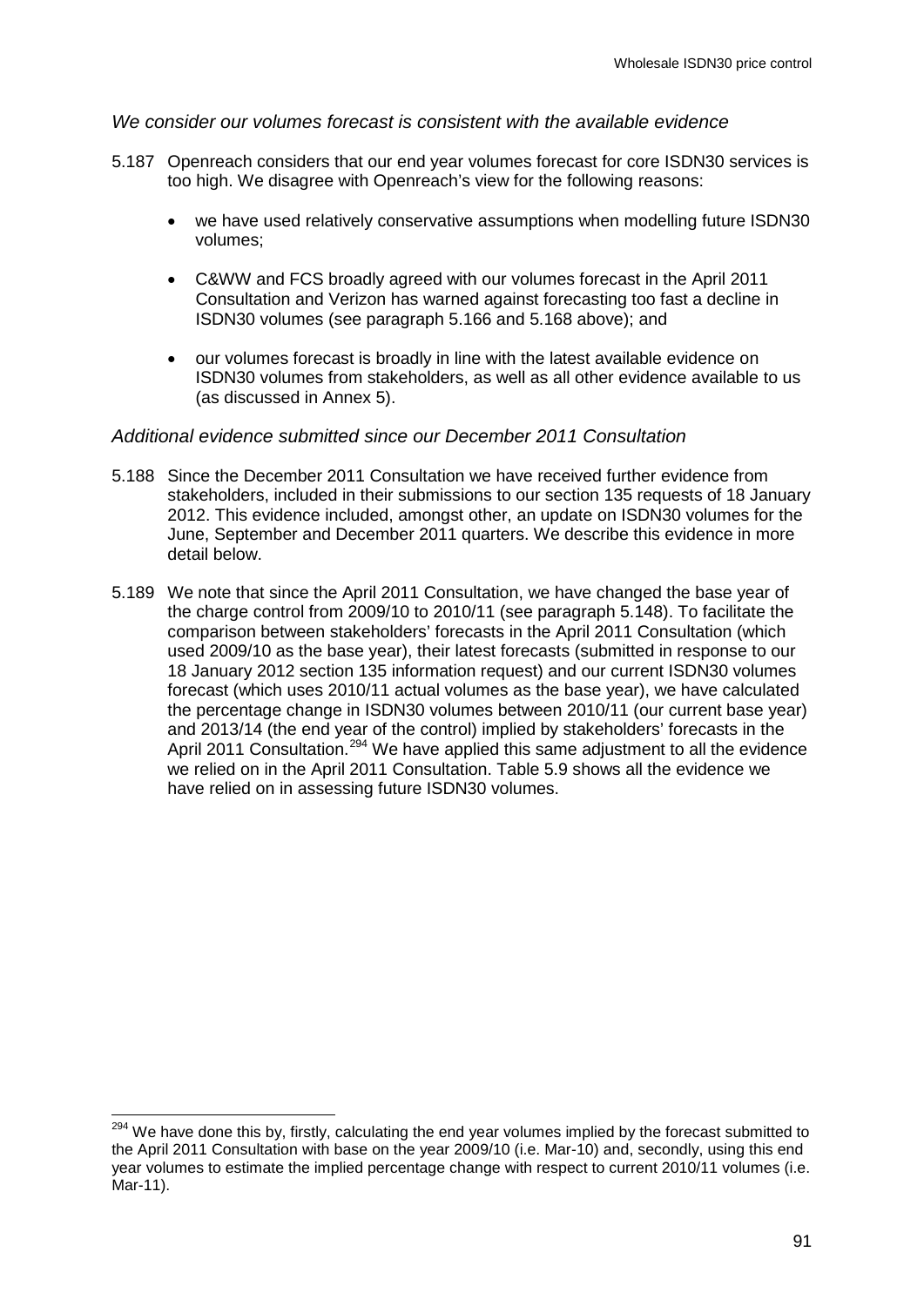*We consider our volumes forecast is consistent with the available evidence*

5.187 Openreach considers that our end year volumes forecast for core ISDN30 services is too high. We disagree with Openreach's view for the following reasons:

- we have used relatively conservative assumptions when modelling future ISDN30 volumes;
- C&WW and FCS broadly agreed with our volumes forecast in the April 2011 Consultation and Verizon has warned against forecasting too fast a decline in ISDN30 volumes (see paragraph 5.166 and 5.168 above); and
- our volumes forecast is broadly in line with the latest available evidence on ISDN30 volumes from stakeholders, as well as all other evidence available to us (as discussed in Annex 5).

*Additional evidence submitted since our December 2011 Consultation*

5.188 Since the December 2011 Consultation we have received further evidence from stakeholders, included in their submissions to our section 135 requests of 18 January 2012. This evidence included, amongst other, an update on ISDN30 volumes for the June, September and December 2011 quarters. We describe this evidence in more detail below.

5.189 We note that since the April 2011 Consultation, we have changed the base year of the charge control from 2009/10 to 2010/11 (see paragraph 5.148). To facilitate the comparison between stakeholders' forecasts in the April 2011 Consultation (which used 2009/10 as the base year), their latest forecasts (submitted in response to our 18 January 2012 section 135 information request) and our current ISDN30 volumes forecast (which uses 2010/11 actual volumes as the base year), we have calculated the percentage change in ISDN30 volumes between 2010/11 (our current base year) and 2013/14 (the end year of the control) implied by stakeholders' forecasts in the April 2011 Consultation.[294] We have applied this same adjustment to all the evidence we relied on in the April 2011 Consultation. Table 5.9 shows all the evidence we have relied on in assessing future ISDN30 volumes.

[294] We have done this by, firstly, calculating the end year volumes implied by the forecast submitted to the April 2011 Consultation with base on the year 2009/10 (i.e. Mar-10) and, secondly, using this end year volumes to estimate the implied percentage change with respect to current 2010/11 volumes (i.e. Mar-11).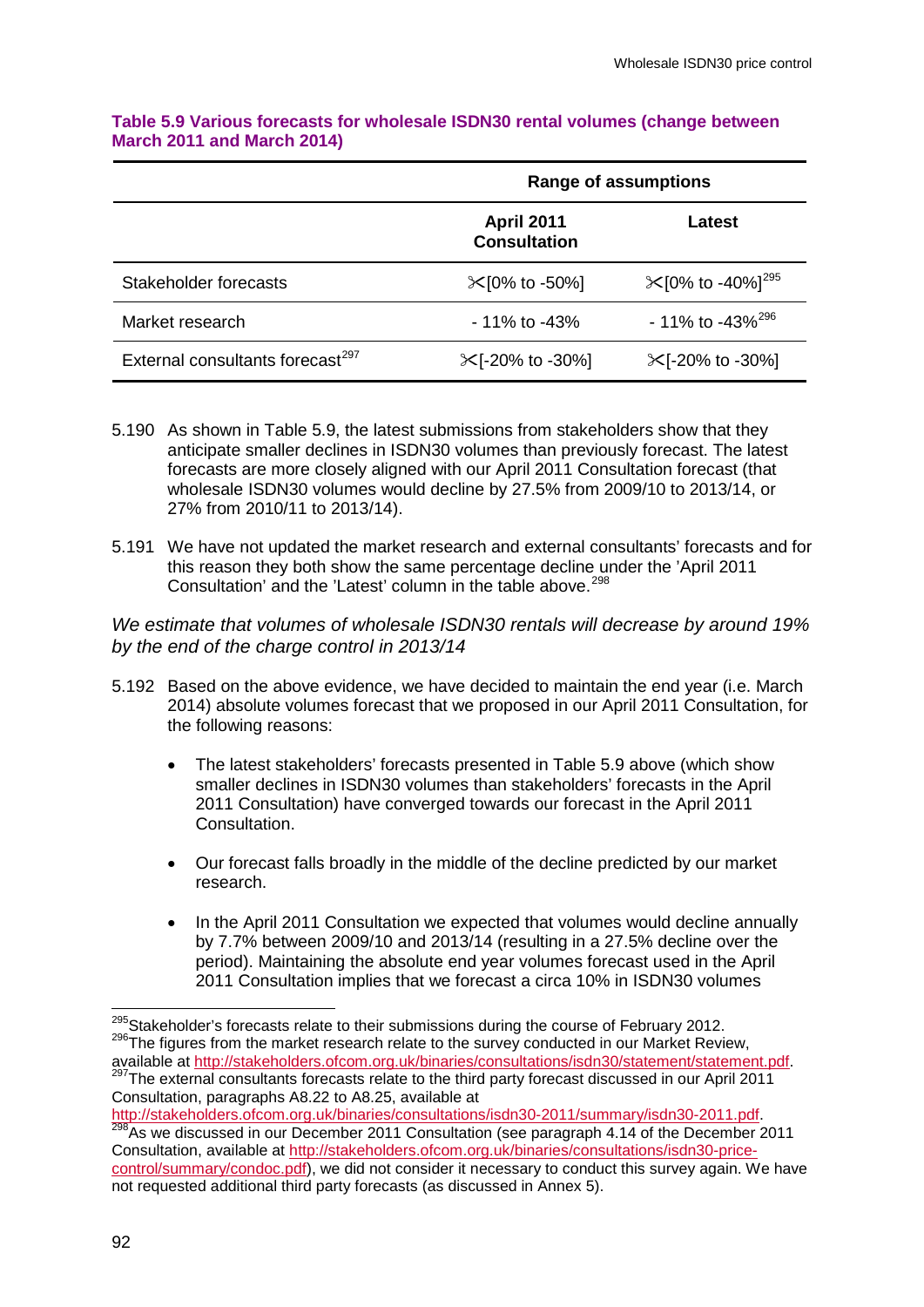**Table 5.9 Various forecasts for wholesale ISDN30 rental volumes (change between March 2011 and March 2014)**

| | Range of assumptions | |
|---|---|---|
| | **April 2011 Consultation** | **Latest** |
| Stakeholder forecasts | ✂[0% to -50%] | ✂[0% to -40%][295] |
| Market research | - 11% to -43% | - 11% to -43%[296] |
| External consultants forecast[297] | ✂[-20% to -30%] | ✂[-20% to -30%] |

5.190 As shown in Table 5.9, the latest submissions from stakeholders show that they anticipate smaller declines in ISDN30 volumes than previously forecast. The latest forecasts are more closely aligned with our April 2011 Consultation forecast (that wholesale ISDN30 volumes would decline by 27.5% from 2009/10 to 2013/14, or 27% from 2010/11 to 2013/14).

5.191 We have not updated the market research and external consultants' forecasts and for this reason they both show the same percentage decline under the 'April 2011 Consultation' and the 'Latest' column in the table above.[298]

*We estimate that volumes of wholesale ISDN30 rentals will decrease by around 19% by the end of the charge control in 2013/14*

5.192 Based on the above evidence, we have decided to maintain the end year (i.e. March 2014) absolute volumes forecast that we proposed in our April 2011 Consultation, for the following reasons:

- The latest stakeholders' forecasts presented in Table 5.9 above (which show smaller declines in ISDN30 volumes than stakeholders' forecasts in the April 2011 Consultation) have converged towards our forecast in the April 2011 Consultation.

- Our forecast falls broadly in the middle of the decline predicted by our market research.

- In the April 2011 Consultation we expected that volumes would decline annually by 7.7% between 2009/10 and 2013/14 (resulting in a 27.5% decline over the period). Maintaining the absolute end year volumes forecast used in the April 2011 Consultation implies that we forecast a circa 10% in ISDN30 volumes

---

[295] Stakeholder's forecasts relate to their submissions during the course of February 2012.

[296] The figures from the market research relate to the survey conducted in our Market Review, available at http://stakeholders.ofcom.org.uk/binaries/consultations/isdn30/statement/statement.pdf.

[297] The external consultants forecasts relate to the third party forecast discussed in our April 2011 Consultation, paragraphs A8.22 to A8.25, available at http://stakeholders.ofcom.org.uk/binaries/consultations/isdn30-2011/summary/isdn30-2011.pdf.

[298] As we discussed in our December 2011 Consultation (see paragraph 4.14 of the December 2011 Consultation, available at http://stakeholders.ofcom.org.uk/binaries/consultations/isdn30-price-control/summary/condoc.pdf), we did not consider it necessary to conduct this survey again. We have not requested additional third party forecasts (as discussed in Annex 5).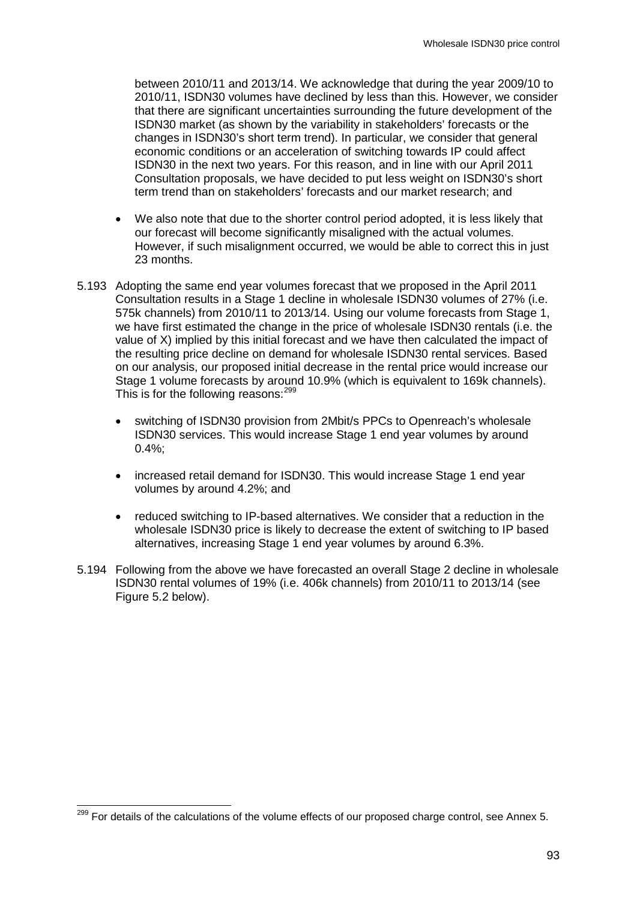between 2010/11 and 2013/14. We acknowledge that during the year 2009/10 to 2010/11, ISDN30 volumes have declined by less than this. However, we consider that there are significant uncertainties surrounding the future development of the ISDN30 market (as shown by the variability in stakeholders' forecasts or the changes in ISDN30's short term trend). In particular, we consider that general economic conditions or an acceleration of switching towards IP could affect ISDN30 in the next two years. For this reason, and in line with our April 2011 Consultation proposals, we have decided to put less weight on ISDN30's short term trend than on stakeholders' forecasts and our market research; and

- We also note that due to the shorter control period adopted, it is less likely that our forecast will become significantly misaligned with the actual volumes. However, if such misalignment occurred, we would be able to correct this in just 23 months.

5.193 Adopting the same end year volumes forecast that we proposed in the April 2011 Consultation results in a Stage 1 decline in wholesale ISDN30 volumes of 27% (i.e. 575k channels) from 2010/11 to 2013/14. Using our volume forecasts from Stage 1, we have first estimated the change in the price of wholesale ISDN30 rentals (i.e. the value of X) implied by this initial forecast and we have then calculated the impact of the resulting price decline on demand for wholesale ISDN30 rental services. Based on our analysis, our proposed initial decrease in the rental price would increase our Stage 1 volume forecasts by around 10.9% (which is equivalent to 169k channels). This is for the following reasons:[299]

- switching of ISDN30 provision from 2Mbit/s PPCs to Openreach's wholesale ISDN30 services. This would increase Stage 1 end year volumes by around 0.4%;
- increased retail demand for ISDN30. This would increase Stage 1 end year volumes by around 4.2%; and
- reduced switching to IP-based alternatives. We consider that a reduction in the wholesale ISDN30 price is likely to decrease the extent of switching to IP based alternatives, increasing Stage 1 end year volumes by around 6.3%.

5.194 Following from the above we have forecasted an overall Stage 2 decline in wholesale ISDN30 rental volumes of 19% (i.e. 406k channels) from 2010/11 to 2013/14 (see Figure 5.2 below).

[299] For details of the calculations of the volume effects of our proposed charge control, see Annex 5.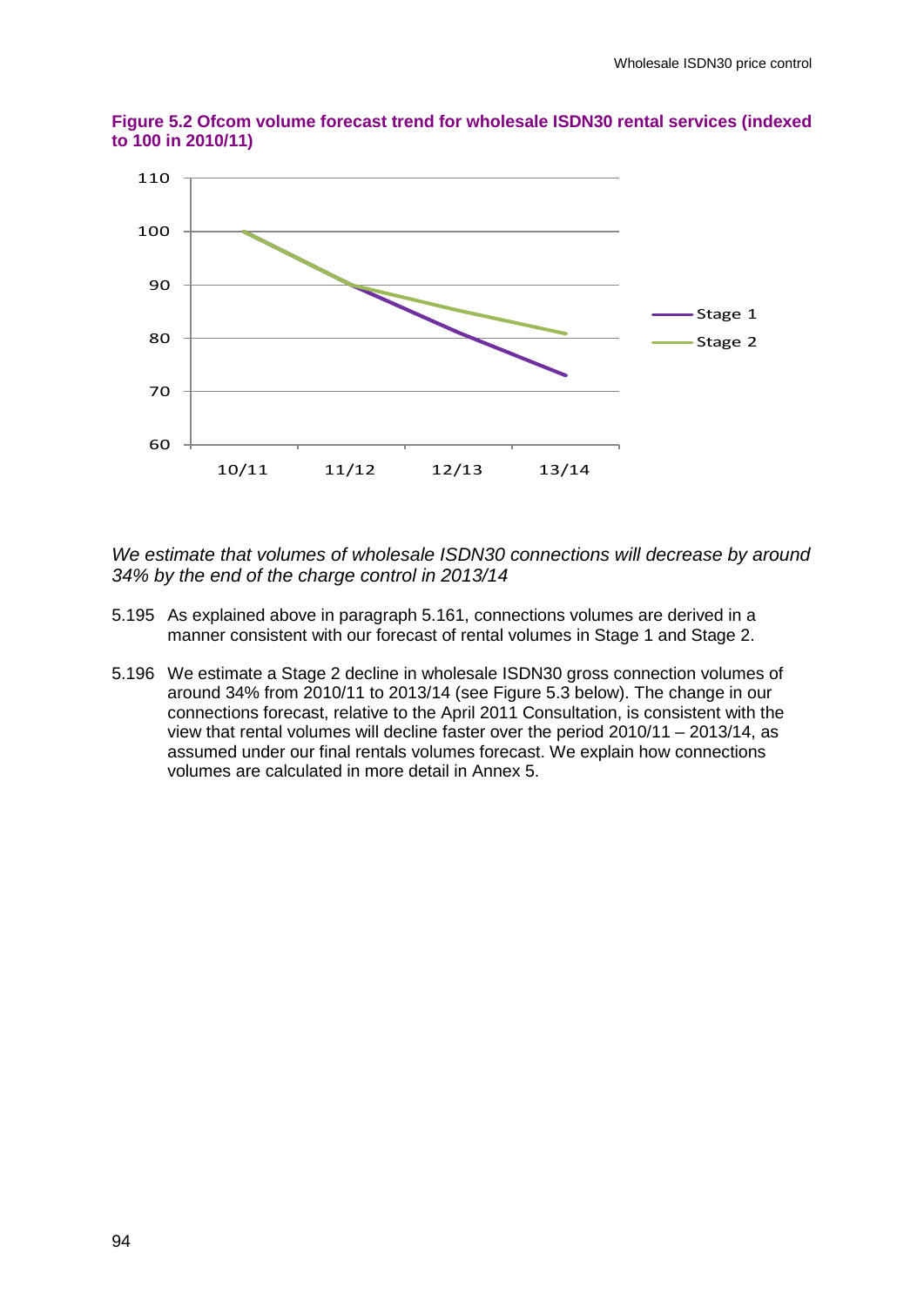**Figure 5.2 Ofcom volume forecast trend for wholesale ISDN30 rental services (indexed to 100 in 2010/11)**

*We estimate that volumes of wholesale ISDN30 connections will decrease by around 34% by the end of the charge control in 2013/14*

5.195 As explained above in paragraph 5.161, connections volumes are derived in a manner consistent with our forecast of rental volumes in Stage 1 and Stage 2.

5.196 We estimate a Stage 2 decline in wholesale ISDN30 gross connection volumes of around 34% from 2010/11 to 2013/14 (see Figure 5.3 below). The change in our connections forecast, relative to the April 2011 Consultation, is consistent with the view that rental volumes will decline faster over the period 2010/11 – 2013/14, as assumed under our final rentals volumes forecast. We explain how connections volumes are calculated in more detail in Annex 5.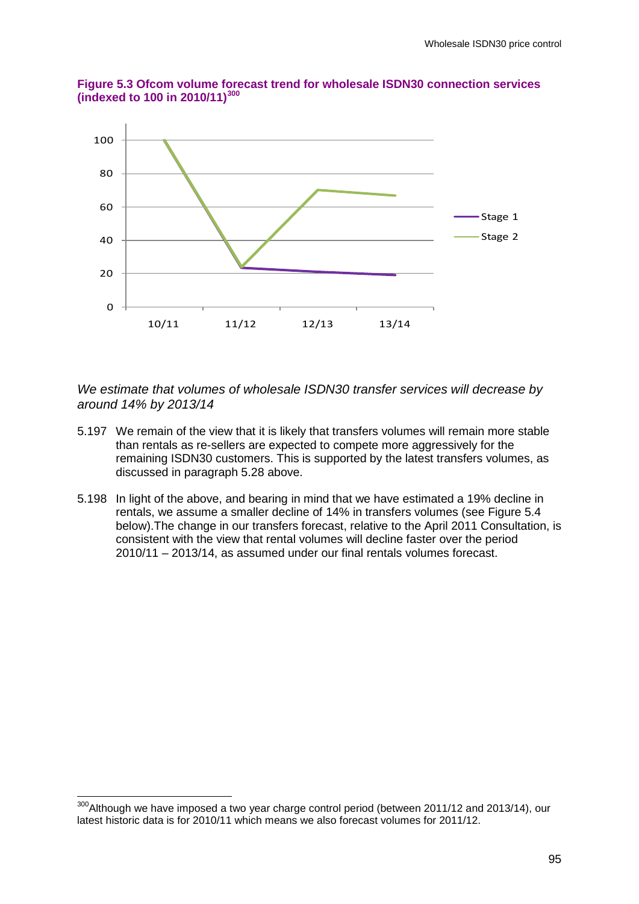**Figure 5.3 Ofcom volume forecast trend for wholesale ISDN30 connection services (indexed to 100 in 2010/11)[300]**

*We estimate that volumes of wholesale ISDN30 transfer services will decrease by around 14% by 2013/14*

5.197 We remain of the view that it is likely that transfers volumes will remain more stable than rentals as re-sellers are expected to compete more aggressively for the remaining ISDN30 customers. This is supported by the latest transfers volumes, as discussed in paragraph 5.28 above.

5.198 In light of the above, and bearing in mind that we have estimated a 19% decline in rentals, we assume a smaller decline of 14% in transfers volumes (see Figure 5.4 below).The change in our transfers forecast, relative to the April 2011 Consultation, is consistent with the view that rental volumes will decline faster over the period 2010/11 – 2013/14, as assumed under our final rentals volumes forecast.

[300] Although we have imposed a two year charge control period (between 2011/12 and 2013/14), our latest historic data is for 2010/11 which means we also forecast volumes for 2011/12.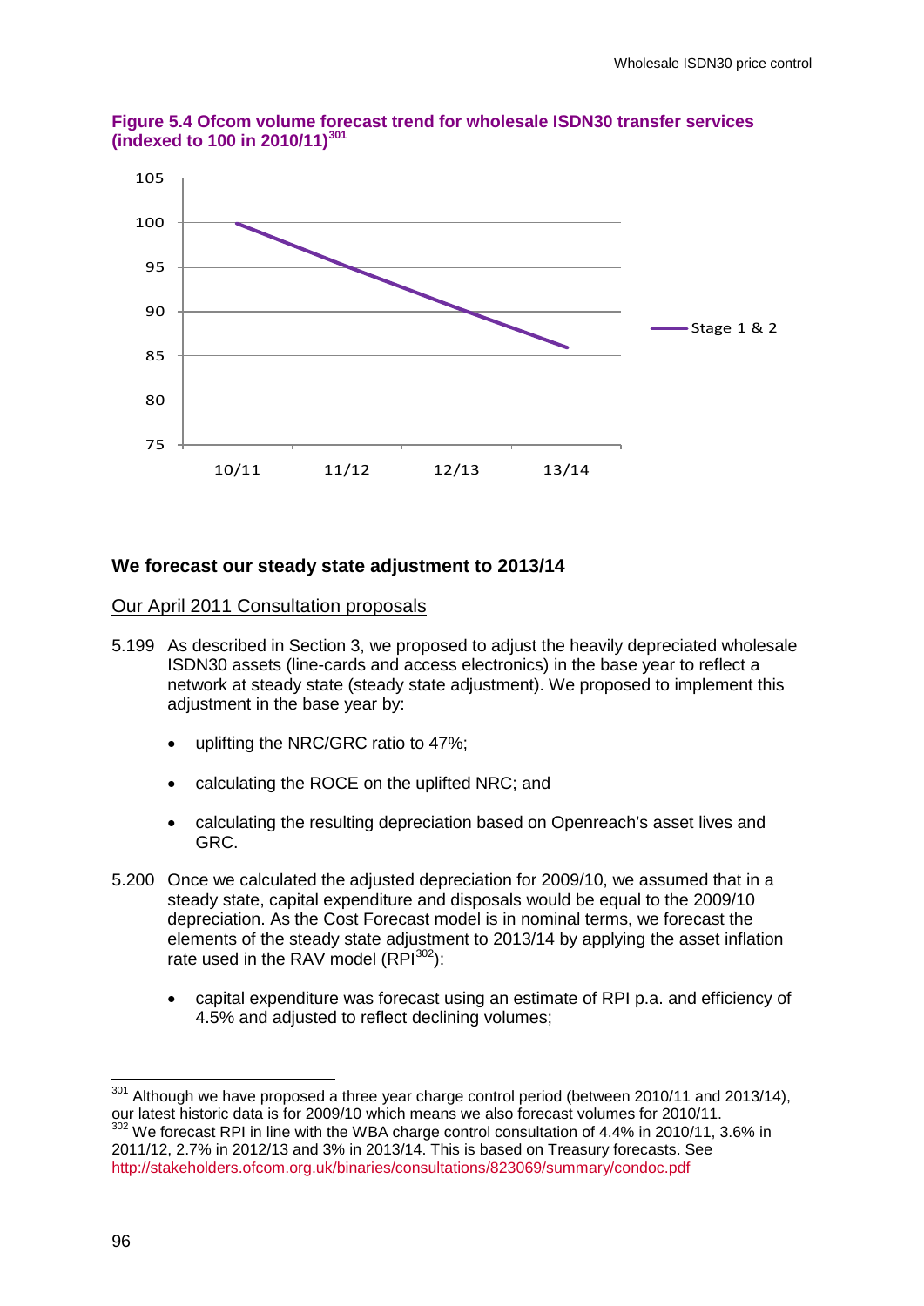**Figure 5.4 Ofcom volume forecast trend for wholesale ISDN30 transfer services (indexed to 100 in 2010/11)**[301]

### We forecast our steady state adjustment to 2013/14

Our April 2011 Consultation proposals

5.199 As described in Section 3, we proposed to adjust the heavily depreciated wholesale ISDN30 assets (line-cards and access electronics) in the base year to reflect a network at steady state (steady state adjustment). We proposed to implement this adjustment in the base year by:

- uplifting the NRC/GRC ratio to 47%;
- calculating the ROCE on the uplifted NRC; and
- calculating the resulting depreciation based on Openreach's asset lives and GRC.

5.200 Once we calculated the adjusted depreciation for 2009/10, we assumed that in a steady state, capital expenditure and disposals would be equal to the 2009/10 depreciation. As the Cost Forecast model is in nominal terms, we forecast the elements of the steady state adjustment to 2013/14 by applying the asset inflation rate used in the RAV model (RPI[302]):

- capital expenditure was forecast using an estimate of RPI p.a. and efficiency of 4.5% and adjusted to reflect declining volumes;

---

[301] Although we have proposed a three year charge control period (between 2010/11 and 2013/14), our latest historic data is for 2009/10 which means we also forecast volumes for 2010/11.

[302] We forecast RPI in line with the WBA charge control consultation of 4.4% in 2010/11, 3.6% in 2011/12, 2.7% in 2012/13 and 3% in 2013/14. This is based on Treasury forecasts. See http://stakeholders.ofcom.org.uk/binaries/consultations/823069/summary/condoc.pdf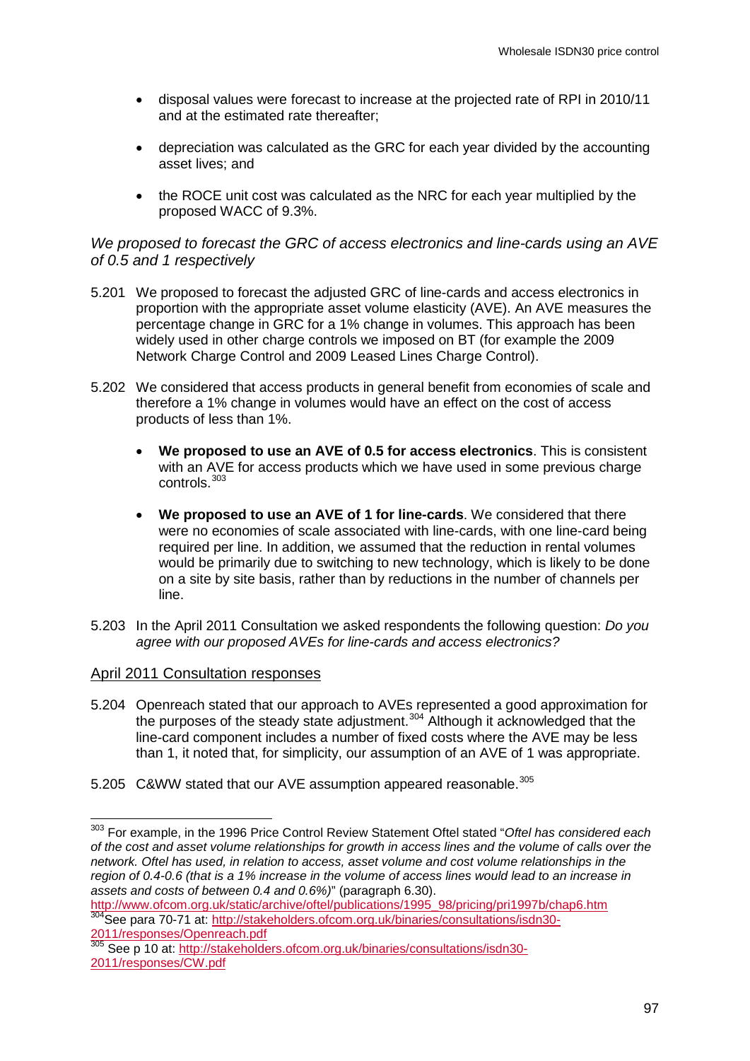- disposal values were forecast to increase at the projected rate of RPI in 2010/11 and at the estimated rate thereafter;

- depreciation was calculated as the GRC for each year divided by the accounting asset lives; and

- the ROCE unit cost was calculated as the NRC for each year multiplied by the proposed WACC of 9.3%.

*We proposed to forecast the GRC of access electronics and line-cards using an AVE of 0.5 and 1 respectively*

5.201 We proposed to forecast the adjusted GRC of line-cards and access electronics in proportion with the appropriate asset volume elasticity (AVE). An AVE measures the percentage change in GRC for a 1% change in volumes. This approach has been widely used in other charge controls we imposed on BT (for example the 2009 Network Charge Control and 2009 Leased Lines Charge Control).

5.202 We considered that access products in general benefit from economies of scale and therefore a 1% change in volumes would have an effect on the cost of access products of less than 1%.

- **We proposed to use an AVE of 0.5 for access electronics**. This is consistent with an AVE for access products which we have used in some previous charge controls.[303]

- **We proposed to use an AVE of 1 for line-cards**. We considered that there were no economies of scale associated with line-cards, with one line-card being required per line. In addition, we assumed that the reduction in rental volumes would be primarily due to switching to new technology, which is likely to be done on a site by site basis, rather than by reductions in the number of channels per line.

5.203 In the April 2011 Consultation we asked respondents the following question: *Do you agree with our proposed AVEs for line-cards and access electronics?*

## April 2011 Consultation responses

5.204 Openreach stated that our approach to AVEs represented a good approximation for the purposes of the steady state adjustment.[304] Although it acknowledged that the line-card component includes a number of fixed costs where the AVE may be less than 1, it noted that, for simplicity, our assumption of an AVE of 1 was appropriate.

5.205 C&WW stated that our AVE assumption appeared reasonable.[305]

---

[303] For example, in the 1996 Price Control Review Statement Oftel stated "*Oftel has considered each of the cost and asset volume relationships for growth in access lines and the volume of calls over the network. Oftel has used, in relation to access, asset volume and cost volume relationships in the region of 0.4-0.6 (that is a 1% increase in the volume of access lines would lead to an increase in assets and costs of between 0.4 and 0.6%)*" (paragraph 6.30). http://www.ofcom.org.uk/static/archive/oftel/publications/1995_98/pricing/pri1997b/chap6.htm

[304] See para 70-71 at: http://stakeholders.ofcom.org.uk/binaries/consultations/isdn30-2011/responses/Openreach.pdf

[305] See p 10 at: http://stakeholders.ofcom.org.uk/binaries/consultations/isdn30-2011/responses/CW.pdf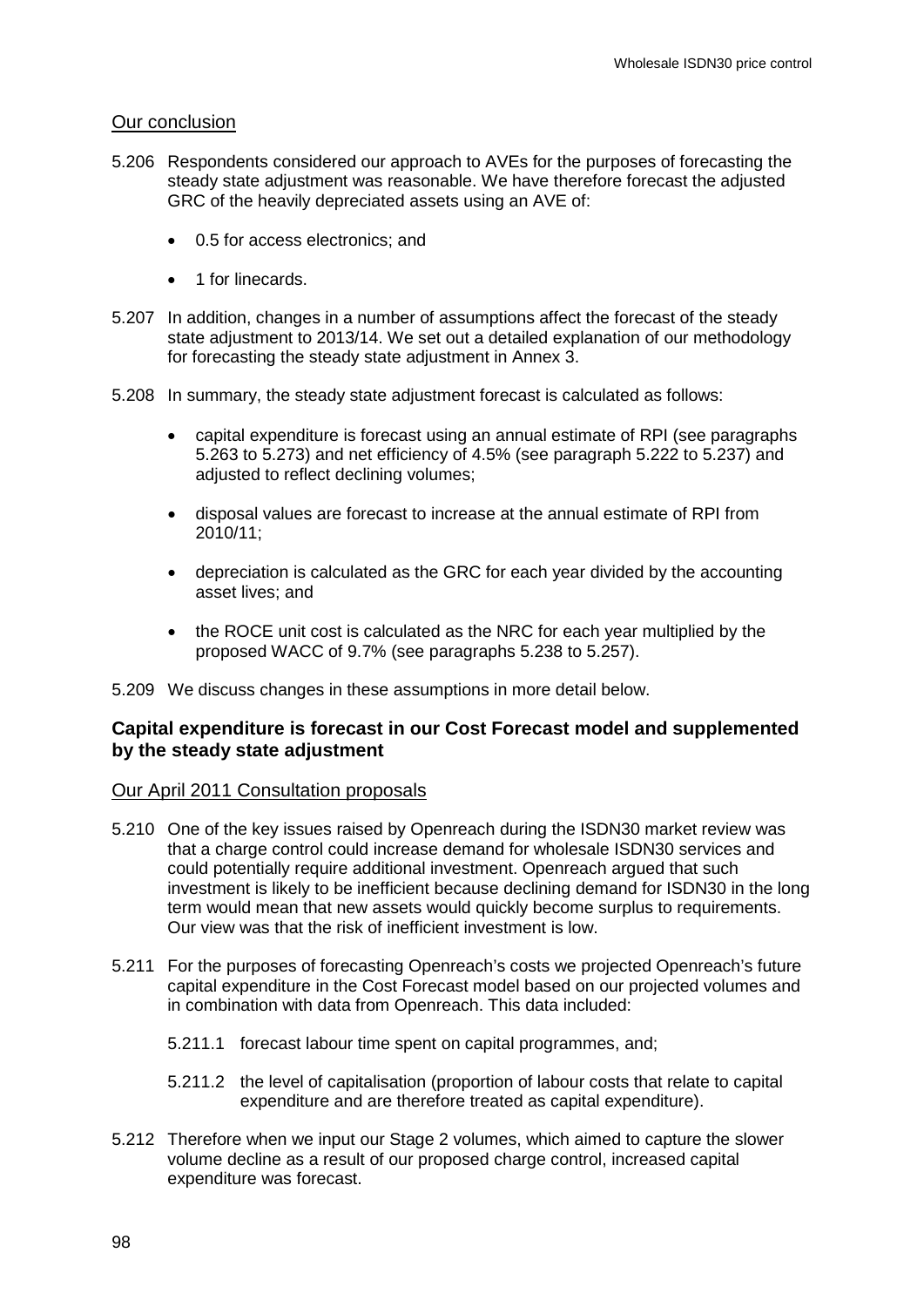### Our conclusion

5.206 Respondents considered our approach to AVEs for the purposes of forecasting the steady state adjustment was reasonable. We have therefore forecast the adjusted GRC of the heavily depreciated assets using an AVE of:

- 0.5 for access electronics; and
- 1 for linecards.

5.207 In addition, changes in a number of assumptions affect the forecast of the steady state adjustment to 2013/14. We set out a detailed explanation of our methodology for forecasting the steady state adjustment in Annex 3.

5.208 In summary, the steady state adjustment forecast is calculated as follows:

- capital expenditure is forecast using an annual estimate of RPI (see paragraphs 5.263 to 5.273) and net efficiency of 4.5% (see paragraph 5.222 to 5.237) and adjusted to reflect declining volumes;
- disposal values are forecast to increase at the annual estimate of RPI from 2010/11;
- depreciation is calculated as the GRC for each year divided by the accounting asset lives; and
- the ROCE unit cost is calculated as the NRC for each year multiplied by the proposed WACC of 9.7% (see paragraphs 5.238 to 5.257).

5.209 We discuss changes in these assumptions in more detail below.

## Capital expenditure is forecast in our Cost Forecast model and supplemented by the steady state adjustment

### Our April 2011 Consultation proposals

5.210 One of the key issues raised by Openreach during the ISDN30 market review was that a charge control could increase demand for wholesale ISDN30 services and could potentially require additional investment. Openreach argued that such investment is likely to be inefficient because declining demand for ISDN30 in the long term would mean that new assets would quickly become surplus to requirements. Our view was that the risk of inefficient investment is low.

5.211 For the purposes of forecasting Openreach's costs we projected Openreach's future capital expenditure in the Cost Forecast model based on our projected volumes and in combination with data from Openreach. This data included:

5.211.1 forecast labour time spent on capital programmes, and;

5.211.2 the level of capitalisation (proportion of labour costs that relate to capital expenditure and are therefore treated as capital expenditure).

5.212 Therefore when we input our Stage 2 volumes, which aimed to capture the slower volume decline as a result of our proposed charge control, increased capital expenditure was forecast.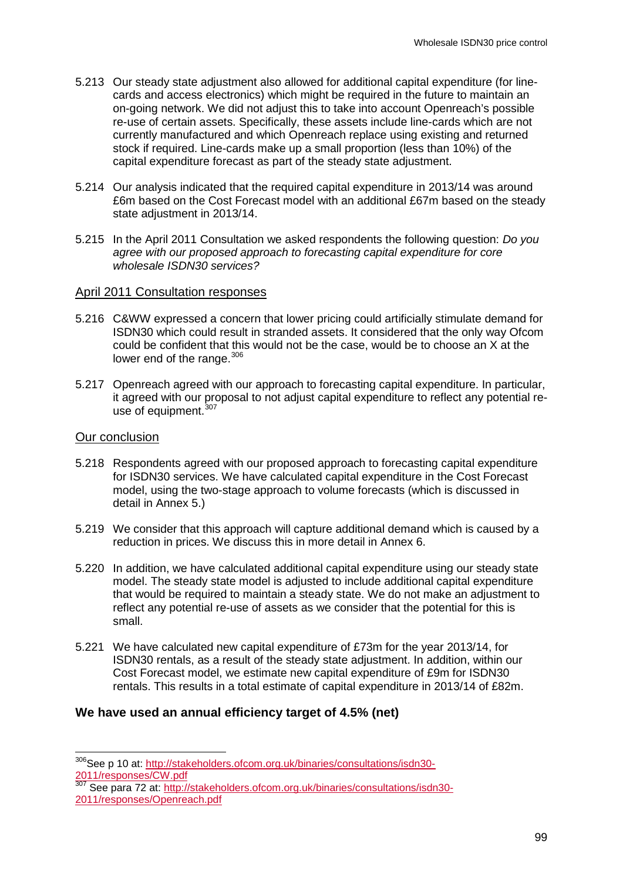5.213 Our steady state adjustment also allowed for additional capital expenditure (for line-cards and access electronics) which might be required in the future to maintain an on-going network. We did not adjust this to take into account Openreach's possible re-use of certain assets. Specifically, these assets include line-cards which are not currently manufactured and which Openreach replace using existing and returned stock if required. Line-cards make up a small proportion (less than 10%) of the capital expenditure forecast as part of the steady state adjustment.

5.214 Our analysis indicated that the required capital expenditure in 2013/14 was around £6m based on the Cost Forecast model with an additional £67m based on the steady state adjustment in 2013/14.

5.215 In the April 2011 Consultation we asked respondents the following question: *Do you agree with our proposed approach to forecasting capital expenditure for core wholesale ISDN30 services?*

### April 2011 Consultation responses

5.216 C&WW expressed a concern that lower pricing could artificially stimulate demand for ISDN30 which could result in stranded assets. It considered that the only way Ofcom could be confident that this would not be the case, would be to choose an X at the lower end of the range.[306]

5.217 Openreach agreed with our approach to forecasting capital expenditure. In particular, it agreed with our proposal to not adjust capital expenditure to reflect any potential re-use of equipment.[307]

### Our conclusion

5.218 Respondents agreed with our proposed approach to forecasting capital expenditure for ISDN30 services. We have calculated capital expenditure in the Cost Forecast model, using the two-stage approach to volume forecasts (which is discussed in detail in Annex 5.)

5.219 We consider that this approach will capture additional demand which is caused by a reduction in prices. We discuss this in more detail in Annex 6.

5.220 In addition, we have calculated additional capital expenditure using our steady state model. The steady state model is adjusted to include additional capital expenditure that would be required to maintain a steady state. We do not make an adjustment to reflect any potential re-use of assets as we consider that the potential for this is small.

5.221 We have calculated new capital expenditure of £73m for the year 2013/14, for ISDN30 rentals, as a result of the steady state adjustment. In addition, within our Cost Forecast model, we estimate new capital expenditure of £9m for ISDN30 rentals. This results in a total estimate of capital expenditure in 2013/14 of £82m.

**We have used an annual efficiency target of 4.5% (net)**

---

[306] See p 10 at: http://stakeholders.ofcom.org.uk/binaries/consultations/isdn30-2011/responses/CW.pdf

[307] See para 72 at: http://stakeholders.ofcom.org.uk/binaries/consultations/isdn30-2011/responses/Openreach.pdf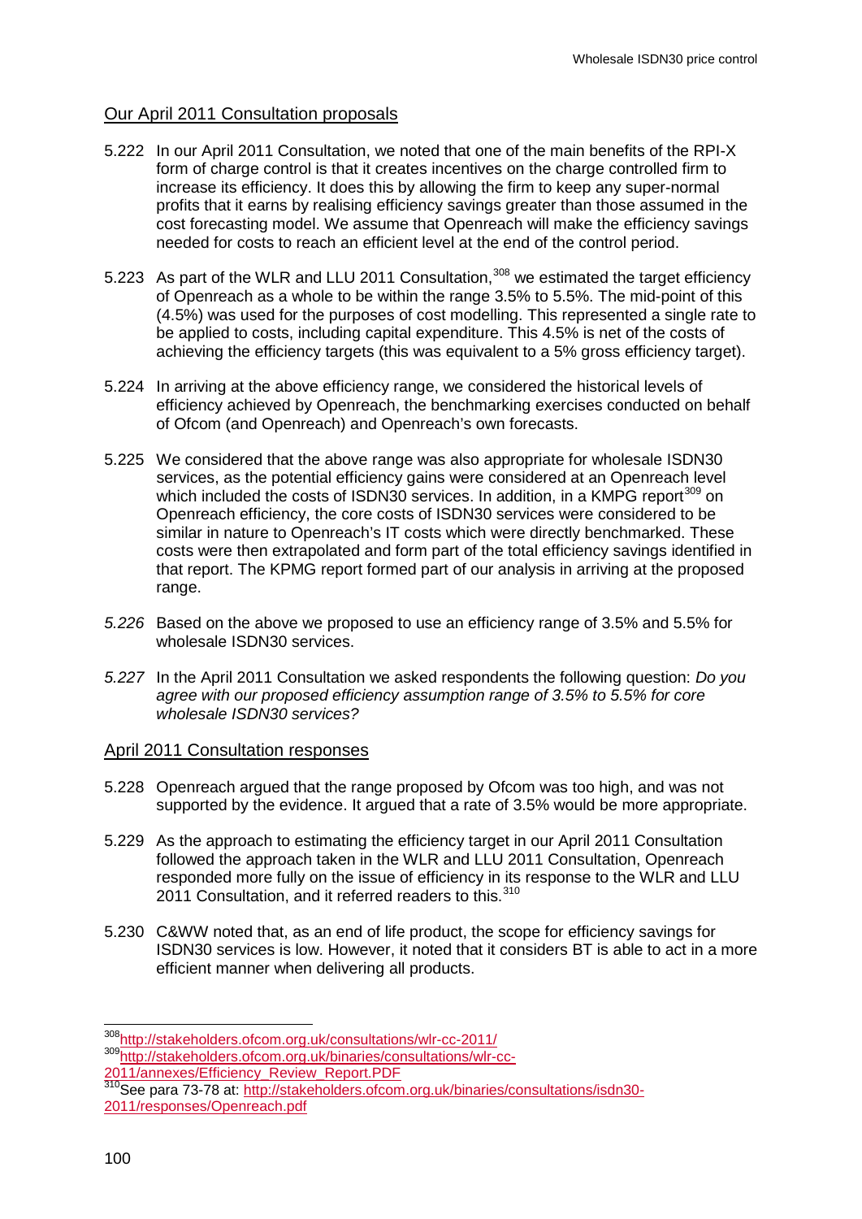## Our April 2011 Consultation proposals

5.222 In our April 2011 Consultation, we noted that one of the main benefits of the RPI-X form of charge control is that it creates incentives on the charge controlled firm to increase its efficiency. It does this by allowing the firm to keep any super-normal profits that it earns by realising efficiency savings greater than those assumed in the cost forecasting model. We assume that Openreach will make the efficiency savings needed for costs to reach an efficient level at the end of the control period.

5.223 As part of the WLR and LLU 2011 Consultation,[308] we estimated the target efficiency of Openreach as a whole to be within the range 3.5% to 5.5%. The mid-point of this (4.5%) was used for the purposes of cost modelling. This represented a single rate to be applied to costs, including capital expenditure. This 4.5% is net of the costs of achieving the efficiency targets (this was equivalent to a 5% gross efficiency target).

5.224 In arriving at the above efficiency range, we considered the historical levels of efficiency achieved by Openreach, the benchmarking exercises conducted on behalf of Ofcom (and Openreach) and Openreach's own forecasts.

5.225 We considered that the above range was also appropriate for wholesale ISDN30 services, as the potential efficiency gains were considered at an Openreach level which included the costs of ISDN30 services. In addition, in a KMPG report[309] on Openreach efficiency, the core costs of ISDN30 services were considered to be similar in nature to Openreach's IT costs which were directly benchmarked. These costs were then extrapolated and form part of the total efficiency savings identified in that report. The KPMG report formed part of our analysis in arriving at the proposed range.

*5.226* Based on the above we proposed to use an efficiency range of 3.5% and 5.5% for wholesale ISDN30 services.

*5.227* In the April 2011 Consultation we asked respondents the following question: *Do you agree with our proposed efficiency assumption range of 3.5% to 5.5% for core wholesale ISDN30 services?*

## April 2011 Consultation responses

5.228 Openreach argued that the range proposed by Ofcom was too high, and was not supported by the evidence. It argued that a rate of 3.5% would be more appropriate.

5.229 As the approach to estimating the efficiency target in our April 2011 Consultation followed the approach taken in the WLR and LLU 2011 Consultation, Openreach responded more fully on the issue of efficiency in its response to the WLR and LLU 2011 Consultation, and it referred readers to this.[310]

5.230 C&WW noted that, as an end of life product, the scope for efficiency savings for ISDN30 services is low. However, it noted that it considers BT is able to act in a more efficient manner when delivering all products.

---

[308] http://stakeholders.ofcom.org.uk/consultations/wlr-cc-2011/

[309] http://stakeholders.ofcom.org.uk/binaries/consultations/wlr-cc-2011/annexes/Efficiency_Review_Report.PDF

[310] See para 73-78 at: http://stakeholders.ofcom.org.uk/binaries/consultations/isdn30-2011/responses/Openreach.pdf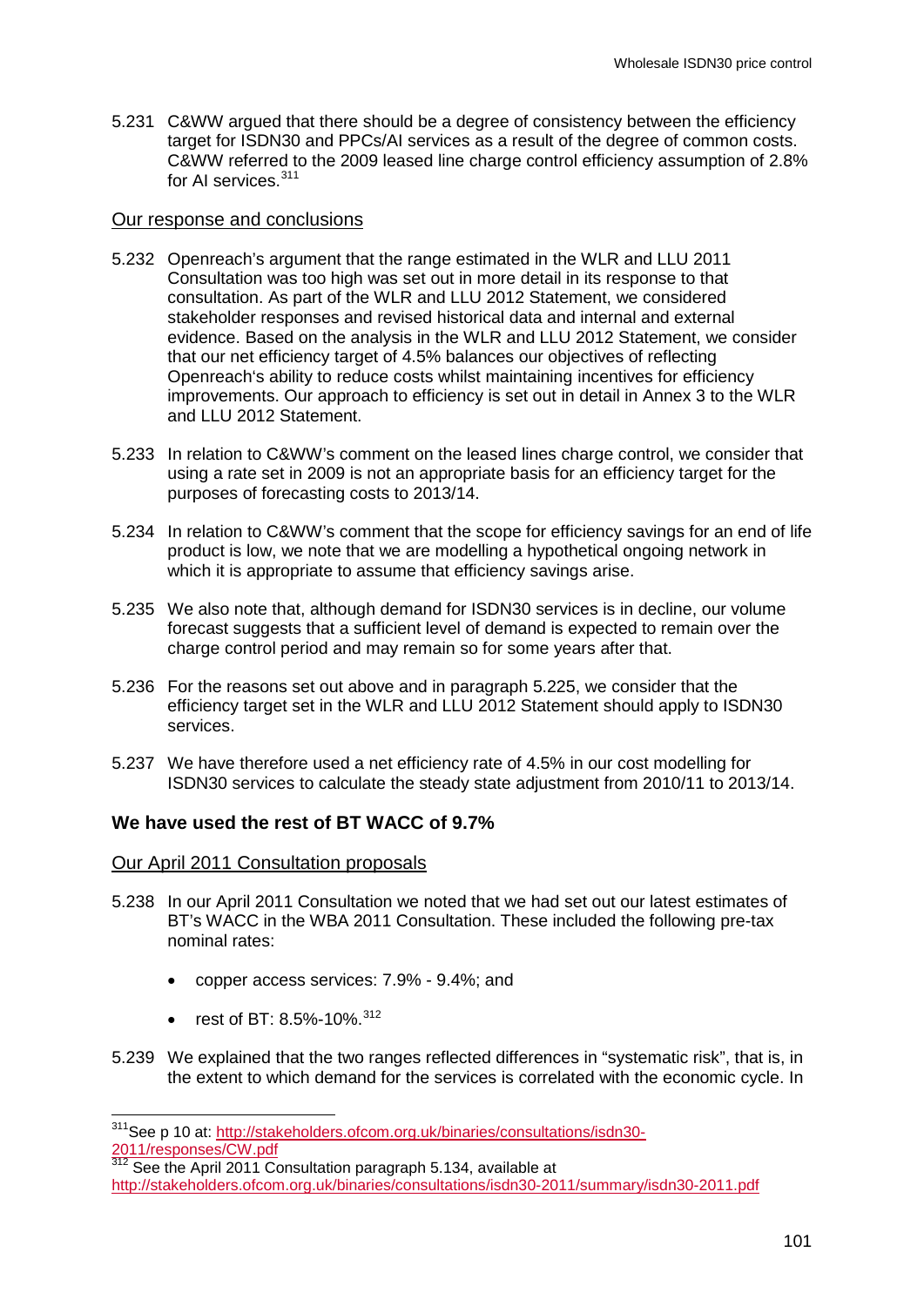5.231 C&WW argued that there should be a degree of consistency between the efficiency target for ISDN30 and PPCs/AI services as a result of the degree of common costs. C&WW referred to the 2009 leased line charge control efficiency assumption of 2.8% for AI services.[311]

Our response and conclusions

5.232 Openreach's argument that the range estimated in the WLR and LLU 2011 Consultation was too high was set out in more detail in its response to that consultation. As part of the WLR and LLU 2012 Statement, we considered stakeholder responses and revised historical data and internal and external evidence. Based on the analysis in the WLR and LLU 2012 Statement, we consider that our net efficiency target of 4.5% balances our objectives of reflecting Openreach's ability to reduce costs whilst maintaining incentives for efficiency improvements. Our approach to efficiency is set out in detail in Annex 3 to the WLR and LLU 2012 Statement.

5.233 In relation to C&WW's comment on the leased lines charge control, we consider that using a rate set in 2009 is not an appropriate basis for an efficiency target for the purposes of forecasting costs to 2013/14.

5.234 In relation to C&WW's comment that the scope for efficiency savings for an end of life product is low, we note that we are modelling a hypothetical ongoing network in which it is appropriate to assume that efficiency savings arise.

5.235 We also note that, although demand for ISDN30 services is in decline, our volume forecast suggests that a sufficient level of demand is expected to remain over the charge control period and may remain so for some years after that.

5.236 For the reasons set out above and in paragraph 5.225, we consider that the efficiency target set in the WLR and LLU 2012 Statement should apply to ISDN30 services.

5.237 We have therefore used a net efficiency rate of 4.5% in our cost modelling for ISDN30 services to calculate the steady state adjustment from 2010/11 to 2013/14.

### We have used the rest of BT WACC of 9.7%

Our April 2011 Consultation proposals

5.238 In our April 2011 Consultation we noted that we had set out our latest estimates of BT's WACC in the WBA 2011 Consultation. These included the following pre-tax nominal rates:

- copper access services: 7.9% - 9.4%; and
- rest of BT: 8.5%-10%.[312]

5.239 We explained that the two ranges reflected differences in "systematic risk", that is, in the extent to which demand for the services is correlated with the economic cycle. In

---

[311] See p 10 at: http://stakeholders.ofcom.org.uk/binaries/consultations/isdn30-2011/responses/CW.pdf

[312] See the April 2011 Consultation paragraph 5.134, available at http://stakeholders.ofcom.org.uk/binaries/consultations/isdn30-2011/summary/isdn30-2011.pdf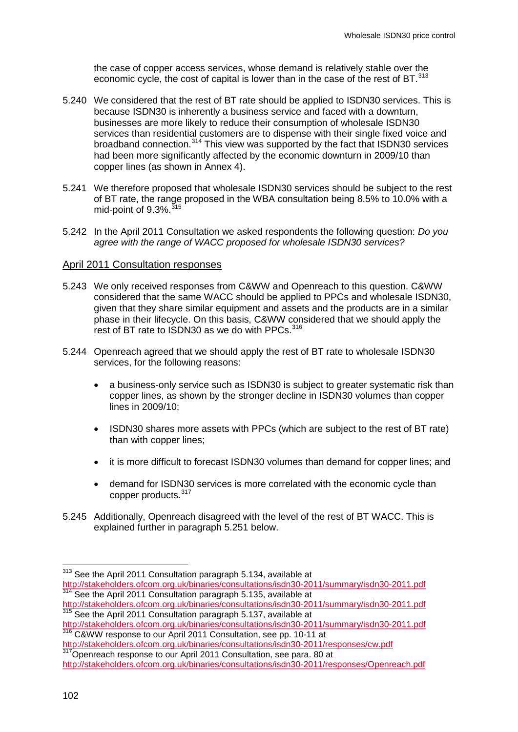the case of copper access services, whose demand is relatively stable over the economic cycle, the cost of capital is lower than in the case of the rest of BT.[313]

5.240 We considered that the rest of BT rate should be applied to ISDN30 services. This is because ISDN30 is inherently a business service and faced with a downturn, businesses are more likely to reduce their consumption of wholesale ISDN30 services than residential customers are to dispense with their single fixed voice and broadband connection.[314] This view was supported by the fact that ISDN30 services had been more significantly affected by the economic downturn in 2009/10 than copper lines (as shown in Annex 4).

5.241 We therefore proposed that wholesale ISDN30 services should be subject to the rest of BT rate, the range proposed in the WBA consultation being 8.5% to 10.0% with a mid-point of 9.3%.[315]

5.242 In the April 2011 Consultation we asked respondents the following question: *Do you agree with the range of WACC proposed for wholesale ISDN30 services?*

## April 2011 Consultation responses

5.243 We only received responses from C&WW and Openreach to this question. C&WW considered that the same WACC should be applied to PPCs and wholesale ISDN30, given that they share similar equipment and assets and the products are in a similar phase in their lifecycle. On this basis, C&WW considered that we should apply the rest of BT rate to ISDN30 as we do with PPCs.[316]

5.244 Openreach agreed that we should apply the rest of BT rate to wholesale ISDN30 services, for the following reasons:

- a business-only service such as ISDN30 is subject to greater systematic risk than copper lines, as shown by the stronger decline in ISDN30 volumes than copper lines in 2009/10;
- ISDN30 shares more assets with PPCs (which are subject to the rest of BT rate) than with copper lines;
- it is more difficult to forecast ISDN30 volumes than demand for copper lines; and
- demand for ISDN30 services is more correlated with the economic cycle than copper products.[317]

5.245 Additionally, Openreach disagreed with the level of the rest of BT WACC. This is explained further in paragraph 5.251 below.

---

[313] See the April 2011 Consultation paragraph 5.134, available at http://stakeholders.ofcom.org.uk/binaries/consultations/isdn30-2011/summary/isdn30-2011.pdf

[314] See the April 2011 Consultation paragraph 5.135, available at http://stakeholders.ofcom.org.uk/binaries/consultations/isdn30-2011/summary/isdn30-2011.pdf

[315] See the April 2011 Consultation paragraph 5.137, available at http://stakeholders.ofcom.org.uk/binaries/consultations/isdn30-2011/summary/isdn30-2011.pdf

[316] C&WW response to our April 2011 Consultation, see pp. 10-11 at http://stakeholders.ofcom.org.uk/binaries/consultations/isdn30-2011/responses/cw.pdf

[317] Openreach response to our April 2011 Consultation, see para. 80 at http://stakeholders.ofcom.org.uk/binaries/consultations/isdn30-2011/responses/Openreach.pdf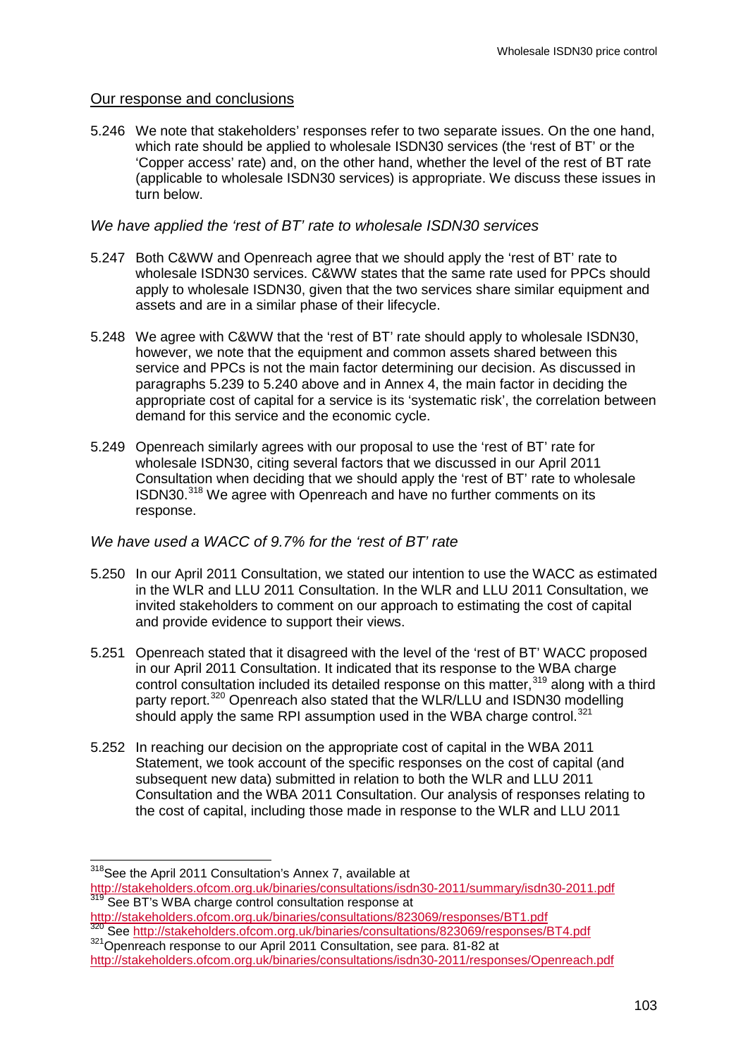### Our response and conclusions

5.246 We note that stakeholders' responses refer to two separate issues. On the one hand, which rate should be applied to wholesale ISDN30 services (the 'rest of BT' or the 'Copper access' rate) and, on the other hand, whether the level of the rest of BT rate (applicable to wholesale ISDN30 services) is appropriate. We discuss these issues in turn below.

*We have applied the 'rest of BT' rate to wholesale ISDN30 services*

5.247 Both C&WW and Openreach agree that we should apply the 'rest of BT' rate to wholesale ISDN30 services. C&WW states that the same rate used for PPCs should apply to wholesale ISDN30, given that the two services share similar equipment and assets and are in a similar phase of their lifecycle.

5.248 We agree with C&WW that the 'rest of BT' rate should apply to wholesale ISDN30, however, we note that the equipment and common assets shared between this service and PPCs is not the main factor determining our decision. As discussed in paragraphs 5.239 to 5.240 above and in Annex 4, the main factor in deciding the appropriate cost of capital for a service is its 'systematic risk', the correlation between demand for this service and the economic cycle.

5.249 Openreach similarly agrees with our proposal to use the 'rest of BT' rate for wholesale ISDN30, citing several factors that we discussed in our April 2011 Consultation when deciding that we should apply the 'rest of BT' rate to wholesale ISDN30.[318] We agree with Openreach and have no further comments on its response.

*We have used a WACC of 9.7% for the 'rest of BT' rate*

5.250 In our April 2011 Consultation, we stated our intention to use the WACC as estimated in the WLR and LLU 2011 Consultation. In the WLR and LLU 2011 Consultation, we invited stakeholders to comment on our approach to estimating the cost of capital and provide evidence to support their views.

5.251 Openreach stated that it disagreed with the level of the 'rest of BT' WACC proposed in our April 2011 Consultation. It indicated that its response to the WBA charge control consultation included its detailed response on this matter,[319] along with a third party report.[320] Openreach also stated that the WLR/LLU and ISDN30 modelling should apply the same RPI assumption used in the WBA charge control.[321]

5.252 In reaching our decision on the appropriate cost of capital in the WBA 2011 Statement, we took account of the specific responses on the cost of capital (and subsequent new data) submitted in relation to both the WLR and LLU 2011 Consultation and the WBA 2011 Consultation. Our analysis of responses relating to the cost of capital, including those made in response to the WLR and LLU 2011

---

[318] See the April 2011 Consultation's Annex 7, available at http://stakeholders.ofcom.org.uk/binaries/consultations/isdn30-2011/summary/isdn30-2011.pdf

[319] See BT's WBA charge control consultation response at http://stakeholders.ofcom.org.uk/binaries/consultations/823069/responses/BT1.pdf

[320] See http://stakeholders.ofcom.org.uk/binaries/consultations/823069/responses/BT4.pdf

[321] Openreach response to our April 2011 Consultation, see para. 81-82 at http://stakeholders.ofcom.org.uk/binaries/consultations/isdn30-2011/responses/Openreach.pdf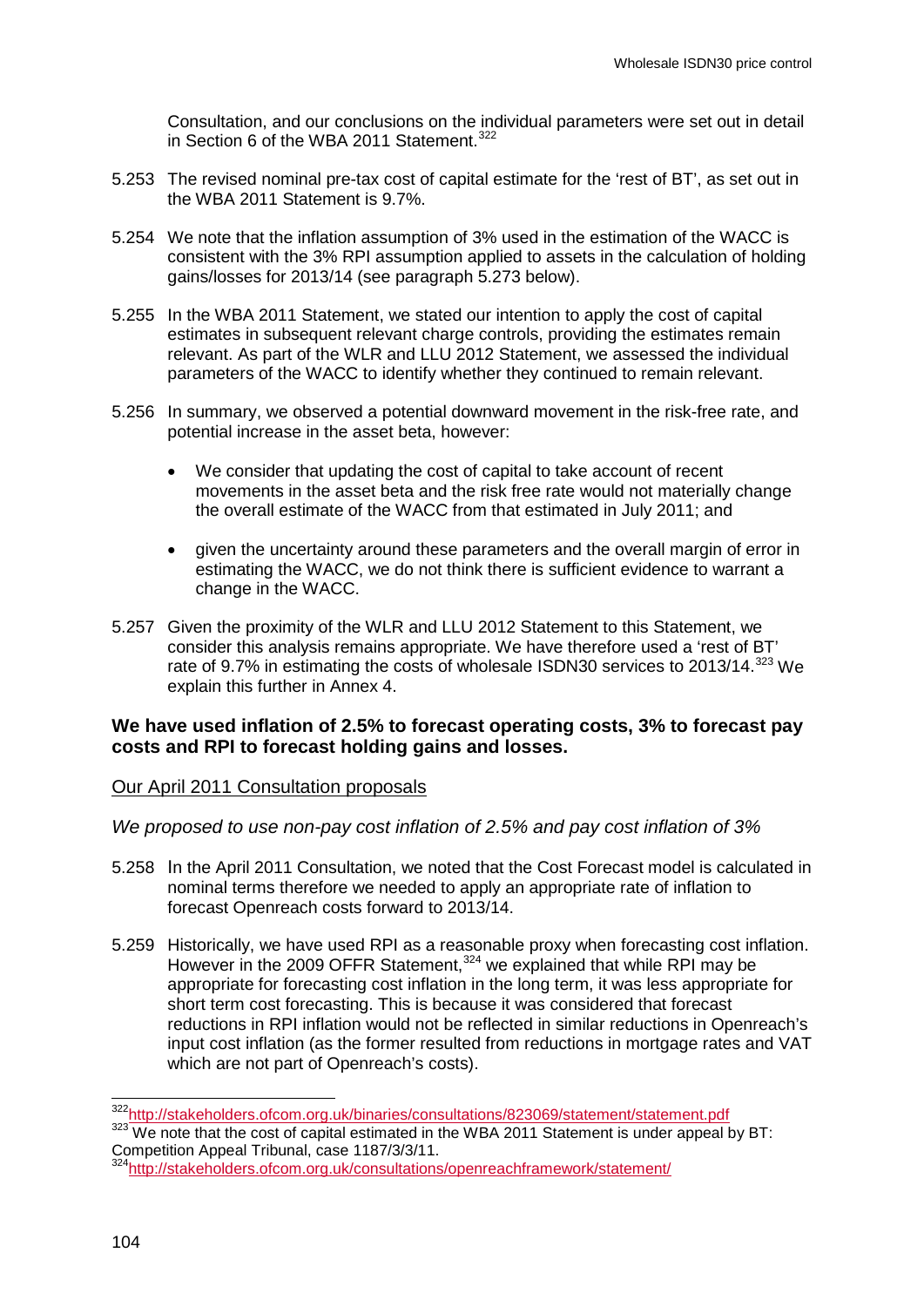Consultation, and our conclusions on the individual parameters were set out in detail in Section 6 of the WBA 2011 Statement.[322]

5.253 The revised nominal pre-tax cost of capital estimate for the 'rest of BT', as set out in the WBA 2011 Statement is 9.7%.

5.254 We note that the inflation assumption of 3% used in the estimation of the WACC is consistent with the 3% RPI assumption applied to assets in the calculation of holding gains/losses for 2013/14 (see paragraph 5.273 below).

5.255 In the WBA 2011 Statement, we stated our intention to apply the cost of capital estimates in subsequent relevant charge controls, providing the estimates remain relevant. As part of the WLR and LLU 2012 Statement, we assessed the individual parameters of the WACC to identify whether they continued to remain relevant.

5.256 In summary, we observed a potential downward movement in the risk-free rate, and potential increase in the asset beta, however:

- We consider that updating the cost of capital to take account of recent movements in the asset beta and the risk free rate would not materially change the overall estimate of the WACC from that estimated in July 2011; and
- given the uncertainty around these parameters and the overall margin of error in estimating the WACC, we do not think there is sufficient evidence to warrant a change in the WACC.

5.257 Given the proximity of the WLR and LLU 2012 Statement to this Statement, we consider this analysis remains appropriate. We have therefore used a 'rest of BT' rate of 9.7% in estimating the costs of wholesale ISDN30 services to 2013/14.[323] We explain this further in Annex 4.

### We have used inflation of 2.5% to forecast operating costs, 3% to forecast pay costs and RPI to forecast holding gains and losses.

#### Our April 2011 Consultation proposals

*We proposed to use non-pay cost inflation of 2.5% and pay cost inflation of 3%*

5.258 In the April 2011 Consultation, we noted that the Cost Forecast model is calculated in nominal terms therefore we needed to apply an appropriate rate of inflation to forecast Openreach costs forward to 2013/14.

5.259 Historically, we have used RPI as a reasonable proxy when forecasting cost inflation. However in the 2009 OFFR Statement,[324] we explained that while RPI may be appropriate for forecasting cost inflation in the long term, it was less appropriate for short term cost forecasting. This is because it was considered that forecast reductions in RPI inflation would not be reflected in similar reductions in Openreach's input cost inflation (as the former resulted from reductions in mortgage rates and VAT which are not part of Openreach's costs).

---

[322] http://stakeholders.ofcom.org.uk/binaries/consultations/823069/statement/statement.pdf

[323] We note that the cost of capital estimated in the WBA 2011 Statement is under appeal by BT: Competition Appeal Tribunal, case 1187/3/3/11.

[324] http://stakeholders.ofcom.org.uk/consultations/openreachframework/statement/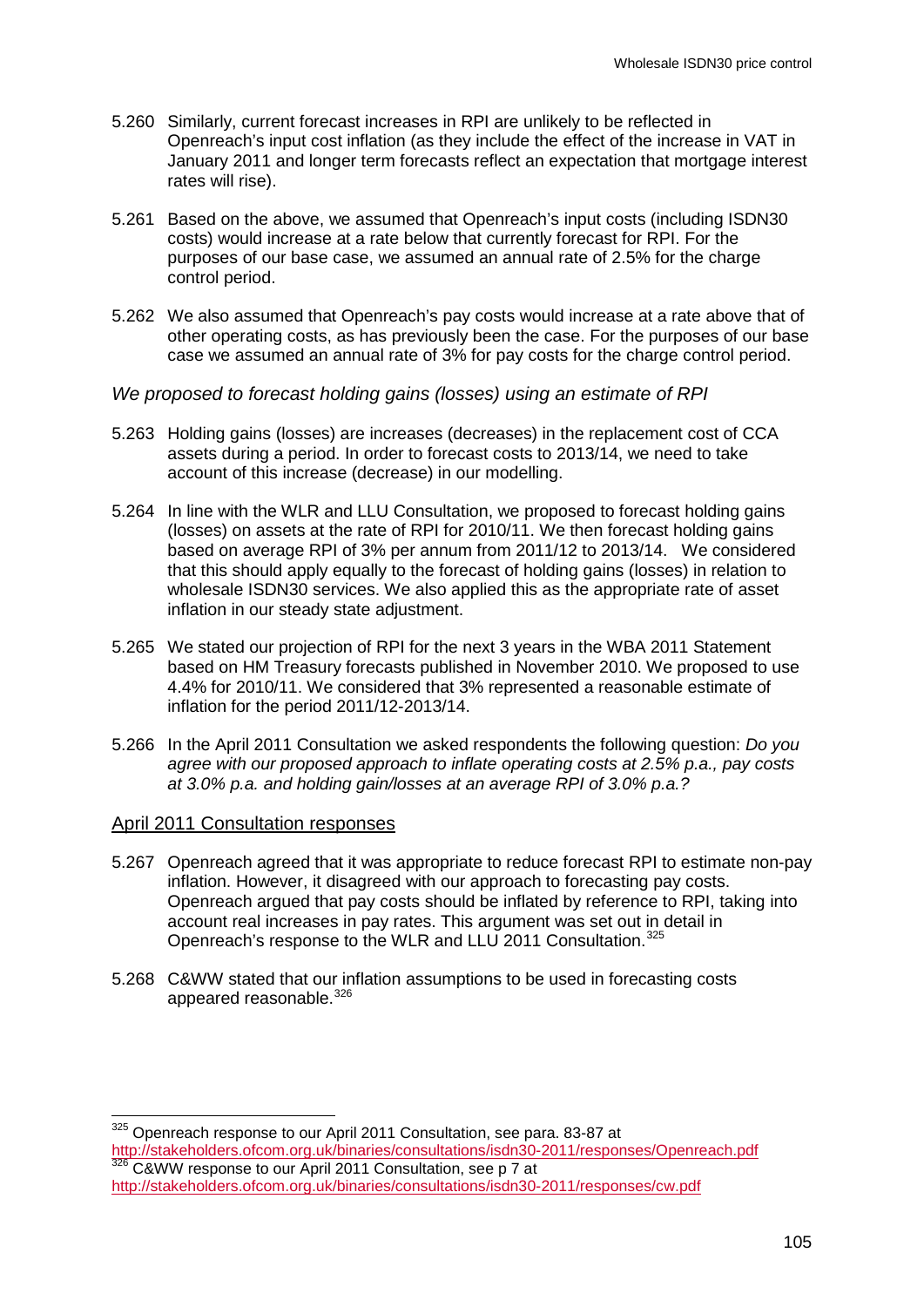5.260 Similarly, current forecast increases in RPI are unlikely to be reflected in Openreach's input cost inflation (as they include the effect of the increase in VAT in January 2011 and longer term forecasts reflect an expectation that mortgage interest rates will rise).

5.261 Based on the above, we assumed that Openreach's input costs (including ISDN30 costs) would increase at a rate below that currently forecast for RPI. For the purposes of our base case, we assumed an annual rate of 2.5% for the charge control period.

5.262 We also assumed that Openreach's pay costs would increase at a rate above that of other operating costs, as has previously been the case. For the purposes of our base case we assumed an annual rate of 3% for pay costs for the charge control period.

*We proposed to forecast holding gains (losses) using an estimate of RPI*

5.263 Holding gains (losses) are increases (decreases) in the replacement cost of CCA assets during a period. In order to forecast costs to 2013/14, we need to take account of this increase (decrease) in our modelling.

5.264 In line with the WLR and LLU Consultation, we proposed to forecast holding gains (losses) on assets at the rate of RPI for 2010/11. We then forecast holding gains based on average RPI of 3% per annum from 2011/12 to 2013/14. We considered that this should apply equally to the forecast of holding gains (losses) in relation to wholesale ISDN30 services. We also applied this as the appropriate rate of asset inflation in our steady state adjustment.

5.265 We stated our projection of RPI for the next 3 years in the WBA 2011 Statement based on HM Treasury forecasts published in November 2010. We proposed to use 4.4% for 2010/11. We considered that 3% represented a reasonable estimate of inflation for the period 2011/12-2013/14.

5.266 In the April 2011 Consultation we asked respondents the following question: *Do you agree with our proposed approach to inflate operating costs at 2.5% p.a., pay costs at 3.0% p.a. and holding gain/losses at an average RPI of 3.0% p.a.?*

<u>April 2011 Consultation responses</u>

5.267 Openreach agreed that it was appropriate to reduce forecast RPI to estimate non-pay inflation. However, it disagreed with our approach to forecasting pay costs. Openreach argued that pay costs should be inflated by reference to RPI, taking into account real increases in pay rates. This argument was set out in detail in Openreach's response to the WLR and LLU 2011 Consultation.[325]

5.268 C&WW stated that our inflation assumptions to be used in forecasting costs appeared reasonable.[326]

[325] Openreach response to our April 2011 Consultation, see para. 83-87 at http://stakeholders.ofcom.org.uk/binaries/consultations/isdn30-2011/responses/Openreach.pdf

[326] C&WW response to our April 2011 Consultation, see p 7 at http://stakeholders.ofcom.org.uk/binaries/consultations/isdn30-2011/responses/cw.pdf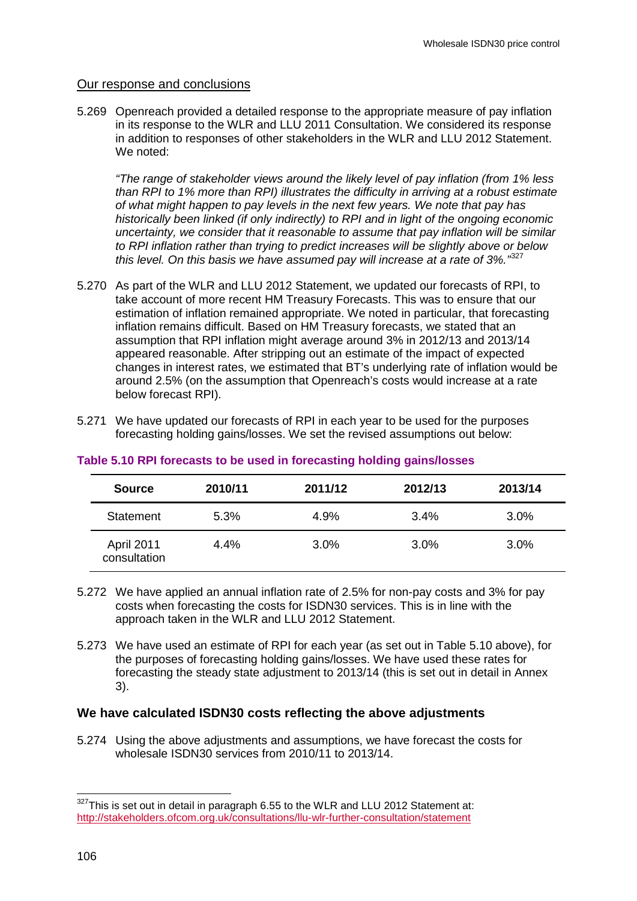#### Our response and conclusions

5.269 Openreach provided a detailed response to the appropriate measure of pay inflation in its response to the WLR and LLU 2011 Consultation. We considered its response in addition to responses of other stakeholders in the WLR and LLU 2012 Statement. We noted:

*"The range of stakeholder views around the likely level of pay inflation (from 1% less than RPI to 1% more than RPI) illustrates the difficulty in arriving at a robust estimate of what might happen to pay levels in the next few years. We note that pay has historically been linked (if only indirectly) to RPI and in light of the ongoing economic uncertainty, we consider that it reasonable to assume that pay inflation will be similar to RPI inflation rather than trying to predict increases will be slightly above or below this level. On this basis we have assumed pay will increase at a rate of 3%."*[327]

5.270 As part of the WLR and LLU 2012 Statement, we updated our forecasts of RPI, to take account of more recent HM Treasury Forecasts. This was to ensure that our estimation of inflation remained appropriate. We noted in particular, that forecasting inflation remains difficult. Based on HM Treasury forecasts, we stated that an assumption that RPI inflation might average around 3% in 2012/13 and 2013/14 appeared reasonable. After stripping out an estimate of the impact of expected changes in interest rates, we estimated that BT's underlying rate of inflation would be around 2.5% (on the assumption that Openreach's costs would increase at a rate below forecast RPI).

5.271 We have updated our forecasts of RPI in each year to be used for the purposes forecasting holding gains/losses. We set the revised assumptions out below:

**Table 5.10 RPI forecasts to be used in forecasting holding gains/losses**

| Source | 2010/11 | 2011/12 | 2012/13 | 2013/14 |
|---|---|---|---|---|
| Statement | 5.3% | 4.9% | 3.4% | 3.0% |
| April 2011 consultation | 4.4% | 3.0% | 3.0% | 3.0% |

5.272 We have applied an annual inflation rate of 2.5% for non-pay costs and 3% for pay costs when forecasting the costs for ISDN30 services. This is in line with the approach taken in the WLR and LLU 2012 Statement.

5.273 We have used an estimate of RPI for each year (as set out in Table 5.10 above), for the purposes of forecasting holding gains/losses. We have used these rates for forecasting the steady state adjustment to 2013/14 (this is set out in detail in Annex 3).

### We have calculated ISDN30 costs reflecting the above adjustments

5.274 Using the above adjustments and assumptions, we have forecast the costs for wholesale ISDN30 services from 2010/11 to 2013/14.

[327] This is set out in detail in paragraph 6.55 to the WLR and LLU 2012 Statement at: http://stakeholders.ofcom.org.uk/consultations/llu-wlr-further-consultation/statement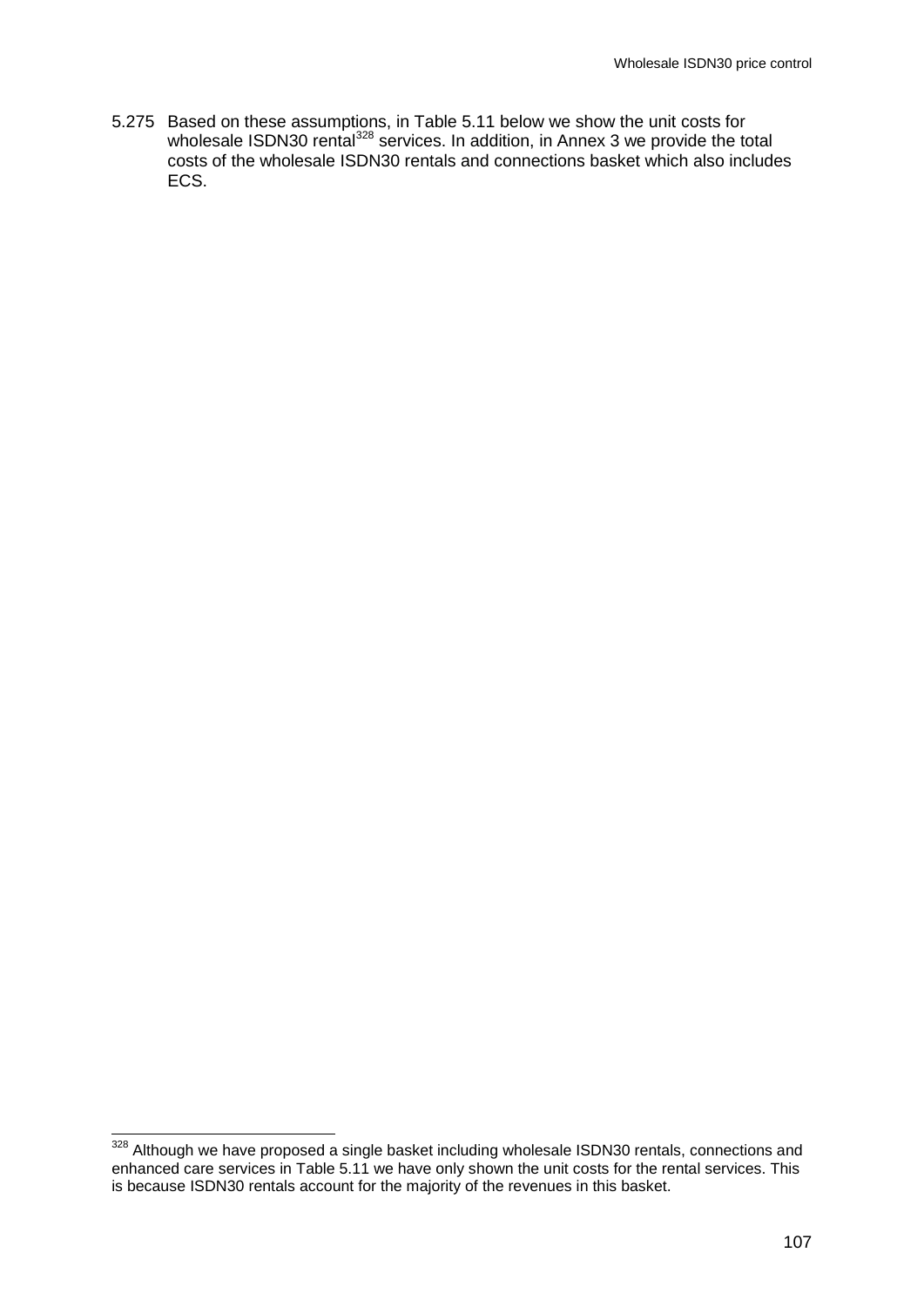5.275 Based on these assumptions, in Table 5.11 below we show the unit costs for wholesale ISDN30 rental[328] services. In addition, in Annex 3 we provide the total costs of the wholesale ISDN30 rentals and connections basket which also includes ECS.

[328] Although we have proposed a single basket including wholesale ISDN30 rentals, connections and enhanced care services in Table 5.11 we have only shown the unit costs for the rental services. This is because ISDN30 rentals account for the majority of the revenues in this basket.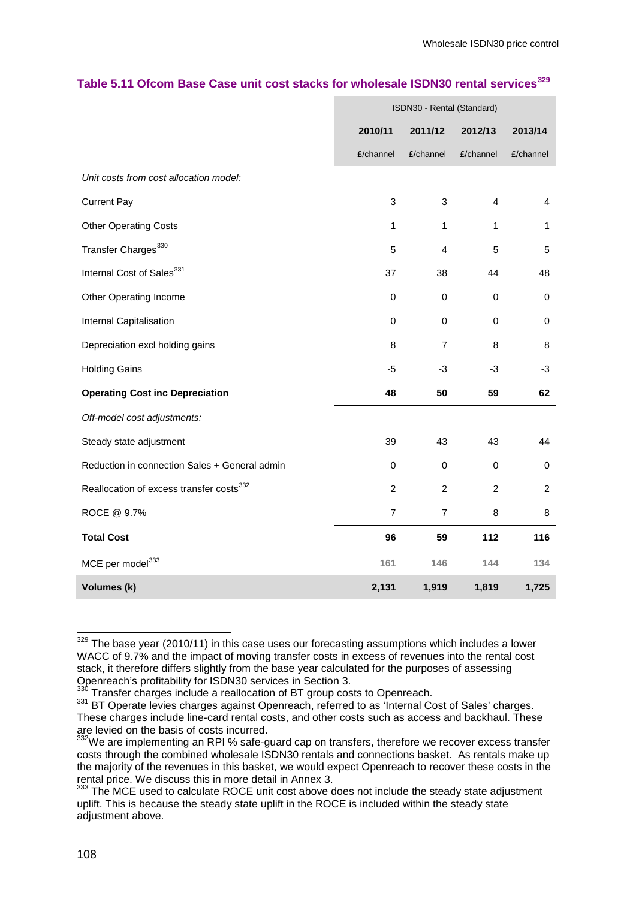### Table 5.11 Ofcom Base Case unit cost stacks for wholesale ISDN30 rental services[329]

| | ISDN30 - Rental (Standard) | | | |
|---|---|---|---|---|
| | 2010/11 | 2011/12 | 2012/13 | 2013/14 |
| | £/channel | £/channel | £/channel | £/channel |
| *Unit costs from cost allocation model:* | | | | |
| Current Pay | 3 | 3 | 4 | 4 |
| Other Operating Costs | 1 | 1 | 1 | 1 |
| Transfer Charges[330] | 5 | 4 | 5 | 5 |
| Internal Cost of Sales[331] | 37 | 38 | 44 | 48 |
| Other Operating Income | 0 | 0 | 0 | 0 |
| Internal Capitalisation | 0 | 0 | 0 | 0 |
| Depreciation excl holding gains | 8 | 7 | 8 | 8 |
| Holding Gains | -5 | -3 | -3 | -3 |
| **Operating Cost inc Depreciation** | **48** | **50** | **59** | **62** |
| *Off-model cost adjustments:* | | | | |
| Steady state adjustment | 39 | 43 | 43 | 44 |
| Reduction in connection Sales + General admin | 0 | 0 | 0 | 0 |
| Reallocation of excess transfer costs[332] | 2 | 2 | 2 | 2 |
| ROCE @ 9.7% | 7 | 7 | 8 | 8 |
| **Total Cost** | **96** | **59** | **112** | **116** |
| MCE per model[333] | 161 | 146 | 144 | 134 |
| **Volumes (k)** | **2,131** | **1,919** | **1,819** | **1,725** |

[329] The base year (2010/11) in this case uses our forecasting assumptions which includes a lower WACC of 9.7% and the impact of moving transfer costs in excess of revenues into the rental cost stack, it therefore differs slightly from the base year calculated for the purposes of assessing Openreach's profitability for ISDN30 services in Section 3.

[330] Transfer charges include a reallocation of BT group costs to Openreach.

[331] BT Operate levies charges against Openreach, referred to as 'Internal Cost of Sales' charges. These charges include line-card rental costs, and other costs such as access and backhaul. These are levied on the basis of costs incurred.

[332] We are implementing an RPI % safe-guard cap on transfers, therefore we recover excess transfer costs through the combined wholesale ISDN30 rentals and connections basket. As rentals make up the majority of the revenues in this basket, we would expect Openreach to recover these costs in the rental price. We discuss this in more detail in Annex 3.

[333] The MCE used to calculate ROCE unit cost above does not include the steady state adjustment uplift. This is because the steady state uplift in the ROCE is included within the steady state adjustment above.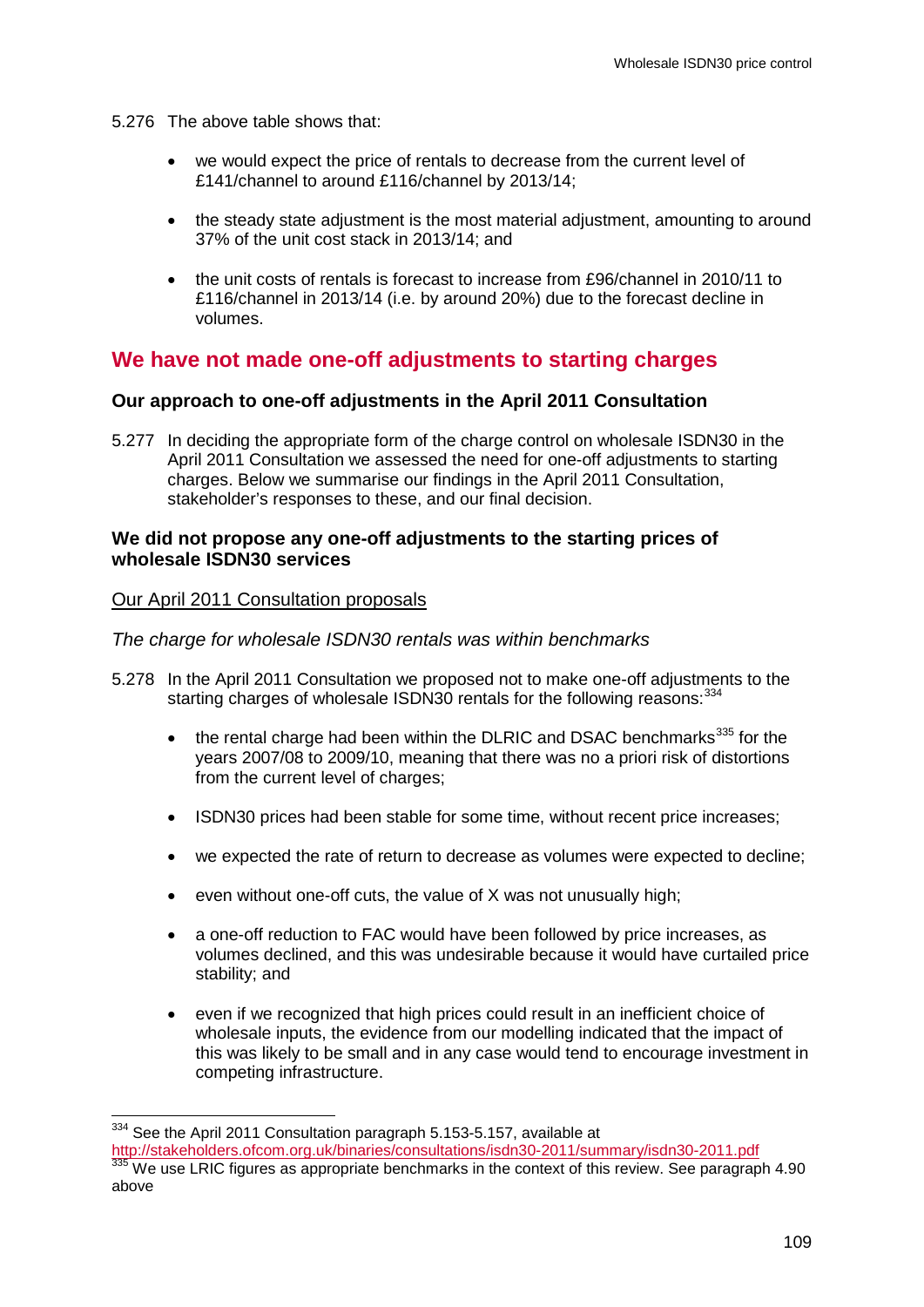5.276 The above table shows that:

- we would expect the price of rentals to decrease from the current level of £141/channel to around £116/channel by 2013/14;
- the steady state adjustment is the most material adjustment, amounting to around 37% of the unit cost stack in 2013/14; and
- the unit costs of rentals is forecast to increase from £96/channel in 2010/11 to £116/channel in 2013/14 (i.e. by around 20%) due to the forecast decline in volumes.

## We have not made one-off adjustments to starting charges

### Our approach to one-off adjustments in the April 2011 Consultation

5.277 In deciding the appropriate form of the charge control on wholesale ISDN30 in the April 2011 Consultation we assessed the need for one-off adjustments to starting charges. Below we summarise our findings in the April 2011 Consultation, stakeholder's responses to these, and our final decision.

### We did not propose any one-off adjustments to the starting prices of wholesale ISDN30 services

Our April 2011 Consultation proposals

*The charge for wholesale ISDN30 rentals was within benchmarks*

5.278 In the April 2011 Consultation we proposed not to make one-off adjustments to the starting charges of wholesale ISDN30 rentals for the following reasons:[334]

- the rental charge had been within the DLRIC and DSAC benchmarks[335] for the years 2007/08 to 2009/10, meaning that there was no a priori risk of distortions from the current level of charges;
- ISDN30 prices had been stable for some time, without recent price increases;
- we expected the rate of return to decrease as volumes were expected to decline;
- even without one-off cuts, the value of X was not unusually high;
- a one-off reduction to FAC would have been followed by price increases, as volumes declined, and this was undesirable because it would have curtailed price stability; and
- even if we recognized that high prices could result in an inefficient choice of wholesale inputs, the evidence from our modelling indicated that the impact of this was likely to be small and in any case would tend to encourage investment in competing infrastructure.

[334] See the April 2011 Consultation paragraph 5.153-5.157, available at http://stakeholders.ofcom.org.uk/binaries/consultations/isdn30-2011/summary/isdn30-2011.pdf

[335] We use LRIC figures as appropriate benchmarks in the context of this review. See paragraph 4.90 above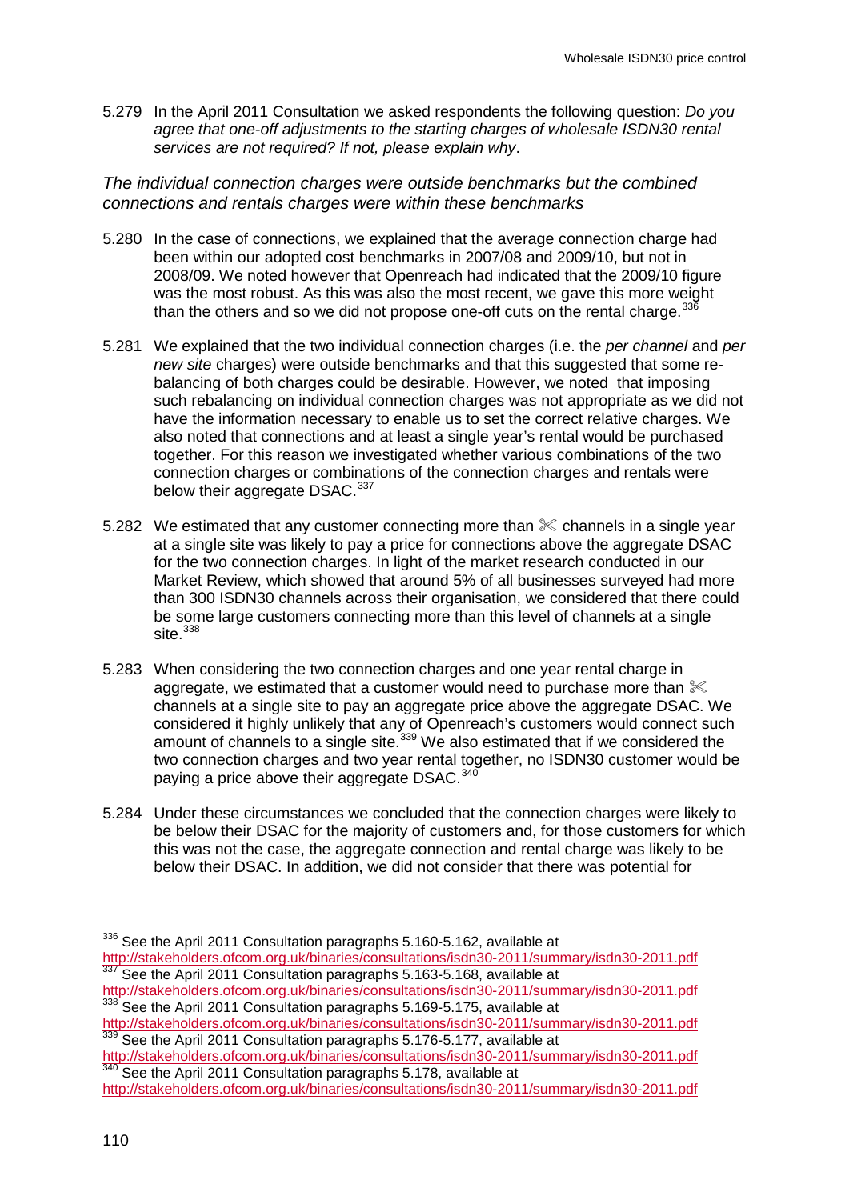5.279 In the April 2011 Consultation we asked respondents the following question: *Do you agree that one-off adjustments to the starting charges of wholesale ISDN30 rental services are not required? If not, please explain why*.

*The individual connection charges were outside benchmarks but the combined connections and rentals charges were within these benchmarks*

5.280 In the case of connections, we explained that the average connection charge had been within our adopted cost benchmarks in 2007/08 and 2009/10, but not in 2008/09. We noted however that Openreach had indicated that the 2009/10 figure was the most robust. As this was also the most recent, we gave this more weight than the others and so we did not propose one-off cuts on the rental charge.[336]

5.281 We explained that the two individual connection charges (i.e. the *per channel* and *per new site* charges) were outside benchmarks and that this suggested that some re-balancing of both charges could be desirable. However, we noted that imposing such rebalancing on individual connection charges was not appropriate as we did not have the information necessary to enable us to set the correct relative charges. We also noted that connections and at least a single year's rental would be purchased together. For this reason we investigated whether various combinations of the two connection charges or combinations of the connection charges and rentals were below their aggregate DSAC.[337]

5.282 We estimated that any customer connecting more than ✂ channels in a single year at a single site was likely to pay a price for connections above the aggregate DSAC for the two connection charges. In light of the market research conducted in our Market Review, which showed that around 5% of all businesses surveyed had more than 300 ISDN30 channels across their organisation, we considered that there could be some large customers connecting more than this level of channels at a single site.[338]

5.283 When considering the two connection charges and one year rental charge in aggregate, we estimated that a customer would need to purchase more than ✂ channels at a single site to pay an aggregate price above the aggregate DSAC. We considered it highly unlikely that any of Openreach's customers would connect such amount of channels to a single site.[339] We also estimated that if we considered the two connection charges and two year rental together, no ISDN30 customer would be paying a price above their aggregate DSAC.[340]

5.284 Under these circumstances we concluded that the connection charges were likely to be below their DSAC for the majority of customers and, for those customers for which this was not the case, the aggregate connection and rental charge was likely to be below their DSAC. In addition, we did not consider that there was potential for

---

[336] See the April 2011 Consultation paragraphs 5.160-5.162, available at http://stakeholders.ofcom.org.uk/binaries/consultations/isdn30-2011/summary/isdn30-2011.pdf

[337] See the April 2011 Consultation paragraphs 5.163-5.168, available at http://stakeholders.ofcom.org.uk/binaries/consultations/isdn30-2011/summary/isdn30-2011.pdf

[338] See the April 2011 Consultation paragraphs 5.169-5.175, available at http://stakeholders.ofcom.org.uk/binaries/consultations/isdn30-2011/summary/isdn30-2011.pdf

[339] See the April 2011 Consultation paragraphs 5.176-5.177, available at http://stakeholders.ofcom.org.uk/binaries/consultations/isdn30-2011/summary/isdn30-2011.pdf

[340] See the April 2011 Consultation paragraphs 5.178, available at http://stakeholders.ofcom.org.uk/binaries/consultations/isdn30-2011/summary/isdn30-2011.pdf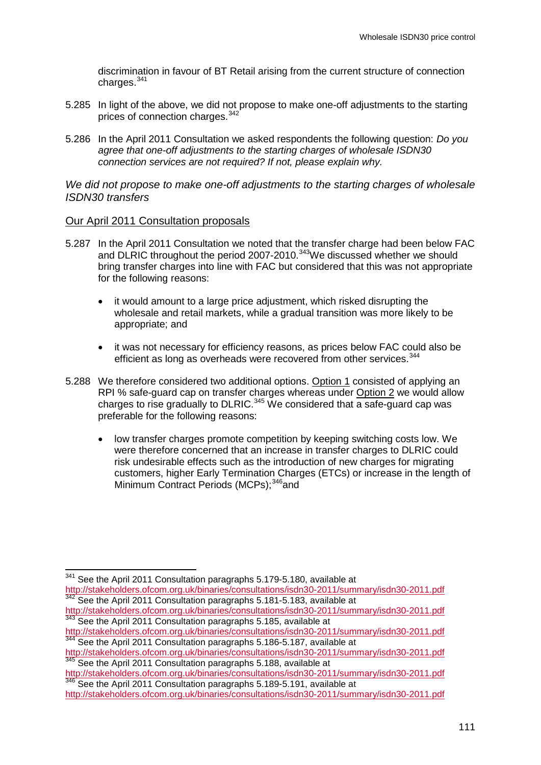discrimination in favour of BT Retail arising from the current structure of connection charges.[341]

5.285 In light of the above, we did not propose to make one-off adjustments to the starting prices of connection charges.[342]

5.286 In the April 2011 Consultation we asked respondents the following question: *Do you agree that one-off adjustments to the starting charges of wholesale ISDN30 connection services are not required? If not, please explain why.*

*We did not propose to make one-off adjustments to the starting charges of wholesale ISDN30 transfers*

Our April 2011 Consultation proposals

5.287 In the April 2011 Consultation we noted that the transfer charge had been below FAC and DLRIC throughout the period 2007-2010.[343] We discussed whether we should bring transfer charges into line with FAC but considered that this was not appropriate for the following reasons:

- it would amount to a large price adjustment, which risked disrupting the wholesale and retail markets, while a gradual transition was more likely to be appropriate; and
- it was not necessary for efficiency reasons, as prices below FAC could also be efficient as long as overheads were recovered from other services.[344]

5.288 We therefore considered two additional options. Option 1 consisted of applying an RPI % safe-guard cap on transfer charges whereas under Option 2 we would allow charges to rise gradually to DLRIC.[345] We considered that a safe-guard cap was preferable for the following reasons:

- low transfer charges promote competition by keeping switching costs low. We were therefore concerned that an increase in transfer charges to DLRIC could risk undesirable effects such as the introduction of new charges for migrating customers, higher Early Termination Charges (ETCs) or increase in the length of Minimum Contract Periods (MCPs);[346] and

[341] See the April 2011 Consultation paragraphs 5.179-5.180, available at http://stakeholders.ofcom.org.uk/binaries/consultations/isdn30-2011/summary/isdn30-2011.pdf
[342] See the April 2011 Consultation paragraphs 5.181-5.183, available at http://stakeholders.ofcom.org.uk/binaries/consultations/isdn30-2011/summary/isdn30-2011.pdf
[343] See the April 2011 Consultation paragraphs 5.185, available at http://stakeholders.ofcom.org.uk/binaries/consultations/isdn30-2011/summary/isdn30-2011.pdf
[344] See the April 2011 Consultation paragraphs 5.186-5.187, available at http://stakeholders.ofcom.org.uk/binaries/consultations/isdn30-2011/summary/isdn30-2011.pdf
[345] See the April 2011 Consultation paragraphs 5.188, available at http://stakeholders.ofcom.org.uk/binaries/consultations/isdn30-2011/summary/isdn30-2011.pdf
[346] See the April 2011 Consultation paragraphs 5.189-5.191, available at http://stakeholders.ofcom.org.uk/binaries/consultations/isdn30-2011/summary/isdn30-2011.pdf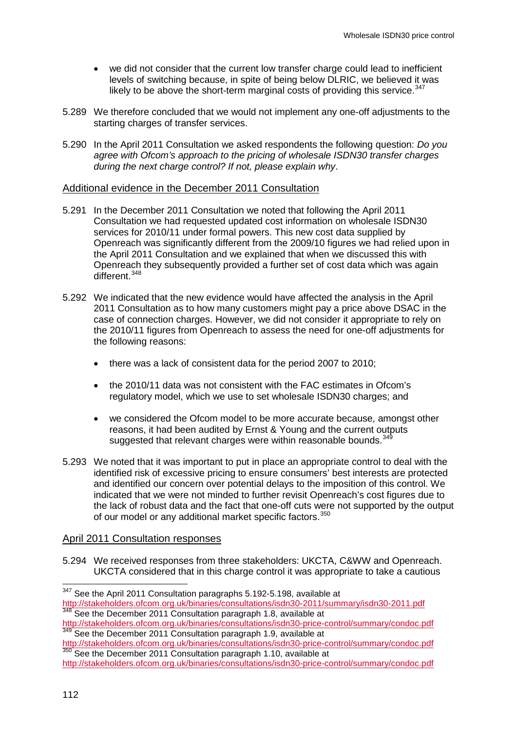- we did not consider that the current low transfer charge could lead to inefficient levels of switching because, in spite of being below DLRIC, we believed it was likely to be above the short-term marginal costs of providing this service.[347]

5.289 We therefore concluded that we would not implement any one-off adjustments to the starting charges of transfer services.

5.290 In the April 2011 Consultation we asked respondents the following question: *Do you agree with Ofcom's approach to the pricing of wholesale ISDN30 transfer charges during the next charge control? If not, please explain why*.

## Additional evidence in the December 2011 Consultation

5.291 In the December 2011 Consultation we noted that following the April 2011 Consultation we had requested updated cost information on wholesale ISDN30 services for 2010/11 under formal powers. This new cost data supplied by Openreach was significantly different from the 2009/10 figures we had relied upon in the April 2011 Consultation and we explained that when we discussed this with Openreach they subsequently provided a further set of cost data which was again different.[348]

5.292 We indicated that the new evidence would have affected the analysis in the April 2011 Consultation as to how many customers might pay a price above DSAC in the case of connection charges. However, we did not consider it appropriate to rely on the 2010/11 figures from Openreach to assess the need for one-off adjustments for the following reasons:

- there was a lack of consistent data for the period 2007 to 2010;
- the 2010/11 data was not consistent with the FAC estimates in Ofcom's regulatory model, which we use to set wholesale ISDN30 charges; and
- we considered the Ofcom model to be more accurate because, amongst other reasons, it had been audited by Ernst & Young and the current outputs suggested that relevant charges were within reasonable bounds.[349]

5.293 We noted that it was important to put in place an appropriate control to deal with the identified risk of excessive pricing to ensure consumers' best interests are protected and identified our concern over potential delays to the imposition of this control. We indicated that we were not minded to further revisit Openreach's cost figures due to the lack of robust data and the fact that one-off cuts were not supported by the output of our model or any additional market specific factors.[350]

## April 2011 Consultation responses

5.294 We received responses from three stakeholders: UKCTA, C&WW and Openreach. UKCTA considered that in this charge control it was appropriate to take a cautious

[347] See the April 2011 Consultation paragraphs 5.192-5.198, available at http://stakeholders.ofcom.org.uk/binaries/consultations/isdn30-2011/summary/isdn30-2011.pdf

[348] See the December 2011 Consultation paragraph 1.8, available at http://stakeholders.ofcom.org.uk/binaries/consultations/isdn30-price-control/summary/condoc.pdf

[349] See the December 2011 Consultation paragraph 1.9, available at http://stakeholders.ofcom.org.uk/binaries/consultations/isdn30-price-control/summary/condoc.pdf

[350] See the December 2011 Consultation paragraph 1.10, available at http://stakeholders.ofcom.org.uk/binaries/consultations/isdn30-price-control/summary/condoc.pdf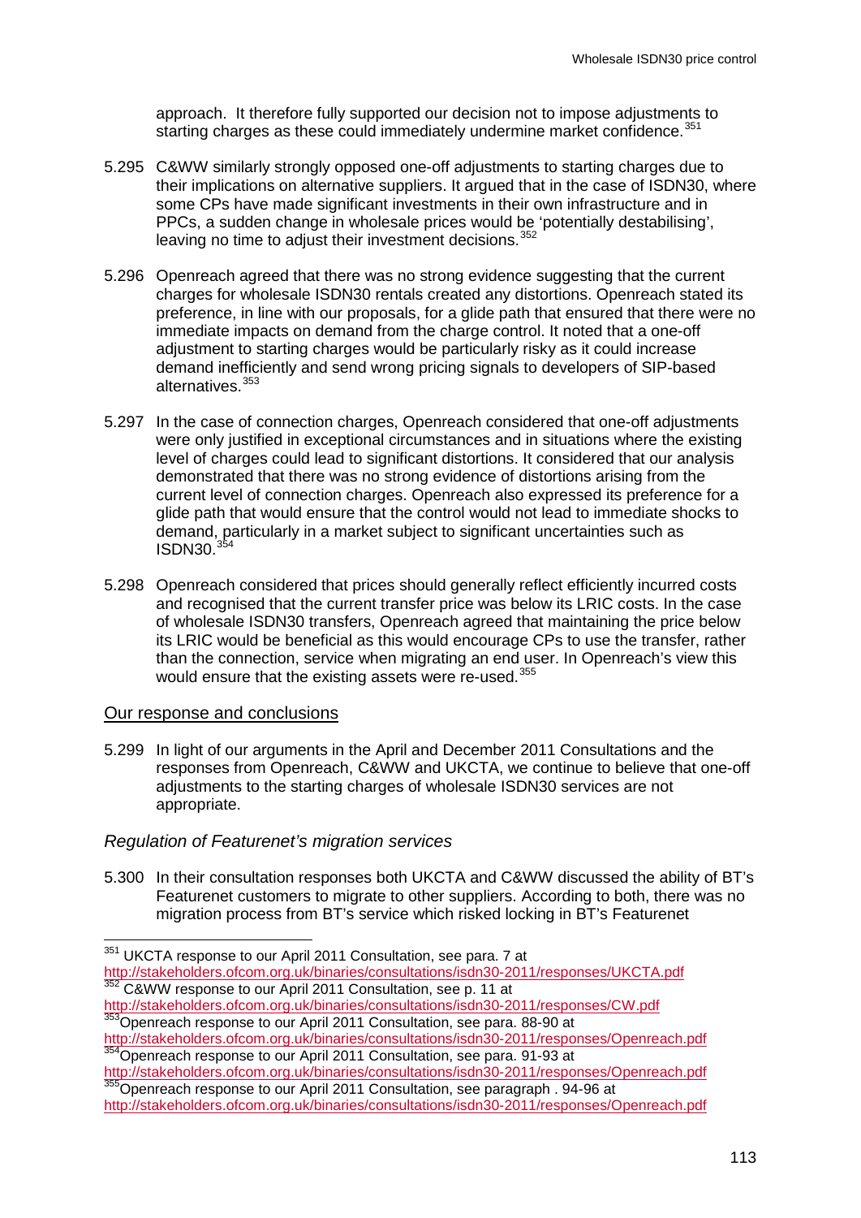approach. It therefore fully supported our decision not to impose adjustments to starting charges as these could immediately undermine market confidence.[351]

5.295 C&WW similarly strongly opposed one-off adjustments to starting charges due to their implications on alternative suppliers. It argued that in the case of ISDN30, where some CPs have made significant investments in their own infrastructure and in PPCs, a sudden change in wholesale prices would be 'potentially destabilising', leaving no time to adjust their investment decisions.[352]

5.296 Openreach agreed that there was no strong evidence suggesting that the current charges for wholesale ISDN30 rentals created any distortions. Openreach stated its preference, in line with our proposals, for a glide path that ensured that there were no immediate impacts on demand from the charge control. It noted that a one-off adjustment to starting charges would be particularly risky as it could increase demand inefficiently and send wrong pricing signals to developers of SIP-based alternatives.[353]

5.297 In the case of connection charges, Openreach considered that one-off adjustments were only justified in exceptional circumstances and in situations where the existing level of charges could lead to significant distortions. It considered that our analysis demonstrated that there was no strong evidence of distortions arising from the current level of connection charges. Openreach also expressed its preference for a glide path that would ensure that the control would not lead to immediate shocks to demand, particularly in a market subject to significant uncertainties such as ISDN30.[354]

5.298 Openreach considered that prices should generally reflect efficiently incurred costs and recognised that the current transfer price was below its LRIC costs. In the case of wholesale ISDN30 transfers, Openreach agreed that maintaining the price below its LRIC would be beneficial as this would encourage CPs to use the transfer, rather than the connection, service when migrating an end user. In Openreach's view this would ensure that the existing assets were re-used.[355]

## Our response and conclusions

5.299 In light of our arguments in the April and December 2011 Consultations and the responses from Openreach, C&WW and UKCTA, we continue to believe that one-off adjustments to the starting charges of wholesale ISDN30 services are not appropriate.

### *Regulation of Featurenet's migration services*

5.300 In their consultation responses both UKCTA and C&WW discussed the ability of BT's Featurenet customers to migrate to other suppliers. According to both, there was no migration process from BT's service which risked locking in BT's Featurenet

---

[351] UKCTA response to our April 2011 Consultation, see para. 7 at http://stakeholders.ofcom.org.uk/binaries/consultations/isdn30-2011/responses/UKCTA.pdf

[352] C&WW response to our April 2011 Consultation, see p. 11 at http://stakeholders.ofcom.org.uk/binaries/consultations/isdn30-2011/responses/CW.pdf

[353] Openreach response to our April 2011 Consultation, see para. 88-90 at http://stakeholders.ofcom.org.uk/binaries/consultations/isdn30-2011/responses/Openreach.pdf

[354] Openreach response to our April 2011 Consultation, see para. 91-93 at http://stakeholders.ofcom.org.uk/binaries/consultations/isdn30-2011/responses/Openreach.pdf

[355] Openreach response to our April 2011 Consultation, see paragraph . 94-96 at http://stakeholders.ofcom.org.uk/binaries/consultations/isdn30-2011/responses/Openreach.pdf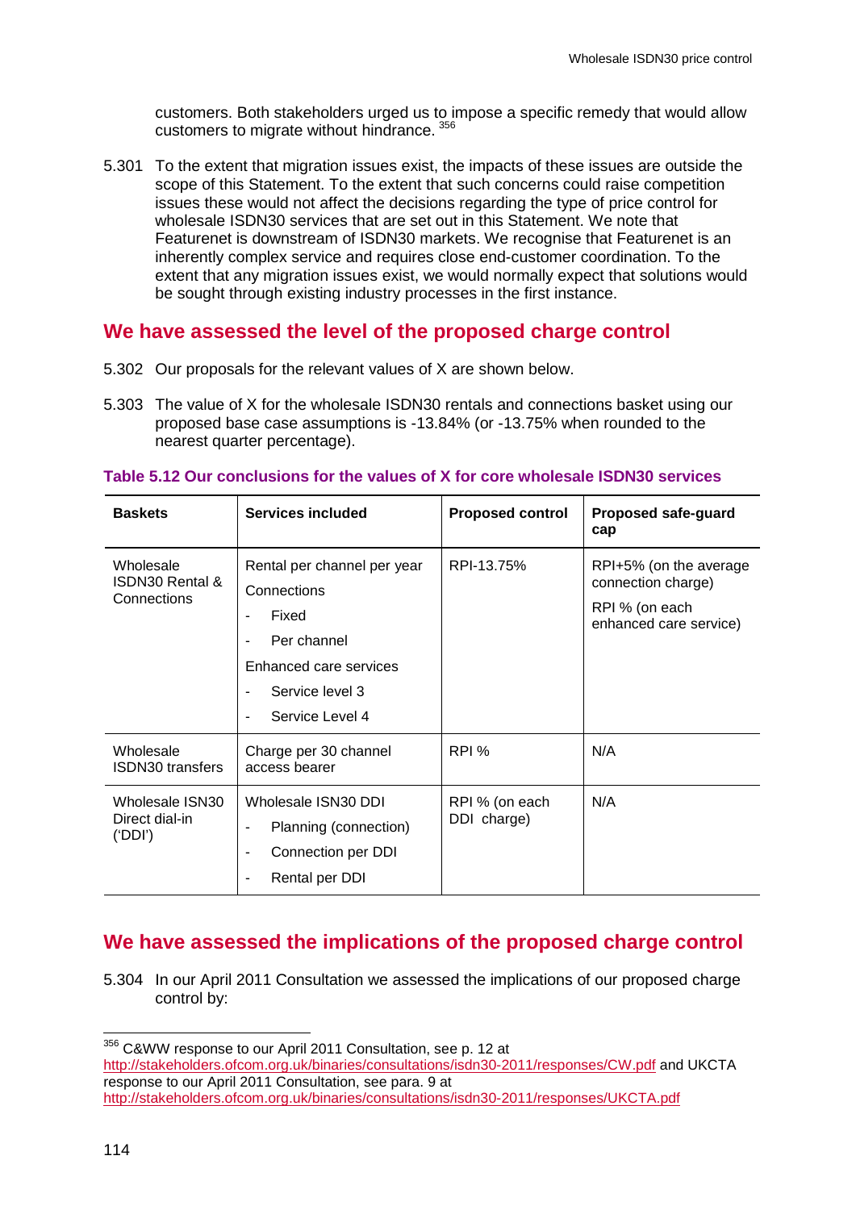customers. Both stakeholders urged us to impose a specific remedy that would allow customers to migrate without hindrance. [356]

5.301 To the extent that migration issues exist, the impacts of these issues are outside the scope of this Statement. To the extent that such concerns could raise competition issues these would not affect the decisions regarding the type of price control for wholesale ISDN30 services that are set out in this Statement. We note that Featurenet is downstream of ISDN30 markets. We recognise that Featurenet is an inherently complex service and requires close end-customer coordination. To the extent that any migration issues exist, we would normally expect that solutions would be sought through existing industry processes in the first instance.

## We have assessed the level of the proposed charge control

5.302 Our proposals for the relevant values of X are shown below.

5.303 The value of X for the wholesale ISDN30 rentals and connections basket using our proposed base case assumptions is -13.84% (or -13.75% when rounded to the nearest quarter percentage).

**Table 5.12 Our conclusions for the values of X for core wholesale ISDN30 services**

| Baskets | Services included | Proposed control | Proposed safe-guard cap |
|---|---|---|---|
| Wholesale ISDN30 Rental & Connections | Rental per channel per year<br>Connections<br>- Fixed<br>- Per channel<br>Enhanced care services<br>- Service level 3<br>- Service Level 4 | RPI-13.75% | RPI+5% (on the average connection charge)<br>RPI % (on each enhanced care service) |
| Wholesale ISDN30 transfers | Charge per 30 channel access bearer | RPI % | N/A |
| Wholesale ISN30 Direct dial-in ('DDI') | Wholesale ISN30 DDI<br>- Planning (connection)<br>- Connection per DDI<br>- Rental per DDI | RPI % (on each DDI charge) | N/A |

## We have assessed the implications of the proposed charge control

5.304 In our April 2011 Consultation we assessed the implications of our proposed charge control by:

---

[356] C&WW response to our April 2011 Consultation, see p. 12 at http://stakeholders.ofcom.org.uk/binaries/consultations/isdn30-2011/responses/CW.pdf and UKCTA response to our April 2011 Consultation, see para. 9 at http://stakeholders.ofcom.org.uk/binaries/consultations/isdn30-2011/responses/UKCTA.pdf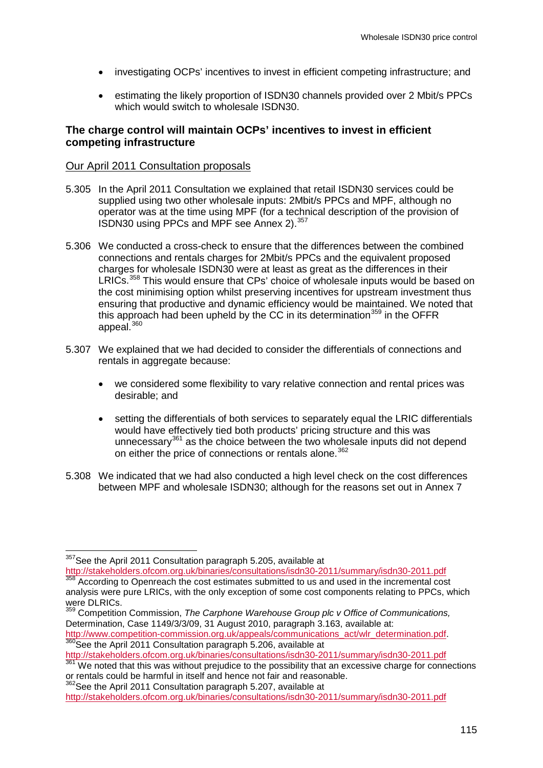- investigating OCPs' incentives to invest in efficient competing infrastructure; and
- estimating the likely proportion of ISDN30 channels provided over 2 Mbit/s PPCs which would switch to wholesale ISDN30.

**The charge control will maintain OCPs' incentives to invest in efficient competing infrastructure**

Our April 2011 Consultation proposals

5.305 In the April 2011 Consultation we explained that retail ISDN30 services could be supplied using two other wholesale inputs: 2Mbit/s PPCs and MPF, although no operator was at the time using MPF (for a technical description of the provision of ISDN30 using PPCs and MPF see Annex 2).[357]

5.306 We conducted a cross-check to ensure that the differences between the combined connections and rentals charges for 2Mbit/s PPCs and the equivalent proposed charges for wholesale ISDN30 were at least as great as the differences in their LRICs.[358] This would ensure that CPs' choice of wholesale inputs would be based on the cost minimising option whilst preserving incentives for upstream investment thus ensuring that productive and dynamic efficiency would be maintained. We noted that this approach had been upheld by the CC in its determination[359] in the OFFR appeal.[360]

5.307 We explained that we had decided to consider the differentials of connections and rentals in aggregate because:

- we considered some flexibility to vary relative connection and rental prices was desirable; and
- setting the differentials of both services to separately equal the LRIC differentials would have effectively tied both products' pricing structure and this was unnecessary[361] as the choice between the two wholesale inputs did not depend on either the price of connections or rentals alone.[362]

5.308 We indicated that we had also conducted a high level check on the cost differences between MPF and wholesale ISDN30; although for the reasons set out in Annex 7

---

[357] See the April 2011 Consultation paragraph 5.205, available at http://stakeholders.ofcom.org.uk/binaries/consultations/isdn30-2011/summary/isdn30-2011.pdf

[358] According to Openreach the cost estimates submitted to us and used in the incremental cost analysis were pure LRICs, with the only exception of some cost components relating to PPCs, which were DLRICs.

[359] Competition Commission, *The Carphone Warehouse Group plc v Office of Communications,* Determination, Case 1149/3/3/09, 31 August 2010, paragraph 3.163, available at: http://www.competition-commission.org.uk/appeals/communications_act/wlr_determination.pdf.

[360] See the April 2011 Consultation paragraph 5.206, available at http://stakeholders.ofcom.org.uk/binaries/consultations/isdn30-2011/summary/isdn30-2011.pdf

[361] We noted that this was without prejudice to the possibility that an excessive charge for connections or rentals could be harmful in itself and hence not fair and reasonable.

[362] See the April 2011 Consultation paragraph 5.207, available at http://stakeholders.ofcom.org.uk/binaries/consultations/isdn30-2011/summary/isdn30-2011.pdf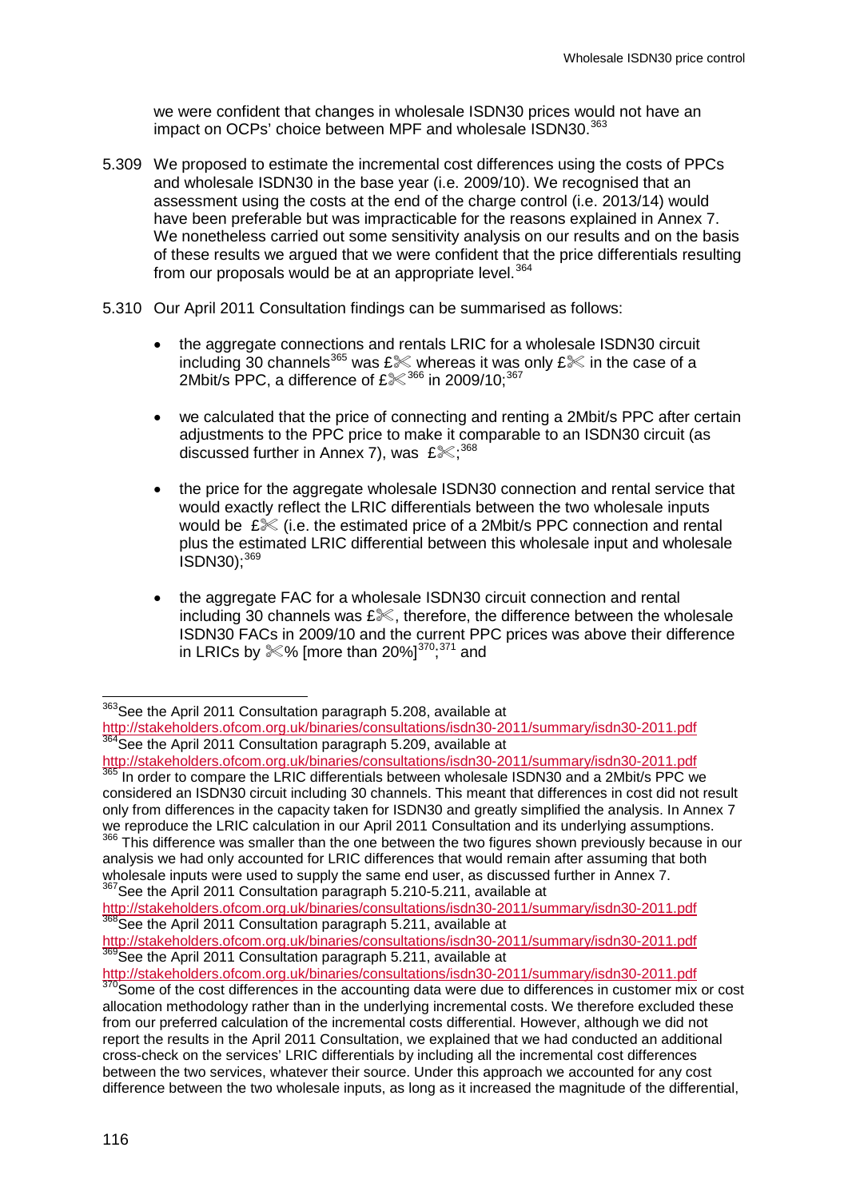we were confident that changes in wholesale ISDN30 prices would not have an impact on OCPs' choice between MPF and wholesale ISDN30.[363]

5.309 We proposed to estimate the incremental cost differences using the costs of PPCs and wholesale ISDN30 in the base year (i.e. 2009/10). We recognised that an assessment using the costs at the end of the charge control (i.e. 2013/14) would have been preferable but was impracticable for the reasons explained in Annex 7. We nonetheless carried out some sensitivity analysis on our results and on the basis of these results we argued that we were confident that the price differentials resulting from our proposals would be at an appropriate level.[364]

5.310 Our April 2011 Consultation findings can be summarised as follows:

- the aggregate connections and rentals LRIC for a wholesale ISDN30 circuit including 30 channels[365] was £✂ whereas it was only £✂ in the case of a 2Mbit/s PPC, a difference of £✂[366] in 2009/10;[367]

- we calculated that the price of connecting and renting a 2Mbit/s PPC after certain adjustments to the PPC price to make it comparable to an ISDN30 circuit (as discussed further in Annex 7), was £✂;[368]

- the price for the aggregate wholesale ISDN30 connection and rental service that would exactly reflect the LRIC differentials between the two wholesale inputs would be £✂ (i.e. the estimated price of a 2Mbit/s PPC connection and rental plus the estimated LRIC differential between this wholesale input and wholesale ISDN30);[369]

- the aggregate FAC for a wholesale ISDN30 circuit connection and rental including 30 channels was £✂, therefore, the difference between the wholesale ISDN30 FACs in 2009/10 and the current PPC prices was above their difference in LRICs by ✂% [more than 20%][370];[371] and

---

[363] See the April 2011 Consultation paragraph 5.208, available at http://stakeholders.ofcom.org.uk/binaries/consultations/isdn30-2011/summary/isdn30-2011.pdf

[364] See the April 2011 Consultation paragraph 5.209, available at http://stakeholders.ofcom.org.uk/binaries/consultations/isdn30-2011/summary/isdn30-2011.pdf

[365] In order to compare the LRIC differentials between wholesale ISDN30 and a 2Mbit/s PPC we considered an ISDN30 circuit including 30 channels. This meant that differences in cost did not result only from differences in the capacity taken for ISDN30 and greatly simplified the analysis. In Annex 7 we reproduce the LRIC calculation in our April 2011 Consultation and its underlying assumptions.

[366] This difference was smaller than the one between the two figures shown previously because in our analysis we had only accounted for LRIC differences that would remain after assuming that both wholesale inputs were used to supply the same end user, as discussed further in Annex 7.

[367] See the April 2011 Consultation paragraph 5.210-5.211, available at http://stakeholders.ofcom.org.uk/binaries/consultations/isdn30-2011/summary/isdn30-2011.pdf

[368] See the April 2011 Consultation paragraph 5.211, available at http://stakeholders.ofcom.org.uk/binaries/consultations/isdn30-2011/summary/isdn30-2011.pdf

[369] See the April 2011 Consultation paragraph 5.211, available at http://stakeholders.ofcom.org.uk/binaries/consultations/isdn30-2011/summary/isdn30-2011.pdf

[370] Some of the cost differences in the accounting data were due to differences in customer mix or cost allocation methodology rather than in the underlying incremental costs. We therefore excluded these from our preferred calculation of the incremental costs differential. However, although we did not report the results in the April 2011 Consultation, we explained that we had conducted an additional cross-check on the services' LRIC differentials by including all the incremental cost differences between the two services, whatever their source. Under this approach we accounted for any cost difference between the two wholesale inputs, as long as it increased the magnitude of the differential,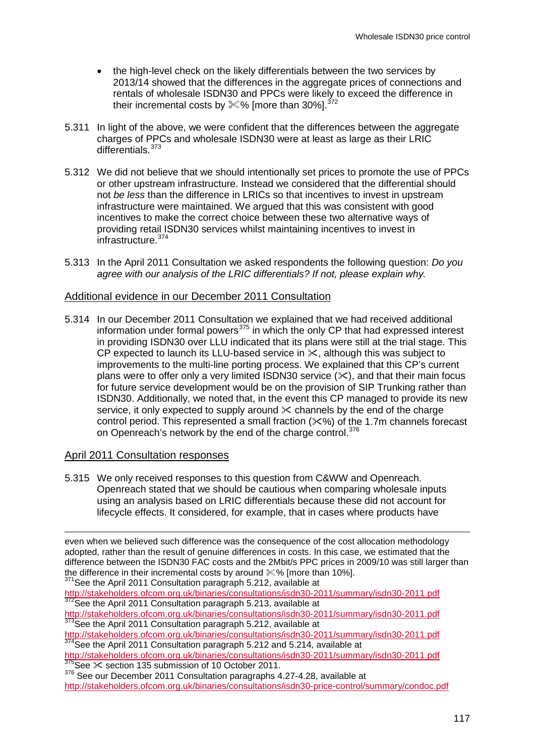- the high-level check on the likely differentials between the two services by 2013/14 showed that the differences in the aggregate prices of connections and rentals of wholesale ISDN30 and PPCs were likely to exceed the difference in their incremental costs by ✂% [more than 30%].[372]

5.311 In light of the above, we were confident that the differences between the aggregate charges of PPCs and wholesale ISDN30 were at least as large as their LRIC differentials.[373]

5.312 We did not believe that we should intentionally set prices to promote the use of PPCs or other upstream infrastructure. Instead we considered that the differential should not *be less* than the difference in LRICs so that incentives to invest in upstream infrastructure were maintained. We argued that this was consistent with good incentives to make the correct choice between these two alternative ways of providing retail ISDN30 services whilst maintaining incentives to invest in infrastructure.[374]

5.313 In the April 2011 Consultation we asked respondents the following question: *Do you agree with our analysis of the LRIC differentials? If not, please explain why.*

## Additional evidence in our December 2011 Consultation

5.314 In our December 2011 Consultation we explained that we had received additional information under formal powers[375] in which the only CP that had expressed interest in providing ISDN30 over LLU indicated that its plans were still at the trial stage. This CP expected to launch its LLU-based service in ✂, although this was subject to improvements to the multi-line porting process. We explained that this CP's current plans were to offer only a very limited ISDN30 service (✂), and that their main focus for future service development would be on the provision of SIP Trunking rather than ISDN30. Additionally, we noted that, in the event this CP managed to provide its new service, it only expected to supply around ✂ channels by the end of the charge control period. This represented a small fraction (✂%) of the 1.7m channels forecast on Openreach's network by the end of the charge control.[376]

## April 2011 Consultation responses

5.315 We only received responses to this question from C&WW and Openreach. Openreach stated that we should be cautious when comparing wholesale inputs using an analysis based on LRIC differentials because these did not account for lifecycle effects. It considered, for example, that in cases where products have

---

even when we believed such difference was the consequence of the cost allocation methodology adopted, rather than the result of genuine differences in costs. In this case, we estimated that the difference between the ISDN30 FAC costs and the 2Mbit/s PPC prices in 2009/10 was still larger than the difference in their incremental costs by around ✂% [more than 10%].

[371] See the April 2011 Consultation paragraph 5.212, available at http://stakeholders.ofcom.org.uk/binaries/consultations/isdn30-2011/summary/isdn30-2011.pdf

[372] See the April 2011 Consultation paragraph 5.213, available at http://stakeholders.ofcom.org.uk/binaries/consultations/isdn30-2011/summary/isdn30-2011.pdf

[373] See the April 2011 Consultation paragraph 5.212, available at http://stakeholders.ofcom.org.uk/binaries/consultations/isdn30-2011/summary/isdn30-2011.pdf

[374] See the April 2011 Consultation paragraph 5.212 and 5.214, available at http://stakeholders.ofcom.org.uk/binaries/consultations/isdn30-2011/summary/isdn30-2011.pdf

[375] See ✂ section 135 submission of 10 October 2011.

[376] See our December 2011 Consultation paragraphs 4.27-4.28, available at http://stakeholders.ofcom.org.uk/binaries/consultations/isdn30-price-control/summary/condoc.pdf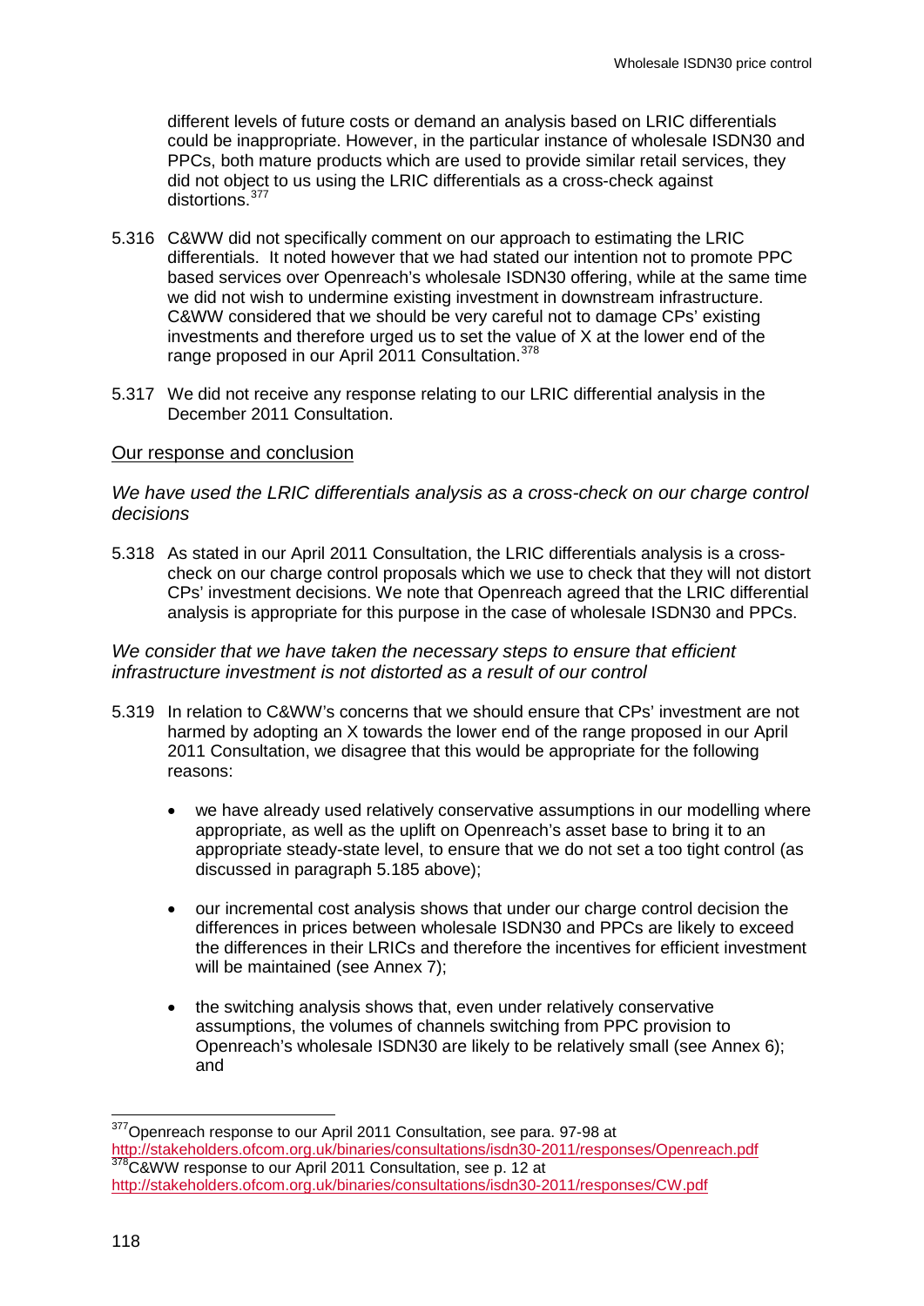different levels of future costs or demand an analysis based on LRIC differentials could be inappropriate. However, in the particular instance of wholesale ISDN30 and PPCs, both mature products which are used to provide similar retail services, they did not object to us using the LRIC differentials as a cross-check against distortions.[377]

5.316 C&WW did not specifically comment on our approach to estimating the LRIC differentials. It noted however that we had stated our intention not to promote PPC based services over Openreach's wholesale ISDN30 offering, while at the same time we did not wish to undermine existing investment in downstream infrastructure. C&WW considered that we should be very careful not to damage CPs' existing investments and therefore urged us to set the value of X at the lower end of the range proposed in our April 2011 Consultation.[378]

5.317 We did not receive any response relating to our LRIC differential analysis in the December 2011 Consultation.

Our response and conclusion

*We have used the LRIC differentials analysis as a cross-check on our charge control decisions*

5.318 As stated in our April 2011 Consultation, the LRIC differentials analysis is a cross-check on our charge control proposals which we use to check that they will not distort CPs' investment decisions. We note that Openreach agreed that the LRIC differential analysis is appropriate for this purpose in the case of wholesale ISDN30 and PPCs.

*We consider that we have taken the necessary steps to ensure that efficient infrastructure investment is not distorted as a result of our control*

5.319 In relation to C&WW's concerns that we should ensure that CPs' investment are not harmed by adopting an X towards the lower end of the range proposed in our April 2011 Consultation, we disagree that this would be appropriate for the following reasons:

- we have already used relatively conservative assumptions in our modelling where appropriate, as well as the uplift on Openreach's asset base to bring it to an appropriate steady-state level, to ensure that we do not set a too tight control (as discussed in paragraph 5.185 above);
- our incremental cost analysis shows that under our charge control decision the differences in prices between wholesale ISDN30 and PPCs are likely to exceed the differences in their LRICs and therefore the incentives for efficient investment will be maintained (see Annex 7);
- the switching analysis shows that, even under relatively conservative assumptions, the volumes of channels switching from PPC provision to Openreach's wholesale ISDN30 are likely to be relatively small (see Annex 6); and

[377] Openreach response to our April 2011 Consultation, see para. 97-98 at http://stakeholders.ofcom.org.uk/binaries/consultations/isdn30-2011/responses/Openreach.pdf

[378] C&WW response to our April 2011 Consultation, see p. 12 at http://stakeholders.ofcom.org.uk/binaries/consultations/isdn30-2011/responses/CW.pdf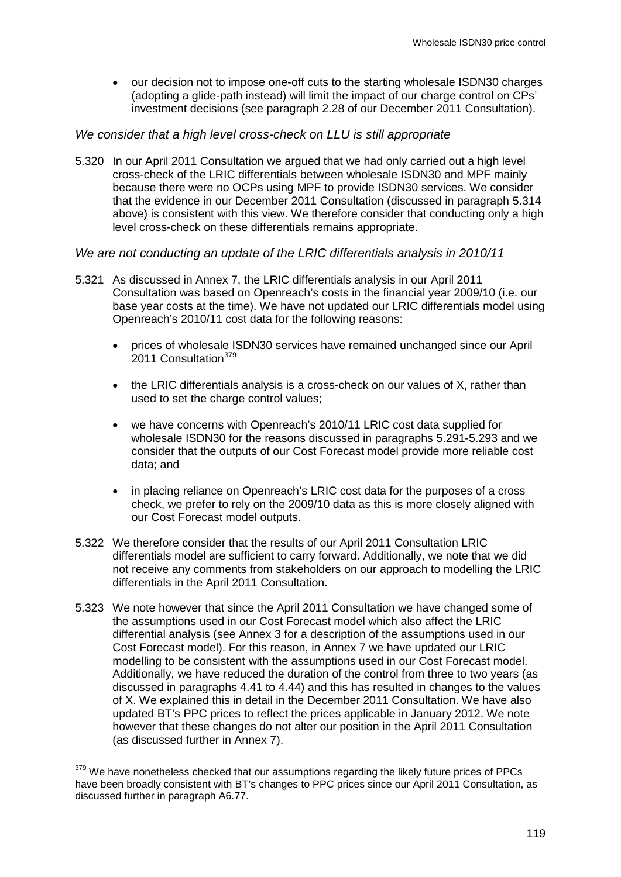- our decision not to impose one-off cuts to the starting wholesale ISDN30 charges (adopting a glide-path instead) will limit the impact of our charge control on CPs' investment decisions (see paragraph 2.28 of our December 2011 Consultation).

*We consider that a high level cross-check on LLU is still appropriate*

5.320 In our April 2011 Consultation we argued that we had only carried out a high level cross-check of the LRIC differentials between wholesale ISDN30 and MPF mainly because there were no OCPs using MPF to provide ISDN30 services. We consider that the evidence in our December 2011 Consultation (discussed in paragraph 5.314 above) is consistent with this view. We therefore consider that conducting only a high level cross-check on these differentials remains appropriate.

*We are not conducting an update of the LRIC differentials analysis in 2010/11*

5.321 As discussed in Annex 7, the LRIC differentials analysis in our April 2011 Consultation was based on Openreach's costs in the financial year 2009/10 (i.e. our base year costs at the time). We have not updated our LRIC differentials model using Openreach's 2010/11 cost data for the following reasons:

- prices of wholesale ISDN30 services have remained unchanged since our April 2011 Consultation[379]
- the LRIC differentials analysis is a cross-check on our values of X, rather than used to set the charge control values;
- we have concerns with Openreach's 2010/11 LRIC cost data supplied for wholesale ISDN30 for the reasons discussed in paragraphs 5.291-5.293 and we consider that the outputs of our Cost Forecast model provide more reliable cost data; and
- in placing reliance on Openreach's LRIC cost data for the purposes of a cross check, we prefer to rely on the 2009/10 data as this is more closely aligned with our Cost Forecast model outputs.

5.322 We therefore consider that the results of our April 2011 Consultation LRIC differentials model are sufficient to carry forward. Additionally, we note that we did not receive any comments from stakeholders on our approach to modelling the LRIC differentials in the April 2011 Consultation.

5.323 We note however that since the April 2011 Consultation we have changed some of the assumptions used in our Cost Forecast model which also affect the LRIC differential analysis (see Annex 3 for a description of the assumptions used in our Cost Forecast model). For this reason, in Annex 7 we have updated our LRIC modelling to be consistent with the assumptions used in our Cost Forecast model. Additionally, we have reduced the duration of the control from three to two years (as discussed in paragraphs 4.41 to 4.44) and this has resulted in changes to the values of X. We explained this in detail in the December 2011 Consultation. We have also updated BT's PPC prices to reflect the prices applicable in January 2012. We note however that these changes do not alter our position in the April 2011 Consultation (as discussed further in Annex 7).

[379] We have nonetheless checked that our assumptions regarding the likely future prices of PPCs have been broadly consistent with BT's changes to PPC prices since our April 2011 Consultation, as discussed further in paragraph A6.77.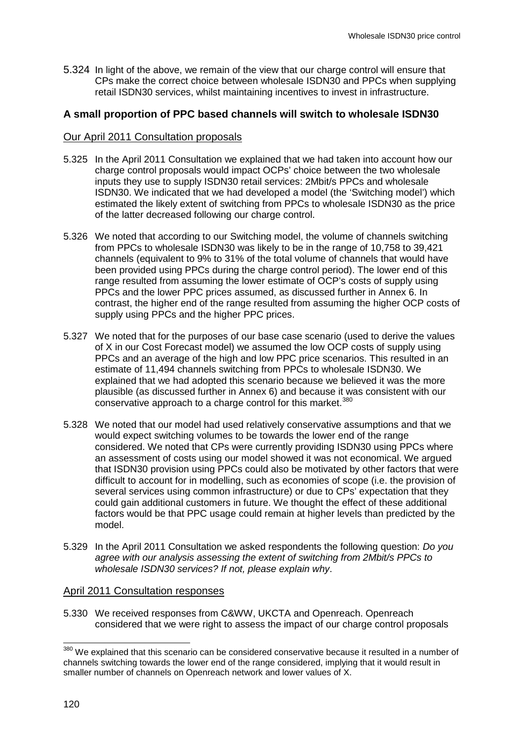5.324 In light of the above, we remain of the view that our charge control will ensure that CPs make the correct choice between wholesale ISDN30 and PPCs when supplying retail ISDN30 services, whilst maintaining incentives to invest in infrastructure.

### A small proportion of PPC based channels will switch to wholesale ISDN30

#### Our April 2011 Consultation proposals

5.325 In the April 2011 Consultation we explained that we had taken into account how our charge control proposals would impact OCPs' choice between the two wholesale inputs they use to supply ISDN30 retail services: 2Mbit/s PPCs and wholesale ISDN30. We indicated that we had developed a model (the 'Switching model') which estimated the likely extent of switching from PPCs to wholesale ISDN30 as the price of the latter decreased following our charge control.

5.326 We noted that according to our Switching model, the volume of channels switching from PPCs to wholesale ISDN30 was likely to be in the range of 10,758 to 39,421 channels (equivalent to 9% to 31% of the total volume of channels that would have been provided using PPCs during the charge control period). The lower end of this range resulted from assuming the lower estimate of OCP's costs of supply using PPCs and the lower PPC prices assumed, as discussed further in Annex 6. In contrast, the higher end of the range resulted from assuming the higher OCP costs of supply using PPCs and the higher PPC prices.

5.327 We noted that for the purposes of our base case scenario (used to derive the values of X in our Cost Forecast model) we assumed the low OCP costs of supply using PPCs and an average of the high and low PPC price scenarios. This resulted in an estimate of 11,494 channels switching from PPCs to wholesale ISDN30. We explained that we had adopted this scenario because we believed it was the more plausible (as discussed further in Annex 6) and because it was consistent with our conservative approach to a charge control for this market.[380]

5.328 We noted that our model had used relatively conservative assumptions and that we would expect switching volumes to be towards the lower end of the range considered. We noted that CPs were currently providing ISDN30 using PPCs where an assessment of costs using our model showed it was not economical. We argued that ISDN30 provision using PPCs could also be motivated by other factors that were difficult to account for in modelling, such as economies of scope (i.e. the provision of several services using common infrastructure) or due to CPs' expectation that they could gain additional customers in future. We thought the effect of these additional factors would be that PPC usage could remain at higher levels than predicted by the model.

5.329 In the April 2011 Consultation we asked respondents the following question: *Do you agree with our analysis assessing the extent of switching from 2Mbit/s PPCs to wholesale ISDN30 services? If not, please explain why*.

#### April 2011 Consultation responses

5.330 We received responses from C&WW, UKCTA and Openreach. Openreach considered that we were right to assess the impact of our charge control proposals

[380] We explained that this scenario can be considered conservative because it resulted in a number of channels switching towards the lower end of the range considered, implying that it would result in smaller number of channels on Openreach network and lower values of X.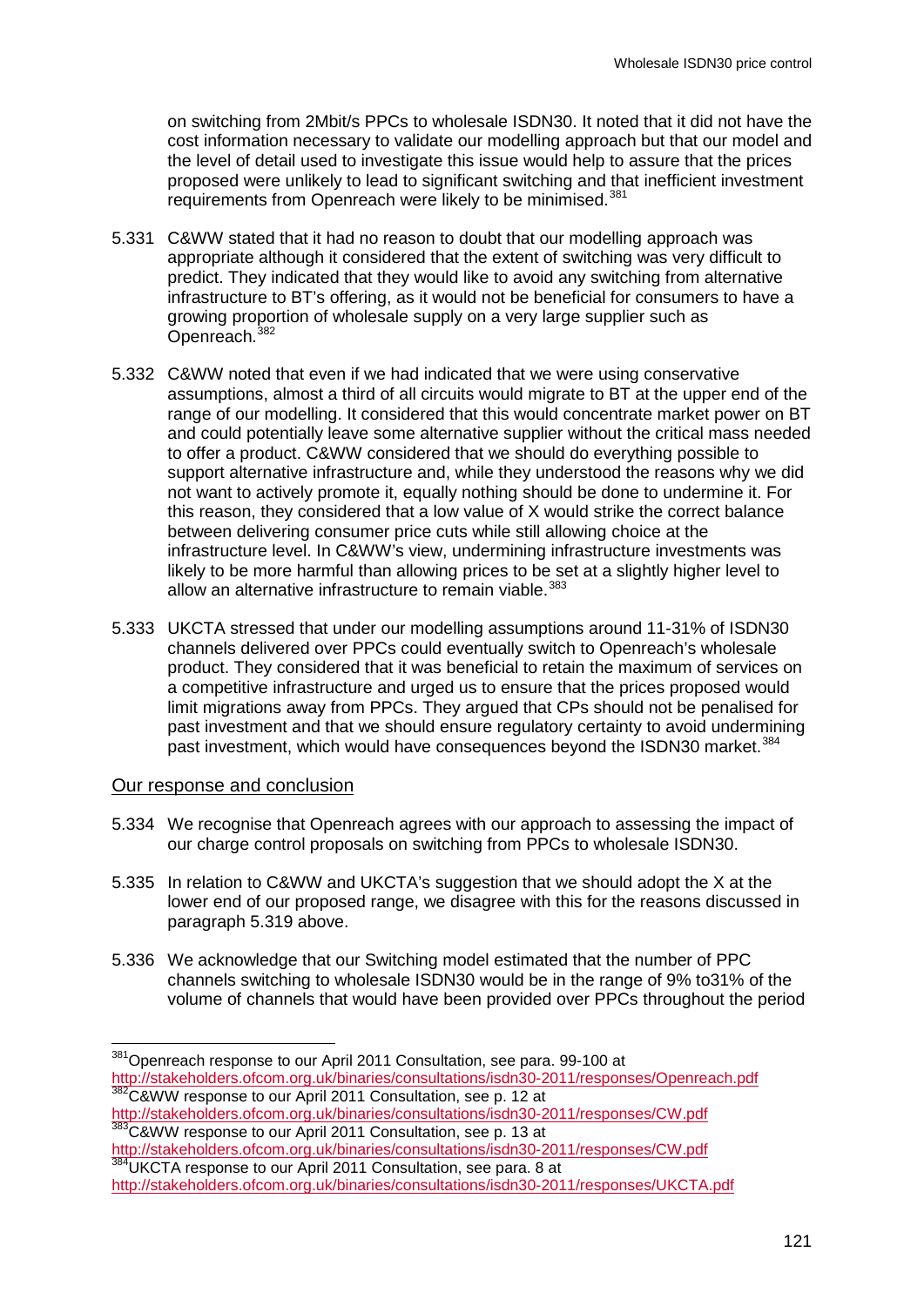on switching from 2Mbit/s PPCs to wholesale ISDN30. It noted that it did not have the cost information necessary to validate our modelling approach but that our model and the level of detail used to investigate this issue would help to assure that the prices proposed were unlikely to lead to significant switching and that inefficient investment requirements from Openreach were likely to be minimised.[381]

5.331 C&WW stated that it had no reason to doubt that our modelling approach was appropriate although it considered that the extent of switching was very difficult to predict. They indicated that they would like to avoid any switching from alternative infrastructure to BT's offering, as it would not be beneficial for consumers to have a growing proportion of wholesale supply on a very large supplier such as Openreach.[382]

5.332 C&WW noted that even if we had indicated that we were using conservative assumptions, almost a third of all circuits would migrate to BT at the upper end of the range of our modelling. It considered that this would concentrate market power on BT and could potentially leave some alternative supplier without the critical mass needed to offer a product. C&WW considered that we should do everything possible to support alternative infrastructure and, while they understood the reasons why we did not want to actively promote it, equally nothing should be done to undermine it. For this reason, they considered that a low value of X would strike the correct balance between delivering consumer price cuts while still allowing choice at the infrastructure level. In C&WW's view, undermining infrastructure investments was likely to be more harmful than allowing prices to be set at a slightly higher level to allow an alternative infrastructure to remain viable.[383]

5.333 UKCTA stressed that under our modelling assumptions around 11-31% of ISDN30 channels delivered over PPCs could eventually switch to Openreach's wholesale product. They considered that it was beneficial to retain the maximum of services on a competitive infrastructure and urged us to ensure that the prices proposed would limit migrations away from PPCs. They argued that CPs should not be penalised for past investment and that we should ensure regulatory certainty to avoid undermining past investment, which would have consequences beyond the ISDN30 market.[384]

## Our response and conclusion

5.334 We recognise that Openreach agrees with our approach to assessing the impact of our charge control proposals on switching from PPCs to wholesale ISDN30.

5.335 In relation to C&WW and UKCTA's suggestion that we should adopt the X at the lower end of our proposed range, we disagree with this for the reasons discussed in paragraph 5.319 above.

5.336 We acknowledge that our Switching model estimated that the number of PPC channels switching to wholesale ISDN30 would be in the range of 9% to31% of the volume of channels that would have been provided over PPCs throughout the period

---

[381] Openreach response to our April 2011 Consultation, see para. 99-100 at http://stakeholders.ofcom.org.uk/binaries/consultations/isdn30-2011/responses/Openreach.pdf

[382] C&WW response to our April 2011 Consultation, see p. 12 at http://stakeholders.ofcom.org.uk/binaries/consultations/isdn30-2011/responses/CW.pdf

[383] C&WW response to our April 2011 Consultation, see p. 13 at http://stakeholders.ofcom.org.uk/binaries/consultations/isdn30-2011/responses/CW.pdf

[384] UKCTA response to our April 2011 Consultation, see para. 8 at http://stakeholders.ofcom.org.uk/binaries/consultations/isdn30-2011/responses/UKCTA.pdf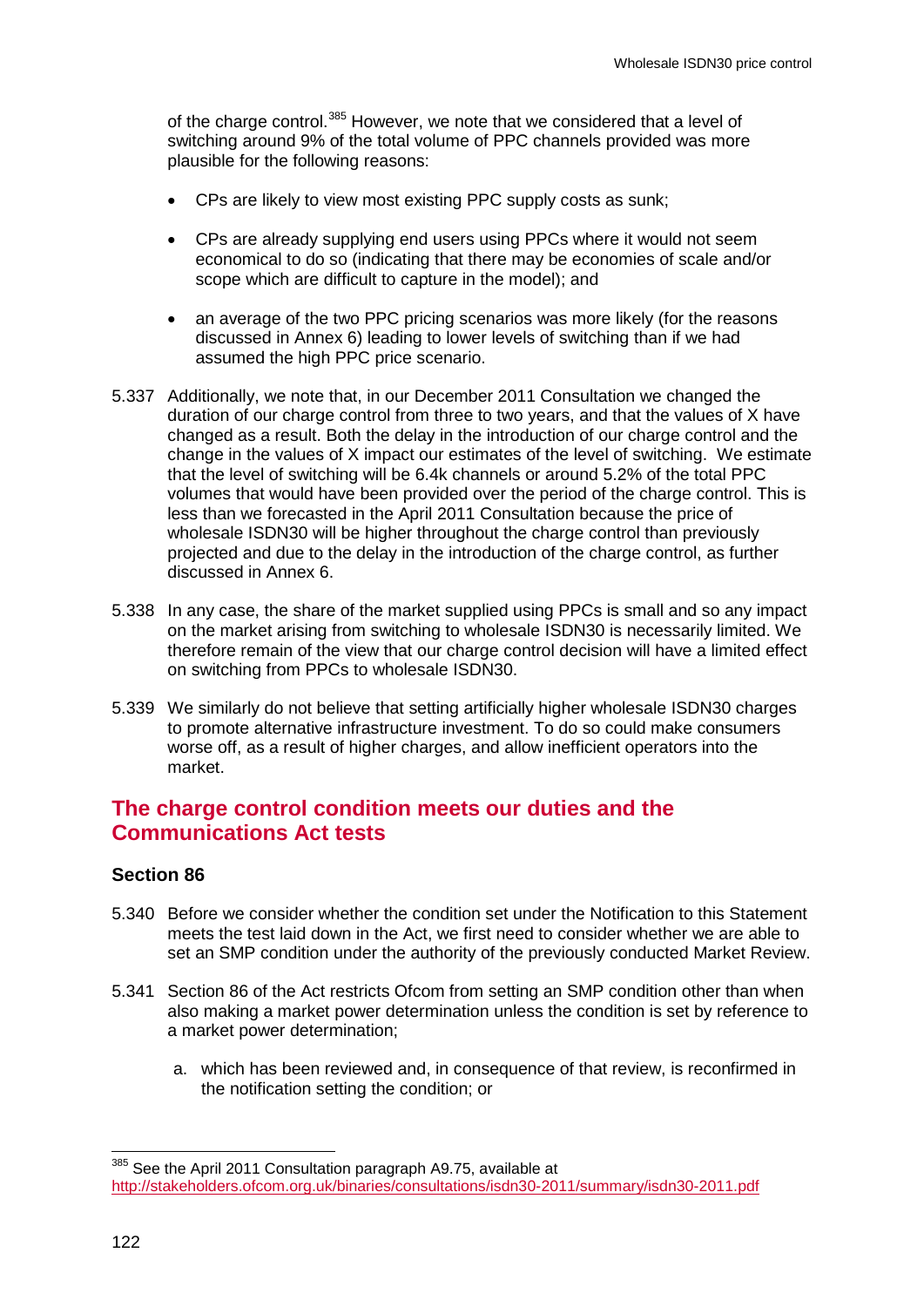of the charge control.[385] However, we note that we considered that a level of switching around 9% of the total volume of PPC channels provided was more plausible for the following reasons:

- CPs are likely to view most existing PPC supply costs as sunk;
- CPs are already supplying end users using PPCs where it would not seem economical to do so (indicating that there may be economies of scale and/or scope which are difficult to capture in the model); and
- an average of the two PPC pricing scenarios was more likely (for the reasons discussed in Annex 6) leading to lower levels of switching than if we had assumed the high PPC price scenario.

5.337 Additionally, we note that, in our December 2011 Consultation we changed the duration of our charge control from three to two years, and that the values of X have changed as a result. Both the delay in the introduction of our charge control and the change in the values of X impact our estimates of the level of switching. We estimate that the level of switching will be 6.4k channels or around 5.2% of the total PPC volumes that would have been provided over the period of the charge control. This is less than we forecasted in the April 2011 Consultation because the price of wholesale ISDN30 will be higher throughout the charge control than previously projected and due to the delay in the introduction of the charge control, as further discussed in Annex 6.

5.338 In any case, the share of the market supplied using PPCs is small and so any impact on the market arising from switching to wholesale ISDN30 is necessarily limited. We therefore remain of the view that our charge control decision will have a limited effect on switching from PPCs to wholesale ISDN30.

5.339 We similarly do not believe that setting artificially higher wholesale ISDN30 charges to promote alternative infrastructure investment. To do so could make consumers worse off, as a result of higher charges, and allow inefficient operators into the market.

## The charge control condition meets our duties and the Communications Act tests

### Section 86

5.340 Before we consider whether the condition set under the Notification to this Statement meets the test laid down in the Act, we first need to consider whether we are able to set an SMP condition under the authority of the previously conducted Market Review.

5.341 Section 86 of the Act restricts Ofcom from setting an SMP condition other than when also making a market power determination unless the condition is set by reference to a market power determination;

a. which has been reviewed and, in consequence of that review, is reconfirmed in the notification setting the condition; or

[385] See the April 2011 Consultation paragraph A9.75, available at http://stakeholders.ofcom.org.uk/binaries/consultations/isdn30-2011/summary/isdn30-2011.pdf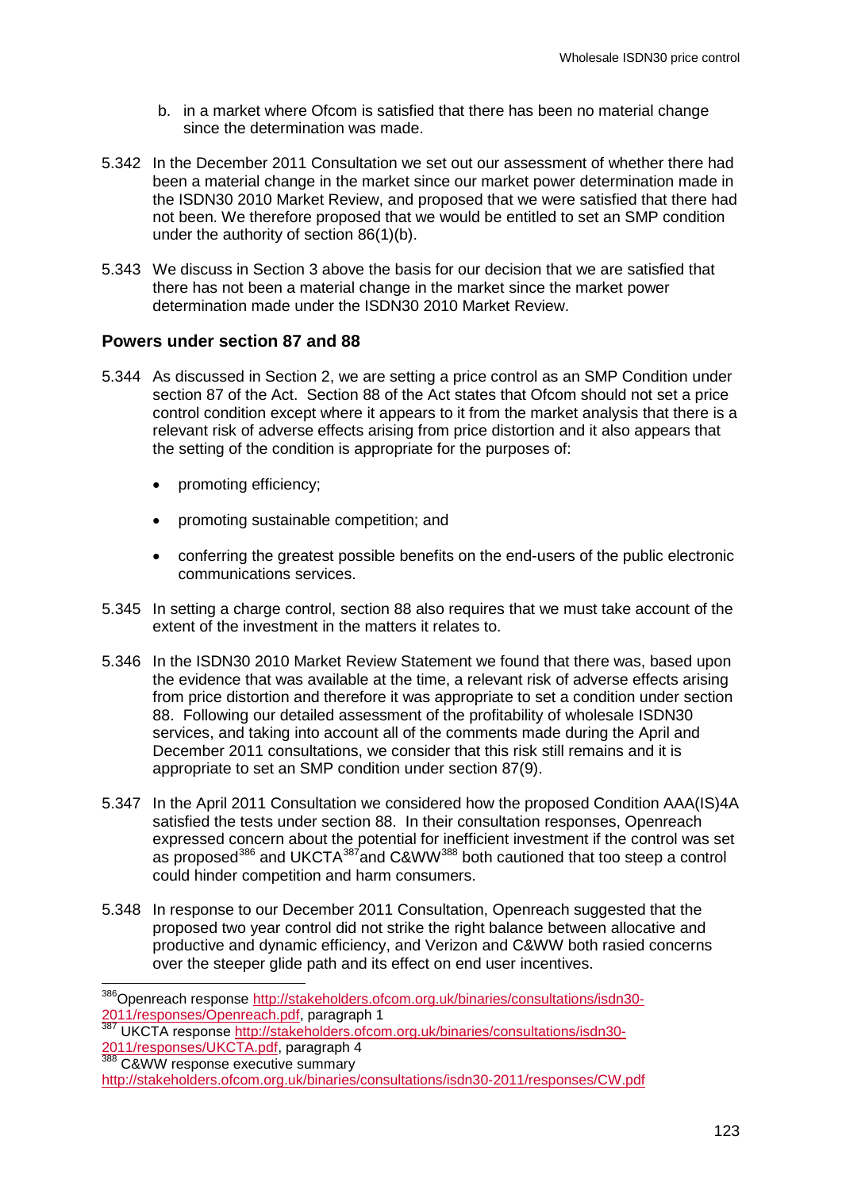b. in a market where Ofcom is satisfied that there has been no material change since the determination was made.

5.342 In the December 2011 Consultation we set out our assessment of whether there had been a material change in the market since our market power determination made in the ISDN30 2010 Market Review, and proposed that we were satisfied that there had not been. We therefore proposed that we would be entitled to set an SMP condition under the authority of section 86(1)(b).

5.343 We discuss in Section 3 above the basis for our decision that we are satisfied that there has not been a material change in the market since the market power determination made under the ISDN30 2010 Market Review.

### Powers under section 87 and 88

5.344 As discussed in Section 2, we are setting a price control as an SMP Condition under section 87 of the Act. Section 88 of the Act states that Ofcom should not set a price control condition except where it appears to it from the market analysis that there is a relevant risk of adverse effects arising from price distortion and it also appears that the setting of the condition is appropriate for the purposes of:

- promoting efficiency;
- promoting sustainable competition; and
- conferring the greatest possible benefits on the end-users of the public electronic communications services.

5.345 In setting a charge control, section 88 also requires that we must take account of the extent of the investment in the matters it relates to.

5.346 In the ISDN30 2010 Market Review Statement we found that there was, based upon the evidence that was available at the time, a relevant risk of adverse effects arising from price distortion and therefore it was appropriate to set a condition under section 88. Following our detailed assessment of the profitability of wholesale ISDN30 services, and taking into account all of the comments made during the April and December 2011 consultations, we consider that this risk still remains and it is appropriate to set an SMP condition under section 87(9).

5.347 In the April 2011 Consultation we considered how the proposed Condition AAA(IS)4A satisfied the tests under section 88. In their consultation responses, Openreach expressed concern about the potential for inefficient investment if the control was set as proposed[386] and UKCTA[387] and C&WW[388] both cautioned that too steep a control could hinder competition and harm consumers.

5.348 In response to our December 2011 Consultation, Openreach suggested that the proposed two year control did not strike the right balance between allocative and productive and dynamic efficiency, and Verizon and C&WW both rasied concerns over the steeper glide path and its effect on end user incentives.

---

[386] Openreach response http://stakeholders.ofcom.org.uk/binaries/consultations/isdn30-2011/responses/Openreach.pdf, paragraph 1

[387] UKCTA response http://stakeholders.ofcom.org.uk/binaries/consultations/isdn30-2011/responses/UKCTA.pdf, paragraph 4

[388] C&WW response executive summary http://stakeholders.ofcom.org.uk/binaries/consultations/isdn30-2011/responses/CW.pdf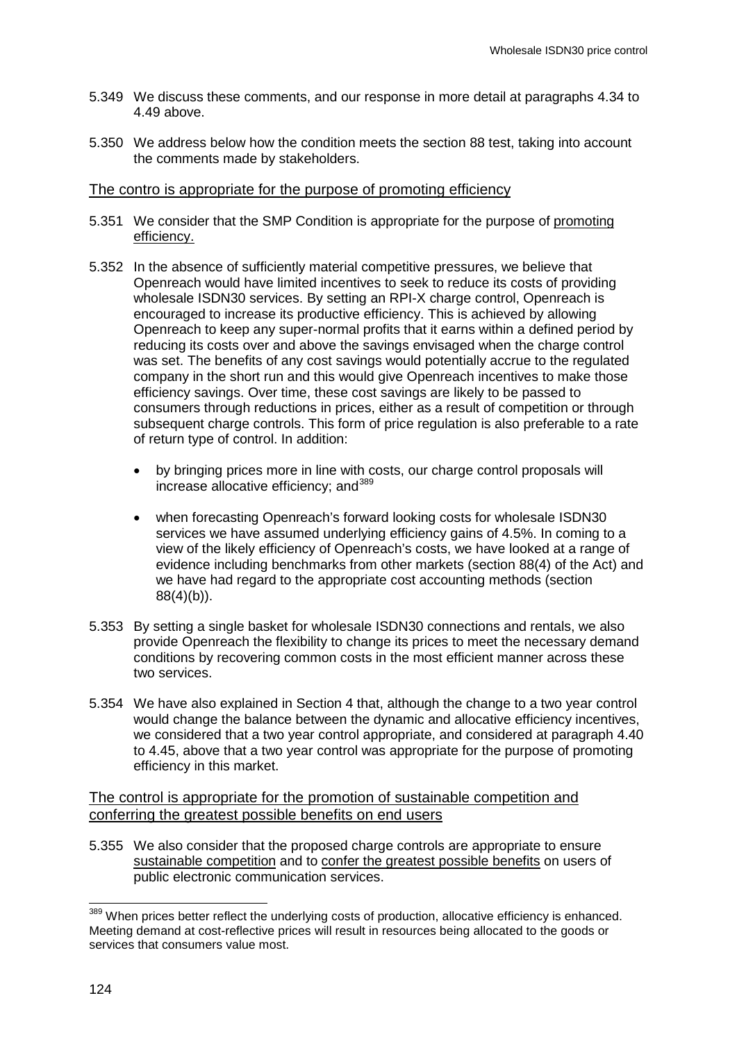5.349 We discuss these comments, and our response in more detail at paragraphs 4.34 to 4.49 above.

5.350 We address below how the condition meets the section 88 test, taking into account the comments made by stakeholders.

### The contro is appropriate for the purpose of promoting efficiency

5.351 We consider that the SMP Condition is appropriate for the purpose of promoting efficiency.

5.352 In the absence of sufficiently material competitive pressures, we believe that Openreach would have limited incentives to seek to reduce its costs of providing wholesale ISDN30 services. By setting an RPI-X charge control, Openreach is encouraged to increase its productive efficiency. This is achieved by allowing Openreach to keep any super-normal profits that it earns within a defined period by reducing its costs over and above the savings envisaged when the charge control was set. The benefits of any cost savings would potentially accrue to the regulated company in the short run and this would give Openreach incentives to make those efficiency savings. Over time, these cost savings are likely to be passed to consumers through reductions in prices, either as a result of competition or through subsequent charge controls. This form of price regulation is also preferable to a rate of return type of control. In addition:

- by bringing prices more in line with costs, our charge control proposals will increase allocative efficiency; and[389]
- when forecasting Openreach's forward looking costs for wholesale ISDN30 services we have assumed underlying efficiency gains of 4.5%. In coming to a view of the likely efficiency of Openreach's costs, we have looked at a range of evidence including benchmarks from other markets (section 88(4) of the Act) and we have had regard to the appropriate cost accounting methods (section 88(4)(b)).

5.353 By setting a single basket for wholesale ISDN30 connections and rentals, we also provide Openreach the flexibility to change its prices to meet the necessary demand conditions by recovering common costs in the most efficient manner across these two services.

5.354 We have also explained in Section 4 that, although the change to a two year control would change the balance between the dynamic and allocative efficiency incentives, we considered that a two year control appropriate, and considered at paragraph 4.40 to 4.45, above that a two year control was appropriate for the purpose of promoting efficiency in this market.

### The control is appropriate for the promotion of sustainable competition and conferring the greatest possible benefits on end users

5.355 We also consider that the proposed charge controls are appropriate to ensure sustainable competition and to confer the greatest possible benefits on users of public electronic communication services.

[389] When prices better reflect the underlying costs of production, allocative efficiency is enhanced. Meeting demand at cost-reflective prices will result in resources being allocated to the goods or services that consumers value most.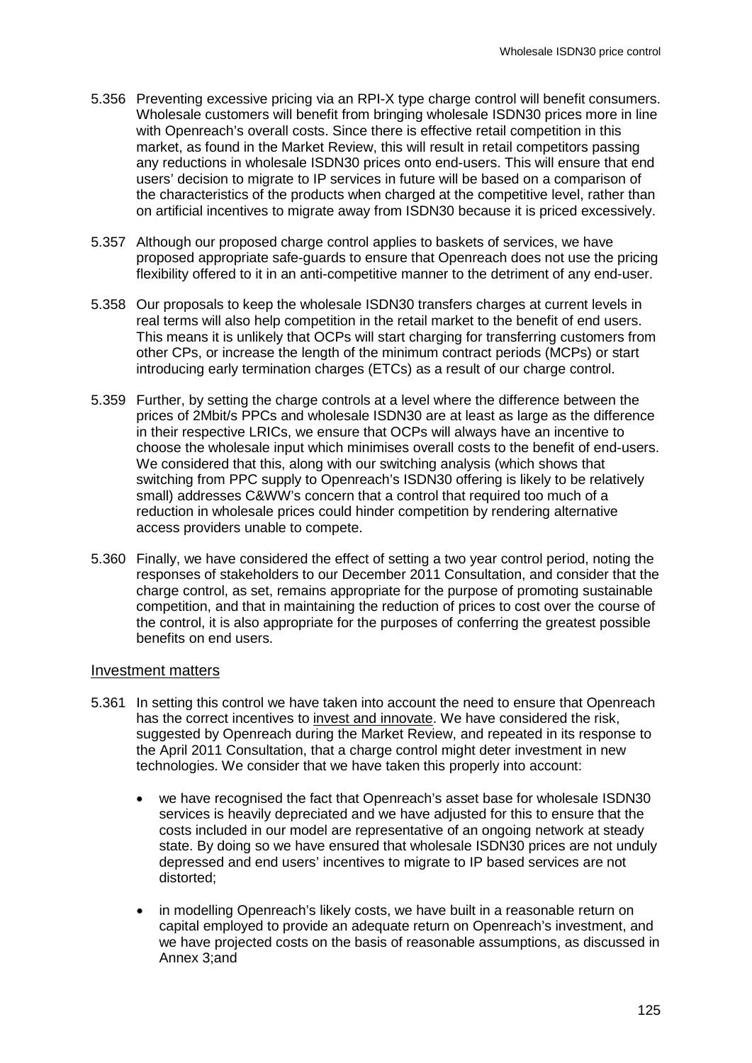5.356 Preventing excessive pricing via an RPI-X type charge control will benefit consumers. Wholesale customers will benefit from bringing wholesale ISDN30 prices more in line with Openreach's overall costs. Since there is effective retail competition in this market, as found in the Market Review, this will result in retail competitors passing any reductions in wholesale ISDN30 prices onto end-users. This will ensure that end users' decision to migrate to IP services in future will be based on a comparison of the characteristics of the products when charged at the competitive level, rather than on artificial incentives to migrate away from ISDN30 because it is priced excessively.

5.357 Although our proposed charge control applies to baskets of services, we have proposed appropriate safe-guards to ensure that Openreach does not use the pricing flexibility offered to it in an anti-competitive manner to the detriment of any end-user.

5.358 Our proposals to keep the wholesale ISDN30 transfers charges at current levels in real terms will also help competition in the retail market to the benefit of end users. This means it is unlikely that OCPs will start charging for transferring customers from other CPs, or increase the length of the minimum contract periods (MCPs) or start introducing early termination charges (ETCs) as a result of our charge control.

5.359 Further, by setting the charge controls at a level where the difference between the prices of 2Mbit/s PPCs and wholesale ISDN30 are at least as large as the difference in their respective LRICs, we ensure that OCPs will always have an incentive to choose the wholesale input which minimises overall costs to the benefit of end-users. We considered that this, along with our switching analysis (which shows that switching from PPC supply to Openreach's ISDN30 offering is likely to be relatively small) addresses C&WW's concern that a control that required too much of a reduction in wholesale prices could hinder competition by rendering alternative access providers unable to compete.

5.360 Finally, we have considered the effect of setting a two year control period, noting the responses of stakeholders to our December 2011 Consultation, and consider that the charge control, as set, remains appropriate for the purpose of promoting sustainable competition, and that in maintaining the reduction of prices to cost over the course of the control, it is also appropriate for the purposes of conferring the greatest possible benefits on end users.

## Investment matters

5.361 In setting this control we have taken into account the need to ensure that Openreach has the correct incentives to invest and innovate. We have considered the risk, suggested by Openreach during the Market Review, and repeated in its response to the April 2011 Consultation, that a charge control might deter investment in new technologies. We consider that we have taken this properly into account:

- we have recognised the fact that Openreach's asset base for wholesale ISDN30 services is heavily depreciated and we have adjusted for this to ensure that the costs included in our model are representative of an ongoing network at steady state. By doing so we have ensured that wholesale ISDN30 prices are not unduly depressed and end users' incentives to migrate to IP based services are not distorted;
- in modelling Openreach's likely costs, we have built in a reasonable return on capital employed to provide an adequate return on Openreach's investment, and we have projected costs on the basis of reasonable assumptions, as discussed in Annex 3;and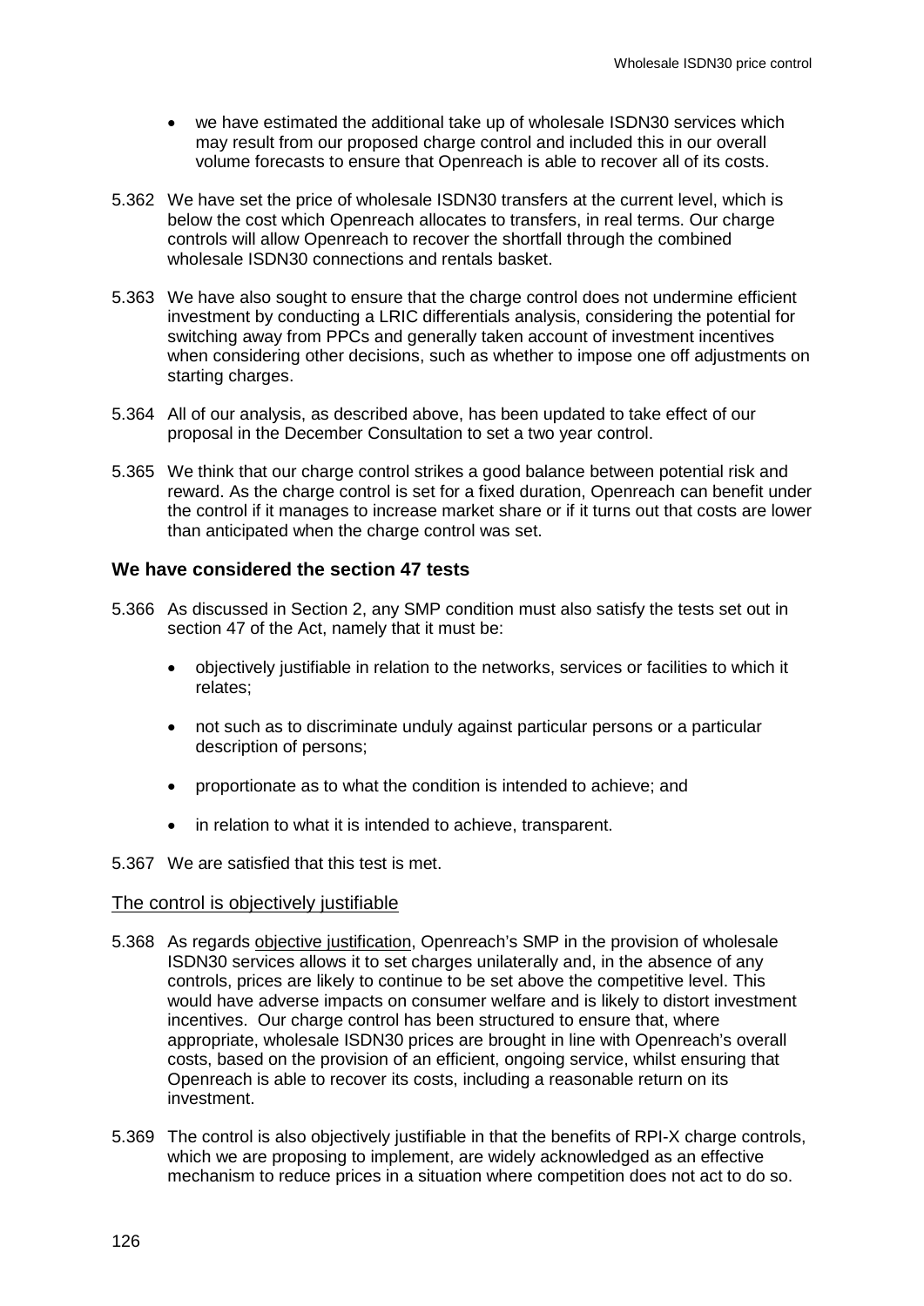- we have estimated the additional take up of wholesale ISDN30 services which may result from our proposed charge control and included this in our overall volume forecasts to ensure that Openreach is able to recover all of its costs.

5.362 We have set the price of wholesale ISDN30 transfers at the current level, which is below the cost which Openreach allocates to transfers, in real terms. Our charge controls will allow Openreach to recover the shortfall through the combined wholesale ISDN30 connections and rentals basket.

5.363 We have also sought to ensure that the charge control does not undermine efficient investment by conducting a LRIC differentials analysis, considering the potential for switching away from PPCs and generally taken account of investment incentives when considering other decisions, such as whether to impose one off adjustments on starting charges.

5.364 All of our analysis, as described above, has been updated to take effect of our proposal in the December Consultation to set a two year control.

5.365 We think that our charge control strikes a good balance between potential risk and reward. As the charge control is set for a fixed duration, Openreach can benefit under the control if it manages to increase market share or if it turns out that costs are lower than anticipated when the charge control was set.

### We have considered the section 47 tests

5.366 As discussed in Section 2, any SMP condition must also satisfy the tests set out in section 47 of the Act, namely that it must be:

- objectively justifiable in relation to the networks, services or facilities to which it relates;
- not such as to discriminate unduly against particular persons or a particular description of persons;
- proportionate as to what the condition is intended to achieve; and
- in relation to what it is intended to achieve, transparent.

5.367 We are satisfied that this test is met.

#### The control is objectively justifiable

5.368 As regards objective justification, Openreach's SMP in the provision of wholesale ISDN30 services allows it to set charges unilaterally and, in the absence of any controls, prices are likely to continue to be set above the competitive level. This would have adverse impacts on consumer welfare and is likely to distort investment incentives. Our charge control has been structured to ensure that, where appropriate, wholesale ISDN30 prices are brought in line with Openreach's overall costs, based on the provision of an efficient, ongoing service, whilst ensuring that Openreach is able to recover its costs, including a reasonable return on its investment.

5.369 The control is also objectively justifiable in that the benefits of RPI-X charge controls, which we are proposing to implement, are widely acknowledged as an effective mechanism to reduce prices in a situation where competition does not act to do so.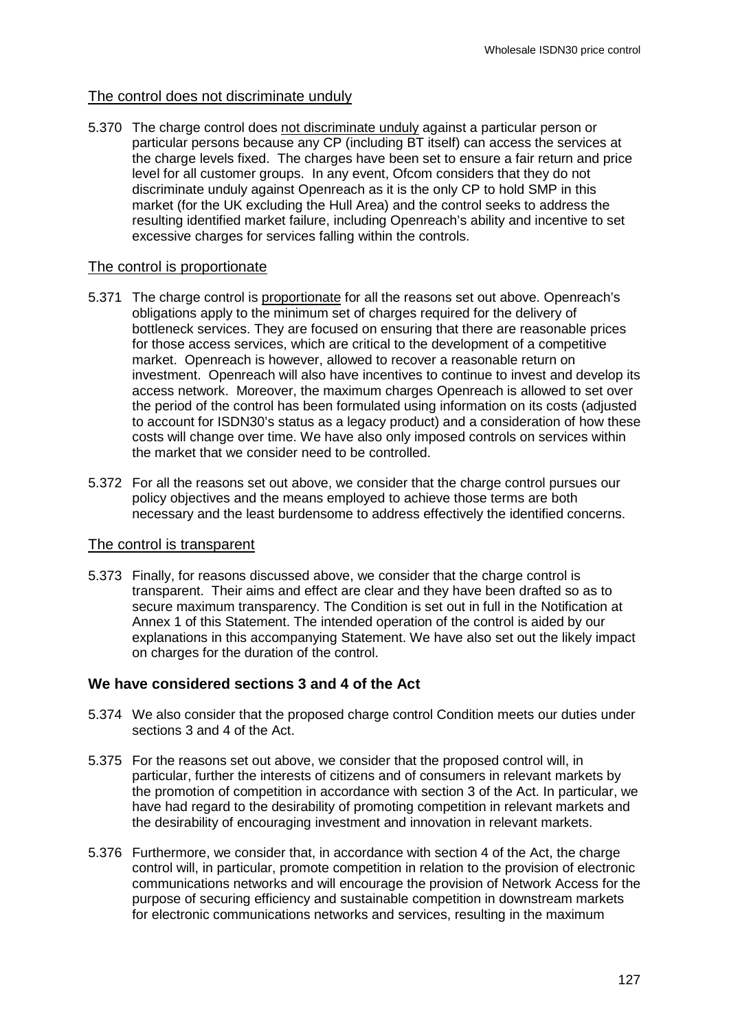### The control does not discriminate unduly

5.370 The charge control does not discriminate unduly against a particular person or particular persons because any CP (including BT itself) can access the services at the charge levels fixed. The charges have been set to ensure a fair return and price level for all customer groups. In any event, Ofcom considers that they do not discriminate unduly against Openreach as it is the only CP to hold SMP in this market (for the UK excluding the Hull Area) and the control seeks to address the resulting identified market failure, including Openreach's ability and incentive to set excessive charges for services falling within the controls.

### The control is proportionate

5.371 The charge control is proportionate for all the reasons set out above. Openreach's obligations apply to the minimum set of charges required for the delivery of bottleneck services. They are focused on ensuring that there are reasonable prices for those access services, which are critical to the development of a competitive market. Openreach is however, allowed to recover a reasonable return on investment. Openreach will also have incentives to continue to invest and develop its access network. Moreover, the maximum charges Openreach is allowed to set over the period of the control has been formulated using information on its costs (adjusted to account for ISDN30's status as a legacy product) and a consideration of how these costs will change over time. We have also only imposed controls on services within the market that we consider need to be controlled.

5.372 For all the reasons set out above, we consider that the charge control pursues our policy objectives and the means employed to achieve those terms are both necessary and the least burdensome to address effectively the identified concerns.

### The control is transparent

5.373 Finally, for reasons discussed above, we consider that the charge control is transparent. Their aims and effect are clear and they have been drafted so as to secure maximum transparency. The Condition is set out in full in the Notification at Annex 1 of this Statement. The intended operation of the control is aided by our explanations in this accompanying Statement. We have also set out the likely impact on charges for the duration of the control.

## We have considered sections 3 and 4 of the Act

5.374 We also consider that the proposed charge control Condition meets our duties under sections 3 and 4 of the Act.

5.375 For the reasons set out above, we consider that the proposed control will, in particular, further the interests of citizens and of consumers in relevant markets by the promotion of competition in accordance with section 3 of the Act. In particular, we have had regard to the desirability of promoting competition in relevant markets and the desirability of encouraging investment and innovation in relevant markets.

5.376 Furthermore, we consider that, in accordance with section 4 of the Act, the charge control will, in particular, promote competition in relation to the provision of electronic communications networks and will encourage the provision of Network Access for the purpose of securing efficiency and sustainable competition in downstream markets for electronic communications networks and services, resulting in the maximum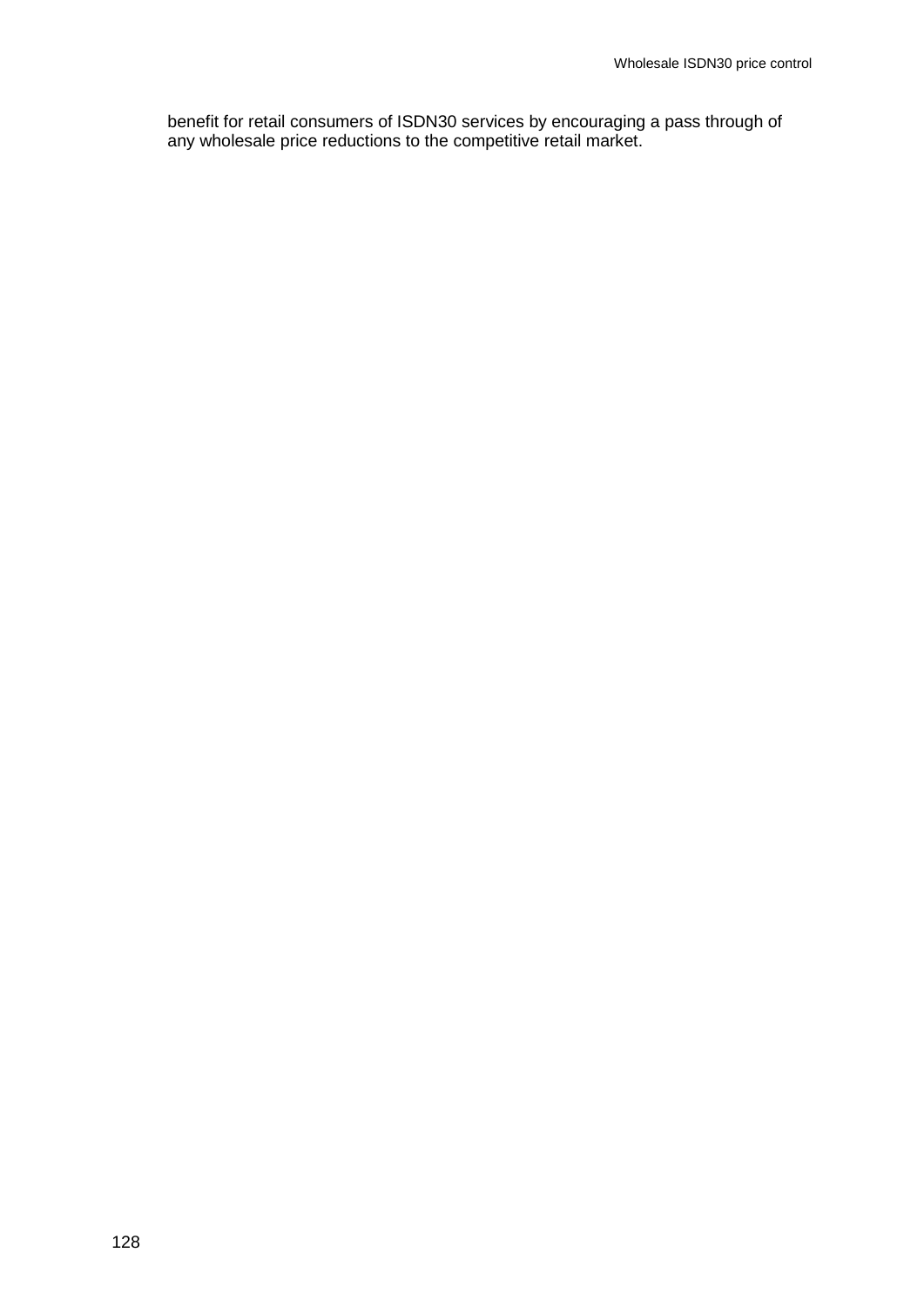benefit for retail consumers of ISDN30 services by encouraging a pass through of any wholesale price reductions to the competitive retail market.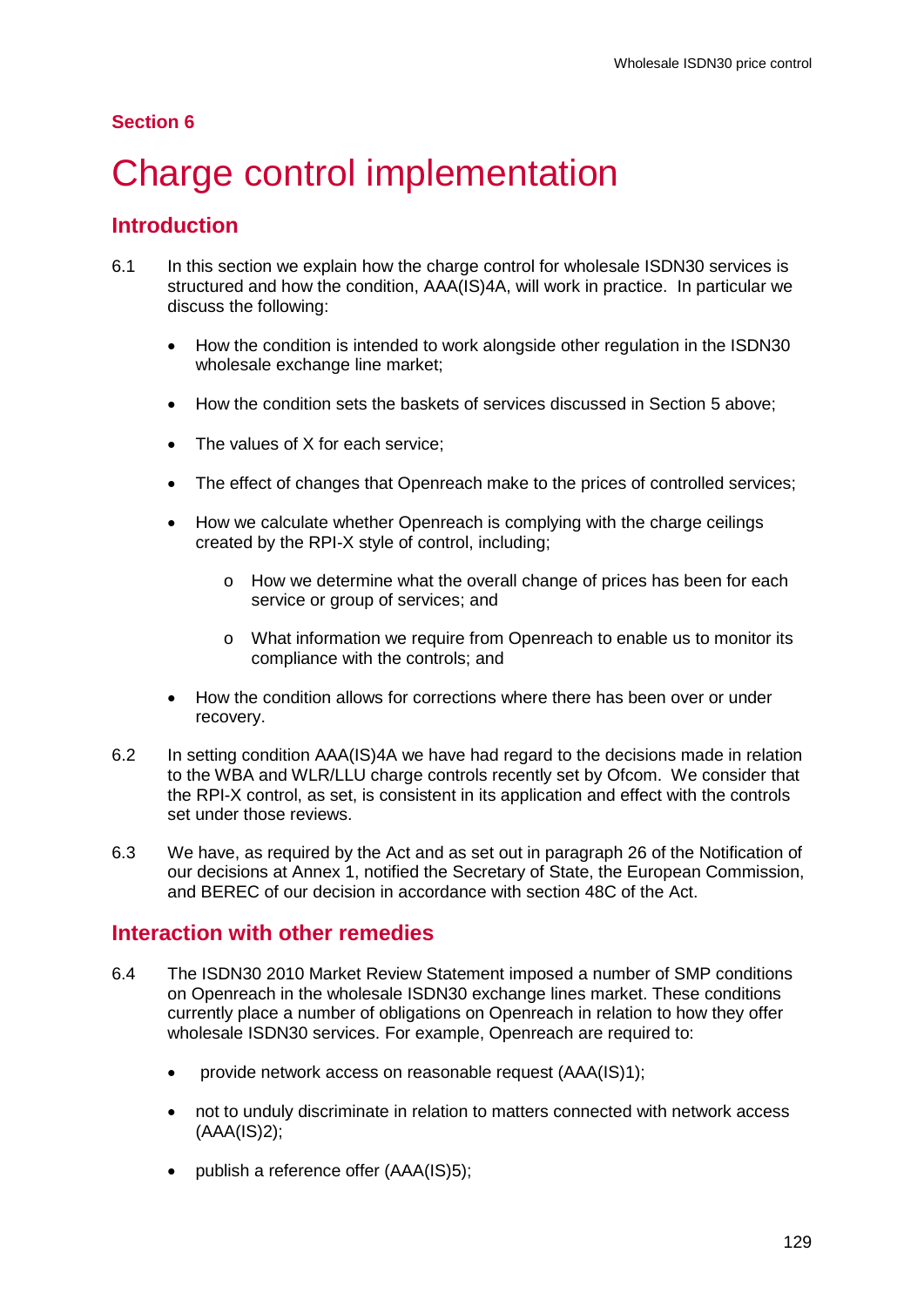## Section 6

# Charge control implementation

## Introduction

6.1 In this section we explain how the charge control for wholesale ISDN30 services is structured and how the condition, AAA(IS)4A, will work in practice. In particular we discuss the following:

- How the condition is intended to work alongside other regulation in the ISDN30 wholesale exchange line market;
- How the condition sets the baskets of services discussed in Section 5 above;
- The values of X for each service;
- The effect of changes that Openreach make to the prices of controlled services;
- How we calculate whether Openreach is complying with the charge ceilings created by the RPI-X style of control, including;
    - How we determine what the overall change of prices has been for each service or group of services; and
    - What information we require from Openreach to enable us to monitor its compliance with the controls; and
- How the condition allows for corrections where there has been over or under recovery.

6.2 In setting condition AAA(IS)4A we have had regard to the decisions made in relation to the WBA and WLR/LLU charge controls recently set by Ofcom. We consider that the RPI-X control, as set, is consistent in its application and effect with the controls set under those reviews.

6.3 We have, as required by the Act and as set out in paragraph 26 of the Notification of our decisions at Annex 1, notified the Secretary of State, the European Commission, and BEREC of our decision in accordance with section 48C of the Act.

## Interaction with other remedies

6.4 The ISDN30 2010 Market Review Statement imposed a number of SMP conditions on Openreach in the wholesale ISDN30 exchange lines market. These conditions currently place a number of obligations on Openreach in relation to how they offer wholesale ISDN30 services. For example, Openreach are required to:

- provide network access on reasonable request (AAA(IS)1);
- not to unduly discriminate in relation to matters connected with network access (AAA(IS)2);
- publish a reference offer (AAA(IS)5);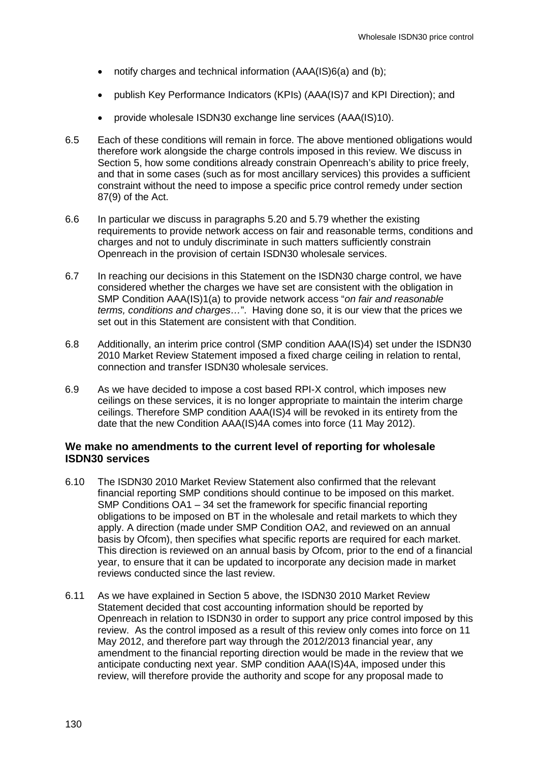- notify charges and technical information (AAA(IS)6(a) and (b);
- publish Key Performance Indicators (KPIs) (AAA(IS)7 and KPI Direction); and
- provide wholesale ISDN30 exchange line services (AAA(IS)10).

6.5 Each of these conditions will remain in force. The above mentioned obligations would therefore work alongside the charge controls imposed in this review. We discuss in Section 5, how some conditions already constrain Openreach's ability to price freely, and that in some cases (such as for most ancillary services) this provides a sufficient constraint without the need to impose a specific price control remedy under section 87(9) of the Act.

6.6 In particular we discuss in paragraphs 5.20 and 5.79 whether the existing requirements to provide network access on fair and reasonable terms, conditions and charges and not to unduly discriminate in such matters sufficiently constrain Openreach in the provision of certain ISDN30 wholesale services.

6.7 In reaching our decisions in this Statement on the ISDN30 charge control, we have considered whether the charges we have set are consistent with the obligation in SMP Condition AAA(IS)1(a) to provide network access "*on fair and reasonable terms, conditions and charges…*". Having done so, it is our view that the prices we set out in this Statement are consistent with that Condition.

6.8 Additionally, an interim price control (SMP condition AAA(IS)4) set under the ISDN30 2010 Market Review Statement imposed a fixed charge ceiling in relation to rental, connection and transfer ISDN30 wholesale services.

6.9 As we have decided to impose a cost based RPI-X control, which imposes new ceilings on these services, it is no longer appropriate to maintain the interim charge ceilings. Therefore SMP condition AAA(IS)4 will be revoked in its entirety from the date that the new Condition AAA(IS)4A comes into force (11 May 2012).

### We make no amendments to the current level of reporting for wholesale ISDN30 services

6.10 The ISDN30 2010 Market Review Statement also confirmed that the relevant financial reporting SMP conditions should continue to be imposed on this market. SMP Conditions OA1 – 34 set the framework for specific financial reporting obligations to be imposed on BT in the wholesale and retail markets to which they apply. A direction (made under SMP Condition OA2, and reviewed on an annual basis by Ofcom), then specifies what specific reports are required for each market. This direction is reviewed on an annual basis by Ofcom, prior to the end of a financial year, to ensure that it can be updated to incorporate any decision made in market reviews conducted since the last review.

6.11 As we have explained in Section 5 above, the ISDN30 2010 Market Review Statement decided that cost accounting information should be reported by Openreach in relation to ISDN30 in order to support any price control imposed by this review. As the control imposed as a result of this review only comes into force on 11 May 2012, and therefore part way through the 2012/2013 financial year, any amendment to the financial reporting direction would be made in the review that we anticipate conducting next year. SMP condition AAA(IS)4A, imposed under this review, will therefore provide the authority and scope for any proposal made to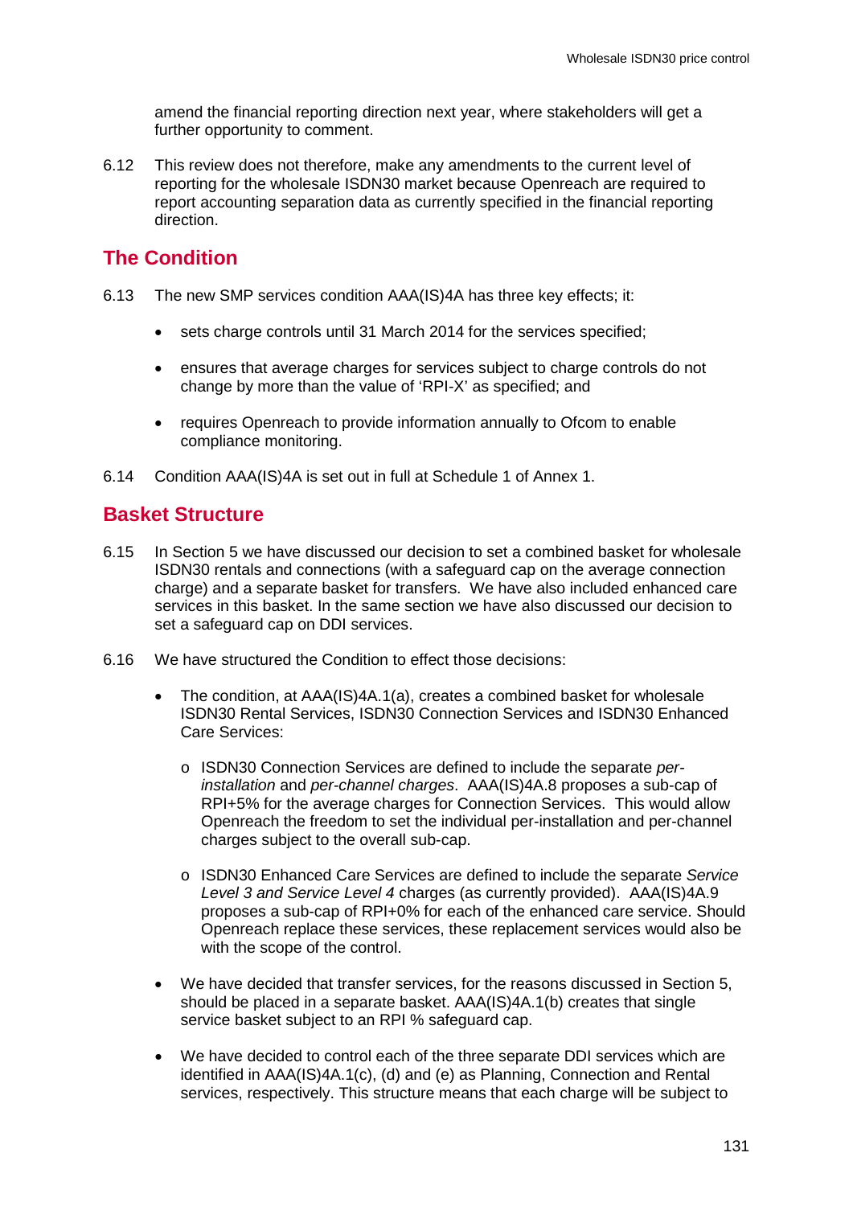amend the financial reporting direction next year, where stakeholders will get a further opportunity to comment.

6.12 This review does not therefore, make any amendments to the current level of reporting for the wholesale ISDN30 market because Openreach are required to report accounting separation data as currently specified in the financial reporting direction.

## The Condition

6.13 The new SMP services condition AAA(IS)4A has three key effects; it:

- sets charge controls until 31 March 2014 for the services specified;
- ensures that average charges for services subject to charge controls do not change by more than the value of 'RPI-X' as specified; and
- requires Openreach to provide information annually to Ofcom to enable compliance monitoring.

6.14 Condition AAA(IS)4A is set out in full at Schedule 1 of Annex 1.

## Basket Structure

6.15 In Section 5 we have discussed our decision to set a combined basket for wholesale ISDN30 rentals and connections (with a safeguard cap on the average connection charge) and a separate basket for transfers. We have also included enhanced care services in this basket. In the same section we have also discussed our decision to set a safeguard cap on DDI services.

6.16 We have structured the Condition to effect those decisions:

- The condition, at AAA(IS)4A.1(a), creates a combined basket for wholesale ISDN30 Rental Services, ISDN30 Connection Services and ISDN30 Enhanced Care Services:
  - ISDN30 Connection Services are defined to include the separate *per-installation* and *per-channel charges*. AAA(IS)4A.8 proposes a sub-cap of RPI+5% for the average charges for Connection Services. This would allow Openreach the freedom to set the individual per-installation and per-channel charges subject to the overall sub-cap.
  - ISDN30 Enhanced Care Services are defined to include the separate *Service Level 3 and Service Level 4* charges (as currently provided). AAA(IS)4A.9 proposes a sub-cap of RPI+0% for each of the enhanced care service. Should Openreach replace these services, these replacement services would also be with the scope of the control.
- We have decided that transfer services, for the reasons discussed in Section 5, should be placed in a separate basket. AAA(IS)4A.1(b) creates that single service basket subject to an RPI % safeguard cap.
- We have decided to control each of the three separate DDI services which are identified in AAA(IS)4A.1(c), (d) and (e) as Planning, Connection and Rental services, respectively. This structure means that each charge will be subject to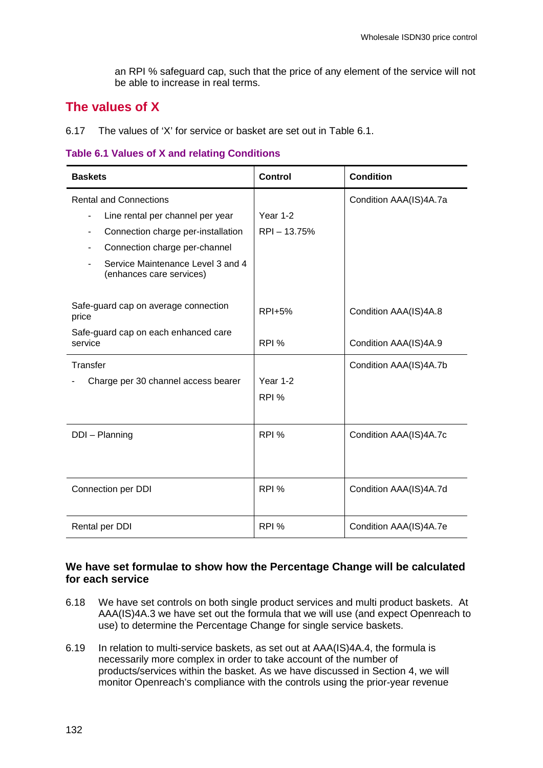an RPI % safeguard cap, such that the price of any element of the service will not be able to increase in real terms.

## The values of X

6.17 The values of 'X' for service or basket are set out in Table 6.1.

**Table 6.1 Values of X and relating Conditions**

| Baskets | Control | Condition |
|---|---|---|
| Rental and Connections<br>- Line rental per channel per year<br>- Connection charge per-installation<br>- Connection charge per-channel<br>- Service Maintenance Level 3 and 4 (enhances care services) | Year 1-2<br>RPI – 13.75% | Condition AAA(IS)4A.7a |
| Safe-guard cap on average connection price | RPI+5% | Condition AAA(IS)4A.8 |
| Safe-guard cap on each enhanced care service | RPI % | Condition AAA(IS)4A.9 |
| Transfer<br>- Charge per 30 channel access bearer | Year 1-2<br>RPI % | Condition AAA(IS)4A.7b |
| DDI – Planning | RPI % | Condition AAA(IS)4A.7c |
| Connection per DDI | RPI % | Condition AAA(IS)4A.7d |
| Rental per DDI | RPI % | Condition AAA(IS)4A.7e |

### We have set formulae to show how the Percentage Change will be calculated for each service

6.18 We have set controls on both single product services and multi product baskets. At AAA(IS)4A.3 we have set out the formula that we will use (and expect Openreach to use) to determine the Percentage Change for single service baskets.

6.19 In relation to multi-service baskets, as set out at AAA(IS)4A.4, the formula is necessarily more complex in order to take account of the number of products/services within the basket. As we have discussed in Section 4, we will monitor Openreach's compliance with the controls using the prior-year revenue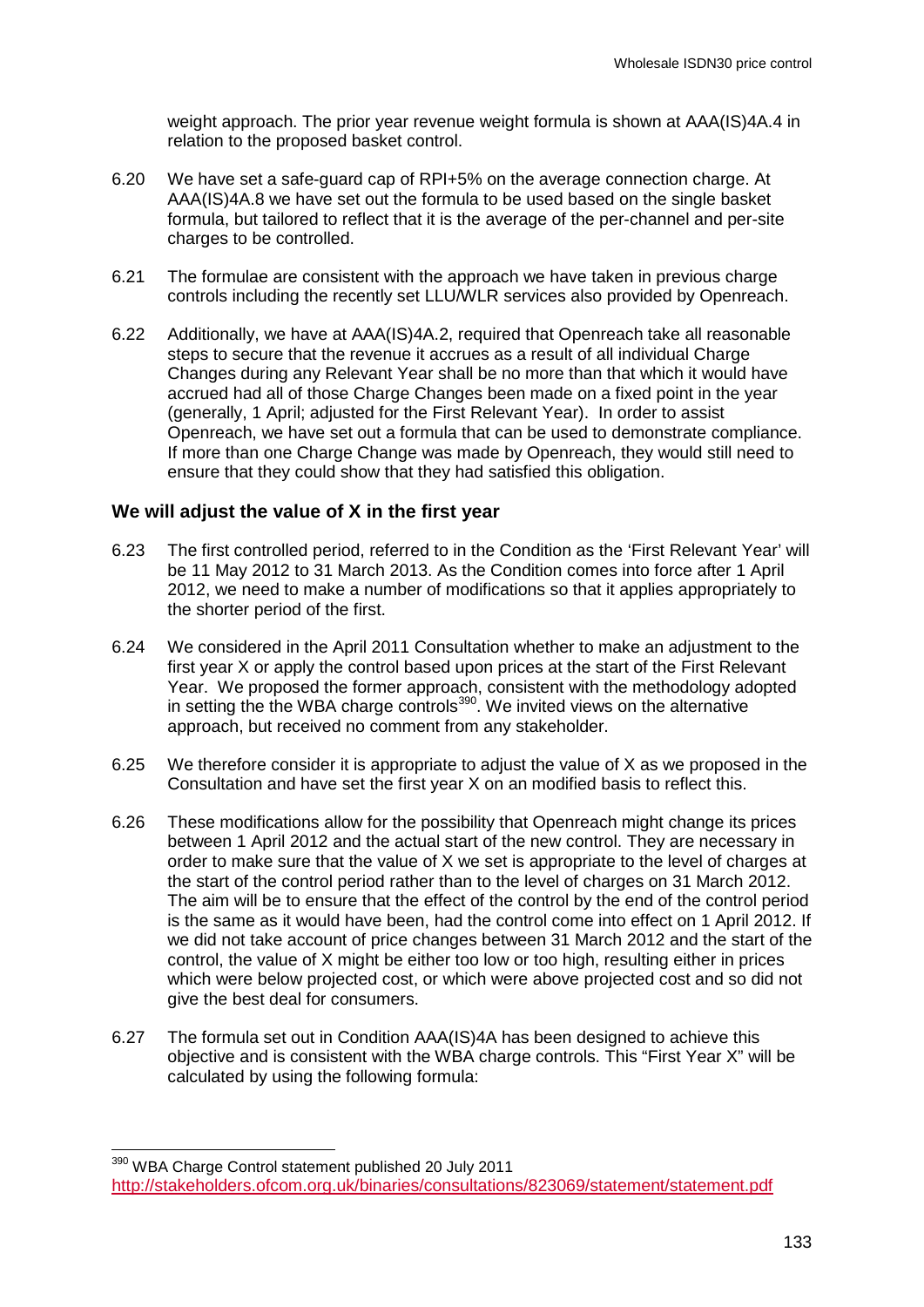weight approach. The prior year revenue weight formula is shown at AAA(IS)4A.4 in relation to the proposed basket control.

6.20 We have set a safe-guard cap of RPI+5% on the average connection charge. At AAA(IS)4A.8 we have set out the formula to be used based on the single basket formula, but tailored to reflect that it is the average of the per-channel and per-site charges to be controlled.

6.21 The formulae are consistent with the approach we have taken in previous charge controls including the recently set LLU/WLR services also provided by Openreach.

6.22 Additionally, we have at AAA(IS)4A.2, required that Openreach take all reasonable steps to secure that the revenue it accrues as a result of all individual Charge Changes during any Relevant Year shall be no more than that which it would have accrued had all of those Charge Changes been made on a fixed point in the year (generally, 1 April; adjusted for the First Relevant Year). In order to assist Openreach, we have set out a formula that can be used to demonstrate compliance. If more than one Charge Change was made by Openreach, they would still need to ensure that they could show that they had satisfied this obligation.

### We will adjust the value of X in the first year

6.23 The first controlled period, referred to in the Condition as the 'First Relevant Year' will be 11 May 2012 to 31 March 2013. As the Condition comes into force after 1 April 2012, we need to make a number of modifications so that it applies appropriately to the shorter period of the first.

6.24 We considered in the April 2011 Consultation whether to make an adjustment to the first year X or apply the control based upon prices at the start of the First Relevant Year. We proposed the former approach, consistent with the methodology adopted in setting the the WBA charge controls[390]. We invited views on the alternative approach, but received no comment from any stakeholder.

6.25 We therefore consider it is appropriate to adjust the value of X as we proposed in the Consultation and have set the first year X on an modified basis to reflect this.

6.26 These modifications allow for the possibility that Openreach might change its prices between 1 April 2012 and the actual start of the new control. They are necessary in order to make sure that the value of X we set is appropriate to the level of charges at the start of the control period rather than to the level of charges on 31 March 2012. The aim will be to ensure that the effect of the control by the end of the control period is the same as it would have been, had the control come into effect on 1 April 2012. If we did not take account of price changes between 31 March 2012 and the start of the control, the value of X might be either too low or too high, resulting either in prices which were below projected cost, or which were above projected cost and so did not give the best deal for consumers.

6.27 The formula set out in Condition AAA(IS)4A has been designed to achieve this objective and is consistent with the WBA charge controls. This "First Year X" will be calculated by using the following formula:

[390] WBA Charge Control statement published 20 July 2011 http://stakeholders.ofcom.org.uk/binaries/consultations/823069/statement/statement.pdf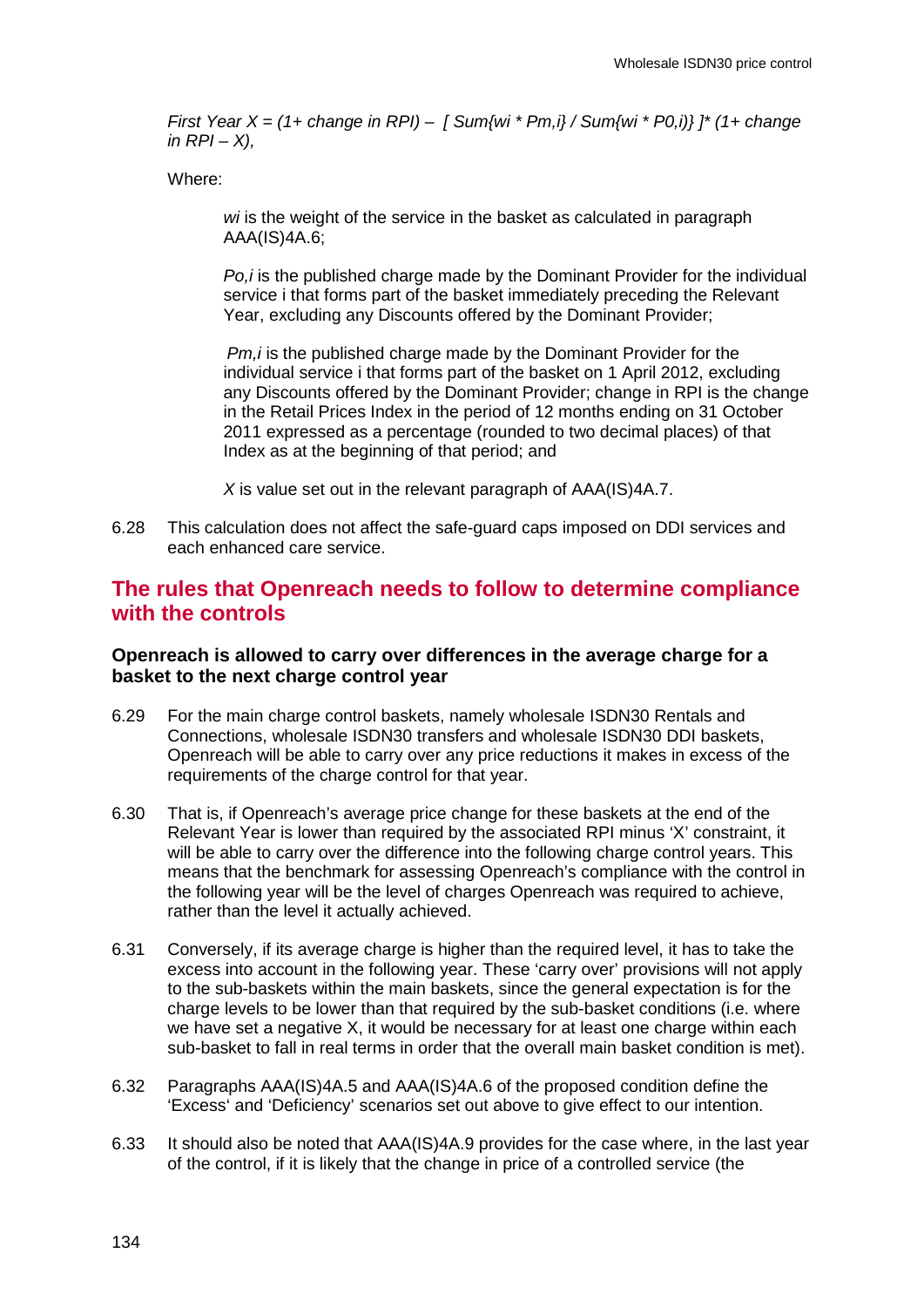*First Year X = (1+ change in RPI) – [ Sum{wi * Pm,i} / Sum{wi * P0,i)} ]* (1+ change in RPI – X),*

Where:

> *wi* is the weight of the service in the basket as calculated in paragraph AAA(IS)4A.6;
>
> *Po,i* is the published charge made by the Dominant Provider for the individual service i that forms part of the basket immediately preceding the Relevant Year, excluding any Discounts offered by the Dominant Provider;
>
> *Pm,i* is the published charge made by the Dominant Provider for the individual service i that forms part of the basket on 1 April 2012, excluding any Discounts offered by the Dominant Provider; change in RPI is the change in the Retail Prices Index in the period of 12 months ending on 31 October 2011 expressed as a percentage (rounded to two decimal places) of that Index as at the beginning of that period; and
>
> *X* is value set out in the relevant paragraph of AAA(IS)4A.7.

6.28 This calculation does not affect the safe-guard caps imposed on DDI services and each enhanced care service.

## The rules that Openreach needs to follow to determine compliance with the controls

### Openreach is allowed to carry over differences in the average charge for a basket to the next charge control year

6.29 For the main charge control baskets, namely wholesale ISDN30 Rentals and Connections, wholesale ISDN30 transfers and wholesale ISDN30 DDI baskets, Openreach will be able to carry over any price reductions it makes in excess of the requirements of the charge control for that year.

6.30 That is, if Openreach's average price change for these baskets at the end of the Relevant Year is lower than required by the associated RPI minus 'X' constraint, it will be able to carry over the difference into the following charge control years. This means that the benchmark for assessing Openreach's compliance with the control in the following year will be the level of charges Openreach was required to achieve, rather than the level it actually achieved.

6.31 Conversely, if its average charge is higher than the required level, it has to take the excess into account in the following year. These 'carry over' provisions will not apply to the sub-baskets within the main baskets, since the general expectation is for the charge levels to be lower than that required by the sub-basket conditions (i.e. where we have set a negative X, it would be necessary for at least one charge within each sub-basket to fall in real terms in order that the overall main basket condition is met).

6.32 Paragraphs AAA(IS)4A.5 and AAA(IS)4A.6 of the proposed condition define the 'Excess' and 'Deficiency' scenarios set out above to give effect to our intention.

6.33 It should also be noted that AAA(IS)4A.9 provides for the case where, in the last year of the control, if it is likely that the change in price of a controlled service (the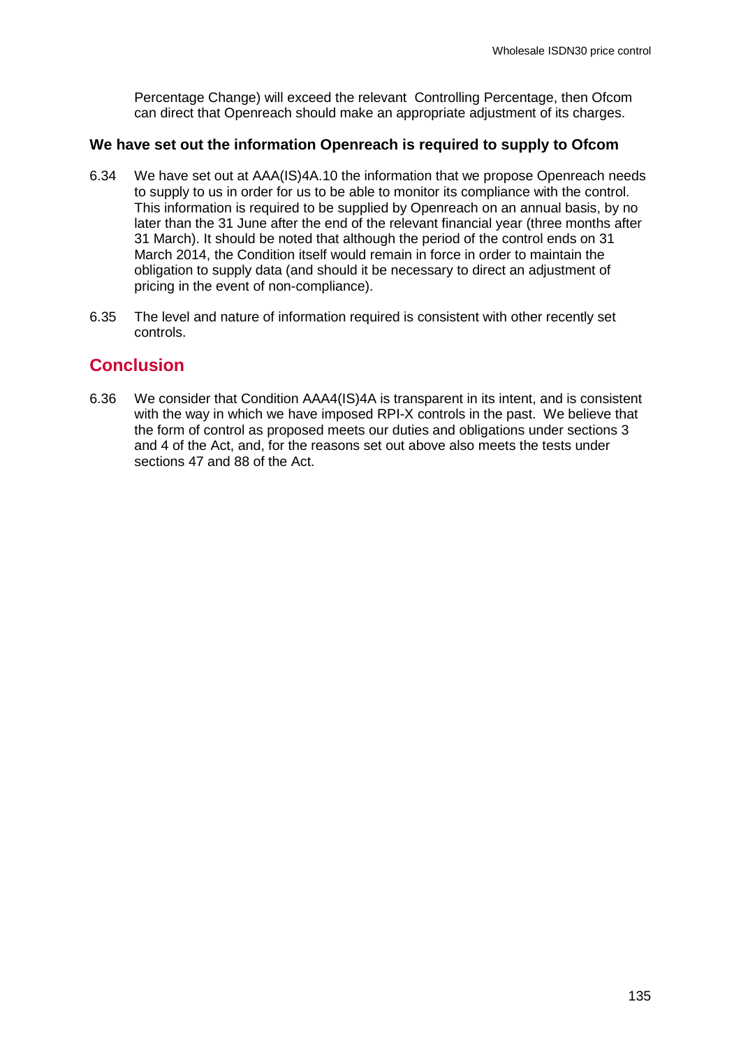Percentage Change) will exceed the relevant  Controlling Percentage, then Ofcom can direct that Openreach should make an appropriate adjustment of its charges.

### We have set out the information Openreach is required to supply to Ofcom

6.34 We have set out at AAA(IS)4A.10 the information that we propose Openreach needs to supply to us in order for us to be able to monitor its compliance with the control. This information is required to be supplied by Openreach on an annual basis, by no later than the 31 June after the end of the relevant financial year (three months after 31 March). It should be noted that although the period of the control ends on 31 March 2014, the Condition itself would remain in force in order to maintain the obligation to supply data (and should it be necessary to direct an adjustment of pricing in the event of non-compliance).

6.35 The level and nature of information required is consistent with other recently set controls.

## Conclusion

6.36 We consider that Condition AAA4(IS)4A is transparent in its intent, and is consistent with the way in which we have imposed RPI-X controls in the past.  We believe that the form of control as proposed meets our duties and obligations under sections 3 and 4 of the Act, and, for the reasons set out above also meets the tests under sections 47 and 88 of the Act.